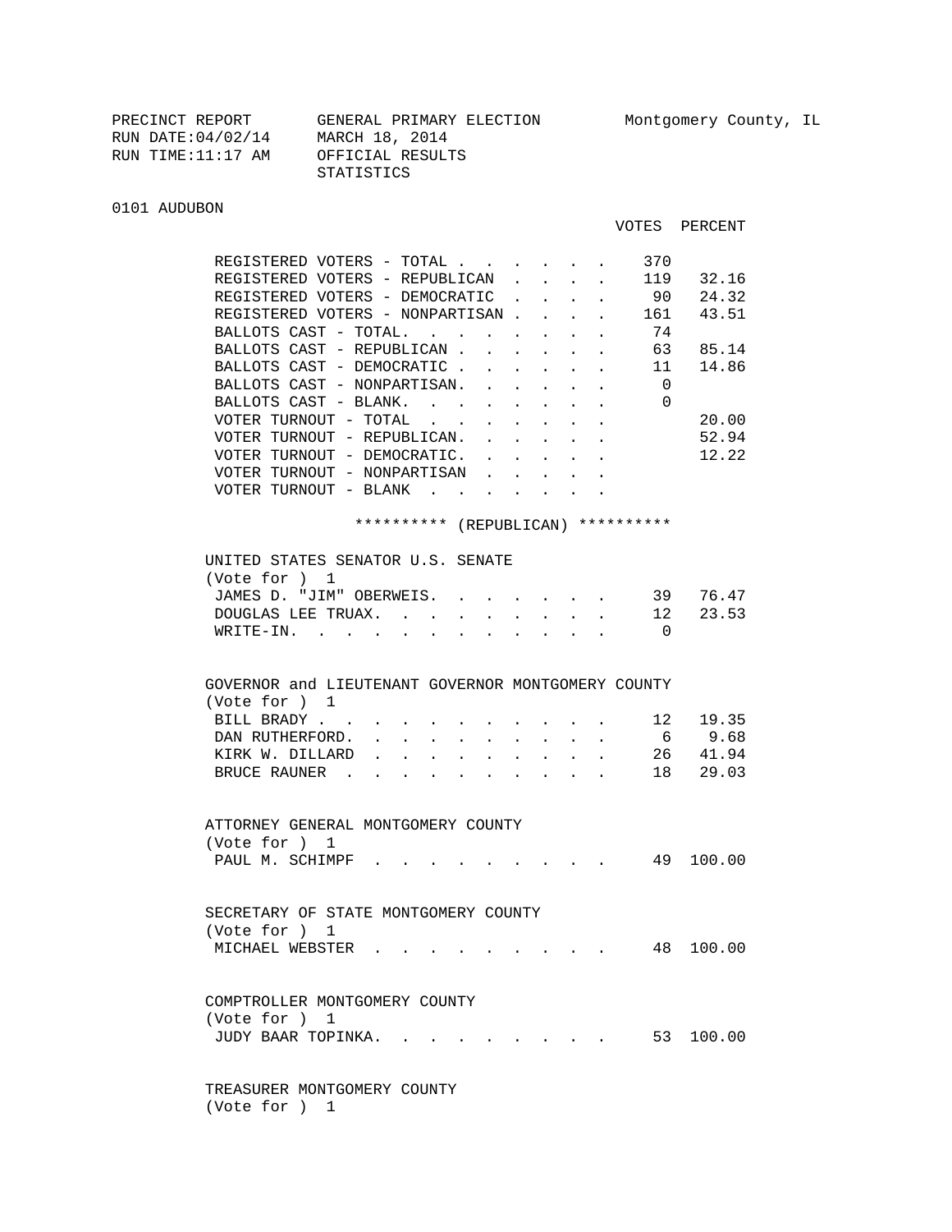PRECINCT REPORT GENERAL PRIMARY ELECTION Montgomery County, IL
RUN DATE:04/02/14 MARCH 18, 2014
RUN TIME:11:17 AM OFFICIAL RESULTS
STATISTICS

## 0101 AUDUBON

| | VOTES | PERCENT |
|---|---|---|
| REGISTERED VOTERS - TOTAL | 370 | |
| REGISTERED VOTERS - REPUBLICAN | 119 | 32.16 |
| REGISTERED VOTERS - DEMOCRATIC | 90 | 24.32 |
| REGISTERED VOTERS - NONPARTISAN | 161 | 43.51 |
| BALLOTS CAST - TOTAL. | 74 | |
| BALLOTS CAST - REPUBLICAN | 63 | 85.14 |
| BALLOTS CAST - DEMOCRATIC | 11 | 14.86 |
| BALLOTS CAST - NONPARTISAN. | 0 | |
| BALLOTS CAST - BLANK. | 0 | |
| VOTER TURNOUT - TOTAL | | 20.00 |
| VOTER TURNOUT - REPUBLICAN. | | 52.94 |
| VOTER TURNOUT - DEMOCRATIC. | | 12.22 |
| VOTER TURNOUT - NONPARTISAN | | |
| VOTER TURNOUT - BLANK | | |

********** (REPUBLICAN) **********

### UNITED STATES SENATOR U.S. SENATE
(Vote for ) 1

| | VOTES | PERCENT |
|---|---|---|
| JAMES D. "JIM" OBERWEIS. | 39 | 76.47 |
| DOUGLAS LEE TRUAX. | 12 | 23.53 |
| WRITE-IN. | 0 | |

### GOVERNOR and LIEUTENANT GOVERNOR MONTGOMERY COUNTY
(Vote for ) 1

| | VOTES | PERCENT |
|---|---|---|
| BILL BRADY | 12 | 19.35 |
| DAN RUTHERFORD. | 6 | 9.68 |
| KIRK W. DILLARD | 26 | 41.94 |
| BRUCE RAUNER | 18 | 29.03 |

### ATTORNEY GENERAL MONTGOMERY COUNTY
(Vote for ) 1

| | VOTES | PERCENT |
|---|---|---|
| PAUL M. SCHIMPF | 49 | 100.00 |

### SECRETARY OF STATE MONTGOMERY COUNTY
(Vote for ) 1

| | VOTES | PERCENT |
|---|---|---|
| MICHAEL WEBSTER | 48 | 100.00 |

### COMPTROLLER MONTGOMERY COUNTY
(Vote for ) 1

| | VOTES | PERCENT |
|---|---|---|
| JUDY BAAR TOPINKA. | 53 | 100.00 |

### TREASURER MONTGOMERY COUNTY
(Vote for ) 1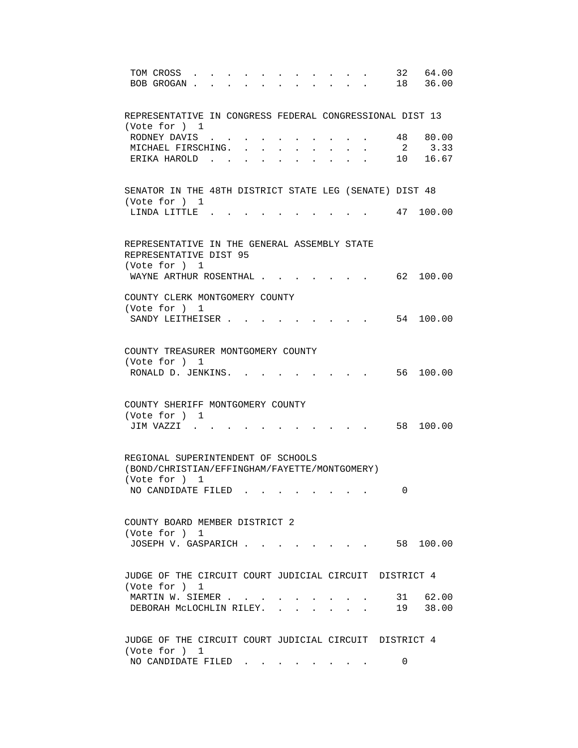```
 TOM CROSS  . . . . . . . . . . . .    32   64.00
 BOB GROGAN . . . . . . . . . . . .    18   36.00


REPRESENTATIVE IN CONGRESS FEDERAL CONGRESSIONAL DIST 13
(Vote for )  1
 RODNEY DAVIS  . . . . . . . . . . .   48   80.00
 MICHAEL FIRSCHING. . . . . . . . . .   2    3.33
 ERIKA HAROLD  . . . . . . . . . . .   10   16.67


SENATOR IN THE 48TH DISTRICT STATE LEG (SENATE) DIST 48
(Vote for )  1
 LINDA LITTLE  . . . . . . . . . . .   47  100.00


REPRESENTATIVE IN THE GENERAL ASSEMBLY STATE
REPRESENTATIVE DIST 95
(Vote for )  1
 WAYNE ARTHUR ROSENTHAL . . . . . . . .   62  100.00

COUNTY CLERK MONTGOMERY COUNTY
(Vote for )  1
 SANDY LEITHEISER . . . . . . . . . .   54  100.00


COUNTY TREASURER MONTGOMERY COUNTY
(Vote for )  1
 RONALD D. JENKINS. . . . . . . . . .   56  100.00


COUNTY SHERIFF MONTGOMERY COUNTY
(Vote for )  1
 JIM VAZZI  . . . . . . . . . . . .    58  100.00


REGIONAL SUPERINTENDENT OF SCHOOLS
(BOND/CHRISTIAN/EFFINGHAM/FAYETTE/MONTGOMERY)
(Vote for )  1
 NO CANDIDATE FILED  . . . . . . . .     0


COUNTY BOARD MEMBER DISTRICT 2
(Vote for )  1
 JOSEPH V. GASPARICH . . . . . . . . .   58  100.00


JUDGE OF THE CIRCUIT COURT JUDICIAL CIRCUIT  DISTRICT 4
(Vote for )  1
 MARTIN W. SIEMER . . . . . . . . . .   31   62.00
 DEBORAH McLOCHLIN RILEY. . . . . . . .   19   38.00


JUDGE OF THE CIRCUIT COURT JUDICIAL CIRCUIT  DISTRICT 4
(Vote for )  1
 NO CANDIDATE FILED  . . . . . . . .     0
```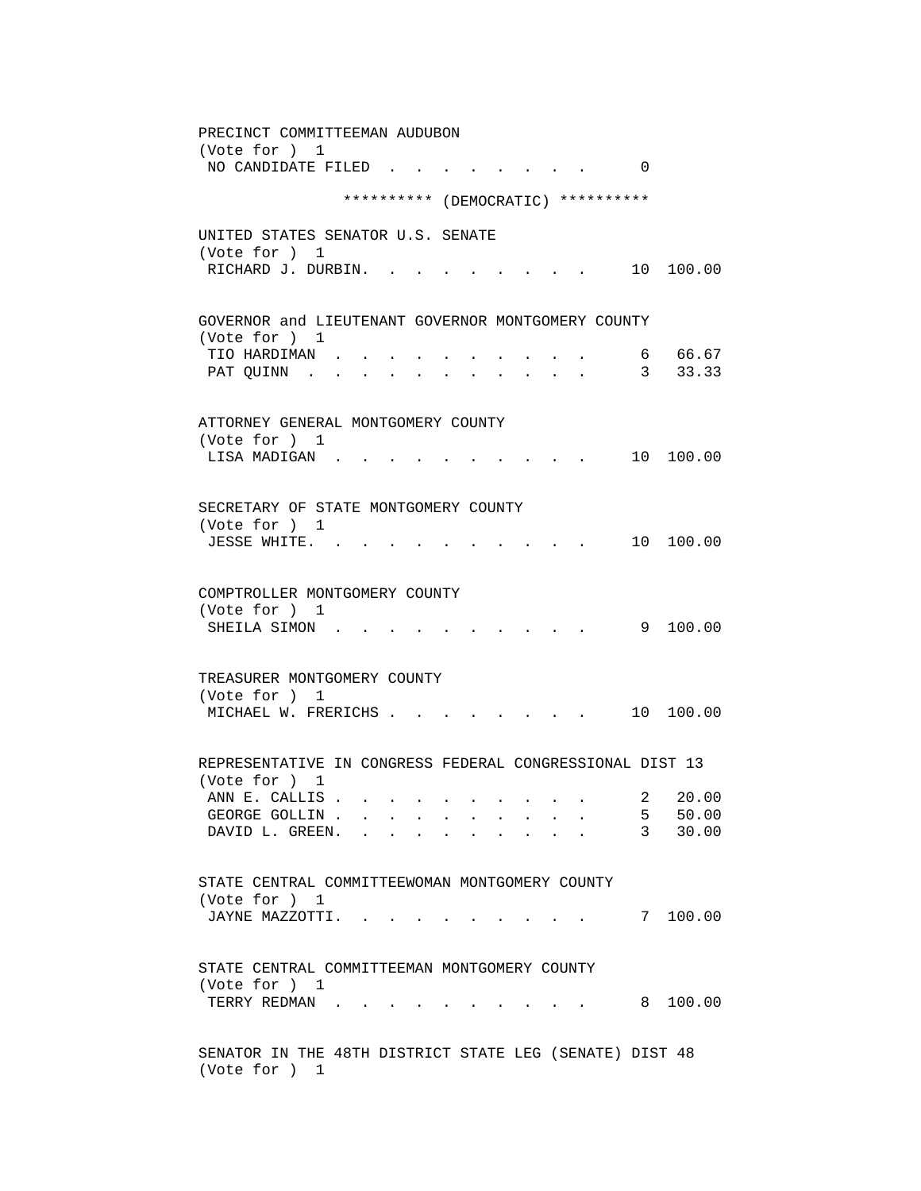PRECINCT COMMITTEEMAN AUDUBON
(Vote for ) 1

| Candidate | Votes | Percent |
|---|---|---|
| NO CANDIDATE FILED | 0 | |

********** (DEMOCRATIC) **********

UNITED STATES SENATOR U.S. SENATE
(Vote for ) 1

| Candidate | Votes | Percent |
|---|---|---|
| RICHARD J. DURBIN | 10 | 100.00 |

GOVERNOR and LIEUTENANT GOVERNOR MONTGOMERY COUNTY
(Vote for ) 1

| Candidate | Votes | Percent |
|---|---|---|
| TIO HARDIMAN | 6 | 66.67 |
| PAT QUINN | 3 | 33.33 |

ATTORNEY GENERAL MONTGOMERY COUNTY
(Vote for ) 1

| Candidate | Votes | Percent |
|---|---|---|
| LISA MADIGAN | 10 | 100.00 |

SECRETARY OF STATE MONTGOMERY COUNTY
(Vote for ) 1

| Candidate | Votes | Percent |
|---|---|---|
| JESSE WHITE | 10 | 100.00 |

COMPTROLLER MONTGOMERY COUNTY
(Vote for ) 1

| Candidate | Votes | Percent |
|---|---|---|
| SHEILA SIMON | 9 | 100.00 |

TREASURER MONTGOMERY COUNTY
(Vote for ) 1

| Candidate | Votes | Percent |
|---|---|---|
| MICHAEL W. FRERICHS | 10 | 100.00 |

REPRESENTATIVE IN CONGRESS FEDERAL CONGRESSIONAL DIST 13
(Vote for ) 1

| Candidate | Votes | Percent |
|---|---|---|
| ANN E. CALLIS | 2 | 20.00 |
| GEORGE GOLLIN | 5 | 50.00 |
| DAVID L. GREEN | 3 | 30.00 |

STATE CENTRAL COMMITTEEWOMAN MONTGOMERY COUNTY
(Vote for ) 1

| Candidate | Votes | Percent |
|---|---|---|
| JAYNE MAZZOTTI | 7 | 100.00 |

STATE CENTRAL COMMITTEEMAN MONTGOMERY COUNTY
(Vote for ) 1

| Candidate | Votes | Percent |
|---|---|---|
| TERRY REDMAN | 8 | 100.00 |

SENATOR IN THE 48TH DISTRICT STATE LEG (SENATE) DIST 48
(Vote for ) 1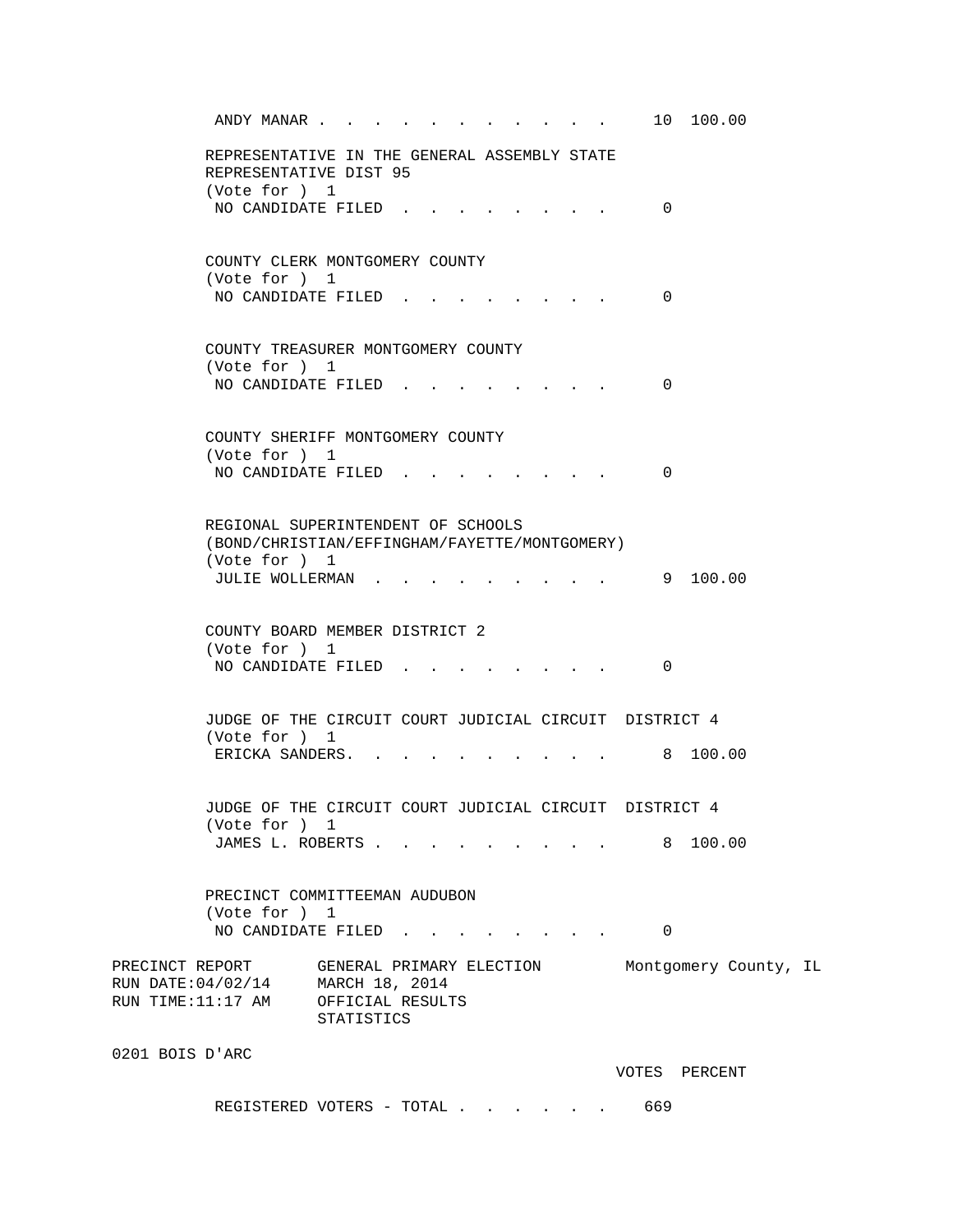ANDY MANAR . . . . . . . . . . . . . 10 100.00

REPRESENTATIVE IN THE GENERAL ASSEMBLY STATE
REPRESENTATIVE DIST 95
(Vote for ) 1
NO CANDIDATE FILED . . . . . . . . . 0

COUNTY CLERK MONTGOMERY COUNTY
(Vote for ) 1
NO CANDIDATE FILED . . . . . . . . . 0

COUNTY TREASURER MONTGOMERY COUNTY
(Vote for ) 1
NO CANDIDATE FILED . . . . . . . . . 0

COUNTY SHERIFF MONTGOMERY COUNTY
(Vote for ) 1
NO CANDIDATE FILED . . . . . . . . . 0

REGIONAL SUPERINTENDENT OF SCHOOLS
(BOND/CHRISTIAN/EFFINGHAM/FAYETTE/MONTGOMERY)
(Vote for ) 1
JULIE WOLLERMAN . . . . . . . . . . 9 100.00

COUNTY BOARD MEMBER DISTRICT 2
(Vote for ) 1
NO CANDIDATE FILED . . . . . . . . . 0

JUDGE OF THE CIRCUIT COURT JUDICIAL CIRCUIT DISTRICT 4
(Vote for ) 1
ERICKA SANDERS. . . . . . . . . . . 8 100.00

JUDGE OF THE CIRCUIT COURT JUDICIAL CIRCUIT DISTRICT 4
(Vote for ) 1
JAMES L. ROBERTS . . . . . . . . . . 8 100.00

PRECINCT COMMITTEEMAN AUDUBON
(Vote for ) 1
NO CANDIDATE FILED . . . . . . . . . 0

PRECINCT REPORT GENERAL PRIMARY ELECTION Montgomery County, IL
RUN DATE:04/02/14 MARCH 18, 2014
RUN TIME:11:17 AM OFFICIAL RESULTS
STATISTICS

0201 BOIS D'ARC

VOTES PERCENT

REGISTERED VOTERS - TOTAL . . . . . . . 669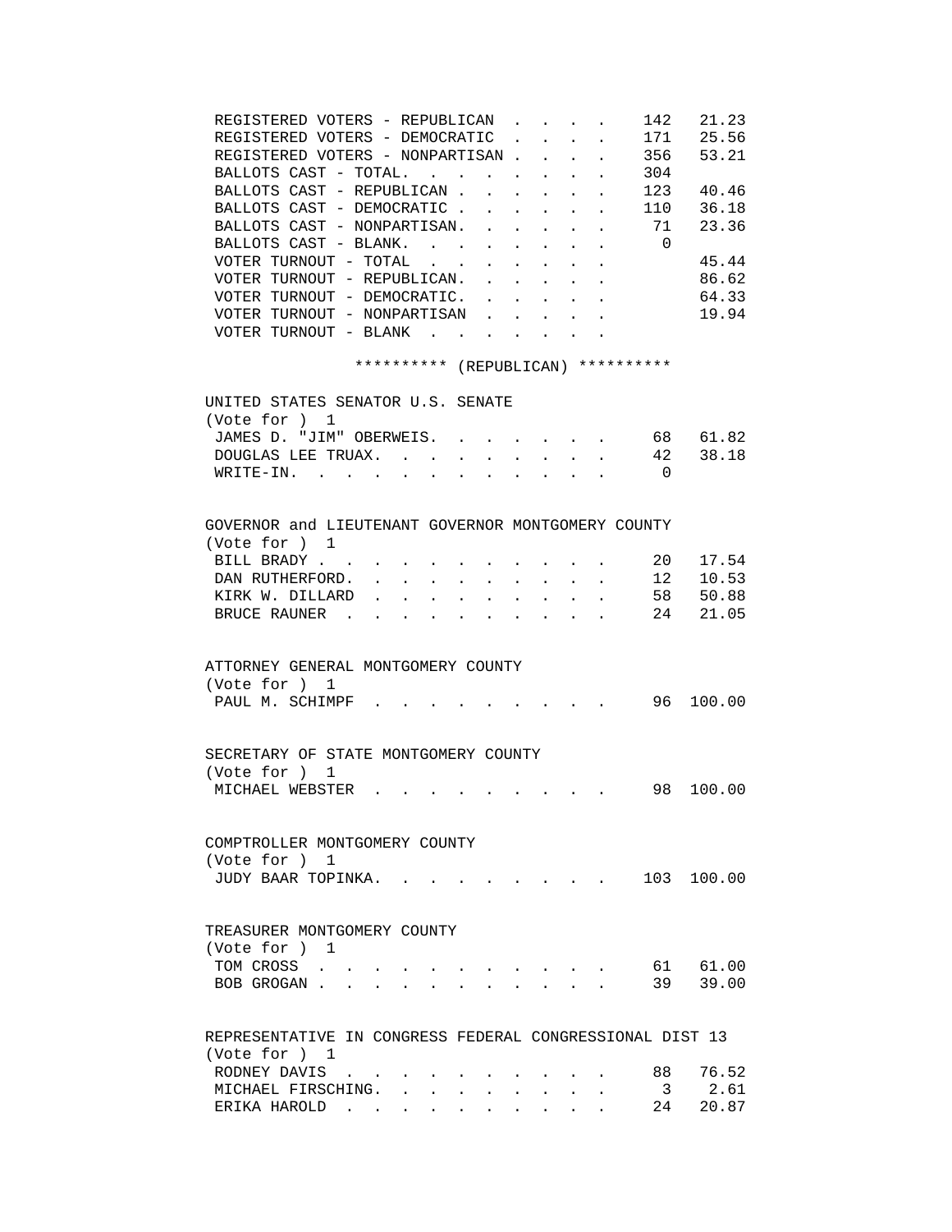| | | |
|---|---|---|
| REGISTERED VOTERS - REPUBLICAN | 142 | 21.23 |
| REGISTERED VOTERS - DEMOCRATIC | 171 | 25.56 |
| REGISTERED VOTERS - NONPARTISAN | 356 | 53.21 |
| BALLOTS CAST - TOTAL. | 304 | |
| BALLOTS CAST - REPUBLICAN | 123 | 40.46 |
| BALLOTS CAST - DEMOCRATIC | 110 | 36.18 |
| BALLOTS CAST - NONPARTISAN. | 71 | 23.36 |
| BALLOTS CAST - BLANK. | 0 | |
| VOTER TURNOUT - TOTAL | | 45.44 |
| VOTER TURNOUT - REPUBLICAN. | | 86.62 |
| VOTER TURNOUT - DEMOCRATIC. | | 64.33 |
| VOTER TURNOUT - NONPARTISAN | | 19.94 |
| VOTER TURNOUT - BLANK | | |

********** (REPUBLICAN) **********

UNITED STATES SENATOR U.S. SENATE
(Vote for ) 1

| | | |
|---|---|---|
| JAMES D. "JIM" OBERWEIS. | 68 | 61.82 |
| DOUGLAS LEE TRUAX. | 42 | 38.18 |
| WRITE-IN. | 0 | |

GOVERNOR and LIEUTENANT GOVERNOR MONTGOMERY COUNTY
(Vote for ) 1

| | | |
|---|---|---|
| BILL BRADY | 20 | 17.54 |
| DAN RUTHERFORD. | 12 | 10.53 |
| KIRK W. DILLARD | 58 | 50.88 |
| BRUCE RAUNER | 24 | 21.05 |

ATTORNEY GENERAL MONTGOMERY COUNTY
(Vote for ) 1

| | | |
|---|---|---|
| PAUL M. SCHIMPF | 96 | 100.00 |

SECRETARY OF STATE MONTGOMERY COUNTY
(Vote for ) 1

| | | |
|---|---|---|
| MICHAEL WEBSTER | 98 | 100.00 |

COMPTROLLER MONTGOMERY COUNTY
(Vote for ) 1

| | | |
|---|---|---|
| JUDY BAAR TOPINKA. | 103 | 100.00 |

TREASURER MONTGOMERY COUNTY
(Vote for ) 1

| | | |
|---|---|---|
| TOM CROSS | 61 | 61.00 |
| BOB GROGAN | 39 | 39.00 |

REPRESENTATIVE IN CONGRESS FEDERAL CONGRESSIONAL DIST 13
(Vote for ) 1

| | | |
|---|---|---|
| RODNEY DAVIS | 88 | 76.52 |
| MICHAEL FIRSCHING. | 3 | 2.61 |
| ERIKA HAROLD | 24 | 20.87 |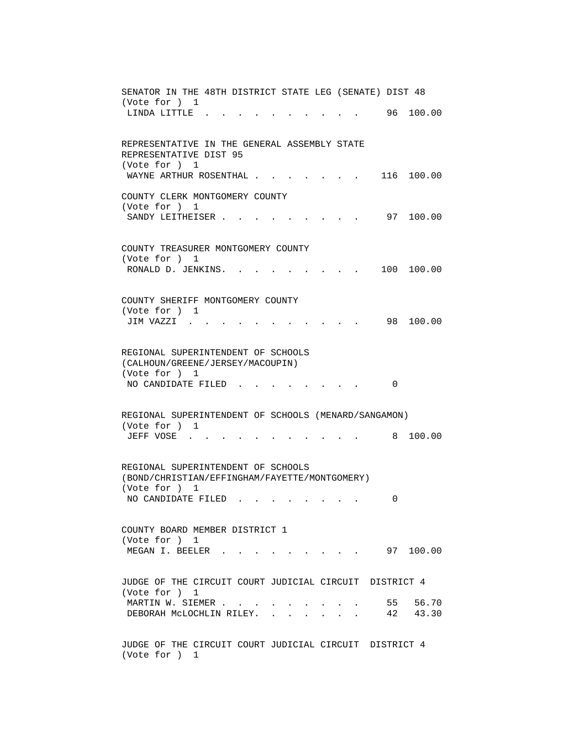SENATOR IN THE 48TH DISTRICT STATE LEG (SENATE) DIST 48
(Vote for ) 1

| | | |
|---|---|---|
| LINDA LITTLE | 96 | 100.00 |

REPRESENTATIVE IN THE GENERAL ASSEMBLY STATE REPRESENTATIVE DIST 95
(Vote for ) 1

| | | |
|---|---|---|
| WAYNE ARTHUR ROSENTHAL | 116 | 100.00 |

COUNTY CLERK MONTGOMERY COUNTY
(Vote for ) 1

| | | |
|---|---|---|
| SANDY LEITHEISER | 97 | 100.00 |

COUNTY TREASURER MONTGOMERY COUNTY
(Vote for ) 1

| | | |
|---|---|---|
| RONALD D. JENKINS | 100 | 100.00 |

COUNTY SHERIFF MONTGOMERY COUNTY
(Vote for ) 1

| | | |
|---|---|---|
| JIM VAZZI | 98 | 100.00 |

REGIONAL SUPERINTENDENT OF SCHOOLS (CALHOUN/GREENE/JERSEY/MACOUPIN)
(Vote for ) 1

| | | |
|---|---|---|
| NO CANDIDATE FILED | 0 | |

REGIONAL SUPERINTENDENT OF SCHOOLS (MENARD/SANGAMON)
(Vote for ) 1

| | | |
|---|---|---|
| JEFF VOSE | 8 | 100.00 |

REGIONAL SUPERINTENDENT OF SCHOOLS (BOND/CHRISTIAN/EFFINGHAM/FAYETTE/MONTGOMERY)
(Vote for ) 1

| | | |
|---|---|---|
| NO CANDIDATE FILED | 0 | |

COUNTY BOARD MEMBER DISTRICT 1
(Vote for ) 1

| | | |
|---|---|---|
| MEGAN I. BEELER | 97 | 100.00 |

JUDGE OF THE CIRCUIT COURT JUDICIAL CIRCUIT DISTRICT 4
(Vote for ) 1

| | | |
|---|---|---|
| MARTIN W. SIEMER | 55 | 56.70 |
| DEBORAH McLOCHLIN RILEY | 42 | 43.30 |

JUDGE OF THE CIRCUIT COURT JUDICIAL CIRCUIT DISTRICT 4
(Vote for ) 1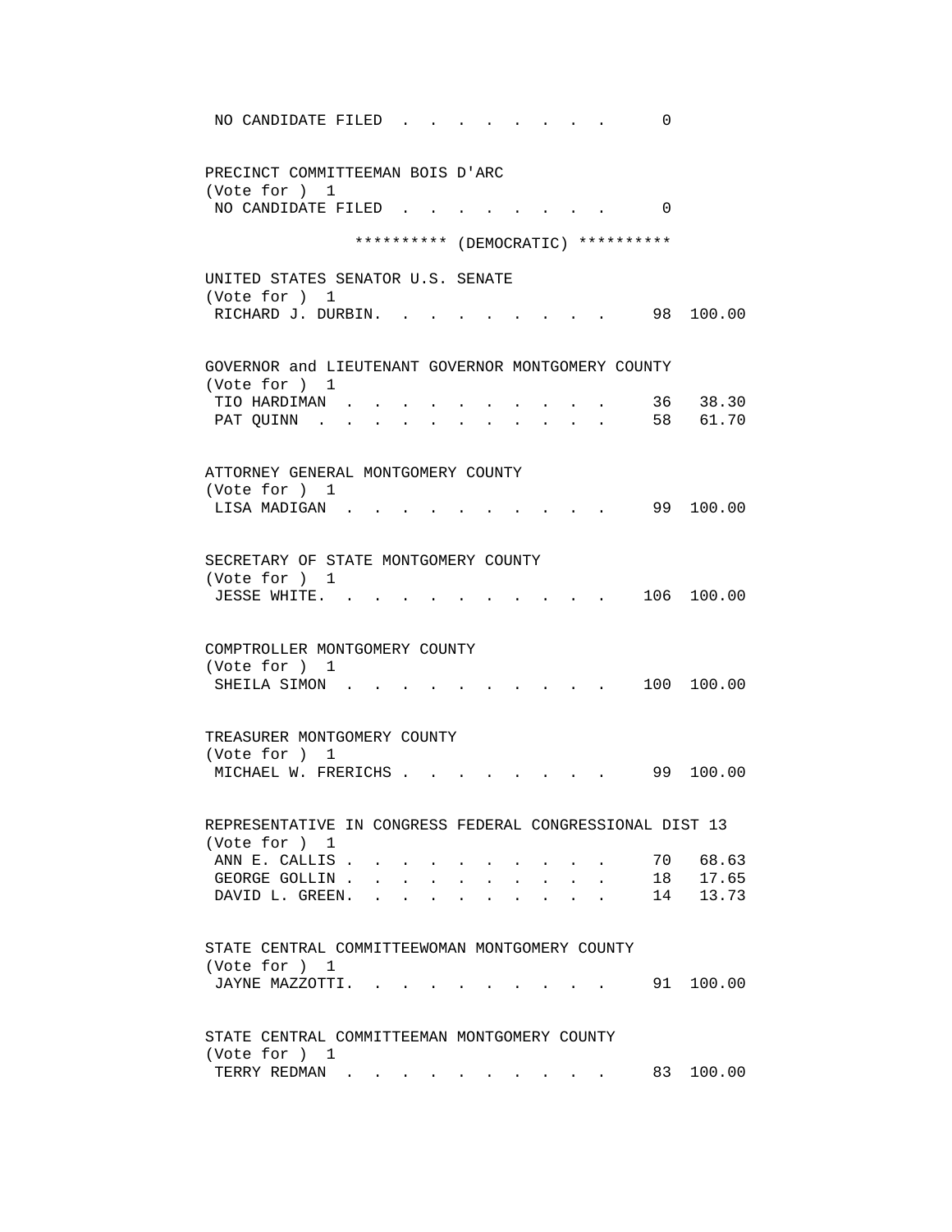NO CANDIDATE FILED . . . . . . . . . 0

PRECINCT COMMITTEEMAN BOIS D'ARC
(Vote for ) 1
NO CANDIDATE FILED . . . . . . . . . 0

********** (DEMOCRATIC) **********

UNITED STATES SENATOR U.S. SENATE
(Vote for ) 1

| Candidate | Votes | Percent |
|---|---|---|
| RICHARD J. DURBIN | 98 | 100.00 |

GOVERNOR and LIEUTENANT GOVERNOR MONTGOMERY COUNTY
(Vote for ) 1

| Candidate | Votes | Percent |
|---|---|---|
| TIO HARDIMAN | 36 | 38.30 |
| PAT QUINN | 58 | 61.70 |

ATTORNEY GENERAL MONTGOMERY COUNTY
(Vote for ) 1

| Candidate | Votes | Percent |
|---|---|---|
| LISA MADIGAN | 99 | 100.00 |

SECRETARY OF STATE MONTGOMERY COUNTY
(Vote for ) 1

| Candidate | Votes | Percent |
|---|---|---|
| JESSE WHITE | 106 | 100.00 |

COMPTROLLER MONTGOMERY COUNTY
(Vote for ) 1

| Candidate | Votes | Percent |
|---|---|---|
| SHEILA SIMON | 100 | 100.00 |

TREASURER MONTGOMERY COUNTY
(Vote for ) 1

| Candidate | Votes | Percent |
|---|---|---|
| MICHAEL W. FRERICHS | 99 | 100.00 |

REPRESENTATIVE IN CONGRESS FEDERAL CONGRESSIONAL DIST 13
(Vote for ) 1

| Candidate | Votes | Percent |
|---|---|---|
| ANN E. CALLIS | 70 | 68.63 |
| GEORGE GOLLIN | 18 | 17.65 |
| DAVID L. GREEN | 14 | 13.73 |

STATE CENTRAL COMMITTEEWOMAN MONTGOMERY COUNTY
(Vote for ) 1

| Candidate | Votes | Percent |
|---|---|---|
| JAYNE MAZZOTTI | 91 | 100.00 |

STATE CENTRAL COMMITTEEMAN MONTGOMERY COUNTY
(Vote for ) 1

| Candidate | Votes | Percent |
|---|---|---|
| TERRY REDMAN | 83 | 100.00 |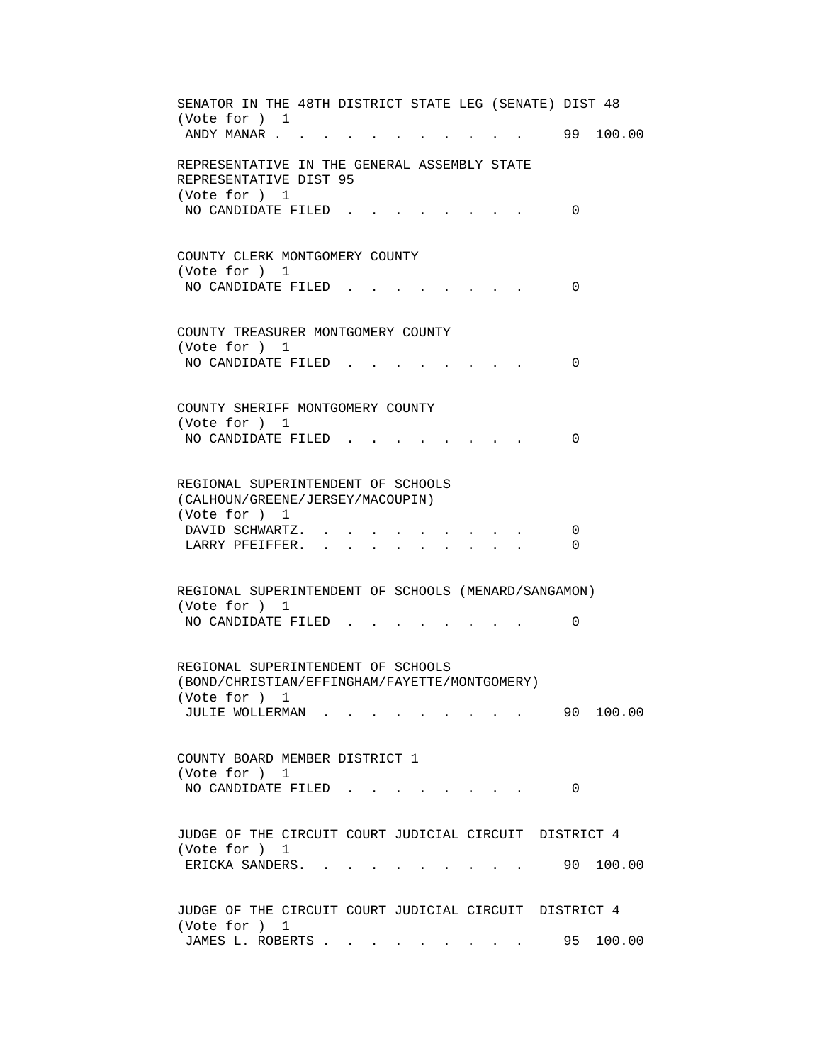SENATOR IN THE 48TH DISTRICT STATE LEG (SENATE) DIST 48
(Vote for ) 1

| | | |
|---|---|---|
| ANDY MANAR | 99 | 100.00 |

REPRESENTATIVE IN THE GENERAL ASSEMBLY STATE REPRESENTATIVE DIST 95
(Vote for ) 1

| | |
|---|---|
| NO CANDIDATE FILED | 0 |

COUNTY CLERK MONTGOMERY COUNTY
(Vote for ) 1

| | |
|---|---|
| NO CANDIDATE FILED | 0 |

COUNTY TREASURER MONTGOMERY COUNTY
(Vote for ) 1

| | |
|---|---|
| NO CANDIDATE FILED | 0 |

COUNTY SHERIFF MONTGOMERY COUNTY
(Vote for ) 1

| | |
|---|---|
| NO CANDIDATE FILED | 0 |

REGIONAL SUPERINTENDENT OF SCHOOLS (CALHOUN/GREENE/JERSEY/MACOUPIN)
(Vote for ) 1

| | |
|---|---|
| DAVID SCHWARTZ. | 0 |
| LARRY PFEIFFER. | 0 |

REGIONAL SUPERINTENDENT OF SCHOOLS (MENARD/SANGAMON)
(Vote for ) 1

| | |
|---|---|
| NO CANDIDATE FILED | 0 |

REGIONAL SUPERINTENDENT OF SCHOOLS (BOND/CHRISTIAN/EFFINGHAM/FAYETTE/MONTGOMERY)
(Vote for ) 1

| | | |
|---|---|---|
| JULIE WOLLERMAN | 90 | 100.00 |

COUNTY BOARD MEMBER DISTRICT 1
(Vote for ) 1

| | |
|---|---|
| NO CANDIDATE FILED | 0 |

JUDGE OF THE CIRCUIT COURT JUDICIAL CIRCUIT DISTRICT 4
(Vote for ) 1

| | | |
|---|---|---|
| ERICKA SANDERS. | 90 | 100.00 |

JUDGE OF THE CIRCUIT COURT JUDICIAL CIRCUIT DISTRICT 4
(Vote for ) 1

| | | |
|---|---|---|
| JAMES L. ROBERTS | 95 | 100.00 |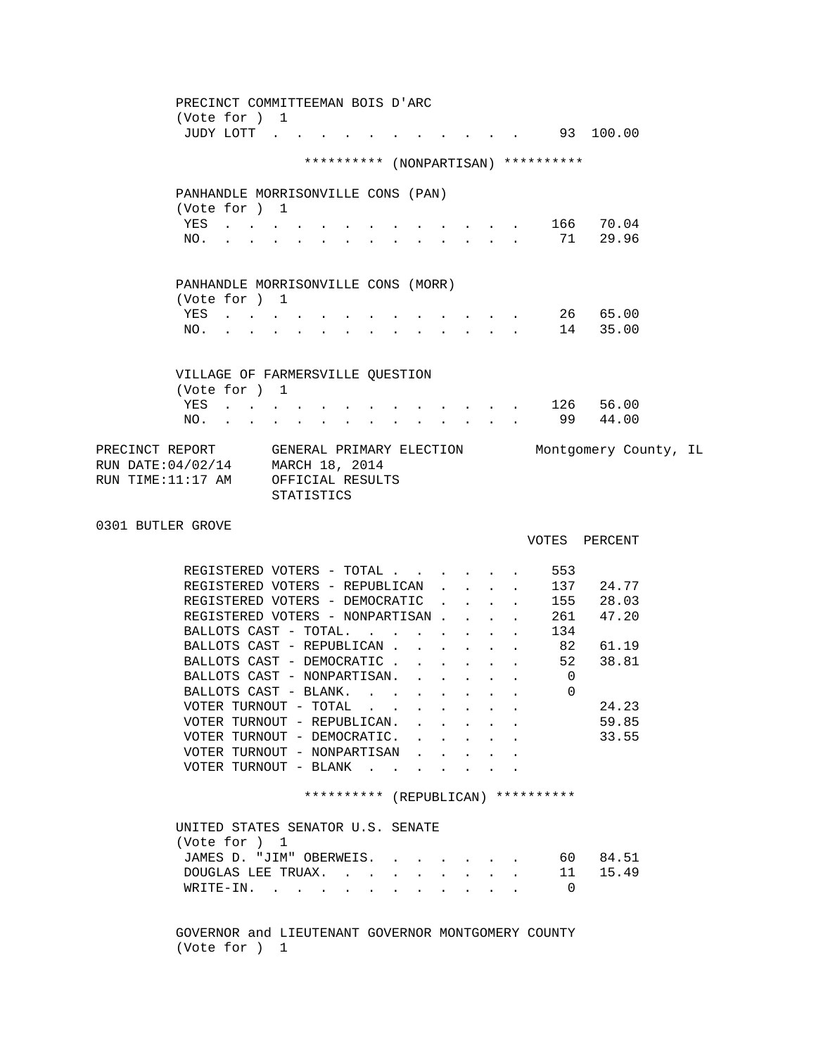PRECINCT COMMITTEEMAN BOIS D'ARC
(Vote for ) 1

| | VOTES | PERCENT |
|---|---|---|
| JUDY LOTT | 93 | 100.00 |

********** (NONPARTISAN) **********

PANHANDLE MORRISONVILLE CONS (PAN)
(Vote for ) 1

| | VOTES | PERCENT |
|---|---|---|
| YES | 166 | 70.04 |
| NO. | 71 | 29.96 |

PANHANDLE MORRISONVILLE CONS (MORR)
(Vote for ) 1

| | VOTES | PERCENT |
|---|---|---|
| YES | 26 | 65.00 |
| NO. | 14 | 35.00 |

VILLAGE OF FARMERSVILLE QUESTION
(Vote for ) 1

| | VOTES | PERCENT |
|---|---|---|
| YES | 126 | 56.00 |
| NO. | 99 | 44.00 |

PRECINCT REPORT GENERAL PRIMARY ELECTION Montgomery County, IL
RUN DATE:04/02/14 MARCH 18, 2014
RUN TIME:11:17 AM OFFICIAL RESULTS
STATISTICS

0301 BUTLER GROVE

| | VOTES | PERCENT |
|---|---|---|
| REGISTERED VOTERS - TOTAL | 553 | |
| REGISTERED VOTERS - REPUBLICAN | 137 | 24.77 |
| REGISTERED VOTERS - DEMOCRATIC | 155 | 28.03 |
| REGISTERED VOTERS - NONPARTISAN | 261 | 47.20 |
| BALLOTS CAST - TOTAL. | 134 | |
| BALLOTS CAST - REPUBLICAN | 82 | 61.19 |
| BALLOTS CAST - DEMOCRATIC | 52 | 38.81 |
| BALLOTS CAST - NONPARTISAN. | 0 | |
| BALLOTS CAST - BLANK. | 0 | |
| VOTER TURNOUT - TOTAL | | 24.23 |
| VOTER TURNOUT - REPUBLICAN. | | 59.85 |
| VOTER TURNOUT - DEMOCRATIC. | | 33.55 |
| VOTER TURNOUT - NONPARTISAN | | |
| VOTER TURNOUT - BLANK | | |

********** (REPUBLICAN) **********

UNITED STATES SENATOR U.S. SENATE
(Vote for ) 1

| | VOTES | PERCENT |
|---|---|---|
| JAMES D. "JIM" OBERWEIS. | 60 | 84.51 |
| DOUGLAS LEE TRUAX. | 11 | 15.49 |
| WRITE-IN. | 0 | |

GOVERNOR and LIEUTENANT GOVERNOR MONTGOMERY COUNTY
(Vote for ) 1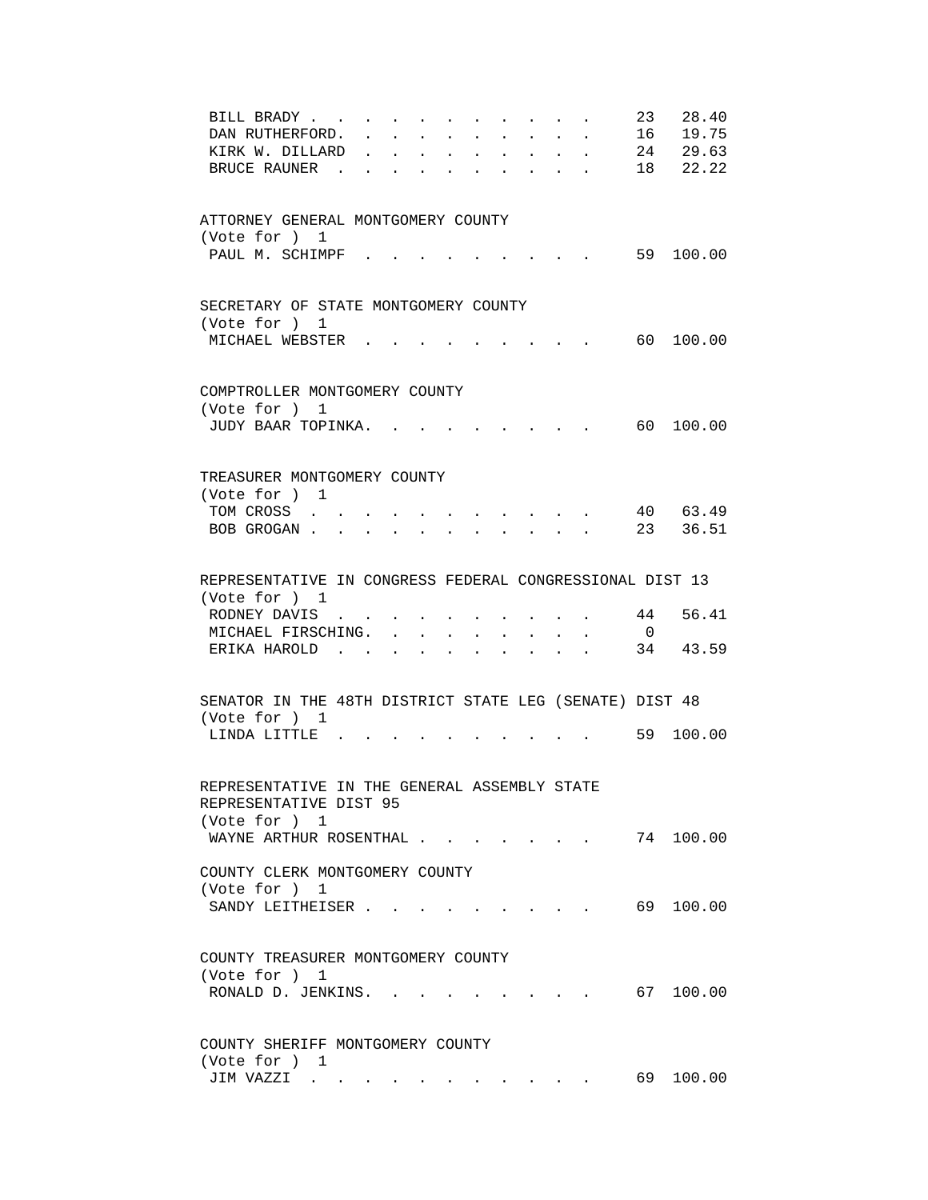| | | |
|---|---|---|
| BILL BRADY | 23 | 28.40 |
| DAN RUTHERFORD | 16 | 19.75 |
| KIRK W. DILLARD | 24 | 29.63 |
| BRUCE RAUNER | 18 | 22.22 |

ATTORNEY GENERAL MONTGOMERY COUNTY
(Vote for ) 1

| | | |
|---|---|---|
| PAUL M. SCHIMPF | 59 | 100.00 |

SECRETARY OF STATE MONTGOMERY COUNTY
(Vote for ) 1

| | | |
|---|---|---|
| MICHAEL WEBSTER | 60 | 100.00 |

COMPTROLLER MONTGOMERY COUNTY
(Vote for ) 1

| | | |
|---|---|---|
| JUDY BAAR TOPINKA | 60 | 100.00 |

TREASURER MONTGOMERY COUNTY
(Vote for ) 1

| | | |
|---|---|---|
| TOM CROSS | 40 | 63.49 |
| BOB GROGAN | 23 | 36.51 |

REPRESENTATIVE IN CONGRESS FEDERAL CONGRESSIONAL DIST 13
(Vote for ) 1

| | | |
|---|---|---|
| RODNEY DAVIS | 44 | 56.41 |
| MICHAEL FIRSCHING | 0 | |
| ERIKA HAROLD | 34 | 43.59 |

SENATOR IN THE 48TH DISTRICT STATE LEG (SENATE) DIST 48
(Vote for ) 1

| | | |
|---|---|---|
| LINDA LITTLE | 59 | 100.00 |

REPRESENTATIVE IN THE GENERAL ASSEMBLY STATE REPRESENTATIVE DIST 95
(Vote for ) 1

| | | |
|---|---|---|
| WAYNE ARTHUR ROSENTHAL | 74 | 100.00 |

COUNTY CLERK MONTGOMERY COUNTY
(Vote for ) 1

| | | |
|---|---|---|
| SANDY LEITHEISER | 69 | 100.00 |

COUNTY TREASURER MONTGOMERY COUNTY
(Vote for ) 1

| | | |
|---|---|---|
| RONALD D. JENKINS | 67 | 100.00 |

COUNTY SHERIFF MONTGOMERY COUNTY
(Vote for ) 1

| | | |
|---|---|---|
| JIM VAZZI | 69 | 100.00 |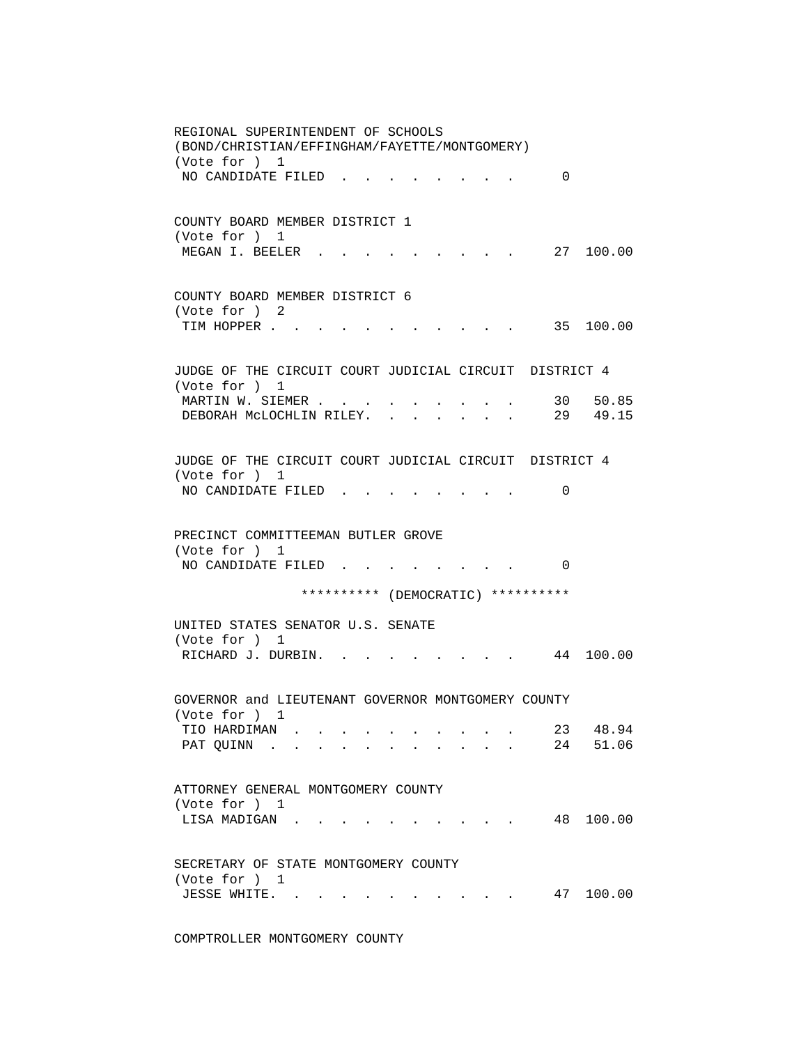REGIONAL SUPERINTENDENT OF SCHOOLS
(BOND/CHRISTIAN/EFFINGHAM/FAYETTE/MONTGOMERY)
(Vote for ) 1

| | Votes | Percent |
|---|---|---|
| NO CANDIDATE FILED | 0 | |

COUNTY BOARD MEMBER DISTRICT 1
(Vote for ) 1

| | Votes | Percent |
|---|---|---|
| MEGAN I. BEELER | 27 | 100.00 |

COUNTY BOARD MEMBER DISTRICT 6
(Vote for ) 2

| | Votes | Percent |
|---|---|---|
| TIM HOPPER | 35 | 100.00 |

JUDGE OF THE CIRCUIT COURT JUDICIAL CIRCUIT DISTRICT 4
(Vote for ) 1

| | Votes | Percent |
|---|---|---|
| MARTIN W. SIEMER | 30 | 50.85 |
| DEBORAH McLOCHLIN RILEY. | 29 | 49.15 |

JUDGE OF THE CIRCUIT COURT JUDICIAL CIRCUIT DISTRICT 4
(Vote for ) 1

| | Votes | Percent |
|---|---|---|
| NO CANDIDATE FILED | 0 | |

PRECINCT COMMITTEEMAN BUTLER GROVE
(Vote for ) 1

| | Votes | Percent |
|---|---|---|
| NO CANDIDATE FILED | 0 | |

********** (DEMOCRATIC) **********

UNITED STATES SENATOR U.S. SENATE
(Vote for ) 1

| | Votes | Percent |
|---|---|---|
| RICHARD J. DURBIN. | 44 | 100.00 |

GOVERNOR and LIEUTENANT GOVERNOR MONTGOMERY COUNTY
(Vote for ) 1

| | Votes | Percent |
|---|---|---|
| TIO HARDIMAN | 23 | 48.94 |
| PAT QUINN | 24 | 51.06 |

ATTORNEY GENERAL MONTGOMERY COUNTY
(Vote for ) 1

| | Votes | Percent |
|---|---|---|
| LISA MADIGAN | 48 | 100.00 |

SECRETARY OF STATE MONTGOMERY COUNTY
(Vote for ) 1

| | Votes | Percent |
|---|---|---|
| JESSE WHITE. | 47 | 100.00 |

COMPTROLLER MONTGOMERY COUNTY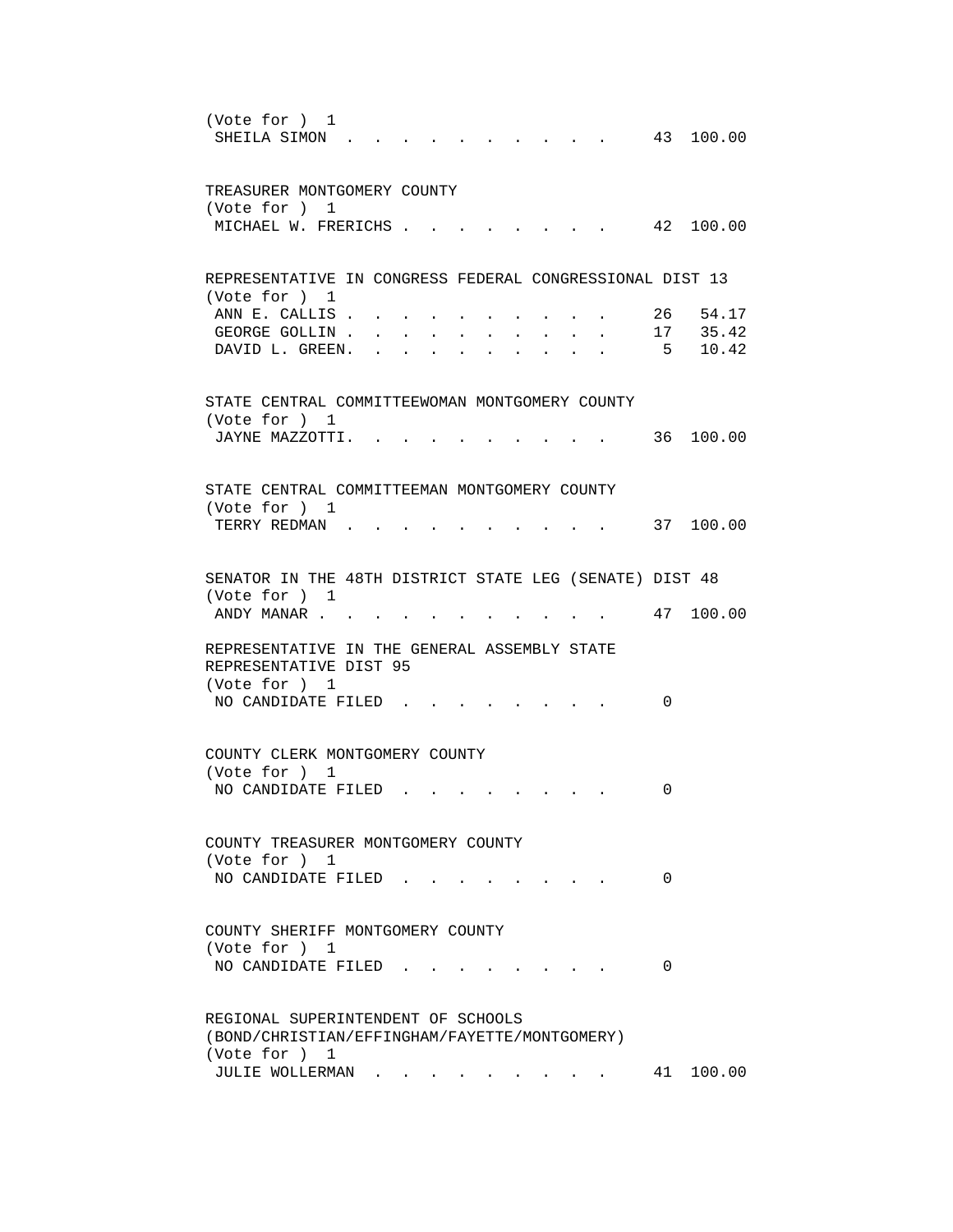(Vote for ) 1

| | | |
|---|---|---|
| SHEILA SIMON | 43 | 100.00 |

TREASURER MONTGOMERY COUNTY
(Vote for ) 1

| | | |
|---|---|---|
| MICHAEL W. FRERICHS | 42 | 100.00 |

REPRESENTATIVE IN CONGRESS FEDERAL CONGRESSIONAL DIST 13
(Vote for ) 1

| | | |
|---|---|---|
| ANN E. CALLIS | 26 | 54.17 |
| GEORGE GOLLIN | 17 | 35.42 |
| DAVID L. GREEN | 5 | 10.42 |

STATE CENTRAL COMMITTEEWOMAN MONTGOMERY COUNTY
(Vote for ) 1

| | | |
|---|---|---|
| JAYNE MAZZOTTI | 36 | 100.00 |

STATE CENTRAL COMMITTEEMAN MONTGOMERY COUNTY
(Vote for ) 1

| | | |
|---|---|---|
| TERRY REDMAN | 37 | 100.00 |

SENATOR IN THE 48TH DISTRICT STATE LEG (SENATE) DIST 48
(Vote for ) 1

| | | |
|---|---|---|
| ANDY MANAR | 47 | 100.00 |

REPRESENTATIVE IN THE GENERAL ASSEMBLY STATE REPRESENTATIVE DIST 95
(Vote for ) 1

| | | |
|---|---|---|
| NO CANDIDATE FILED | 0 | |

COUNTY CLERK MONTGOMERY COUNTY
(Vote for ) 1

| | | |
|---|---|---|
| NO CANDIDATE FILED | 0 | |

COUNTY TREASURER MONTGOMERY COUNTY
(Vote for ) 1

| | | |
|---|---|---|
| NO CANDIDATE FILED | 0 | |

COUNTY SHERIFF MONTGOMERY COUNTY
(Vote for ) 1

| | | |
|---|---|---|
| NO CANDIDATE FILED | 0 | |

REGIONAL SUPERINTENDENT OF SCHOOLS
(BOND/CHRISTIAN/EFFINGHAM/FAYETTE/MONTGOMERY)
(Vote for ) 1

| | | |
|---|---|---|
| JULIE WOLLERMAN | 41 | 100.00 |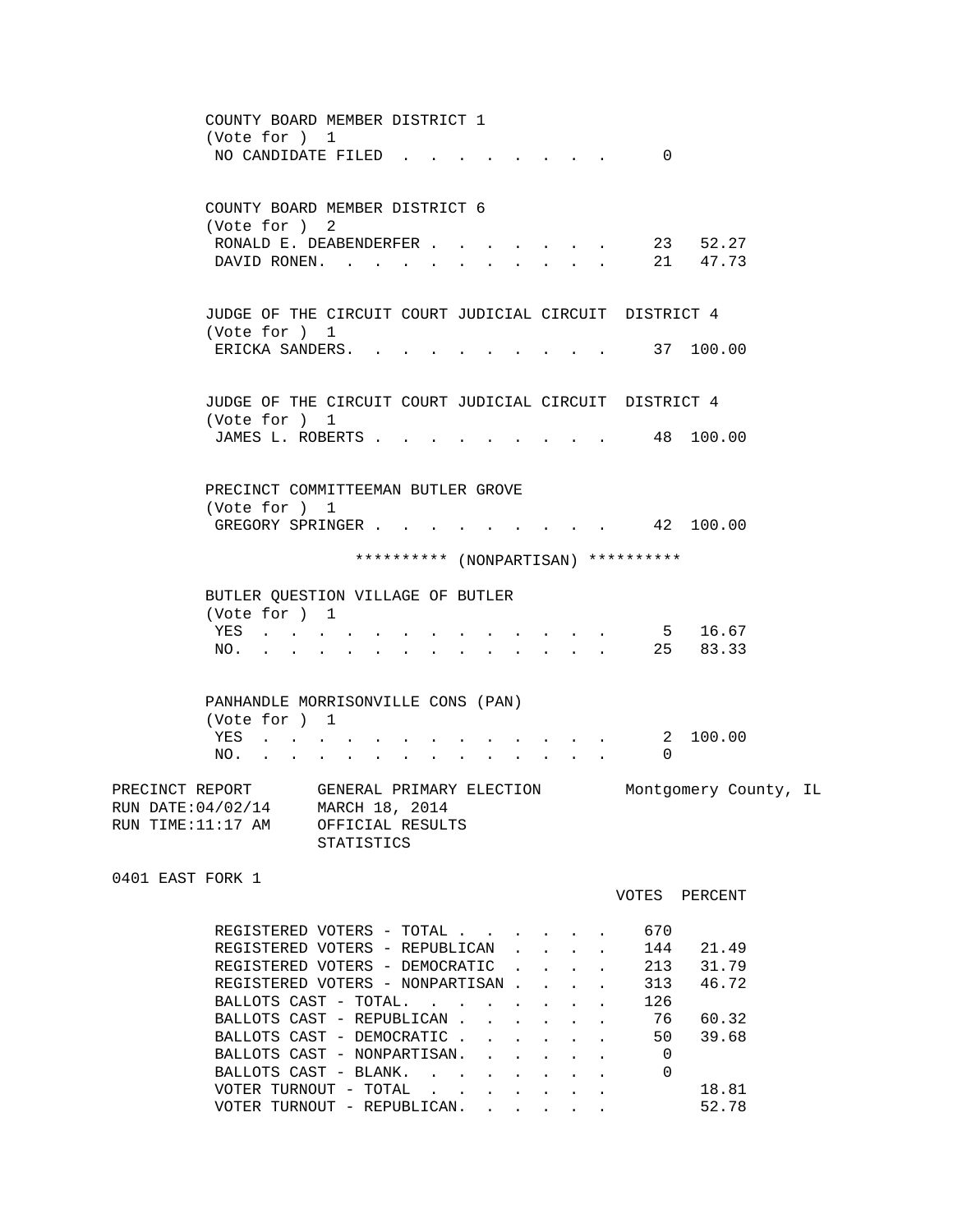COUNTY BOARD MEMBER DISTRICT 1
(Vote for ) 1

| | | |
|---|---|---|
| NO CANDIDATE FILED | 0 | |

COUNTY BOARD MEMBER DISTRICT 6
(Vote for ) 2

| | | |
|---|---|---|
| RONALD E. DEABENDERFER | 23 | 52.27 |
| DAVID RONEN. | 21 | 47.73 |

JUDGE OF THE CIRCUIT COURT JUDICIAL CIRCUIT DISTRICT 4
(Vote for ) 1

| | | |
|---|---|---|
| ERICKA SANDERS. | 37 | 100.00 |

JUDGE OF THE CIRCUIT COURT JUDICIAL CIRCUIT DISTRICT 4
(Vote for ) 1

| | | |
|---|---|---|
| JAMES L. ROBERTS | 48 | 100.00 |

PRECINCT COMMITTEEMAN BUTLER GROVE
(Vote for ) 1

| | | |
|---|---|---|
| GREGORY SPRINGER | 42 | 100.00 |

********** (NONPARTISAN) **********

BUTLER QUESTION VILLAGE OF BUTLER
(Vote for ) 1

| | | |
|---|---|---|
| YES | 5 | 16.67 |
| NO. | 25 | 83.33 |

PANHANDLE MORRISONVILLE CONS (PAN)
(Vote for ) 1

| | | |
|---|---|---|
| YES | 2 | 100.00 |
| NO. | 0 | |

PRECINCT REPORT GENERAL PRIMARY ELECTION Montgomery County, IL
RUN DATE:04/02/14 MARCH 18, 2014
RUN TIME:11:17 AM OFFICIAL RESULTS
STATISTICS

0401 EAST FORK 1

| | VOTES | PERCENT |
|---|---|---|
| REGISTERED VOTERS - TOTAL | 670 | |
| REGISTERED VOTERS - REPUBLICAN | 144 | 21.49 |
| REGISTERED VOTERS - DEMOCRATIC | 213 | 31.79 |
| REGISTERED VOTERS - NONPARTISAN | 313 | 46.72 |
| BALLOTS CAST - TOTAL. | 126 | |
| BALLOTS CAST - REPUBLICAN | 76 | 60.32 |
| BALLOTS CAST - DEMOCRATIC | 50 | 39.68 |
| BALLOTS CAST - NONPARTISAN. | 0 | |
| BALLOTS CAST - BLANK. | 0 | |
| VOTER TURNOUT - TOTAL | | 18.81 |
| VOTER TURNOUT - REPUBLICAN. | | 52.78 |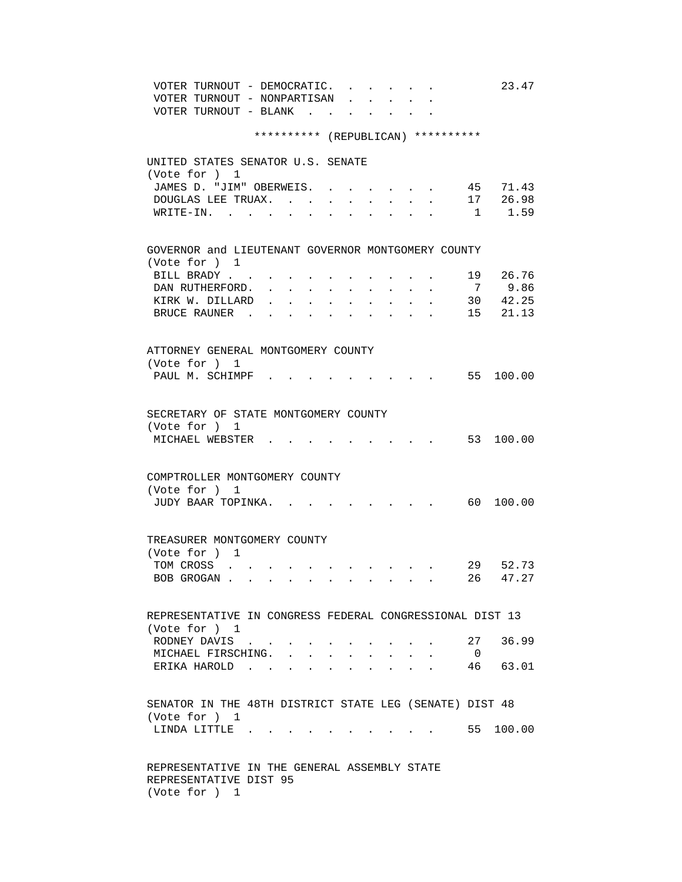VOTER TURNOUT - DEMOCRATIC. . . . . . . 23.47
VOTER TURNOUT - NONPARTISAN . . . . . .
VOTER TURNOUT - BLANK . . . . . . . .

********** (REPUBLICAN) **********

UNITED STATES SENATOR U.S. SENATE
(Vote for ) 1

| Candidate | Votes | Percent |
|---|---|---|
| JAMES D. "JIM" OBERWEIS | 45 | 71.43 |
| DOUGLAS LEE TRUAX | 17 | 26.98 |
| WRITE-IN | 1 | 1.59 |

GOVERNOR and LIEUTENANT GOVERNOR MONTGOMERY COUNTY
(Vote for ) 1

| Candidate | Votes | Percent |
|---|---|---|
| BILL BRADY | 19 | 26.76 |
| DAN RUTHERFORD | 7 | 9.86 |
| KIRK W. DILLARD | 30 | 42.25 |
| BRUCE RAUNER | 15 | 21.13 |

ATTORNEY GENERAL MONTGOMERY COUNTY
(Vote for ) 1

| Candidate | Votes | Percent |
|---|---|---|
| PAUL M. SCHIMPF | 55 | 100.00 |

SECRETARY OF STATE MONTGOMERY COUNTY
(Vote for ) 1

| Candidate | Votes | Percent |
|---|---|---|
| MICHAEL WEBSTER | 53 | 100.00 |

COMPTROLLER MONTGOMERY COUNTY
(Vote for ) 1

| Candidate | Votes | Percent |
|---|---|---|
| JUDY BAAR TOPINKA | 60 | 100.00 |

TREASURER MONTGOMERY COUNTY
(Vote for ) 1

| Candidate | Votes | Percent |
|---|---|---|
| TOM CROSS | 29 | 52.73 |
| BOB GROGAN | 26 | 47.27 |

REPRESENTATIVE IN CONGRESS FEDERAL CONGRESSIONAL DIST 13
(Vote for ) 1

| Candidate | Votes | Percent |
|---|---|---|
| RODNEY DAVIS | 27 | 36.99 |
| MICHAEL FIRSCHING | 0 | |
| ERIKA HAROLD | 46 | 63.01 |

SENATOR IN THE 48TH DISTRICT STATE LEG (SENATE) DIST 48
(Vote for ) 1

| Candidate | Votes | Percent |
|---|---|---|
| LINDA LITTLE | 55 | 100.00 |

REPRESENTATIVE IN THE GENERAL ASSEMBLY STATE
REPRESENTATIVE DIST 95
(Vote for ) 1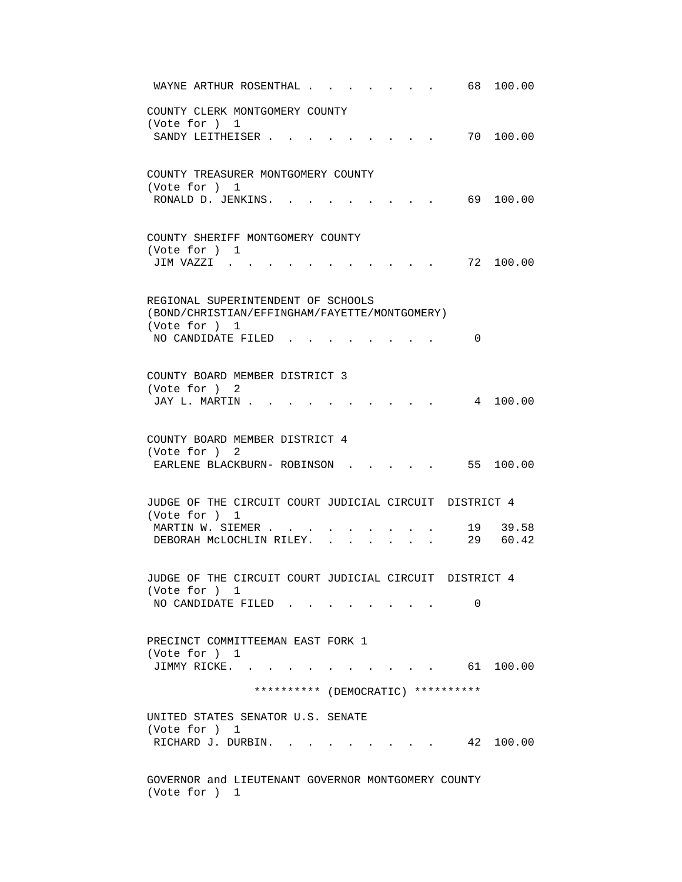WAYNE ARTHUR ROSENTHAL . . . . . . . . 68 100.00

COUNTY CLERK MONTGOMERY COUNTY
(Vote for ) 1

SANDY LEITHEISER . . . . . . . . . . 70 100.00

COUNTY TREASURER MONTGOMERY COUNTY
(Vote for ) 1

RONALD D. JENKINS. . . . . . . . . . 69 100.00

COUNTY SHERIFF MONTGOMERY COUNTY
(Vote for ) 1

JIM VAZZI . . . . . . . . . . . . 72 100.00

REGIONAL SUPERINTENDENT OF SCHOOLS
(BOND/CHRISTIAN/EFFINGHAM/FAYETTE/MONTGOMERY)
(Vote for ) 1

NO CANDIDATE FILED . . . . . . . . . 0

COUNTY BOARD MEMBER DISTRICT 3
(Vote for ) 2

JAY L. MARTIN . . . . . . . . . . . 4 100.00

COUNTY BOARD MEMBER DISTRICT 4
(Vote for ) 2

EARLENE BLACKBURN- ROBINSON . . . . . . 55 100.00

JUDGE OF THE CIRCUIT COURT JUDICIAL CIRCUIT DISTRICT 4
(Vote for ) 1

MARTIN W. SIEMER . . . . . . . . . . 19 39.58
DEBORAH McLOCHLIN RILEY. . . . . . . . 29 60.42

JUDGE OF THE CIRCUIT COURT JUDICIAL CIRCUIT DISTRICT 4
(Vote for ) 1

NO CANDIDATE FILED . . . . . . . . . 0

PRECINCT COMMITTEEMAN EAST FORK 1
(Vote for ) 1

JIMMY RICKE. . . . . . . . . . . . 61 100.00

********** (DEMOCRATIC) **********

UNITED STATES SENATOR U.S. SENATE
(Vote for ) 1

RICHARD J. DURBIN. . . . . . . . . . 42 100.00

GOVERNOR and LIEUTENANT GOVERNOR MONTGOMERY COUNTY
(Vote for ) 1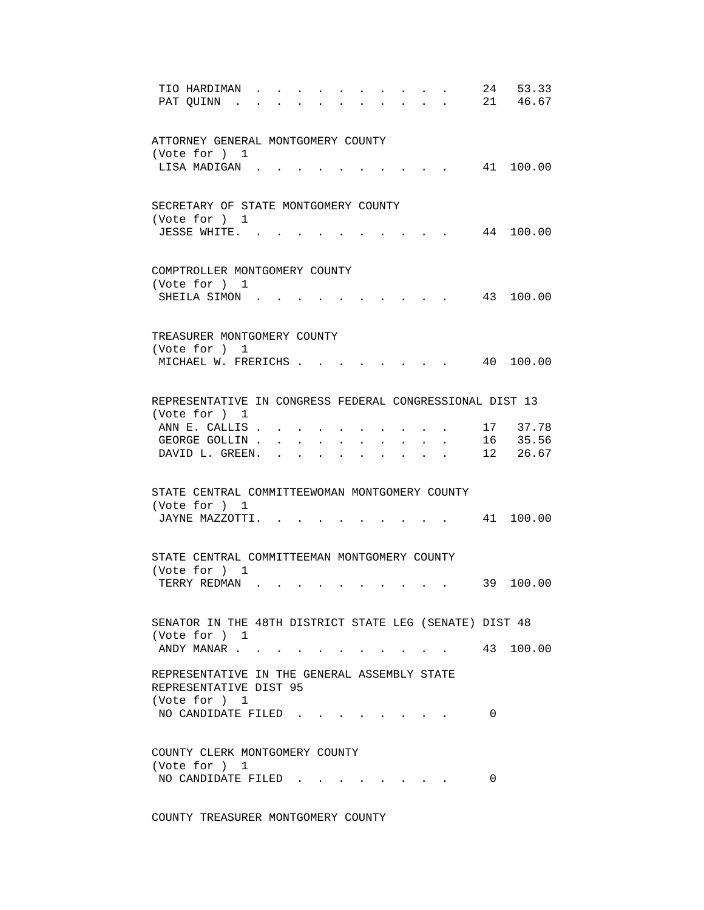| | | |
|---|---|---|
| TIO HARDIMAN | 24 | 53.33 |
| PAT QUINN | 21 | 46.67 |

ATTORNEY GENERAL MONTGOMERY COUNTY
(Vote for ) 1

| | | |
|---|---|---|
| LISA MADIGAN | 41 | 100.00 |

SECRETARY OF STATE MONTGOMERY COUNTY
(Vote for ) 1

| | | |
|---|---|---|
| JESSE WHITE. | 44 | 100.00 |

COMPTROLLER MONTGOMERY COUNTY
(Vote for ) 1

| | | |
|---|---|---|
| SHEILA SIMON | 43 | 100.00 |

TREASURER MONTGOMERY COUNTY
(Vote for ) 1

| | | |
|---|---|---|
| MICHAEL W. FRERICHS | 40 | 100.00 |

REPRESENTATIVE IN CONGRESS FEDERAL CONGRESSIONAL DIST 13
(Vote for ) 1

| | | |
|---|---|---|
| ANN E. CALLIS | 17 | 37.78 |
| GEORGE GOLLIN | 16 | 35.56 |
| DAVID L. GREEN. | 12 | 26.67 |

STATE CENTRAL COMMITTEEWOMAN MONTGOMERY COUNTY
(Vote for ) 1

| | | |
|---|---|---|
| JAYNE MAZZOTTI. | 41 | 100.00 |

STATE CENTRAL COMMITTEEMAN MONTGOMERY COUNTY
(Vote for ) 1

| | | |
|---|---|---|
| TERRY REDMAN | 39 | 100.00 |

SENATOR IN THE 48TH DISTRICT STATE LEG (SENATE) DIST 48
(Vote for ) 1

| | | |
|---|---|---|
| ANDY MANAR | 43 | 100.00 |

REPRESENTATIVE IN THE GENERAL ASSEMBLY STATE REPRESENTATIVE DIST 95
(Vote for ) 1

| | | |
|---|---|---|
| NO CANDIDATE FILED | 0 | |

COUNTY CLERK MONTGOMERY COUNTY
(Vote for ) 1

| | | |
|---|---|---|
| NO CANDIDATE FILED | 0 | |

COUNTY TREASURER MONTGOMERY COUNTY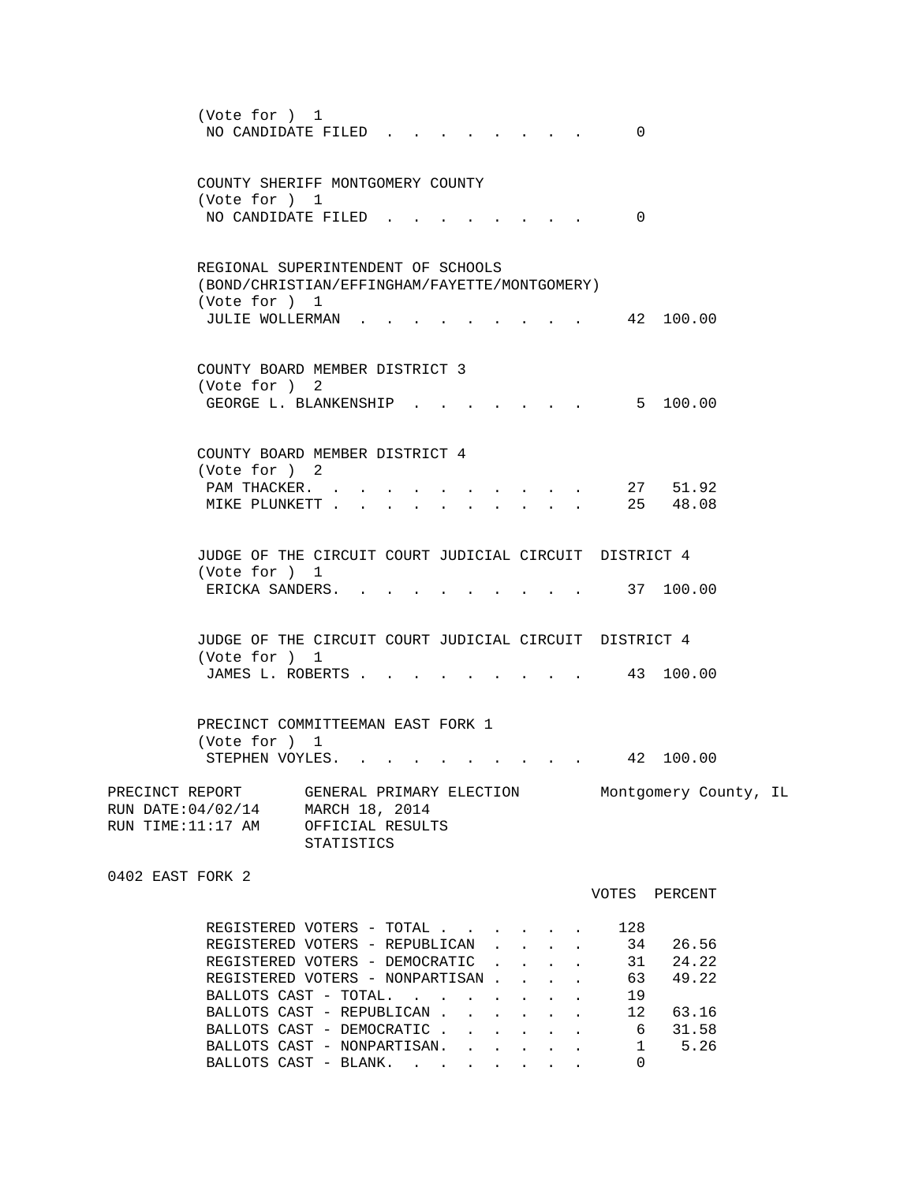(Vote for ) 1

| | VOTES | PERCENT |
|---|---|---|
| NO CANDIDATE FILED | 0 | |

COUNTY SHERIFF MONTGOMERY COUNTY
(Vote for ) 1

| | VOTES | PERCENT |
|---|---|---|
| NO CANDIDATE FILED | 0 | |

REGIONAL SUPERINTENDENT OF SCHOOLS
(BOND/CHRISTIAN/EFFINGHAM/FAYETTE/MONTGOMERY)
(Vote for ) 1

| | VOTES | PERCENT |
|---|---|---|
| JULIE WOLLERMAN | 42 | 100.00 |

COUNTY BOARD MEMBER DISTRICT 3
(Vote for ) 2

| | VOTES | PERCENT |
|---|---|---|
| GEORGE L. BLANKENSHIP | 5 | 100.00 |

COUNTY BOARD MEMBER DISTRICT 4
(Vote for ) 2

| | VOTES | PERCENT |
|---|---|---|
| PAM THACKER | 27 | 51.92 |
| MIKE PLUNKETT | 25 | 48.08 |

JUDGE OF THE CIRCUIT COURT JUDICIAL CIRCUIT DISTRICT 4
(Vote for ) 1

| | VOTES | PERCENT |
|---|---|---|
| ERICKA SANDERS | 37 | 100.00 |

JUDGE OF THE CIRCUIT COURT JUDICIAL CIRCUIT DISTRICT 4
(Vote for ) 1

| | VOTES | PERCENT |
|---|---|---|
| JAMES L. ROBERTS | 43 | 100.00 |

PRECINCT COMMITTEEMAN EAST FORK 1
(Vote for ) 1

| | VOTES | PERCENT |
|---|---|---|
| STEPHEN VOYLES | 42 | 100.00 |

PRECINCT REPORT — GENERAL PRIMARY ELECTION — Montgomery County, IL
RUN DATE:04/02/14 — MARCH 18, 2014
RUN TIME:11:17 AM — OFFICIAL RESULTS
STATISTICS

## 0402 EAST FORK 2

| | VOTES | PERCENT |
|---|---|---|
| REGISTERED VOTERS - TOTAL | 128 | |
| REGISTERED VOTERS - REPUBLICAN | 34 | 26.56 |
| REGISTERED VOTERS - DEMOCRATIC | 31 | 24.22 |
| REGISTERED VOTERS - NONPARTISAN | 63 | 49.22 |
| BALLOTS CAST - TOTAL | 19 | |
| BALLOTS CAST - REPUBLICAN | 12 | 63.16 |
| BALLOTS CAST - DEMOCRATIC | 6 | 31.58 |
| BALLOTS CAST - NONPARTISAN | 1 | 5.26 |
| BALLOTS CAST - BLANK | 0 | |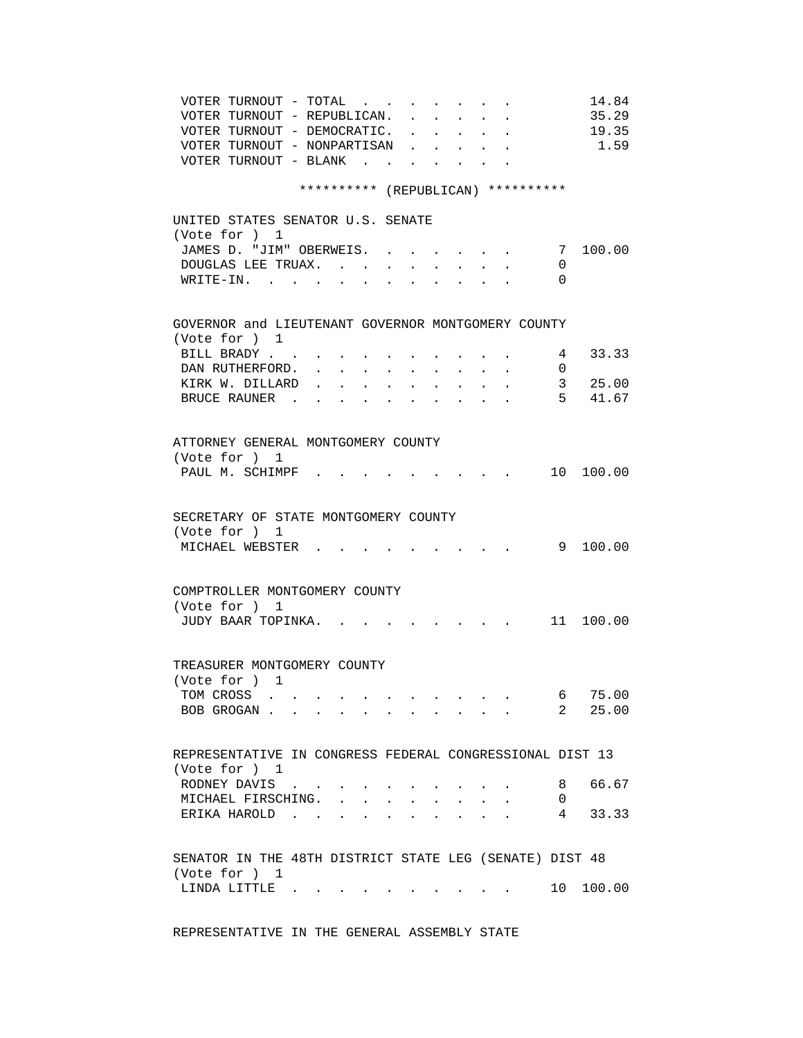VOTER TURNOUT - TOTAL . . . . . . . . 14.84
VOTER TURNOUT - REPUBLICAN. . . . . . 35.29
VOTER TURNOUT - DEMOCRATIC. . . . . . 19.35
VOTER TURNOUT - NONPARTISAN . . . . . 1.59
VOTER TURNOUT - BLANK . . . . . . .

********** (REPUBLICAN) **********

UNITED STATES SENATOR U.S. SENATE
(Vote for ) 1

| Candidate | Votes | Percent |
|---|---|---|
| JAMES D. "JIM" OBERWEIS. . . . . . . . | 7 | 100.00 |
| DOUGLAS LEE TRUAX. . . . . . . . . . | 0 | |
| WRITE-IN. . . . . . . . . . . . . | 0 | |

GOVERNOR and LIEUTENANT GOVERNOR MONTGOMERY COUNTY
(Vote for ) 1

| Candidate | Votes | Percent |
|---|---|---|
| BILL BRADY . . . . . . . . . . . . | 4 | 33.33 |
| DAN RUTHERFORD. . . . . . . . . . . | 0 | |
| KIRK W. DILLARD . . . . . . . . . . | 3 | 25.00 |
| BRUCE RAUNER . . . . . . . . . . . | 5 | 41.67 |

ATTORNEY GENERAL MONTGOMERY COUNTY
(Vote for ) 1

| Candidate | Votes | Percent |
|---|---|---|
| PAUL M. SCHIMPF . . . . . . . . . . | 10 | 100.00 |

SECRETARY OF STATE MONTGOMERY COUNTY
(Vote for ) 1

| Candidate | Votes | Percent |
|---|---|---|
| MICHAEL WEBSTER . . . . . . . . . . | 9 | 100.00 |

COMPTROLLER MONTGOMERY COUNTY
(Vote for ) 1

| Candidate | Votes | Percent |
|---|---|---|
| JUDY BAAR TOPINKA. . . . . . . . . . | 11 | 100.00 |

TREASURER MONTGOMERY COUNTY
(Vote for ) 1

| Candidate | Votes | Percent |
|---|---|---|
| TOM CROSS . . . . . . . . . . . . | 6 | 75.00 |
| BOB GROGAN . . . . . . . . . . . . | 2 | 25.00 |

REPRESENTATIVE IN CONGRESS FEDERAL CONGRESSIONAL DIST 13
(Vote for ) 1

| Candidate | Votes | Percent |
|---|---|---|
| RODNEY DAVIS . . . . . . . . . . . | 8 | 66.67 |
| MICHAEL FIRSCHING. . . . . . . . . . | 0 | |
| ERIKA HAROLD . . . . . . . . . . . | 4 | 33.33 |

SENATOR IN THE 48TH DISTRICT STATE LEG (SENATE) DIST 48
(Vote for ) 1

| Candidate | Votes | Percent |
|---|---|---|
| LINDA LITTLE . . . . . . . . . . . | 10 | 100.00 |

REPRESENTATIVE IN THE GENERAL ASSEMBLY STATE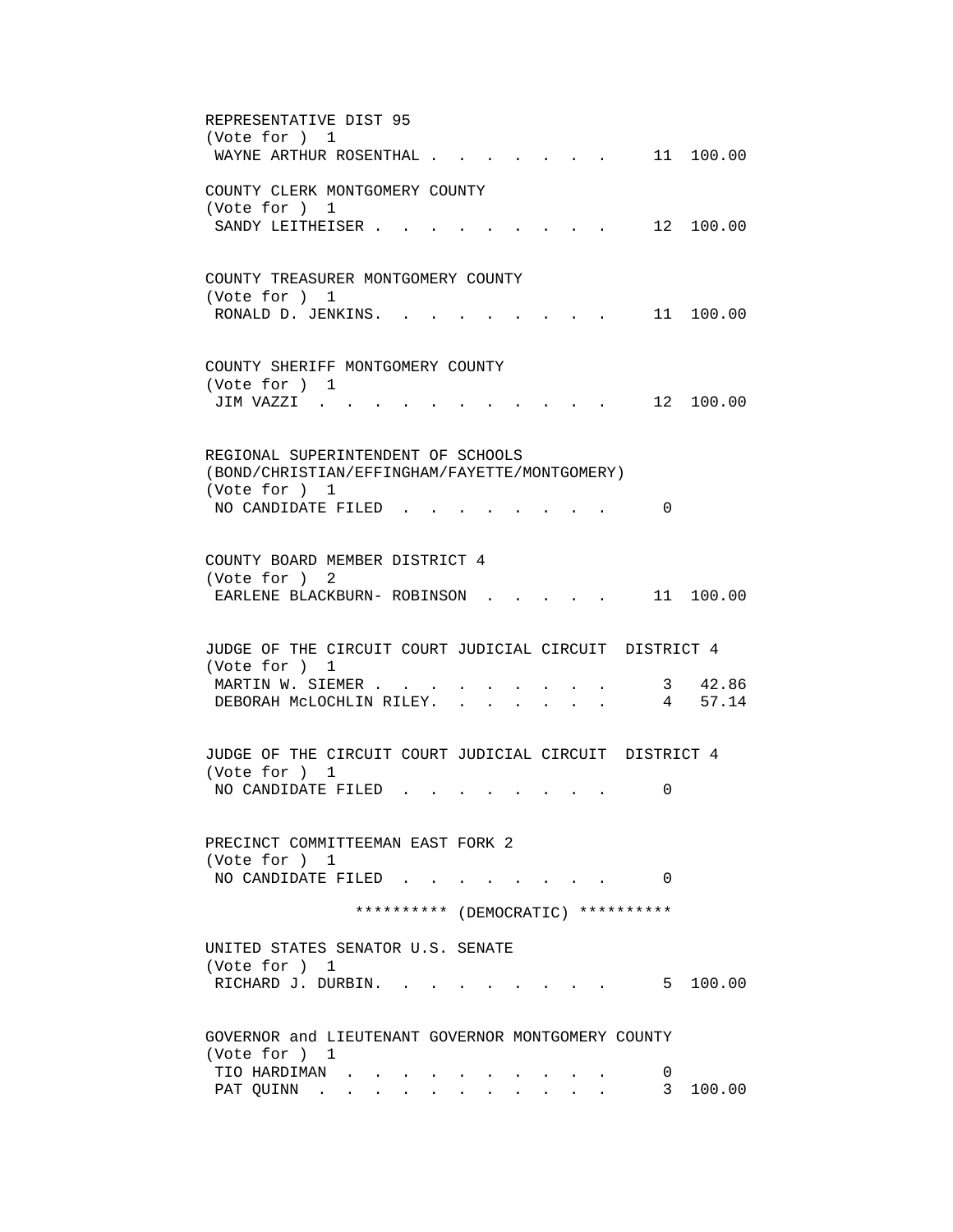REPRESENTATIVE DIST 95
(Vote for ) 1

| | | |
|---|---|---|
| WAYNE ARTHUR ROSENTHAL | 11 | 100.00 |

COUNTY CLERK MONTGOMERY COUNTY
(Vote for ) 1

| | | |
|---|---|---|
| SANDY LEITHEISER | 12 | 100.00 |

COUNTY TREASURER MONTGOMERY COUNTY
(Vote for ) 1

| | | |
|---|---|---|
| RONALD D. JENKINS | 11 | 100.00 |

COUNTY SHERIFF MONTGOMERY COUNTY
(Vote for ) 1

| | | |
|---|---|---|
| JIM VAZZI | 12 | 100.00 |

REGIONAL SUPERINTENDENT OF SCHOOLS
(BOND/CHRISTIAN/EFFINGHAM/FAYETTE/MONTGOMERY)
(Vote for ) 1

| | | |
|---|---|---|
| NO CANDIDATE FILED | 0 | |

COUNTY BOARD MEMBER DISTRICT 4
(Vote for ) 2

| | | |
|---|---|---|
| EARLENE BLACKBURN- ROBINSON | 11 | 100.00 |

JUDGE OF THE CIRCUIT COURT JUDICIAL CIRCUIT DISTRICT 4
(Vote for ) 1

| | | |
|---|---|---|
| MARTIN W. SIEMER | 3 | 42.86 |
| DEBORAH McLOCHLIN RILEY | 4 | 57.14 |

JUDGE OF THE CIRCUIT COURT JUDICIAL CIRCUIT DISTRICT 4
(Vote for ) 1

| | | |
|---|---|---|
| NO CANDIDATE FILED | 0 | |

PRECINCT COMMITTEEMAN EAST FORK 2
(Vote for ) 1

| | | |
|---|---|---|
| NO CANDIDATE FILED | 0 | |

********** (DEMOCRATIC) **********

UNITED STATES SENATOR U.S. SENATE
(Vote for ) 1

| | | |
|---|---|---|
| RICHARD J. DURBIN | 5 | 100.00 |

GOVERNOR and LIEUTENANT GOVERNOR MONTGOMERY COUNTY
(Vote for ) 1

| | | |
|---|---|---|
| TIO HARDIMAN | 0 | |
| PAT QUINN | 3 | 100.00 |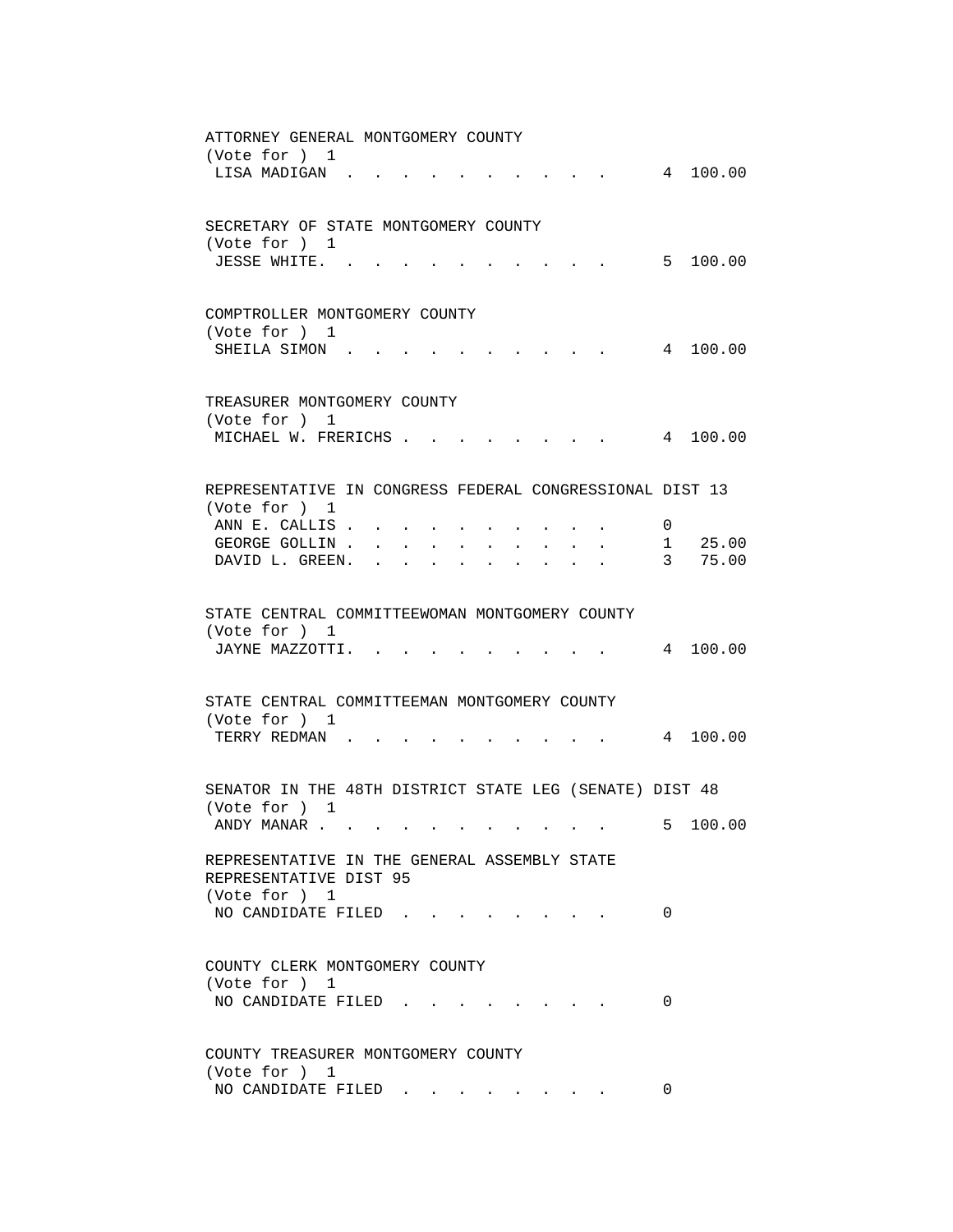ATTORNEY GENERAL MONTGOMERY COUNTY
(Vote for ) 1

| Candidate | Votes | Percent |
|---|---|---|
| LISA MADIGAN | 4 | 100.00 |

SECRETARY OF STATE MONTGOMERY COUNTY
(Vote for ) 1

| Candidate | Votes | Percent |
|---|---|---|
| JESSE WHITE | 5 | 100.00 |

COMPTROLLER MONTGOMERY COUNTY
(Vote for ) 1

| Candidate | Votes | Percent |
|---|---|---|
| SHEILA SIMON | 4 | 100.00 |

TREASURER MONTGOMERY COUNTY
(Vote for ) 1

| Candidate | Votes | Percent |
|---|---|---|
| MICHAEL W. FRERICHS | 4 | 100.00 |

REPRESENTATIVE IN CONGRESS FEDERAL CONGRESSIONAL DIST 13
(Vote for ) 1

| Candidate | Votes | Percent |
|---|---|---|
| ANN E. CALLIS | 0 | |
| GEORGE GOLLIN | 1 | 25.00 |
| DAVID L. GREEN | 3 | 75.00 |

STATE CENTRAL COMMITTEEWOMAN MONTGOMERY COUNTY
(Vote for ) 1

| Candidate | Votes | Percent |
|---|---|---|
| JAYNE MAZZOTTI | 4 | 100.00 |

STATE CENTRAL COMMITTEEMAN MONTGOMERY COUNTY
(Vote for ) 1

| Candidate | Votes | Percent |
|---|---|---|
| TERRY REDMAN | 4 | 100.00 |

SENATOR IN THE 48TH DISTRICT STATE LEG (SENATE) DIST 48
(Vote for ) 1

| Candidate | Votes | Percent |
|---|---|---|
| ANDY MANAR | 5 | 100.00 |

REPRESENTATIVE IN THE GENERAL ASSEMBLY STATE REPRESENTATIVE DIST 95
(Vote for ) 1

| Candidate | Votes | Percent |
|---|---|---|
| NO CANDIDATE FILED | 0 | |

COUNTY CLERK MONTGOMERY COUNTY
(Vote for ) 1

| Candidate | Votes | Percent |
|---|---|---|
| NO CANDIDATE FILED | 0 | |

COUNTY TREASURER MONTGOMERY COUNTY
(Vote for ) 1

| Candidate | Votes | Percent |
|---|---|---|
| NO CANDIDATE FILED | 0 | |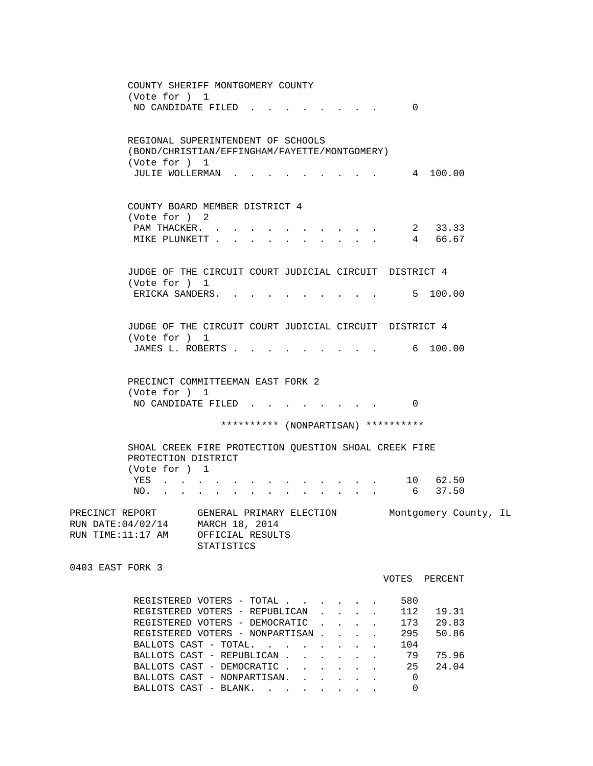COUNTY SHERIFF MONTGOMERY COUNTY
(Vote for ) 1

| | VOTES | PERCENT |
|---|---|---|
| NO CANDIDATE FILED | 0 | |

REGIONAL SUPERINTENDENT OF SCHOOLS
(BOND/CHRISTIAN/EFFINGHAM/FAYETTE/MONTGOMERY)
(Vote for ) 1

| | VOTES | PERCENT |
|---|---|---|
| JULIE WOLLERMAN | 4 | 100.00 |

COUNTY BOARD MEMBER DISTRICT 4
(Vote for ) 2

| | VOTES | PERCENT |
|---|---|---|
| PAM THACKER | 2 | 33.33 |
| MIKE PLUNKETT | 4 | 66.67 |

JUDGE OF THE CIRCUIT COURT JUDICIAL CIRCUIT DISTRICT 4
(Vote for ) 1

| | VOTES | PERCENT |
|---|---|---|
| ERICKA SANDERS | 5 | 100.00 |

JUDGE OF THE CIRCUIT COURT JUDICIAL CIRCUIT DISTRICT 4
(Vote for ) 1

| | VOTES | PERCENT |
|---|---|---|
| JAMES L. ROBERTS | 6 | 100.00 |

PRECINCT COMMITTEEMAN EAST FORK 2
(Vote for ) 1

| | VOTES | PERCENT |
|---|---|---|
| NO CANDIDATE FILED | 0 | |

********** (NONPARTISAN) **********

SHOAL CREEK FIRE PROTECTION QUESTION SHOAL CREEK FIRE PROTECTION DISTRICT
(Vote for ) 1

| | VOTES | PERCENT |
|---|---|---|
| YES | 10 | 62.50 |
| NO | 6 | 37.50 |

PRECINCT REPORT GENERAL PRIMARY ELECTION Montgomery County, IL
RUN DATE:04/02/14 MARCH 18, 2014
RUN TIME:11:17 AM OFFICIAL RESULTS
STATISTICS

0403 EAST FORK 3

| | VOTES | PERCENT |
|---|---|---|
| REGISTERED VOTERS - TOTAL | 580 | |
| REGISTERED VOTERS - REPUBLICAN | 112 | 19.31 |
| REGISTERED VOTERS - DEMOCRATIC | 173 | 29.83 |
| REGISTERED VOTERS - NONPARTISAN | 295 | 50.86 |
| BALLOTS CAST - TOTAL | 104 | |
| BALLOTS CAST - REPUBLICAN | 79 | 75.96 |
| BALLOTS CAST - DEMOCRATIC | 25 | 24.04 |
| BALLOTS CAST - NONPARTISAN | 0 | |
| BALLOTS CAST - BLANK | 0 | |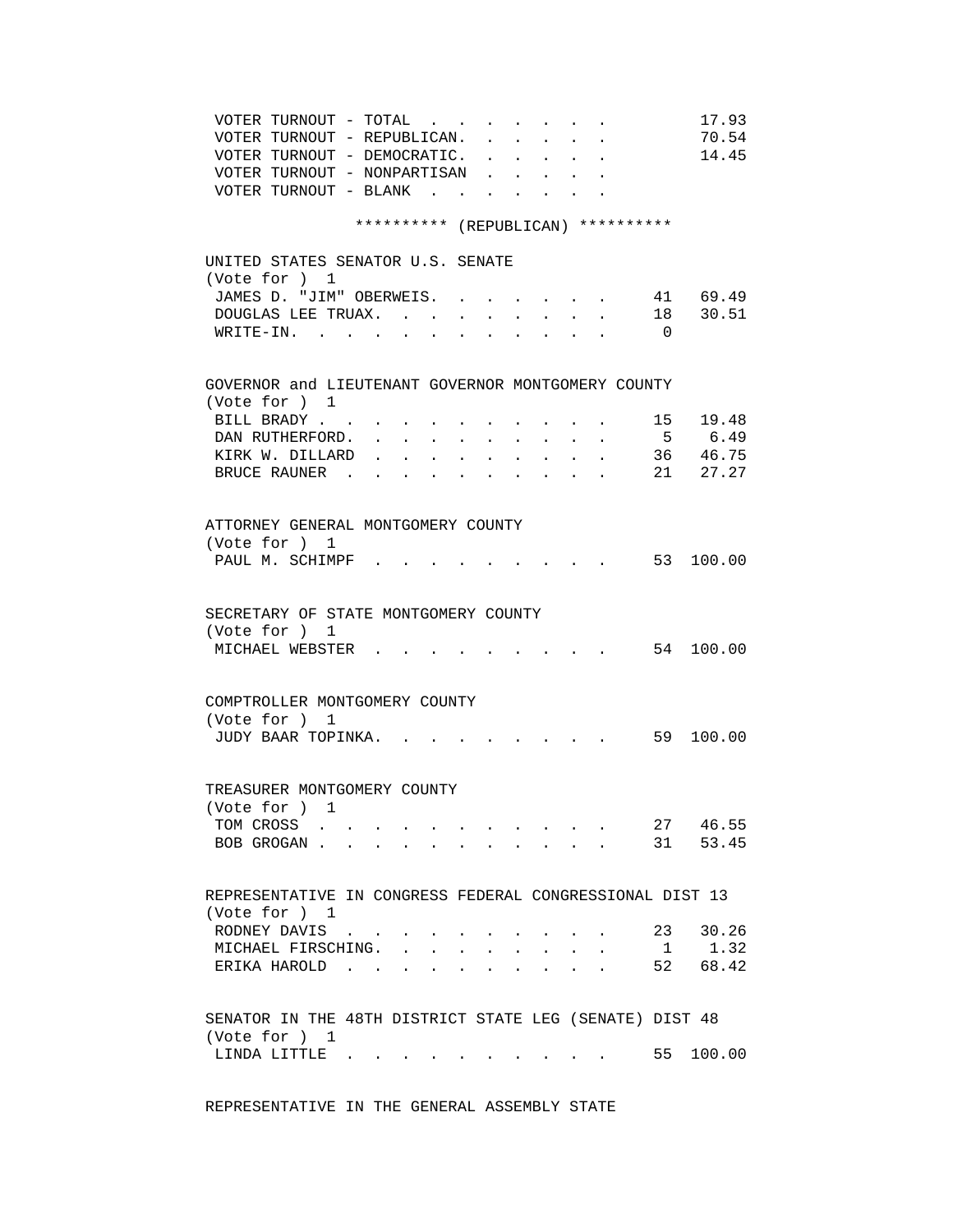| | | |
|---|---|---|
| VOTER TURNOUT - TOTAL | | 17.93 |
| VOTER TURNOUT - REPUBLICAN | | 70.54 |
| VOTER TURNOUT - DEMOCRATIC | | 14.45 |
| VOTER TURNOUT - NONPARTISAN | | |
| VOTER TURNOUT - BLANK | | |

********** (REPUBLICAN) **********

UNITED STATES SENATOR U.S. SENATE
(Vote for ) 1

| Candidate | Votes | Percent |
|---|---|---|
| JAMES D. "JIM" OBERWEIS | 41 | 69.49 |
| DOUGLAS LEE TRUAX | 18 | 30.51 |
| WRITE-IN | 0 | |

GOVERNOR and LIEUTENANT GOVERNOR MONTGOMERY COUNTY
(Vote for ) 1

| Candidate | Votes | Percent |
|---|---|---|
| BILL BRADY | 15 | 19.48 |
| DAN RUTHERFORD | 5 | 6.49 |
| KIRK W. DILLARD | 36 | 46.75 |
| BRUCE RAUNER | 21 | 27.27 |

ATTORNEY GENERAL MONTGOMERY COUNTY
(Vote for ) 1

| Candidate | Votes | Percent |
|---|---|---|
| PAUL M. SCHIMPF | 53 | 100.00 |

SECRETARY OF STATE MONTGOMERY COUNTY
(Vote for ) 1

| Candidate | Votes | Percent |
|---|---|---|
| MICHAEL WEBSTER | 54 | 100.00 |

COMPTROLLER MONTGOMERY COUNTY
(Vote for ) 1

| Candidate | Votes | Percent |
|---|---|---|
| JUDY BAAR TOPINKA | 59 | 100.00 |

TREASURER MONTGOMERY COUNTY
(Vote for ) 1

| Candidate | Votes | Percent |
|---|---|---|
| TOM CROSS | 27 | 46.55 |
| BOB GROGAN | 31 | 53.45 |

REPRESENTATIVE IN CONGRESS FEDERAL CONGRESSIONAL DIST 13
(Vote for ) 1

| Candidate | Votes | Percent |
|---|---|---|
| RODNEY DAVIS | 23 | 30.26 |
| MICHAEL FIRSCHING | 1 | 1.32 |
| ERIKA HAROLD | 52 | 68.42 |

SENATOR IN THE 48TH DISTRICT STATE LEG (SENATE) DIST 48
(Vote for ) 1

| Candidate | Votes | Percent |
|---|---|---|
| LINDA LITTLE | 55 | 100.00 |

REPRESENTATIVE IN THE GENERAL ASSEMBLY STATE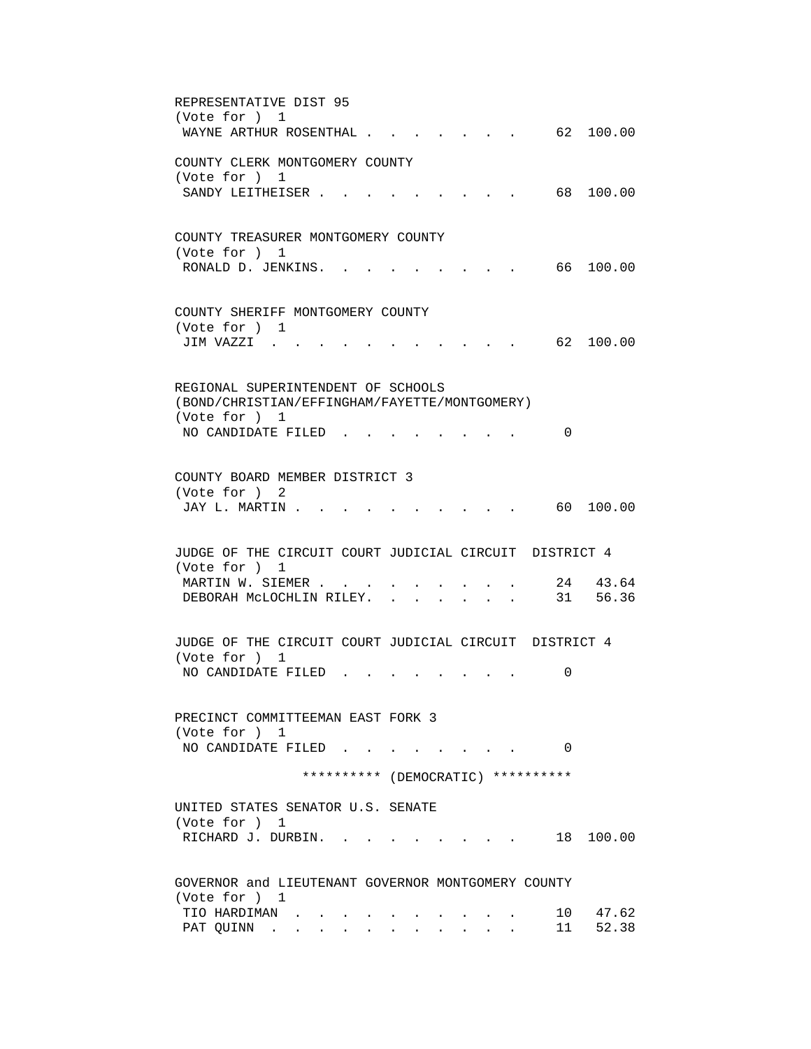REPRESENTATIVE DIST 95
(Vote for ) 1

| | | |
|---|---|---|
| WAYNE ARTHUR ROSENTHAL | 62 | 100.00 |

COUNTY CLERK MONTGOMERY COUNTY
(Vote for ) 1

| | | |
|---|---|---|
| SANDY LEITHEISER | 68 | 100.00 |

COUNTY TREASURER MONTGOMERY COUNTY
(Vote for ) 1

| | | |
|---|---|---|
| RONALD D. JENKINS | 66 | 100.00 |

COUNTY SHERIFF MONTGOMERY COUNTY
(Vote for ) 1

| | | |
|---|---|---|
| JIM VAZZI | 62 | 100.00 |

REGIONAL SUPERINTENDENT OF SCHOOLS
(BOND/CHRISTIAN/EFFINGHAM/FAYETTE/MONTGOMERY)
(Vote for ) 1

| | | |
|---|---|---|
| NO CANDIDATE FILED | 0 | |

COUNTY BOARD MEMBER DISTRICT 3
(Vote for ) 2

| | | |
|---|---|---|
| JAY L. MARTIN | 60 | 100.00 |

JUDGE OF THE CIRCUIT COURT JUDICIAL CIRCUIT DISTRICT 4
(Vote for ) 1

| | | |
|---|---|---|
| MARTIN W. SIEMER | 24 | 43.64 |
| DEBORAH McLOCHLIN RILEY | 31 | 56.36 |

JUDGE OF THE CIRCUIT COURT JUDICIAL CIRCUIT DISTRICT 4
(Vote for ) 1

| | | |
|---|---|---|
| NO CANDIDATE FILED | 0 | |

PRECINCT COMMITTEEMAN EAST FORK 3
(Vote for ) 1

| | | |
|---|---|---|
| NO CANDIDATE FILED | 0 | |

********** (DEMOCRATIC) **********

UNITED STATES SENATOR U.S. SENATE
(Vote for ) 1

| | | |
|---|---|---|
| RICHARD J. DURBIN | 18 | 100.00 |

GOVERNOR and LIEUTENANT GOVERNOR MONTGOMERY COUNTY
(Vote for ) 1

| | | |
|---|---|---|
| TIO HARDIMAN | 10 | 47.62 |
| PAT QUINN | 11 | 52.38 |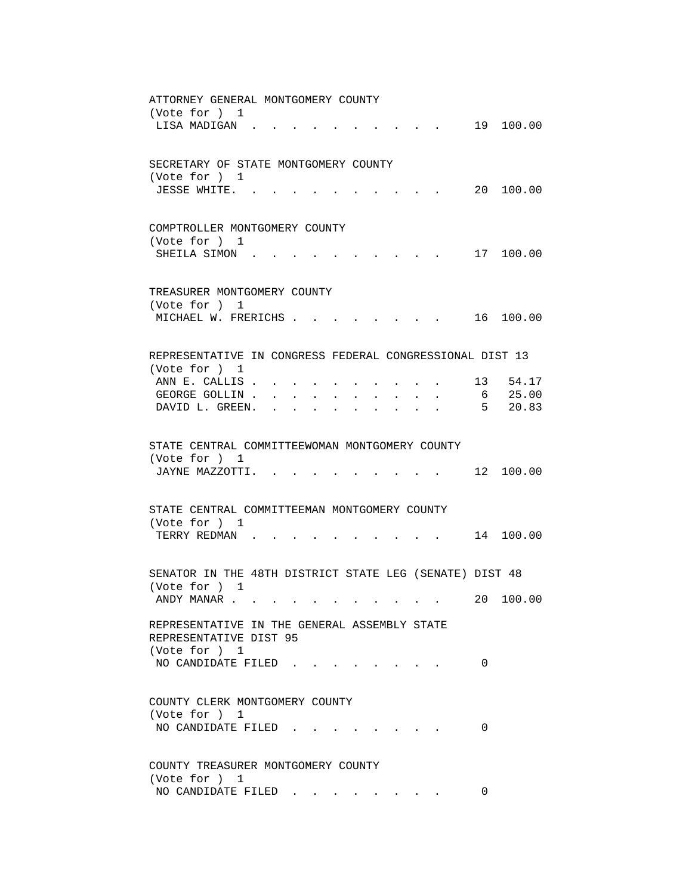ATTORNEY GENERAL MONTGOMERY COUNTY
(Vote for ) 1

| | | |
|---|---|---|
| LISA MADIGAN | 19 | 100.00 |

SECRETARY OF STATE MONTGOMERY COUNTY
(Vote for ) 1

| | | |
|---|---|---|
| JESSE WHITE | 20 | 100.00 |

COMPTROLLER MONTGOMERY COUNTY
(Vote for ) 1

| | | |
|---|---|---|
| SHEILA SIMON | 17 | 100.00 |

TREASURER MONTGOMERY COUNTY
(Vote for ) 1

| | | |
|---|---|---|
| MICHAEL W. FRERICHS | 16 | 100.00 |

REPRESENTATIVE IN CONGRESS FEDERAL CONGRESSIONAL DIST 13
(Vote for ) 1

| | | |
|---|---|---|
| ANN E. CALLIS | 13 | 54.17 |
| GEORGE GOLLIN | 6 | 25.00 |
| DAVID L. GREEN | 5 | 20.83 |

STATE CENTRAL COMMITTEEWOMAN MONTGOMERY COUNTY
(Vote for ) 1

| | | |
|---|---|---|
| JAYNE MAZZOTTI | 12 | 100.00 |

STATE CENTRAL COMMITTEEMAN MONTGOMERY COUNTY
(Vote for ) 1

| | | |
|---|---|---|
| TERRY REDMAN | 14 | 100.00 |

SENATOR IN THE 48TH DISTRICT STATE LEG (SENATE) DIST 48
(Vote for ) 1

| | | |
|---|---|---|
| ANDY MANAR | 20 | 100.00 |

REPRESENTATIVE IN THE GENERAL ASSEMBLY STATE REPRESENTATIVE DIST 95
(Vote for ) 1

| | |
|---|---|
| NO CANDIDATE FILED | 0 |

COUNTY CLERK MONTGOMERY COUNTY
(Vote for ) 1

| | |
|---|---|
| NO CANDIDATE FILED | 0 |

COUNTY TREASURER MONTGOMERY COUNTY
(Vote for ) 1

| | |
|---|---|
| NO CANDIDATE FILED | 0 |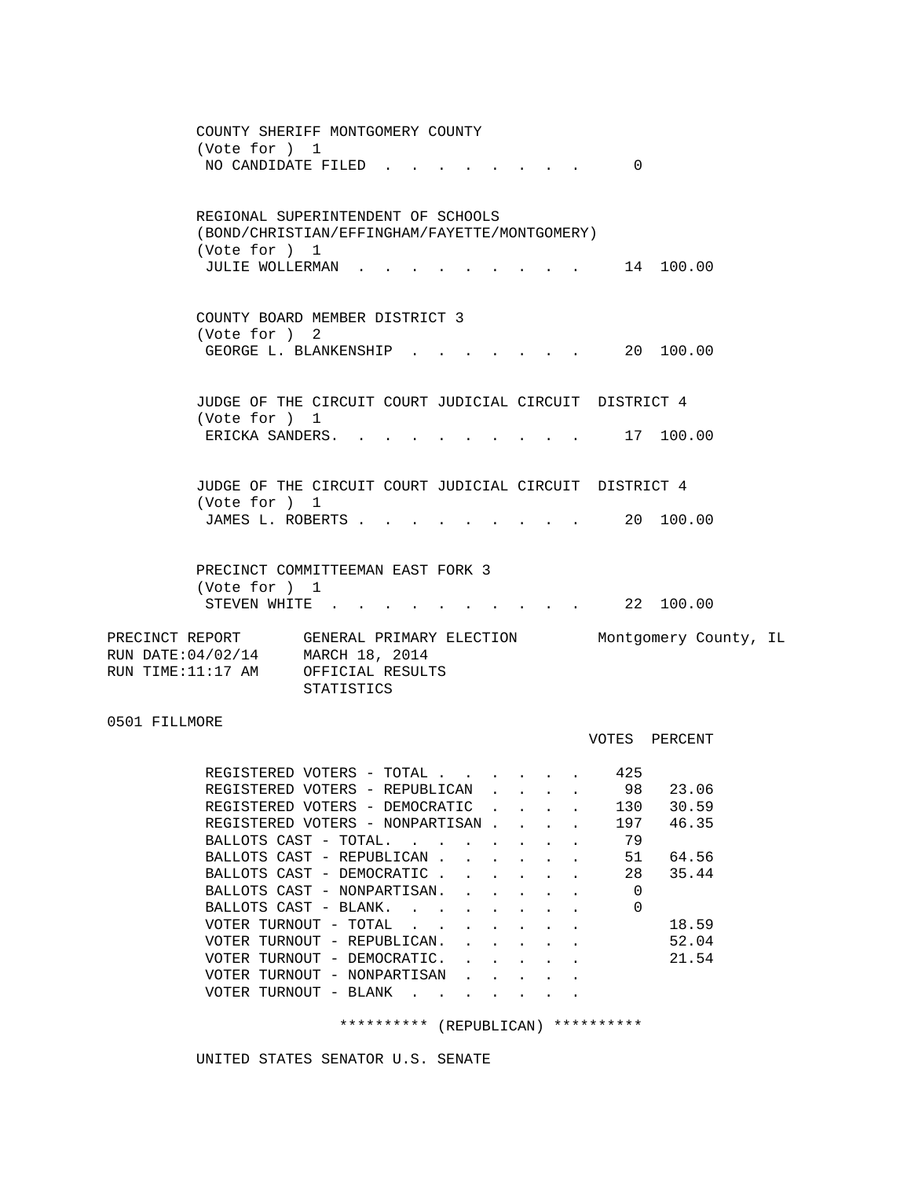COUNTY SHERIFF MONTGOMERY COUNTY
(Vote for ) 1

| Candidate | Votes | Percent |
|---|---|---|
| NO CANDIDATE FILED | 0 | |

REGIONAL SUPERINTENDENT OF SCHOOLS
(BOND/CHRISTIAN/EFFINGHAM/FAYETTE/MONTGOMERY)
(Vote for ) 1

| Candidate | Votes | Percent |
|---|---|---|
| JULIE WOLLERMAN | 14 | 100.00 |

COUNTY BOARD MEMBER DISTRICT 3
(Vote for ) 2

| Candidate | Votes | Percent |
|---|---|---|
| GEORGE L. BLANKENSHIP | 20 | 100.00 |

JUDGE OF THE CIRCUIT COURT JUDICIAL CIRCUIT DISTRICT 4
(Vote for ) 1

| Candidate | Votes | Percent |
|---|---|---|
| ERICKA SANDERS. | 17 | 100.00 |

JUDGE OF THE CIRCUIT COURT JUDICIAL CIRCUIT DISTRICT 4
(Vote for ) 1

| Candidate | Votes | Percent |
|---|---|---|
| JAMES L. ROBERTS | 20 | 100.00 |

PRECINCT COMMITTEEMAN EAST FORK 3
(Vote for ) 1

| Candidate | Votes | Percent |
|---|---|---|
| STEVEN WHITE | 22 | 100.00 |

PRECINCT REPORT — GENERAL PRIMARY ELECTION — Montgomery County, IL
RUN DATE:04/02/14 — MARCH 18, 2014
RUN TIME:11:17 AM — OFFICIAL RESULTS
STATISTICS

0501 FILLMORE

| | VOTES | PERCENT |
|---|---|---|
| REGISTERED VOTERS - TOTAL | 425 | |
| REGISTERED VOTERS - REPUBLICAN | 98 | 23.06 |
| REGISTERED VOTERS - DEMOCRATIC | 130 | 30.59 |
| REGISTERED VOTERS - NONPARTISAN | 197 | 46.35 |
| BALLOTS CAST - TOTAL. | 79 | |
| BALLOTS CAST - REPUBLICAN | 51 | 64.56 |
| BALLOTS CAST - DEMOCRATIC | 28 | 35.44 |
| BALLOTS CAST - NONPARTISAN. | 0 | |
| BALLOTS CAST - BLANK. | 0 | |
| VOTER TURNOUT - TOTAL | | 18.59 |
| VOTER TURNOUT - REPUBLICAN. | | 52.04 |
| VOTER TURNOUT - DEMOCRATIC. | | 21.54 |
| VOTER TURNOUT - NONPARTISAN | | |
| VOTER TURNOUT - BLANK | | |

********** (REPUBLICAN) **********

UNITED STATES SENATOR U.S. SENATE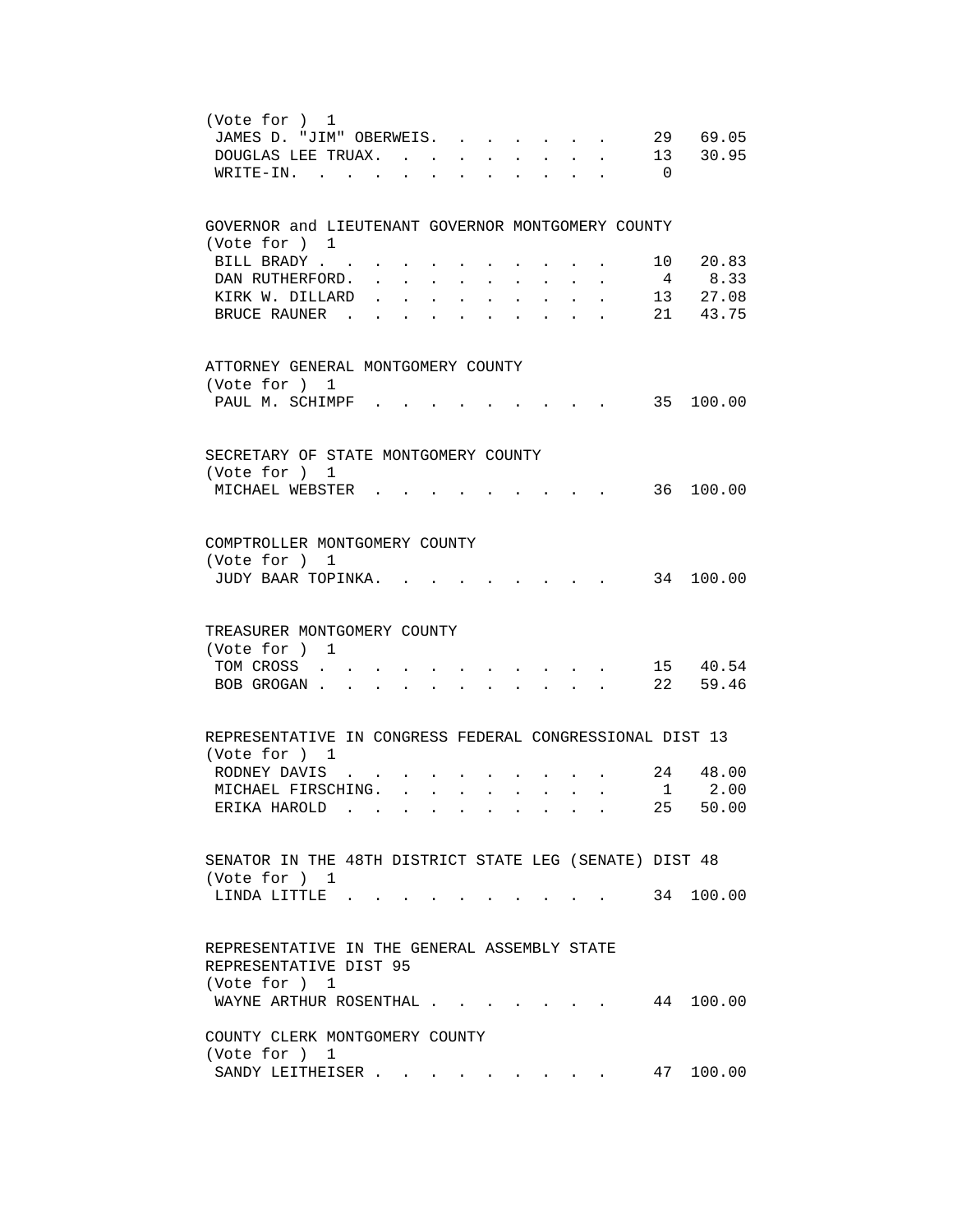(Vote for ) 1

| | | |
|---|---|---|
| JAMES D. "JIM" OBERWEIS | 29 | 69.05 |
| DOUGLAS LEE TRUAX | 13 | 30.95 |
| WRITE-IN | 0 | |

GOVERNOR and LIEUTENANT GOVERNOR MONTGOMERY COUNTY

(Vote for ) 1

| | | |
|---|---|---|
| BILL BRADY | 10 | 20.83 |
| DAN RUTHERFORD | 4 | 8.33 |
| KIRK W. DILLARD | 13 | 27.08 |
| BRUCE RAUNER | 21 | 43.75 |

ATTORNEY GENERAL MONTGOMERY COUNTY

(Vote for ) 1

| | | |
|---|---|---|
| PAUL M. SCHIMPF | 35 | 100.00 |

SECRETARY OF STATE MONTGOMERY COUNTY

(Vote for ) 1

| | | |
|---|---|---|
| MICHAEL WEBSTER | 36 | 100.00 |

COMPTROLLER MONTGOMERY COUNTY

(Vote for ) 1

| | | |
|---|---|---|
| JUDY BAAR TOPINKA | 34 | 100.00 |

TREASURER MONTGOMERY COUNTY

(Vote for ) 1

| | | |
|---|---|---|
| TOM CROSS | 15 | 40.54 |
| BOB GROGAN | 22 | 59.46 |

REPRESENTATIVE IN CONGRESS FEDERAL CONGRESSIONAL DIST 13

(Vote for ) 1

| | | |
|---|---|---|
| RODNEY DAVIS | 24 | 48.00 |
| MICHAEL FIRSCHING | 1 | 2.00 |
| ERIKA HAROLD | 25 | 50.00 |

SENATOR IN THE 48TH DISTRICT STATE LEG (SENATE) DIST 48

(Vote for ) 1

| | | |
|---|---|---|
| LINDA LITTLE | 34 | 100.00 |

REPRESENTATIVE IN THE GENERAL ASSEMBLY STATE REPRESENTATIVE DIST 95

(Vote for ) 1

| | | |
|---|---|---|
| WAYNE ARTHUR ROSENTHAL | 44 | 100.00 |

COUNTY CLERK MONTGOMERY COUNTY

(Vote for ) 1

| | | |
|---|---|---|
| SANDY LEITHEISER | 47 | 100.00 |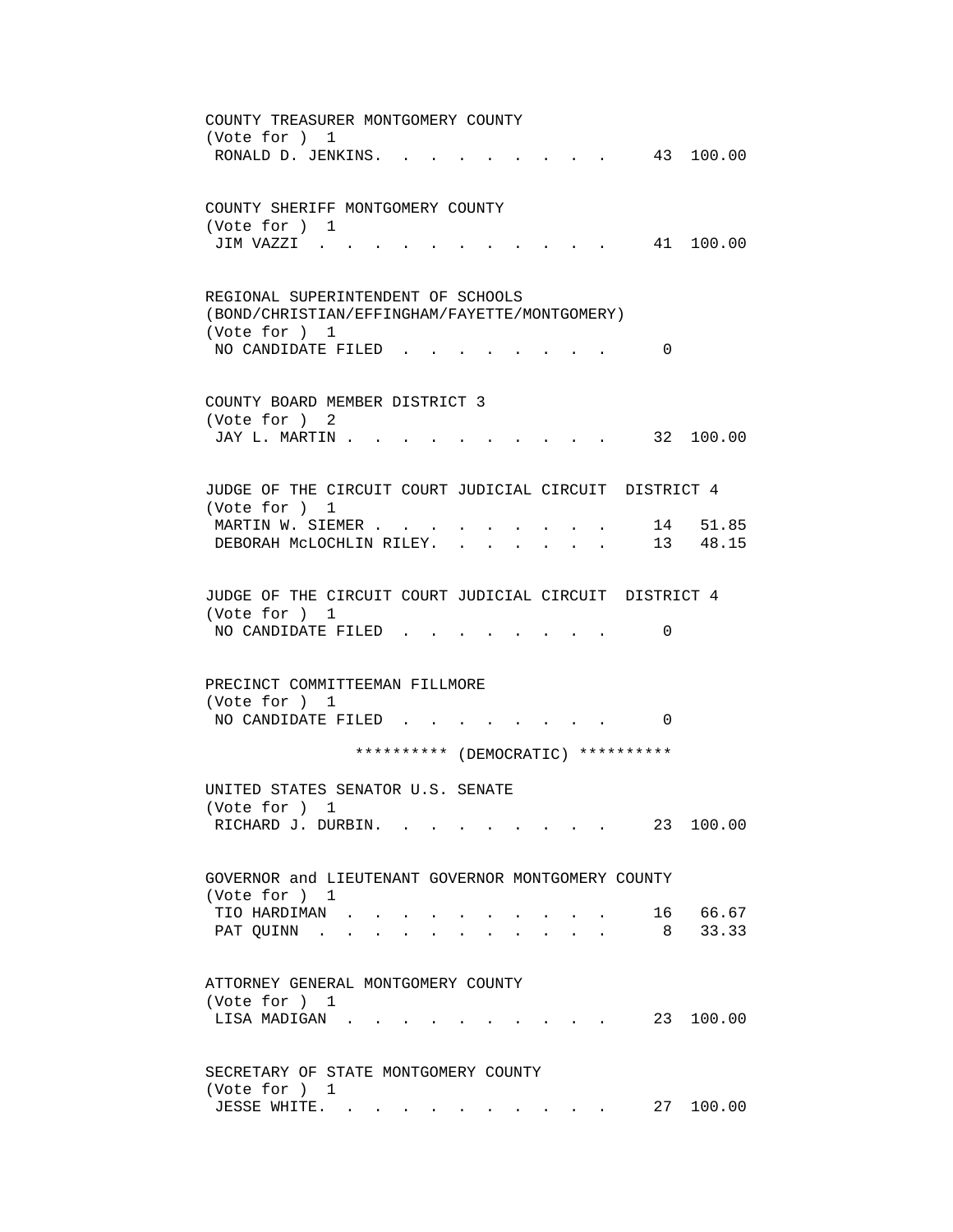COUNTY TREASURER MONTGOMERY COUNTY
(Vote for ) 1

| Candidate | Votes | Percent |
|---|---|---|
| RONALD D. JENKINS | 43 | 100.00 |

COUNTY SHERIFF MONTGOMERY COUNTY
(Vote for ) 1

| Candidate | Votes | Percent |
|---|---|---|
| JIM VAZZI | 41 | 100.00 |

REGIONAL SUPERINTENDENT OF SCHOOLS
(BOND/CHRISTIAN/EFFINGHAM/FAYETTE/MONTGOMERY)
(Vote for ) 1

| Candidate | Votes | Percent |
|---|---|---|
| NO CANDIDATE FILED | 0 | |

COUNTY BOARD MEMBER DISTRICT 3
(Vote for ) 2

| Candidate | Votes | Percent |
|---|---|---|
| JAY L. MARTIN | 32 | 100.00 |

JUDGE OF THE CIRCUIT COURT JUDICIAL CIRCUIT DISTRICT 4
(Vote for ) 1

| Candidate | Votes | Percent |
|---|---|---|
| MARTIN W. SIEMER | 14 | 51.85 |
| DEBORAH McLOCHLIN RILEY | 13 | 48.15 |

JUDGE OF THE CIRCUIT COURT JUDICIAL CIRCUIT DISTRICT 4
(Vote for ) 1

| Candidate | Votes | Percent |
|---|---|---|
| NO CANDIDATE FILED | 0 | |

PRECINCT COMMITTEEMAN FILLMORE
(Vote for ) 1

| Candidate | Votes | Percent |
|---|---|---|
| NO CANDIDATE FILED | 0 | |

********** (DEMOCRATIC) **********

UNITED STATES SENATOR U.S. SENATE
(Vote for ) 1

| Candidate | Votes | Percent |
|---|---|---|
| RICHARD J. DURBIN | 23 | 100.00 |

GOVERNOR and LIEUTENANT GOVERNOR MONTGOMERY COUNTY
(Vote for ) 1

| Candidate | Votes | Percent |
|---|---|---|
| TIO HARDIMAN | 16 | 66.67 |
| PAT QUINN | 8 | 33.33 |

ATTORNEY GENERAL MONTGOMERY COUNTY
(Vote for ) 1

| Candidate | Votes | Percent |
|---|---|---|
| LISA MADIGAN | 23 | 100.00 |

SECRETARY OF STATE MONTGOMERY COUNTY
(Vote for ) 1

| Candidate | Votes | Percent |
|---|---|---|
| JESSE WHITE | 27 | 100.00 |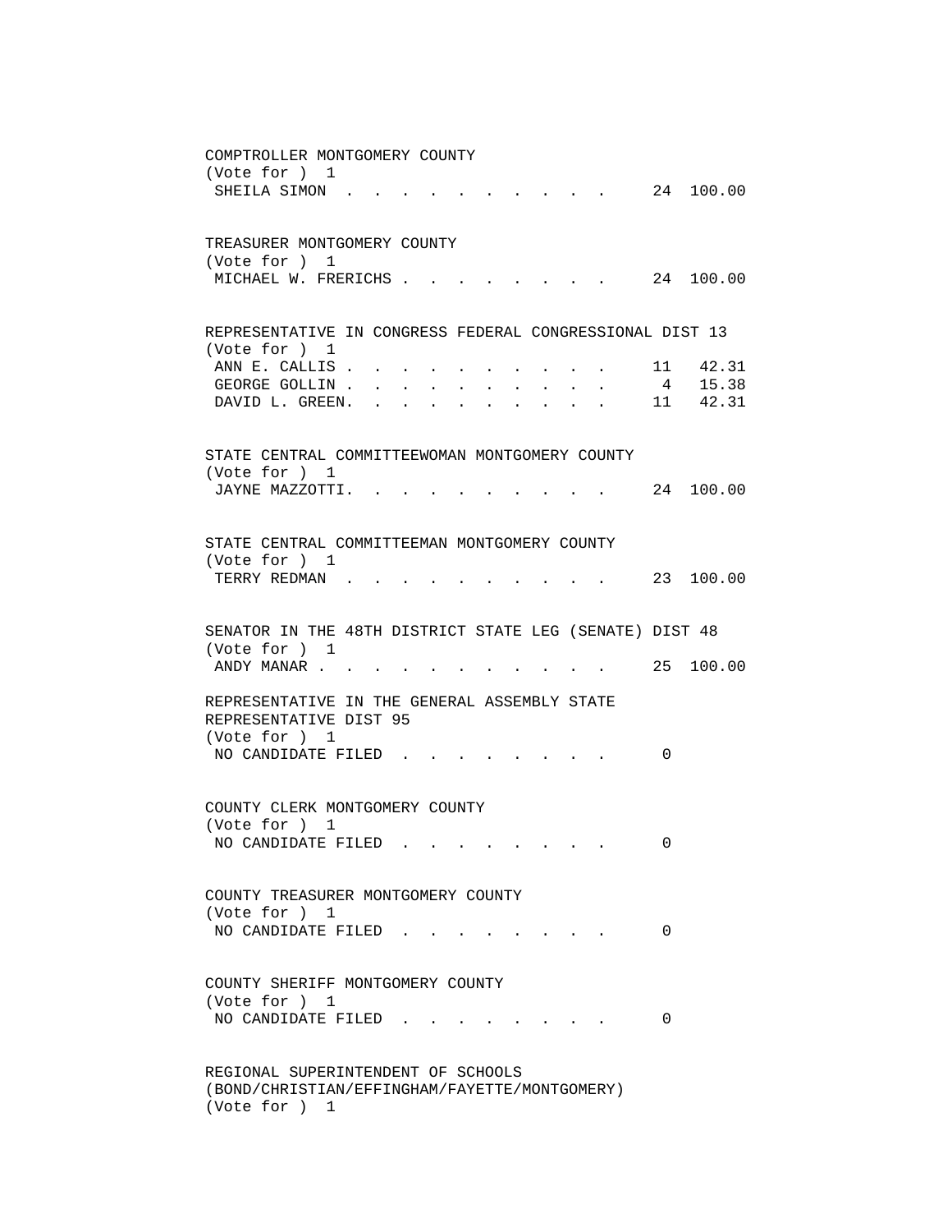COMPTROLLER MONTGOMERY COUNTY
(Vote for ) 1

| Candidate | Votes | Percent |
|---|---|---|
| SHEILA SIMON | 24 | 100.00 |

TREASURER MONTGOMERY COUNTY
(Vote for ) 1

| Candidate | Votes | Percent |
|---|---|---|
| MICHAEL W. FRERICHS | 24 | 100.00 |

REPRESENTATIVE IN CONGRESS FEDERAL CONGRESSIONAL DIST 13
(Vote for ) 1

| Candidate | Votes | Percent |
|---|---|---|
| ANN E. CALLIS | 11 | 42.31 |
| GEORGE GOLLIN | 4 | 15.38 |
| DAVID L. GREEN | 11 | 42.31 |

STATE CENTRAL COMMITTEEWOMAN MONTGOMERY COUNTY
(Vote for ) 1

| Candidate | Votes | Percent |
|---|---|---|
| JAYNE MAZZOTTI | 24 | 100.00 |

STATE CENTRAL COMMITTEEMAN MONTGOMERY COUNTY
(Vote for ) 1

| Candidate | Votes | Percent |
|---|---|---|
| TERRY REDMAN | 23 | 100.00 |

SENATOR IN THE 48TH DISTRICT STATE LEG (SENATE) DIST 48
(Vote for ) 1

| Candidate | Votes | Percent |
|---|---|---|
| ANDY MANAR | 25 | 100.00 |

REPRESENTATIVE IN THE GENERAL ASSEMBLY STATE
REPRESENTATIVE DIST 95
(Vote for ) 1

| Candidate | Votes | Percent |
|---|---|---|
| NO CANDIDATE FILED | 0 | |

COUNTY CLERK MONTGOMERY COUNTY
(Vote for ) 1

| Candidate | Votes | Percent |
|---|---|---|
| NO CANDIDATE FILED | 0 | |

COUNTY TREASURER MONTGOMERY COUNTY
(Vote for ) 1

| Candidate | Votes | Percent |
|---|---|---|
| NO CANDIDATE FILED | 0 | |

COUNTY SHERIFF MONTGOMERY COUNTY
(Vote for ) 1

| Candidate | Votes | Percent |
|---|---|---|
| NO CANDIDATE FILED | 0 | |

REGIONAL SUPERINTENDENT OF SCHOOLS
(BOND/CHRISTIAN/EFFINGHAM/FAYETTE/MONTGOMERY)
(Vote for ) 1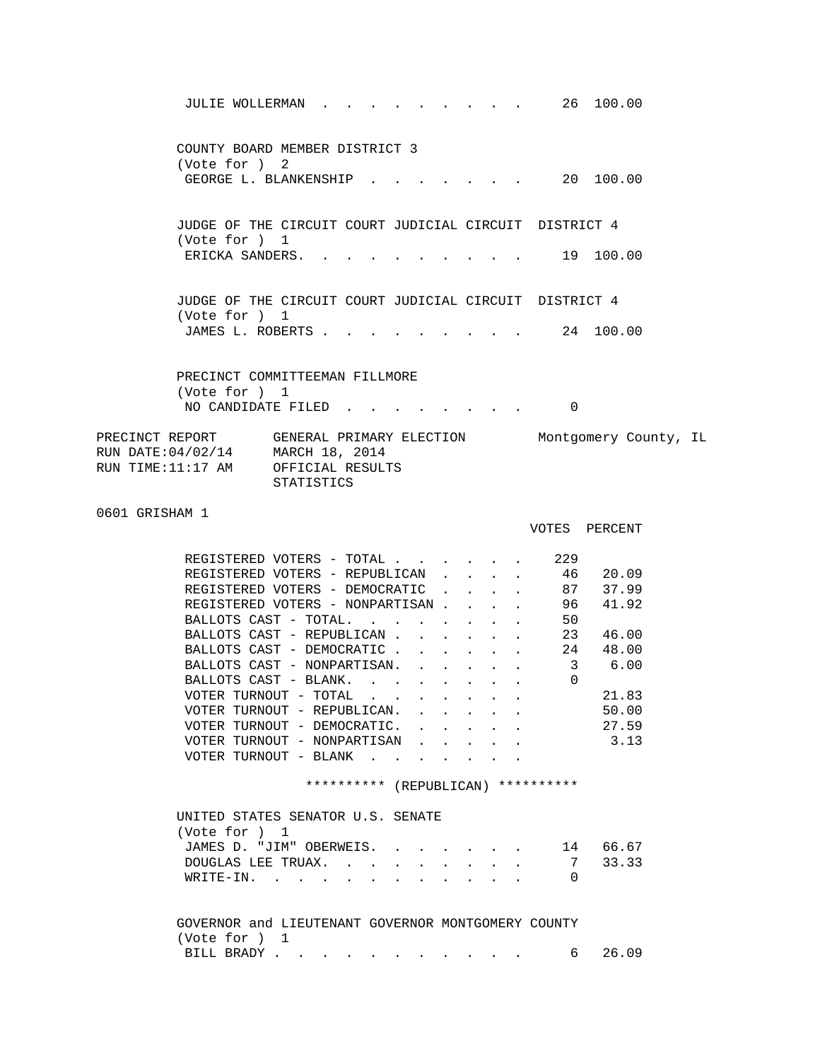JULIE WOLLERMAN . . . . . . . . . . 26 100.00

COUNTY BOARD MEMBER DISTRICT 3
(Vote for ) 2

| | VOTES | PERCENT |
|---|---|---|
| GEORGE L. BLANKENSHIP . . . . . . . . | 20 | 100.00 |

JUDGE OF THE CIRCUIT COURT JUDICIAL CIRCUIT DISTRICT 4
(Vote for ) 1

| | VOTES | PERCENT |
|---|---|---|
| ERICKA SANDERS. . . . . . . . . . . | 19 | 100.00 |

JUDGE OF THE CIRCUIT COURT JUDICIAL CIRCUIT DISTRICT 4
(Vote for ) 1

| | VOTES | PERCENT |
|---|---|---|
| JAMES L. ROBERTS . . . . . . . . . . | 24 | 100.00 |

PRECINCT COMMITTEEMAN FILLMORE
(Vote for ) 1

| | VOTES | PERCENT |
|---|---|---|
| NO CANDIDATE FILED . . . . . . . . | 0 | |

PRECINCT REPORT GENERAL PRIMARY ELECTION Montgomery County, IL
RUN DATE:04/02/14 MARCH 18, 2014
RUN TIME:11:17 AM OFFICIAL RESULTS
STATISTICS

0601 GRISHAM 1

| | VOTES | PERCENT |
|---|---|---|
| REGISTERED VOTERS - TOTAL . . . . . . . | 229 | |
| REGISTERED VOTERS - REPUBLICAN . . . . | 46 | 20.09 |
| REGISTERED VOTERS - DEMOCRATIC . . . . | 87 | 37.99 |
| REGISTERED VOTERS - NONPARTISAN . . . . | 96 | 41.92 |
| BALLOTS CAST - TOTAL. . . . . . . . | 50 | |
| BALLOTS CAST - REPUBLICAN . . . . . . | 23 | 46.00 |
| BALLOTS CAST - DEMOCRATIC . . . . . . | 24 | 48.00 |
| BALLOTS CAST - NONPARTISAN. . . . . . | 3 | 6.00 |
| BALLOTS CAST - BLANK. . . . . . . . | 0 | |
| VOTER TURNOUT - TOTAL . . . . . . . | | 21.83 |
| VOTER TURNOUT - REPUBLICAN. . . . . . | | 50.00 |
| VOTER TURNOUT - DEMOCRATIC. . . . . . | | 27.59 |
| VOTER TURNOUT - NONPARTISAN . . . . . | | 3.13 |
| VOTER TURNOUT - BLANK . . . . . . . | | |

********** (REPUBLICAN) **********

UNITED STATES SENATOR U.S. SENATE
(Vote for ) 1

| | VOTES | PERCENT |
|---|---|---|
| JAMES D. "JIM" OBERWEIS. . . . . . . | 14 | 66.67 |
| DOUGLAS LEE TRUAX. . . . . . . . . | 7 | 33.33 |
| WRITE-IN. . . . . . . . . . . . . | 0 | |

GOVERNOR and LIEUTENANT GOVERNOR MONTGOMERY COUNTY
(Vote for ) 1

| | VOTES | PERCENT |
|---|---|---|
| BILL BRADY . . . . . . . . . . . . | 6 | 26.09 |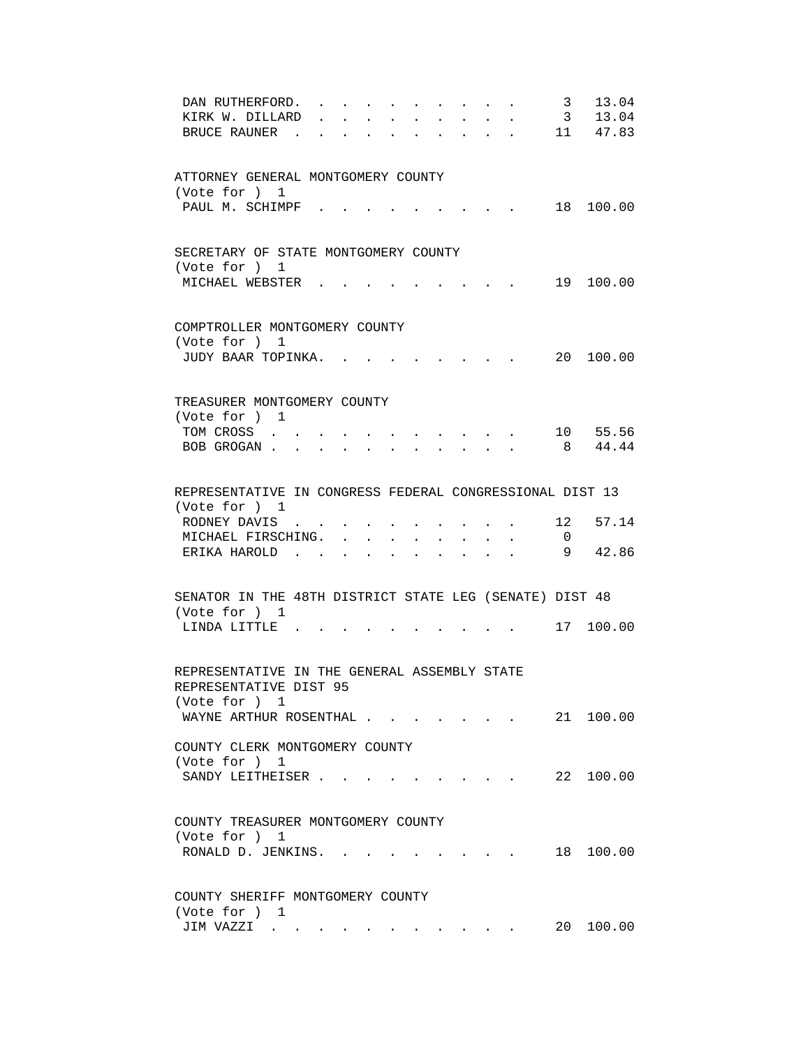| | | |
|---|---|---|
| DAN RUTHERFORD | 3 | 13.04 |
| KIRK W. DILLARD | 3 | 13.04 |
| BRUCE RAUNER | 11 | 47.83 |

ATTORNEY GENERAL MONTGOMERY COUNTY
(Vote for ) 1

| | | |
|---|---|---|
| PAUL M. SCHIMPF | 18 | 100.00 |

SECRETARY OF STATE MONTGOMERY COUNTY
(Vote for ) 1

| | | |
|---|---|---|
| MICHAEL WEBSTER | 19 | 100.00 |

COMPTROLLER MONTGOMERY COUNTY
(Vote for ) 1

| | | |
|---|---|---|
| JUDY BAAR TOPINKA | 20 | 100.00 |

TREASURER MONTGOMERY COUNTY
(Vote for ) 1

| | | |
|---|---|---|
| TOM CROSS | 10 | 55.56 |
| BOB GROGAN | 8 | 44.44 |

REPRESENTATIVE IN CONGRESS FEDERAL CONGRESSIONAL DIST 13
(Vote for ) 1

| | | |
|---|---|---|
| RODNEY DAVIS | 12 | 57.14 |
| MICHAEL FIRSCHING | 0 | |
| ERIKA HAROLD | 9 | 42.86 |

SENATOR IN THE 48TH DISTRICT STATE LEG (SENATE) DIST 48
(Vote for ) 1

| | | |
|---|---|---|
| LINDA LITTLE | 17 | 100.00 |

REPRESENTATIVE IN THE GENERAL ASSEMBLY STATE REPRESENTATIVE DIST 95
(Vote for ) 1

| | | |
|---|---|---|
| WAYNE ARTHUR ROSENTHAL | 21 | 100.00 |

COUNTY CLERK MONTGOMERY COUNTY
(Vote for ) 1

| | | |
|---|---|---|
| SANDY LEITHEISER | 22 | 100.00 |

COUNTY TREASURER MONTGOMERY COUNTY
(Vote for ) 1

| | | |
|---|---|---|
| RONALD D. JENKINS | 18 | 100.00 |

COUNTY SHERIFF MONTGOMERY COUNTY
(Vote for ) 1

| | | |
|---|---|---|
| JIM VAZZI | 20 | 100.00 |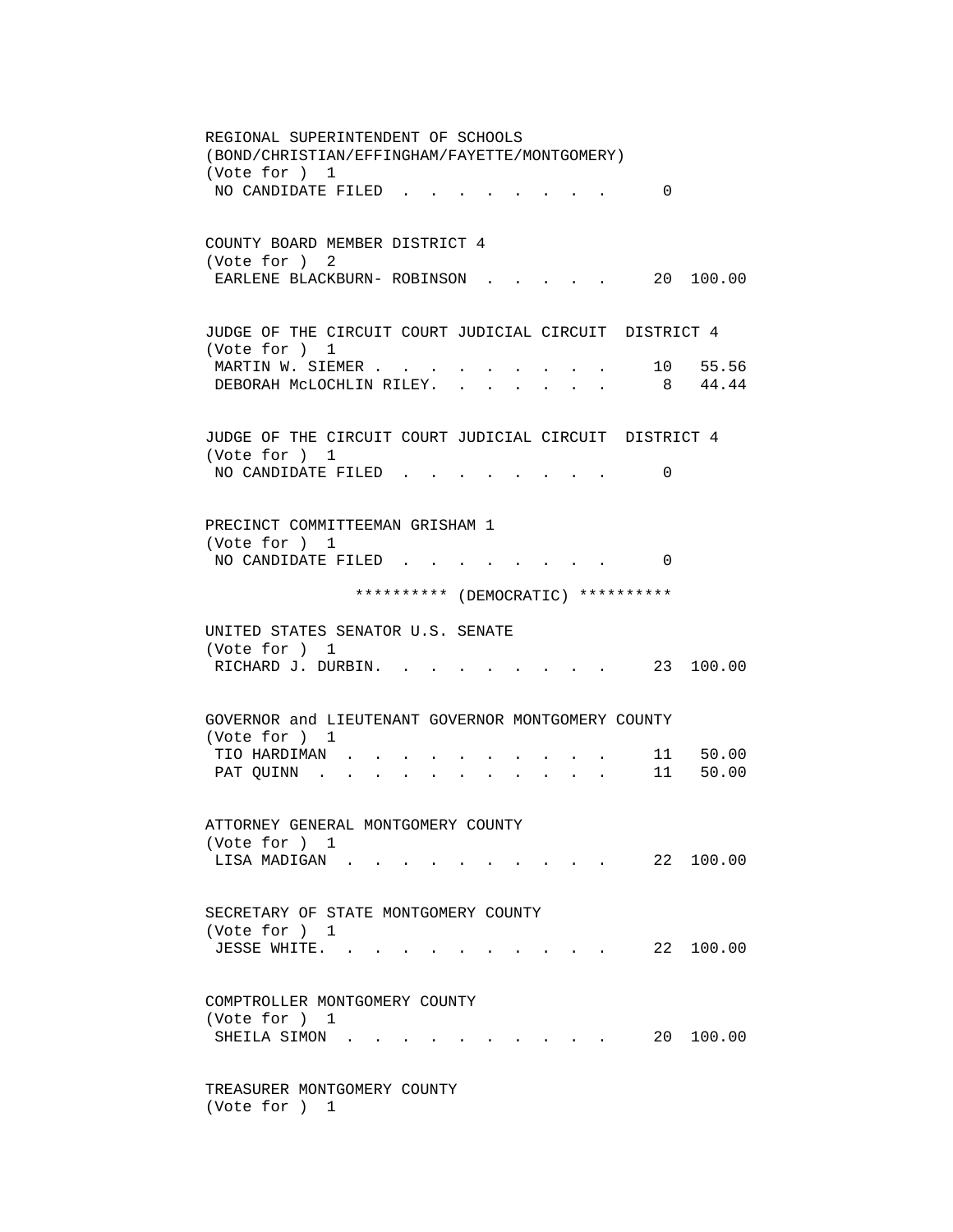REGIONAL SUPERINTENDENT OF SCHOOLS
(BOND/CHRISTIAN/EFFINGHAM/FAYETTE/MONTGOMERY)
(Vote for ) 1

| | | |
|---|---|---|
| NO CANDIDATE FILED | 0 | |

COUNTY BOARD MEMBER DISTRICT 4
(Vote for ) 2

| | | |
|---|---|---|
| EARLENE BLACKBURN- ROBINSON | 20 | 100.00 |

JUDGE OF THE CIRCUIT COURT JUDICIAL CIRCUIT DISTRICT 4
(Vote for ) 1

| | | |
|---|---|---|
| MARTIN W. SIEMER | 10 | 55.56 |
| DEBORAH McLOCHLIN RILEY. | 8 | 44.44 |

JUDGE OF THE CIRCUIT COURT JUDICIAL CIRCUIT DISTRICT 4
(Vote for ) 1

| | | |
|---|---|---|
| NO CANDIDATE FILED | 0 | |

PRECINCT COMMITTEEMAN GRISHAM 1
(Vote for ) 1

| | | |
|---|---|---|
| NO CANDIDATE FILED | 0 | |

********** (DEMOCRATIC) **********

UNITED STATES SENATOR U.S. SENATE
(Vote for ) 1

| | | |
|---|---|---|
| RICHARD J. DURBIN. | 23 | 100.00 |

GOVERNOR and LIEUTENANT GOVERNOR MONTGOMERY COUNTY
(Vote for ) 1

| | | |
|---|---|---|
| TIO HARDIMAN | 11 | 50.00 |
| PAT QUINN | 11 | 50.00 |

ATTORNEY GENERAL MONTGOMERY COUNTY
(Vote for ) 1

| | | |
|---|---|---|
| LISA MADIGAN | 22 | 100.00 |

SECRETARY OF STATE MONTGOMERY COUNTY
(Vote for ) 1

| | | |
|---|---|---|
| JESSE WHITE. | 22 | 100.00 |

COMPTROLLER MONTGOMERY COUNTY
(Vote for ) 1

| | | |
|---|---|---|
| SHEILA SIMON | 20 | 100.00 |

TREASURER MONTGOMERY COUNTY
(Vote for ) 1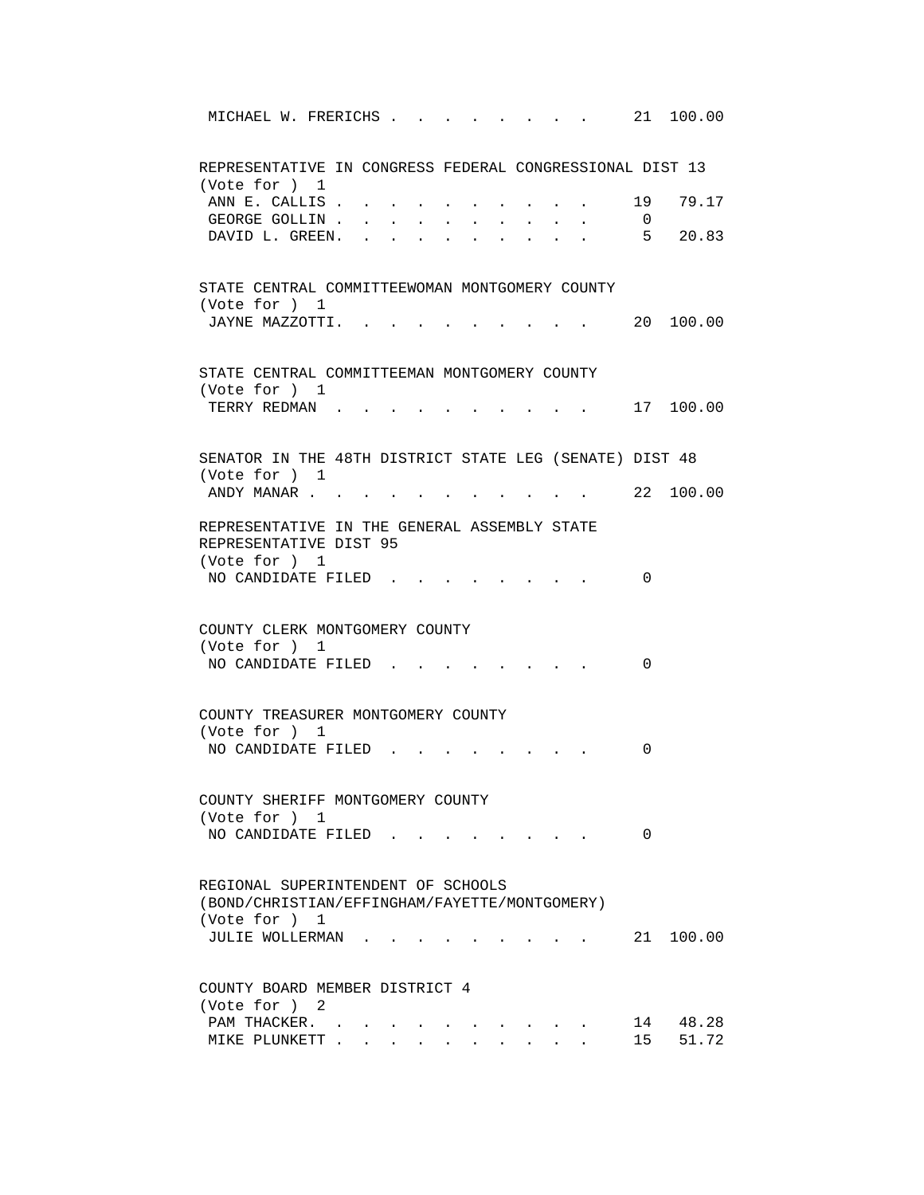MICHAEL W. FRERICHS . . . . . . . . . . 21 100.00

REPRESENTATIVE IN CONGRESS FEDERAL CONGRESSIONAL DIST 13
(Vote for ) 1

| Candidate | Votes | Percent |
|---|---|---|
| ANN E. CALLIS | 19 | 79.17 |
| GEORGE GOLLIN | 0 | |
| DAVID L. GREEN. | 5 | 20.83 |

STATE CENTRAL COMMITTEEWOMAN MONTGOMERY COUNTY
(Vote for ) 1

| Candidate | Votes | Percent |
|---|---|---|
| JAYNE MAZZOTTI. | 20 | 100.00 |

STATE CENTRAL COMMITTEEMAN MONTGOMERY COUNTY
(Vote for ) 1

| Candidate | Votes | Percent |
|---|---|---|
| TERRY REDMAN | 17 | 100.00 |

SENATOR IN THE 48TH DISTRICT STATE LEG (SENATE) DIST 48
(Vote for ) 1

| Candidate | Votes | Percent |
|---|---|---|
| ANDY MANAR | 22 | 100.00 |

REPRESENTATIVE IN THE GENERAL ASSEMBLY STATE REPRESENTATIVE DIST 95
(Vote for ) 1

| Candidate | Votes | Percent |
|---|---|---|
| NO CANDIDATE FILED | 0 | |

COUNTY CLERK MONTGOMERY COUNTY
(Vote for ) 1

| Candidate | Votes | Percent |
|---|---|---|
| NO CANDIDATE FILED | 0 | |

COUNTY TREASURER MONTGOMERY COUNTY
(Vote for ) 1

| Candidate | Votes | Percent |
|---|---|---|
| NO CANDIDATE FILED | 0 | |

COUNTY SHERIFF MONTGOMERY COUNTY
(Vote for ) 1

| Candidate | Votes | Percent |
|---|---|---|
| NO CANDIDATE FILED | 0 | |

REGIONAL SUPERINTENDENT OF SCHOOLS
(BOND/CHRISTIAN/EFFINGHAM/FAYETTE/MONTGOMERY)
(Vote for ) 1

| Candidate | Votes | Percent |
|---|---|---|
| JULIE WOLLERMAN | 21 | 100.00 |

COUNTY BOARD MEMBER DISTRICT 4
(Vote for ) 2

| Candidate | Votes | Percent |
|---|---|---|
| PAM THACKER. | 14 | 48.28 |
| MIKE PLUNKETT | 15 | 51.72 |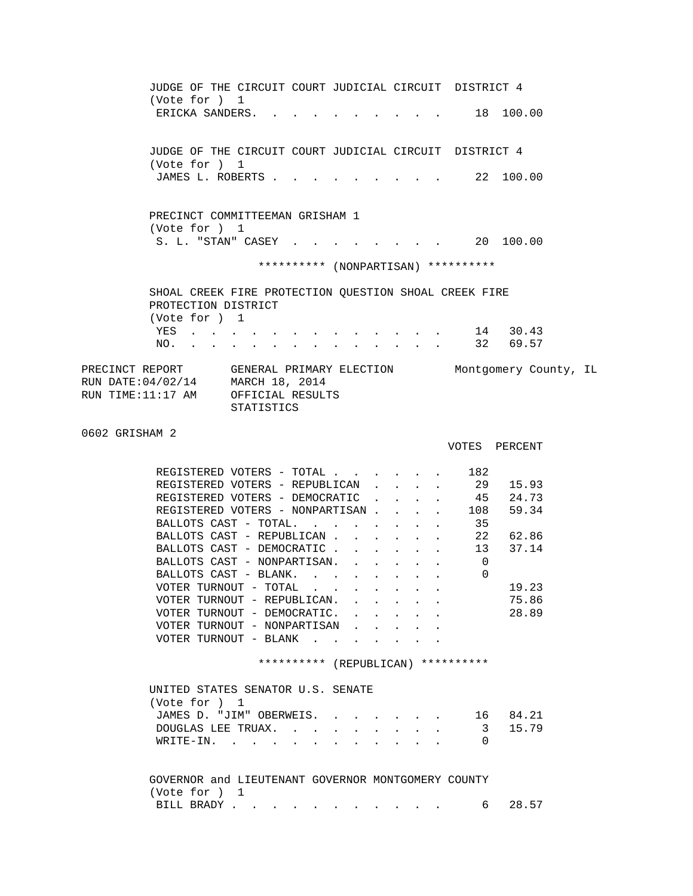JUDGE OF THE CIRCUIT COURT JUDICIAL CIRCUIT DISTRICT 4
(Vote for ) 1

| | VOTES | PERCENT |
|---|---|---|
| ERICKA SANDERS | 18 | 100.00 |

JUDGE OF THE CIRCUIT COURT JUDICIAL CIRCUIT DISTRICT 4
(Vote for ) 1

| | VOTES | PERCENT |
|---|---|---|
| JAMES L. ROBERTS | 22 | 100.00 |

PRECINCT COMMITTEEMAN GRISHAM 1
(Vote for ) 1

| | VOTES | PERCENT |
|---|---|---|
| S. L. "STAN" CASEY | 20 | 100.00 |

********** (NONPARTISAN) **********

SHOAL CREEK FIRE PROTECTION QUESTION SHOAL CREEK FIRE PROTECTION DISTRICT
(Vote for ) 1

| | VOTES | PERCENT |
|---|---|---|
| YES | 14 | 30.43 |
| NO | 32 | 69.57 |

PRECINCT REPORT — GENERAL PRIMARY ELECTION — Montgomery County, IL
RUN DATE:04/02/14 — MARCH 18, 2014
RUN TIME:11:17 AM — OFFICIAL RESULTS
STATISTICS

## 0602 GRISHAM 2

| | VOTES | PERCENT |
|---|---|---|
| REGISTERED VOTERS - TOTAL | 182 | |
| REGISTERED VOTERS - REPUBLICAN | 29 | 15.93 |
| REGISTERED VOTERS - DEMOCRATIC | 45 | 24.73 |
| REGISTERED VOTERS - NONPARTISAN | 108 | 59.34 |
| BALLOTS CAST - TOTAL | 35 | |
| BALLOTS CAST - REPUBLICAN | 22 | 62.86 |
| BALLOTS CAST - DEMOCRATIC | 13 | 37.14 |
| BALLOTS CAST - NONPARTISAN | 0 | |
| BALLOTS CAST - BLANK | 0 | |
| VOTER TURNOUT - TOTAL | | 19.23 |
| VOTER TURNOUT - REPUBLICAN | | 75.86 |
| VOTER TURNOUT - DEMOCRATIC | | 28.89 |
| VOTER TURNOUT - NONPARTISAN | | |
| VOTER TURNOUT - BLANK | | |

********** (REPUBLICAN) **********

UNITED STATES SENATOR U.S. SENATE
(Vote for ) 1

| | VOTES | PERCENT |
|---|---|---|
| JAMES D. "JIM" OBERWEIS | 16 | 84.21 |
| DOUGLAS LEE TRUAX | 3 | 15.79 |
| WRITE-IN | 0 | |

GOVERNOR and LIEUTENANT GOVERNOR MONTGOMERY COUNTY
(Vote for ) 1

| | VOTES | PERCENT |
|---|---|---|
| BILL BRADY | 6 | 28.57 |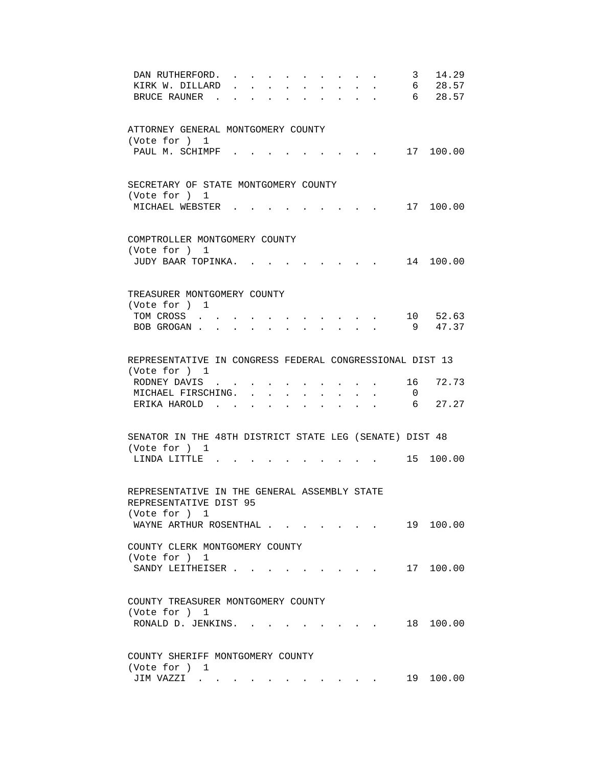| Candidate | Votes | Percent |
|---|---|---|
| DAN RUTHERFORD | 3 | 14.29 |
| KIRK W. DILLARD | 6 | 28.57 |
| BRUCE RAUNER | 6 | 28.57 |

ATTORNEY GENERAL MONTGOMERY COUNTY
(Vote for ) 1

| Candidate | Votes | Percent |
|---|---|---|
| PAUL M. SCHIMPF | 17 | 100.00 |

SECRETARY OF STATE MONTGOMERY COUNTY
(Vote for ) 1

| Candidate | Votes | Percent |
|---|---|---|
| MICHAEL WEBSTER | 17 | 100.00 |

COMPTROLLER MONTGOMERY COUNTY
(Vote for ) 1

| Candidate | Votes | Percent |
|---|---|---|
| JUDY BAAR TOPINKA | 14 | 100.00 |

TREASURER MONTGOMERY COUNTY
(Vote for ) 1

| Candidate | Votes | Percent |
|---|---|---|
| TOM CROSS | 10 | 52.63 |
| BOB GROGAN | 9 | 47.37 |

REPRESENTATIVE IN CONGRESS FEDERAL CONGRESSIONAL DIST 13
(Vote for ) 1

| Candidate | Votes | Percent |
|---|---|---|
| RODNEY DAVIS | 16 | 72.73 |
| MICHAEL FIRSCHING | 0 | |
| ERIKA HAROLD | 6 | 27.27 |

SENATOR IN THE 48TH DISTRICT STATE LEG (SENATE) DIST 48
(Vote for ) 1

| Candidate | Votes | Percent |
|---|---|---|
| LINDA LITTLE | 15 | 100.00 |

REPRESENTATIVE IN THE GENERAL ASSEMBLY STATE REPRESENTATIVE DIST 95
(Vote for ) 1

| Candidate | Votes | Percent |
|---|---|---|
| WAYNE ARTHUR ROSENTHAL | 19 | 100.00 |

COUNTY CLERK MONTGOMERY COUNTY
(Vote for ) 1

| Candidate | Votes | Percent |
|---|---|---|
| SANDY LEITHEISER | 17 | 100.00 |

COUNTY TREASURER MONTGOMERY COUNTY
(Vote for ) 1

| Candidate | Votes | Percent |
|---|---|---|
| RONALD D. JENKINS | 18 | 100.00 |

COUNTY SHERIFF MONTGOMERY COUNTY
(Vote for ) 1

| Candidate | Votes | Percent |
|---|---|---|
| JIM VAZZI | 19 | 100.00 |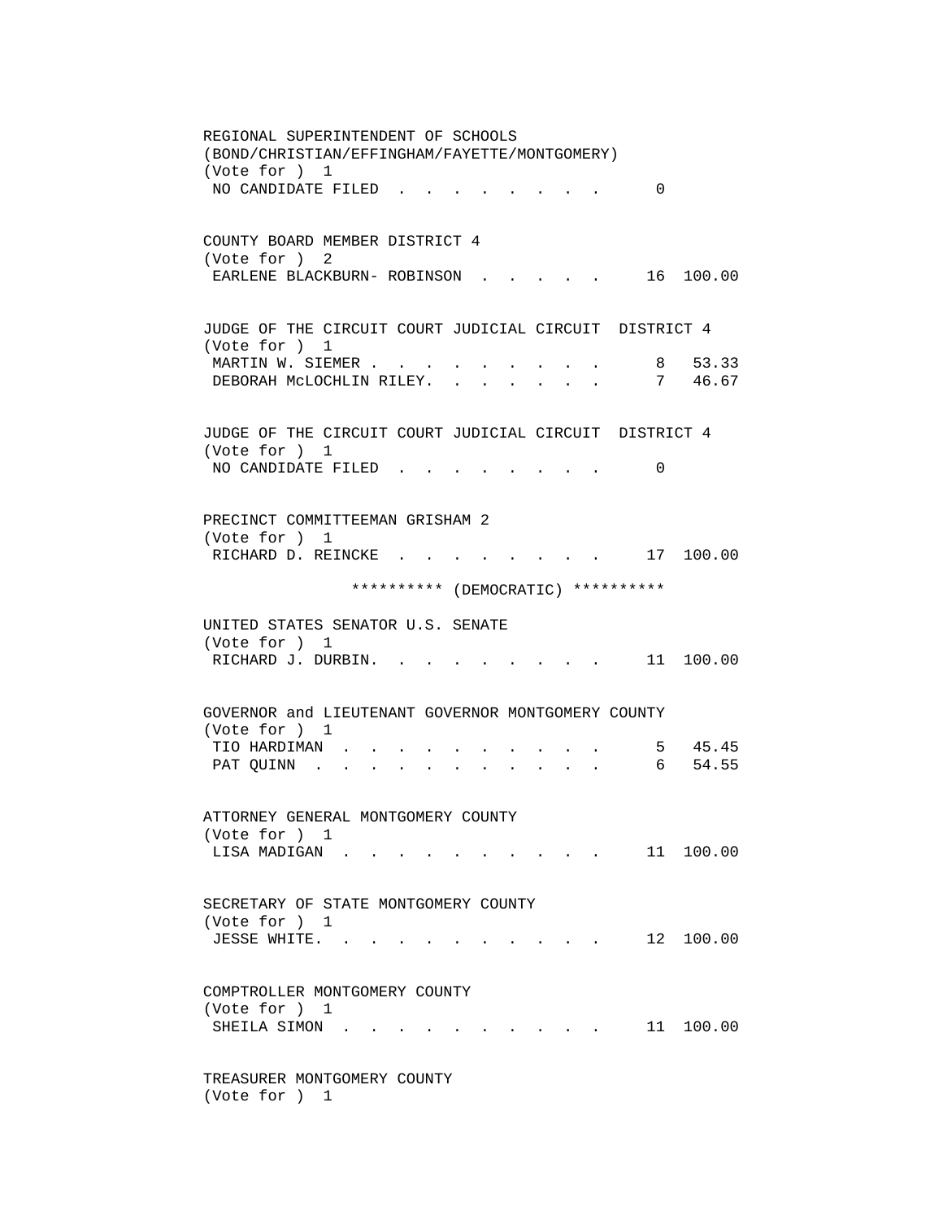REGIONAL SUPERINTENDENT OF SCHOOLS
(BOND/CHRISTIAN/EFFINGHAM/FAYETTE/MONTGOMERY)
(Vote for ) 1

| Candidate | Votes | Percent |
|---|---|---|
| NO CANDIDATE FILED | 0 | |

COUNTY BOARD MEMBER DISTRICT 4
(Vote for ) 2

| Candidate | Votes | Percent |
|---|---|---|
| EARLENE BLACKBURN- ROBINSON | 16 | 100.00 |

JUDGE OF THE CIRCUIT COURT JUDICIAL CIRCUIT DISTRICT 4
(Vote for ) 1

| Candidate | Votes | Percent |
|---|---|---|
| MARTIN W. SIEMER | 8 | 53.33 |
| DEBORAH McLOCHLIN RILEY. | 7 | 46.67 |

JUDGE OF THE CIRCUIT COURT JUDICIAL CIRCUIT DISTRICT 4
(Vote for ) 1

| Candidate | Votes | Percent |
|---|---|---|
| NO CANDIDATE FILED | 0 | |

PRECINCT COMMITTEEMAN GRISHAM 2
(Vote for ) 1

| Candidate | Votes | Percent |
|---|---|---|
| RICHARD D. REINCKE | 17 | 100.00 |

********** (DEMOCRATIC) **********

UNITED STATES SENATOR U.S. SENATE
(Vote for ) 1

| Candidate | Votes | Percent |
|---|---|---|
| RICHARD J. DURBIN. | 11 | 100.00 |

GOVERNOR and LIEUTENANT GOVERNOR MONTGOMERY COUNTY
(Vote for ) 1

| Candidate | Votes | Percent |
|---|---|---|
| TIO HARDIMAN | 5 | 45.45 |
| PAT QUINN | 6 | 54.55 |

ATTORNEY GENERAL MONTGOMERY COUNTY
(Vote for ) 1

| Candidate | Votes | Percent |
|---|---|---|
| LISA MADIGAN | 11 | 100.00 |

SECRETARY OF STATE MONTGOMERY COUNTY
(Vote for ) 1

| Candidate | Votes | Percent |
|---|---|---|
| JESSE WHITE. | 12 | 100.00 |

COMPTROLLER MONTGOMERY COUNTY
(Vote for ) 1

| Candidate | Votes | Percent |
|---|---|---|
| SHEILA SIMON | 11 | 100.00 |

TREASURER MONTGOMERY COUNTY
(Vote for ) 1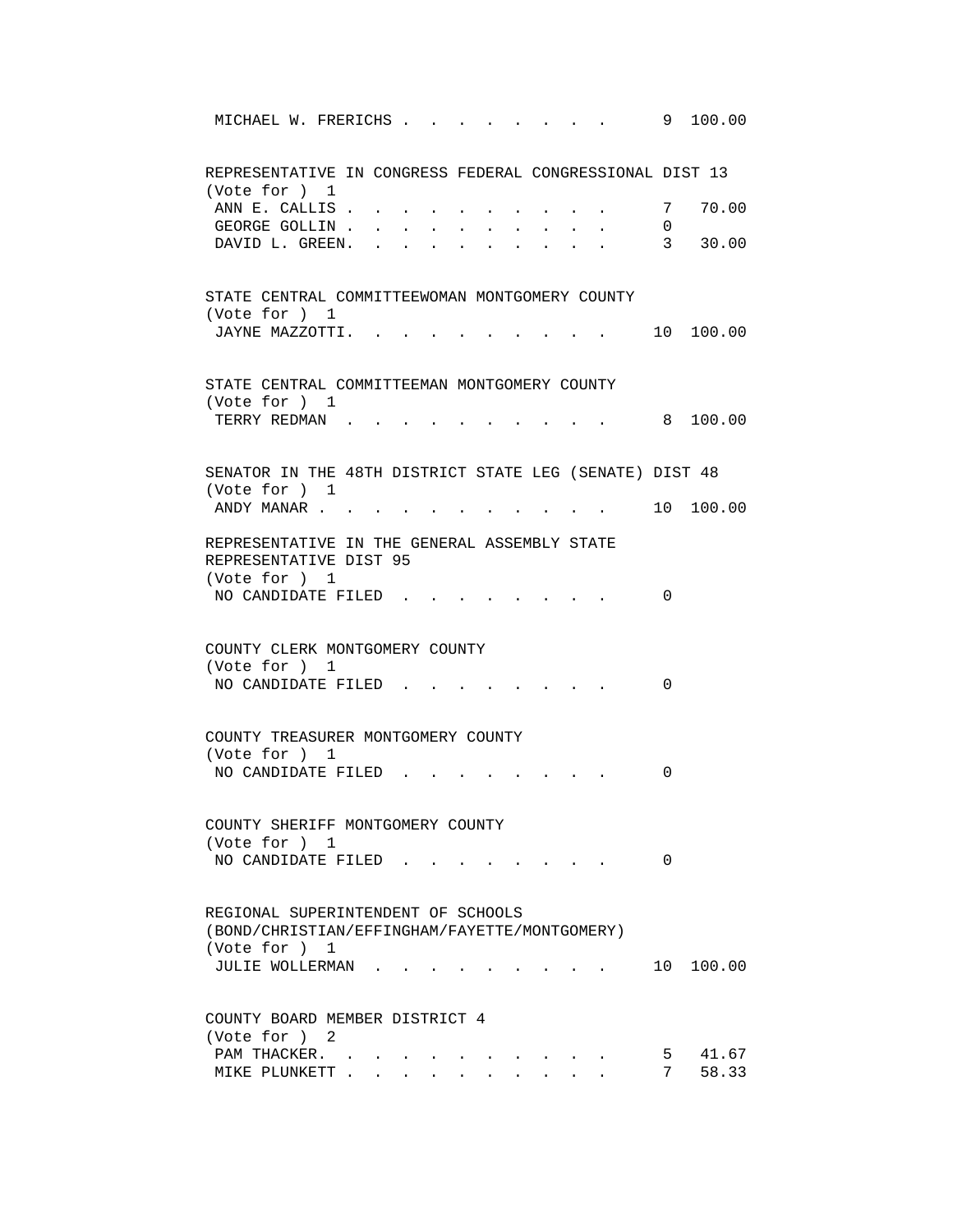| | | |
|---|---|---|
| MICHAEL W. FRERICHS | 9 | 100.00 |

REPRESENTATIVE IN CONGRESS FEDERAL CONGRESSIONAL DIST 13
(Vote for ) 1

| | | |
|---|---|---|
| ANN E. CALLIS | 7 | 70.00 |
| GEORGE GOLLIN | 0 | |
| DAVID L. GREEN. | 3 | 30.00 |

STATE CENTRAL COMMITTEEWOMAN MONTGOMERY COUNTY
(Vote for ) 1

| | | |
|---|---|---|
| JAYNE MAZZOTTI. | 10 | 100.00 |

STATE CENTRAL COMMITTEEMAN MONTGOMERY COUNTY
(Vote for ) 1

| | | |
|---|---|---|
| TERRY REDMAN | 8 | 100.00 |

SENATOR IN THE 48TH DISTRICT STATE LEG (SENATE) DIST 48
(Vote for ) 1

| | | |
|---|---|---|
| ANDY MANAR | 10 | 100.00 |

REPRESENTATIVE IN THE GENERAL ASSEMBLY STATE REPRESENTATIVE DIST 95
(Vote for ) 1

| | | |
|---|---|---|
| NO CANDIDATE FILED | 0 | |

COUNTY CLERK MONTGOMERY COUNTY
(Vote for ) 1

| | | |
|---|---|---|
| NO CANDIDATE FILED | 0 | |

COUNTY TREASURER MONTGOMERY COUNTY
(Vote for ) 1

| | | |
|---|---|---|
| NO CANDIDATE FILED | 0 | |

COUNTY SHERIFF MONTGOMERY COUNTY
(Vote for ) 1

| | | |
|---|---|---|
| NO CANDIDATE FILED | 0 | |

REGIONAL SUPERINTENDENT OF SCHOOLS
(BOND/CHRISTIAN/EFFINGHAM/FAYETTE/MONTGOMERY)
(Vote for ) 1

| | | |
|---|---|---|
| JULIE WOLLERMAN | 10 | 100.00 |

COUNTY BOARD MEMBER DISTRICT 4
(Vote for ) 2

| | | |
|---|---|---|
| PAM THACKER. | 5 | 41.67 |
| MIKE PLUNKETT | 7 | 58.33 |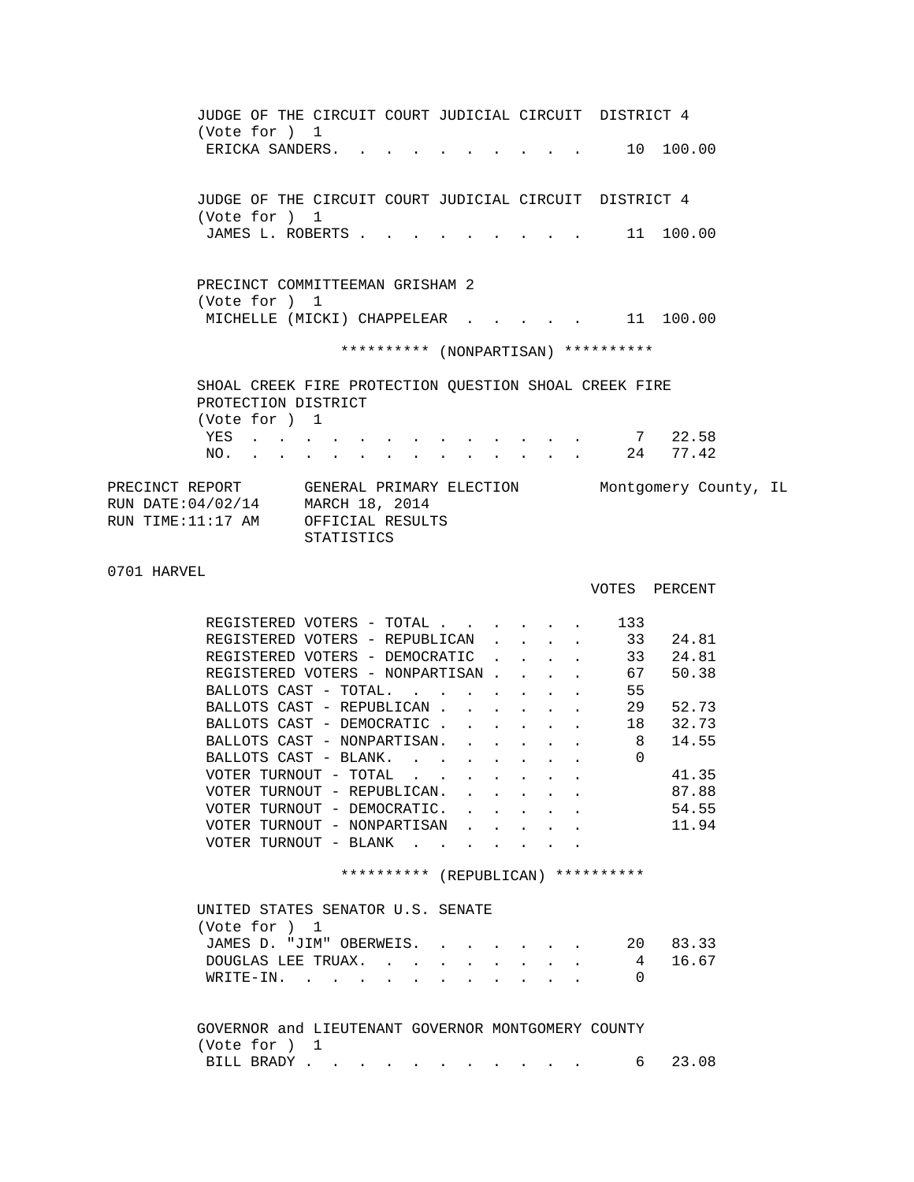JUDGE OF THE CIRCUIT COURT JUDICIAL CIRCUIT DISTRICT 4
(Vote for ) 1

| | | |
|---|---|---|
| ERICKA SANDERS | 10 | 100.00 |

JUDGE OF THE CIRCUIT COURT JUDICIAL CIRCUIT DISTRICT 4
(Vote for ) 1

| | | |
|---|---|---|
| JAMES L. ROBERTS | 11 | 100.00 |

PRECINCT COMMITTEEMAN GRISHAM 2
(Vote for ) 1

| | | |
|---|---|---|
| MICHELLE (MICKI) CHAPPELEAR | 11 | 100.00 |

********** (NONPARTISAN) **********

SHOAL CREEK FIRE PROTECTION QUESTION SHOAL CREEK FIRE PROTECTION DISTRICT
(Vote for ) 1

| | | |
|---|---|---|
| YES | 7 | 22.58 |
| NO. | 24 | 77.42 |

PRECINCT REPORT GENERAL PRIMARY ELECTION Montgomery County, IL
RUN DATE:04/02/14 MARCH 18, 2014
RUN TIME:11:17 AM OFFICIAL RESULTS
STATISTICS

0701 HARVEL

| | VOTES | PERCENT |
|---|---|---|
| REGISTERED VOTERS - TOTAL | 133 | |
| REGISTERED VOTERS - REPUBLICAN | 33 | 24.81 |
| REGISTERED VOTERS - DEMOCRATIC | 33 | 24.81 |
| REGISTERED VOTERS - NONPARTISAN | 67 | 50.38 |
| BALLOTS CAST - TOTAL. | 55 | |
| BALLOTS CAST - REPUBLICAN | 29 | 52.73 |
| BALLOTS CAST - DEMOCRATIC | 18 | 32.73 |
| BALLOTS CAST - NONPARTISAN. | 8 | 14.55 |
| BALLOTS CAST - BLANK. | 0 | |
| VOTER TURNOUT - TOTAL | | 41.35 |
| VOTER TURNOUT - REPUBLICAN. | | 87.88 |
| VOTER TURNOUT - DEMOCRATIC. | | 54.55 |
| VOTER TURNOUT - NONPARTISAN | | 11.94 |
| VOTER TURNOUT - BLANK | | |

********** (REPUBLICAN) **********

UNITED STATES SENATOR U.S. SENATE
(Vote for ) 1

| | | |
|---|---|---|
| JAMES D. "JIM" OBERWEIS. | 20 | 83.33 |
| DOUGLAS LEE TRUAX. | 4 | 16.67 |
| WRITE-IN. | 0 | |

GOVERNOR and LIEUTENANT GOVERNOR MONTGOMERY COUNTY
(Vote for ) 1

| | | |
|---|---|---|
| BILL BRADY | 6 | 23.08 |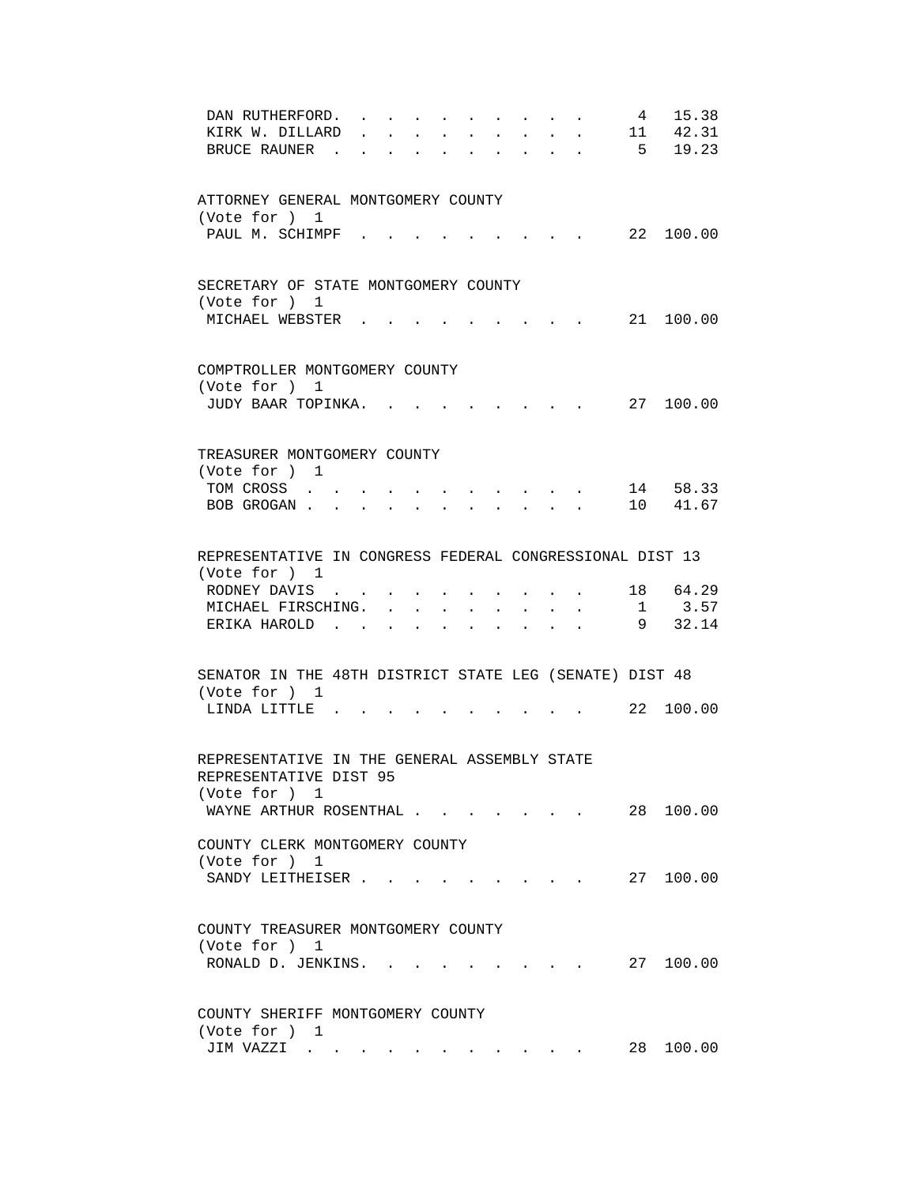| | | |
|---|---|---|
| DAN RUTHERFORD | 4 | 15.38 |
| KIRK W. DILLARD | 11 | 42.31 |
| BRUCE RAUNER | 5 | 19.23 |

ATTORNEY GENERAL MONTGOMERY COUNTY
(Vote for ) 1

| | | |
|---|---|---|
| PAUL M. SCHIMPF | 22 | 100.00 |

SECRETARY OF STATE MONTGOMERY COUNTY
(Vote for ) 1

| | | |
|---|---|---|
| MICHAEL WEBSTER | 21 | 100.00 |

COMPTROLLER MONTGOMERY COUNTY
(Vote for ) 1

| | | |
|---|---|---|
| JUDY BAAR TOPINKA | 27 | 100.00 |

TREASURER MONTGOMERY COUNTY
(Vote for ) 1

| | | |
|---|---|---|
| TOM CROSS | 14 | 58.33 |
| BOB GROGAN | 10 | 41.67 |

REPRESENTATIVE IN CONGRESS FEDERAL CONGRESSIONAL DIST 13
(Vote for ) 1

| | | |
|---|---|---|
| RODNEY DAVIS | 18 | 64.29 |
| MICHAEL FIRSCHING | 1 | 3.57 |
| ERIKA HAROLD | 9 | 32.14 |

SENATOR IN THE 48TH DISTRICT STATE LEG (SENATE) DIST 48
(Vote for ) 1

| | | |
|---|---|---|
| LINDA LITTLE | 22 | 100.00 |

REPRESENTATIVE IN THE GENERAL ASSEMBLY STATE REPRESENTATIVE DIST 95
(Vote for ) 1

| | | |
|---|---|---|
| WAYNE ARTHUR ROSENTHAL | 28 | 100.00 |

COUNTY CLERK MONTGOMERY COUNTY
(Vote for ) 1

| | | |
|---|---|---|
| SANDY LEITHEISER | 27 | 100.00 |

COUNTY TREASURER MONTGOMERY COUNTY
(Vote for ) 1

| | | |
|---|---|---|
| RONALD D. JENKINS | 27 | 100.00 |

COUNTY SHERIFF MONTGOMERY COUNTY
(Vote for ) 1

| | | |
|---|---|---|
| JIM VAZZI | 28 | 100.00 |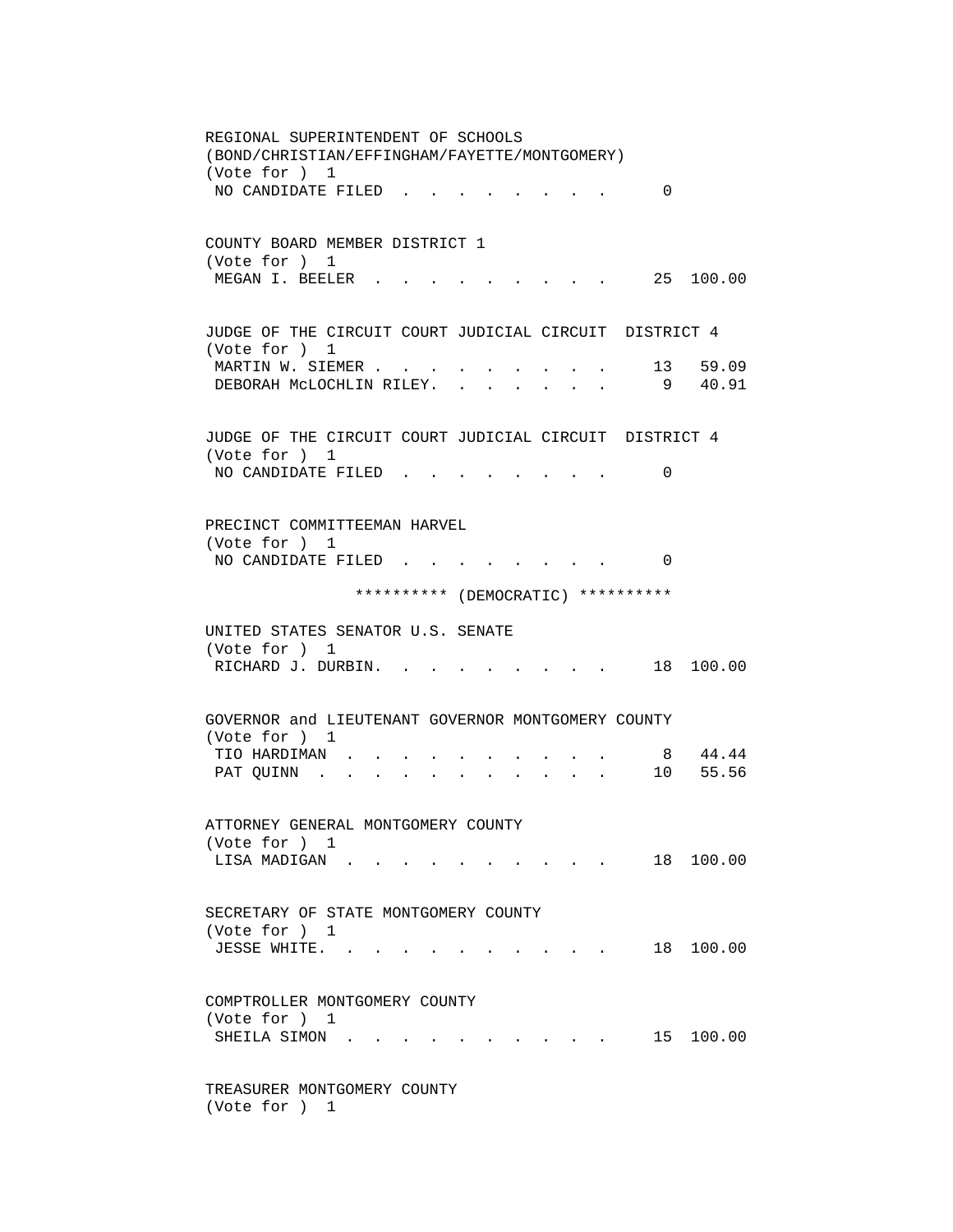REGIONAL SUPERINTENDENT OF SCHOOLS
(BOND/CHRISTIAN/EFFINGHAM/FAYETTE/MONTGOMERY)
(Vote for ) 1

| Candidate | Votes | Percent |
|---|---|---|
| NO CANDIDATE FILED | 0 | |

COUNTY BOARD MEMBER DISTRICT 1
(Vote for ) 1

| Candidate | Votes | Percent |
|---|---|---|
| MEGAN I. BEELER | 25 | 100.00 |

JUDGE OF THE CIRCUIT COURT JUDICIAL CIRCUIT DISTRICT 4
(Vote for ) 1

| Candidate | Votes | Percent |
|---|---|---|
| MARTIN W. SIEMER | 13 | 59.09 |
| DEBORAH McLOCHLIN RILEY | 9 | 40.91 |

JUDGE OF THE CIRCUIT COURT JUDICIAL CIRCUIT DISTRICT 4
(Vote for ) 1

| Candidate | Votes | Percent |
|---|---|---|
| NO CANDIDATE FILED | 0 | |

PRECINCT COMMITTEEMAN HARVEL
(Vote for ) 1

| Candidate | Votes | Percent |
|---|---|---|
| NO CANDIDATE FILED | 0 | |

********** (DEMOCRATIC) **********

UNITED STATES SENATOR U.S. SENATE
(Vote for ) 1

| Candidate | Votes | Percent |
|---|---|---|
| RICHARD J. DURBIN | 18 | 100.00 |

GOVERNOR and LIEUTENANT GOVERNOR MONTGOMERY COUNTY
(Vote for ) 1

| Candidate | Votes | Percent |
|---|---|---|
| TIO HARDIMAN | 8 | 44.44 |
| PAT QUINN | 10 | 55.56 |

ATTORNEY GENERAL MONTGOMERY COUNTY
(Vote for ) 1

| Candidate | Votes | Percent |
|---|---|---|
| LISA MADIGAN | 18 | 100.00 |

SECRETARY OF STATE MONTGOMERY COUNTY
(Vote for ) 1

| Candidate | Votes | Percent |
|---|---|---|
| JESSE WHITE | 18 | 100.00 |

COMPTROLLER MONTGOMERY COUNTY
(Vote for ) 1

| Candidate | Votes | Percent |
|---|---|---|
| SHEILA SIMON | 15 | 100.00 |

TREASURER MONTGOMERY COUNTY
(Vote for ) 1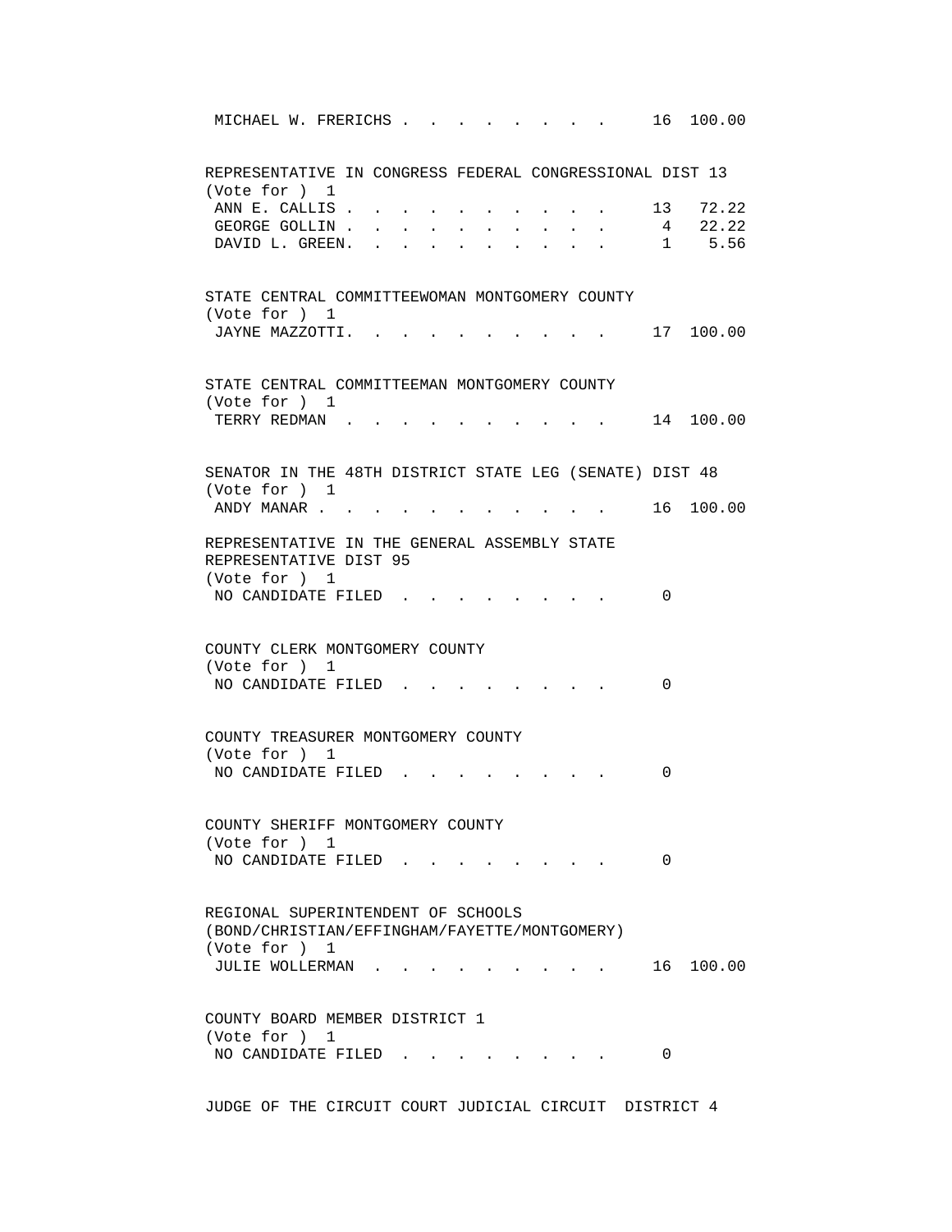MICHAEL W. FRERICHS . . . . . . . . . . 16 100.00

REPRESENTATIVE IN CONGRESS FEDERAL CONGRESSIONAL DIST 13
(Vote for ) 1

| Candidate | Votes | Percent |
|---|---|---|
| ANN E. CALLIS | 13 | 72.22 |
| GEORGE GOLLIN | 4 | 22.22 |
| DAVID L. GREEN. | 1 | 5.56 |

STATE CENTRAL COMMITTEEWOMAN MONTGOMERY COUNTY
(Vote for ) 1

| Candidate | Votes | Percent |
|---|---|---|
| JAYNE MAZZOTTI. | 17 | 100.00 |

STATE CENTRAL COMMITTEEMAN MONTGOMERY COUNTY
(Vote for ) 1

| Candidate | Votes | Percent |
|---|---|---|
| TERRY REDMAN | 14 | 100.00 |

SENATOR IN THE 48TH DISTRICT STATE LEG (SENATE) DIST 48
(Vote for ) 1

| Candidate | Votes | Percent |
|---|---|---|
| ANDY MANAR | 16 | 100.00 |

REPRESENTATIVE IN THE GENERAL ASSEMBLY STATE REPRESENTATIVE DIST 95
(Vote for ) 1

| Candidate | Votes | Percent |
|---|---|---|
| NO CANDIDATE FILED | 0 | |

COUNTY CLERK MONTGOMERY COUNTY
(Vote for ) 1

| Candidate | Votes | Percent |
|---|---|---|
| NO CANDIDATE FILED | 0 | |

COUNTY TREASURER MONTGOMERY COUNTY
(Vote for ) 1

| Candidate | Votes | Percent |
|---|---|---|
| NO CANDIDATE FILED | 0 | |

COUNTY SHERIFF MONTGOMERY COUNTY
(Vote for ) 1

| Candidate | Votes | Percent |
|---|---|---|
| NO CANDIDATE FILED | 0 | |

REGIONAL SUPERINTENDENT OF SCHOOLS
(BOND/CHRISTIAN/EFFINGHAM/FAYETTE/MONTGOMERY)
(Vote for ) 1

| Candidate | Votes | Percent |
|---|---|---|
| JULIE WOLLERMAN | 16 | 100.00 |

COUNTY BOARD MEMBER DISTRICT 1
(Vote for ) 1

| Candidate | Votes | Percent |
|---|---|---|
| NO CANDIDATE FILED | 0 | |

JUDGE OF THE CIRCUIT COURT JUDICIAL CIRCUIT DISTRICT 4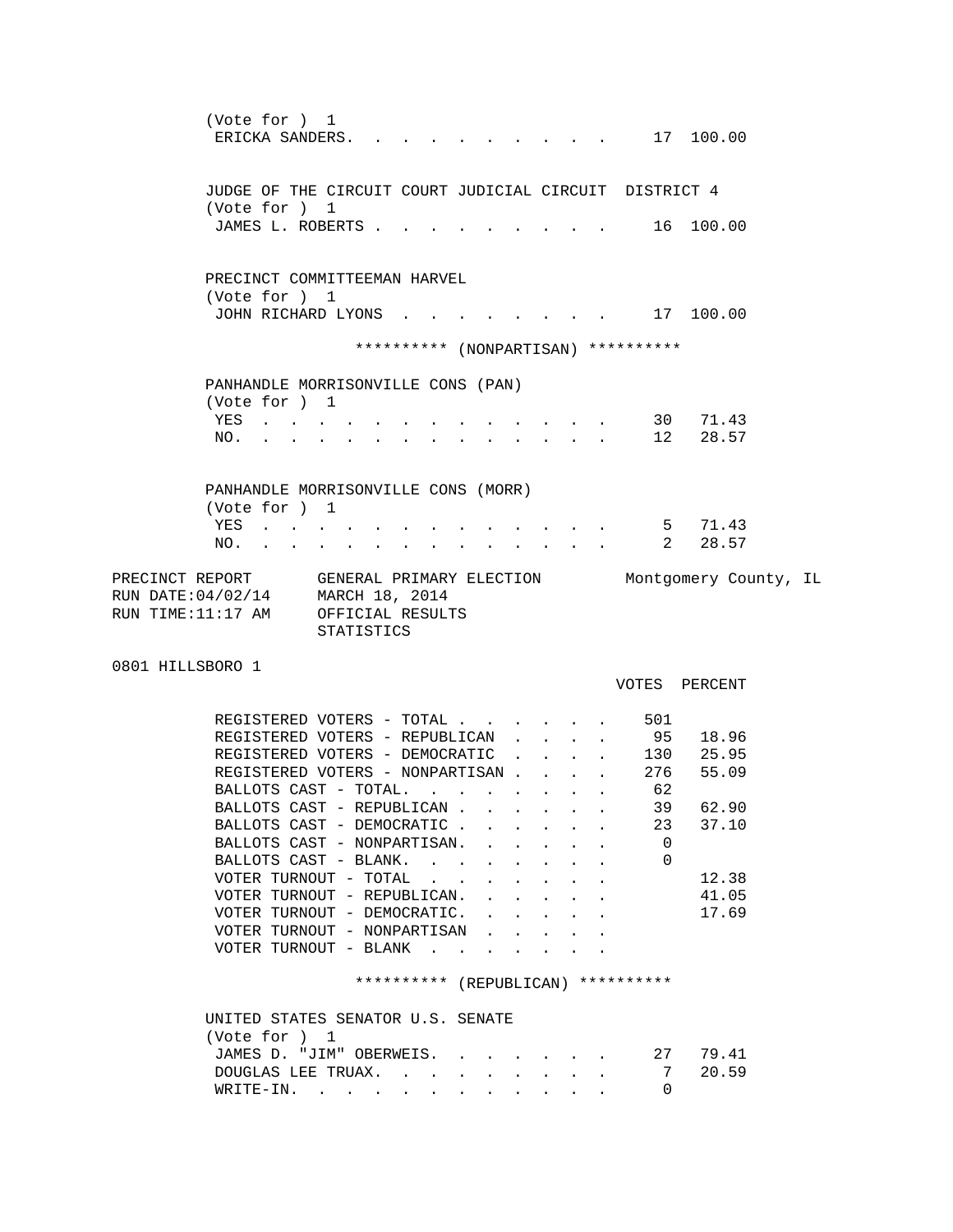(Vote for ) 1

| | VOTES | PERCENT |
|---|---|---|
| ERICKA SANDERS | 17 | 100.00 |

JUDGE OF THE CIRCUIT COURT JUDICIAL CIRCUIT DISTRICT 4
(Vote for ) 1

| | VOTES | PERCENT |
|---|---|---|
| JAMES L. ROBERTS | 16 | 100.00 |

PRECINCT COMMITTEEMAN HARVEL
(Vote for ) 1

| | VOTES | PERCENT |
|---|---|---|
| JOHN RICHARD LYONS | 17 | 100.00 |

********** (NONPARTISAN) **********

PANHANDLE MORRISONVILLE CONS (PAN)
(Vote for ) 1

| | VOTES | PERCENT |
|---|---|---|
| YES | 30 | 71.43 |
| NO | 12 | 28.57 |

PANHANDLE MORRISONVILLE CONS (MORR)
(Vote for ) 1

| | VOTES | PERCENT |
|---|---|---|
| YES | 5 | 71.43 |
| NO | 2 | 28.57 |

PRECINCT REPORT GENERAL PRIMARY ELECTION Montgomery County, IL
RUN DATE:04/02/14 MARCH 18, 2014
RUN TIME:11:17 AM OFFICIAL RESULTS
STATISTICS

0801 HILLSBORO 1

| | VOTES | PERCENT |
|---|---|---|
| REGISTERED VOTERS - TOTAL | 501 | |
| REGISTERED VOTERS - REPUBLICAN | 95 | 18.96 |
| REGISTERED VOTERS - DEMOCRATIC | 130 | 25.95 |
| REGISTERED VOTERS - NONPARTISAN | 276 | 55.09 |
| BALLOTS CAST - TOTAL | 62 | |
| BALLOTS CAST - REPUBLICAN | 39 | 62.90 |
| BALLOTS CAST - DEMOCRATIC | 23 | 37.10 |
| BALLOTS CAST - NONPARTISAN | 0 | |
| BALLOTS CAST - BLANK | 0 | |
| VOTER TURNOUT - TOTAL | | 12.38 |
| VOTER TURNOUT - REPUBLICAN | | 41.05 |
| VOTER TURNOUT - DEMOCRATIC | | 17.69 |
| VOTER TURNOUT - NONPARTISAN | | |
| VOTER TURNOUT - BLANK | | |

********** (REPUBLICAN) **********

UNITED STATES SENATOR U.S. SENATE
(Vote for ) 1

| | VOTES | PERCENT |
|---|---|---|
| JAMES D. "JIM" OBERWEIS | 27 | 79.41 |
| DOUGLAS LEE TRUAX | 7 | 20.59 |
| WRITE-IN | 0 | |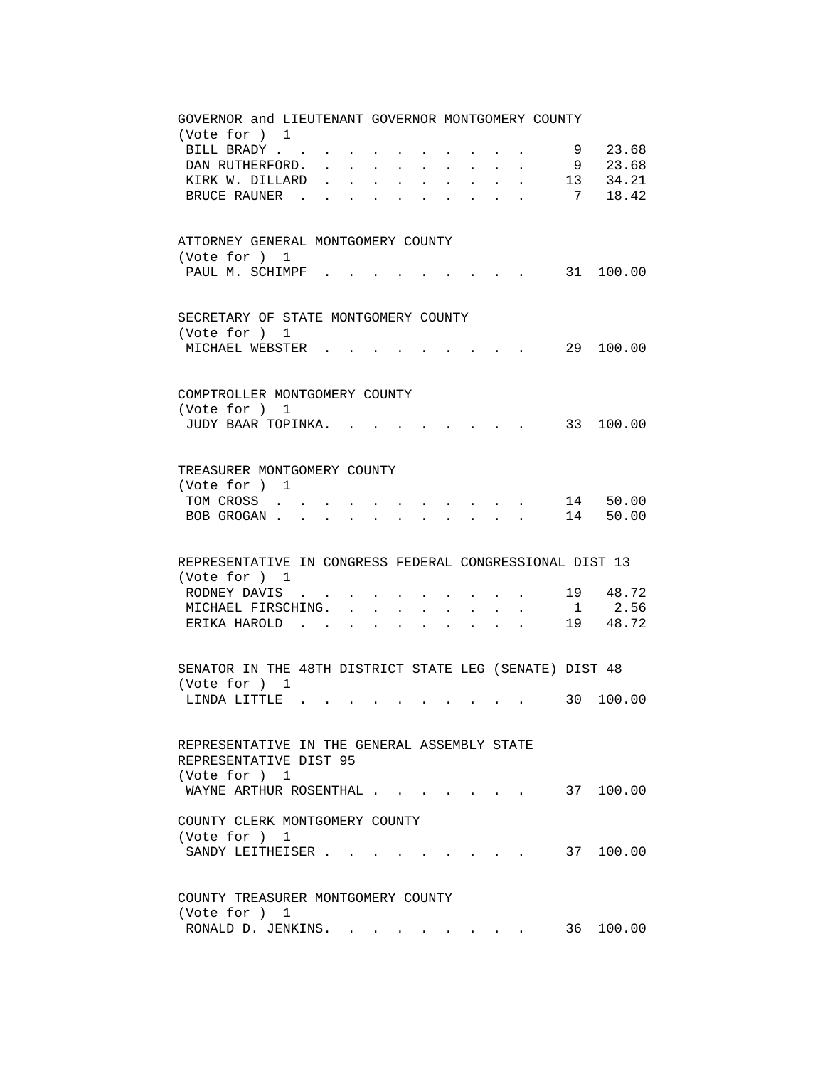GOVERNOR and LIEUTENANT GOVERNOR MONTGOMERY COUNTY
(Vote for ) 1

| Candidate | Votes | Percent |
|---|---|---|
| BILL BRADY | 9 | 23.68 |
| DAN RUTHERFORD | 9 | 23.68 |
| KIRK W. DILLARD | 13 | 34.21 |
| BRUCE RAUNER | 7 | 18.42 |

ATTORNEY GENERAL MONTGOMERY COUNTY
(Vote for ) 1

| Candidate | Votes | Percent |
|---|---|---|
| PAUL M. SCHIMPF | 31 | 100.00 |

SECRETARY OF STATE MONTGOMERY COUNTY
(Vote for ) 1

| Candidate | Votes | Percent |
|---|---|---|
| MICHAEL WEBSTER | 29 | 100.00 |

COMPTROLLER MONTGOMERY COUNTY
(Vote for ) 1

| Candidate | Votes | Percent |
|---|---|---|
| JUDY BAAR TOPINKA | 33 | 100.00 |

TREASURER MONTGOMERY COUNTY
(Vote for ) 1

| Candidate | Votes | Percent |
|---|---|---|
| TOM CROSS | 14 | 50.00 |
| BOB GROGAN | 14 | 50.00 |

REPRESENTATIVE IN CONGRESS FEDERAL CONGRESSIONAL DIST 13
(Vote for ) 1

| Candidate | Votes | Percent |
|---|---|---|
| RODNEY DAVIS | 19 | 48.72 |
| MICHAEL FIRSCHING | 1 | 2.56 |
| ERIKA HAROLD | 19 | 48.72 |

SENATOR IN THE 48TH DISTRICT STATE LEG (SENATE) DIST 48
(Vote for ) 1

| Candidate | Votes | Percent |
|---|---|---|
| LINDA LITTLE | 30 | 100.00 |

REPRESENTATIVE IN THE GENERAL ASSEMBLY STATE REPRESENTATIVE DIST 95
(Vote for ) 1

| Candidate | Votes | Percent |
|---|---|---|
| WAYNE ARTHUR ROSENTHAL | 37 | 100.00 |

COUNTY CLERK MONTGOMERY COUNTY
(Vote for ) 1

| Candidate | Votes | Percent |
|---|---|---|
| SANDY LEITHEISER | 37 | 100.00 |

COUNTY TREASURER MONTGOMERY COUNTY
(Vote for ) 1

| Candidate | Votes | Percent |
|---|---|---|
| RONALD D. JENKINS | 36 | 100.00 |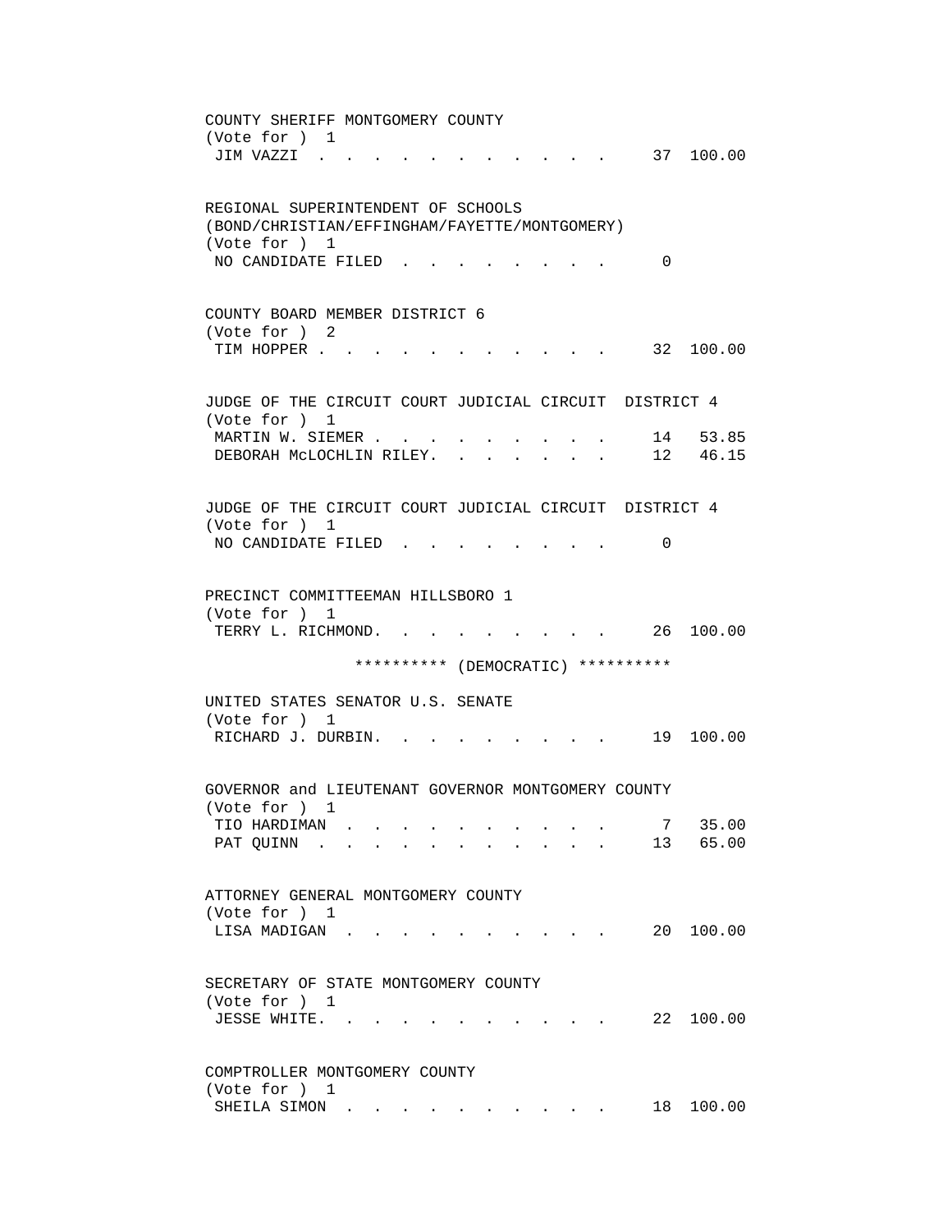COUNTY SHERIFF MONTGOMERY COUNTY
(Vote for ) 1

| Candidate | Votes | Percent |
|---|---|---|
| JIM VAZZI | 37 | 100.00 |

REGIONAL SUPERINTENDENT OF SCHOOLS
(BOND/CHRISTIAN/EFFINGHAM/FAYETTE/MONTGOMERY)
(Vote for ) 1

| Candidate | Votes | Percent |
|---|---|---|
| NO CANDIDATE FILED | 0 | |

COUNTY BOARD MEMBER DISTRICT 6
(Vote for ) 2

| Candidate | Votes | Percent |
|---|---|---|
| TIM HOPPER | 32 | 100.00 |

JUDGE OF THE CIRCUIT COURT JUDICIAL CIRCUIT DISTRICT 4
(Vote for ) 1

| Candidate | Votes | Percent |
|---|---|---|
| MARTIN W. SIEMER | 14 | 53.85 |
| DEBORAH McLOCHLIN RILEY | 12 | 46.15 |

JUDGE OF THE CIRCUIT COURT JUDICIAL CIRCUIT DISTRICT 4
(Vote for ) 1

| Candidate | Votes | Percent |
|---|---|---|
| NO CANDIDATE FILED | 0 | |

PRECINCT COMMITTEEMAN HILLSBORO 1
(Vote for ) 1

| Candidate | Votes | Percent |
|---|---|---|
| TERRY L. RICHMOND | 26 | 100.00 |

********** (DEMOCRATIC) **********

UNITED STATES SENATOR U.S. SENATE
(Vote for ) 1

| Candidate | Votes | Percent |
|---|---|---|
| RICHARD J. DURBIN | 19 | 100.00 |

GOVERNOR and LIEUTENANT GOVERNOR MONTGOMERY COUNTY
(Vote for ) 1

| Candidate | Votes | Percent |
|---|---|---|
| TIO HARDIMAN | 7 | 35.00 |
| PAT QUINN | 13 | 65.00 |

ATTORNEY GENERAL MONTGOMERY COUNTY
(Vote for ) 1

| Candidate | Votes | Percent |
|---|---|---|
| LISA MADIGAN | 20 | 100.00 |

SECRETARY OF STATE MONTGOMERY COUNTY
(Vote for ) 1

| Candidate | Votes | Percent |
|---|---|---|
| JESSE WHITE | 22 | 100.00 |

COMPTROLLER MONTGOMERY COUNTY
(Vote for ) 1

| Candidate | Votes | Percent |
|---|---|---|
| SHEILA SIMON | 18 | 100.00 |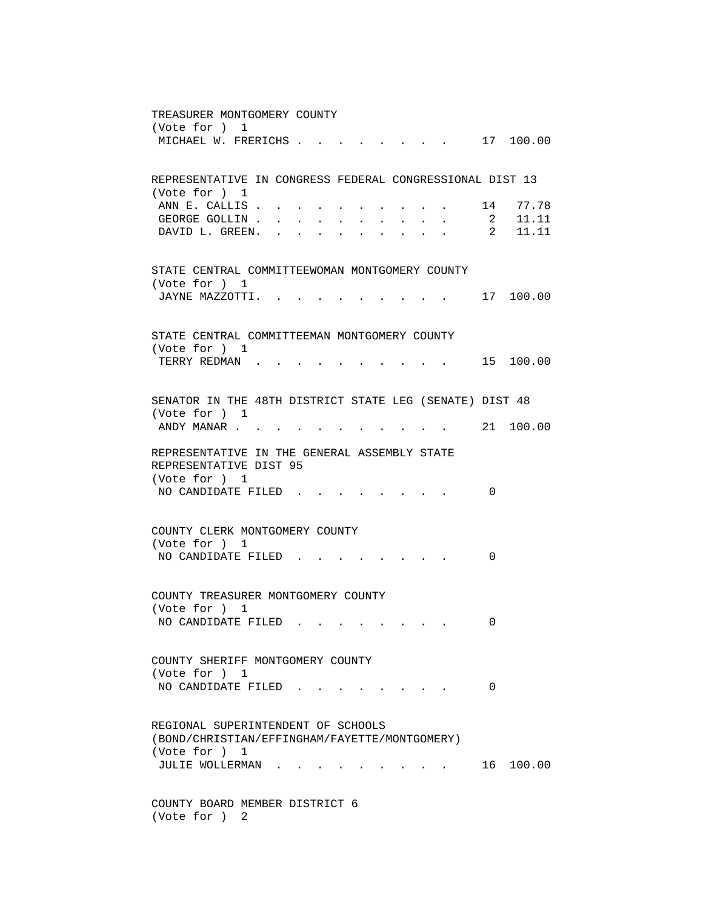TREASURER MONTGOMERY COUNTY
(Vote for ) 1

| Candidate | Votes | Percent |
|---|---|---|
| MICHAEL W. FRERICHS | 17 | 100.00 |

REPRESENTATIVE IN CONGRESS FEDERAL CONGRESSIONAL DIST 13
(Vote for ) 1

| Candidate | Votes | Percent |
|---|---|---|
| ANN E. CALLIS | 14 | 77.78 |
| GEORGE GOLLIN | 2 | 11.11 |
| DAVID L. GREEN | 2 | 11.11 |

STATE CENTRAL COMMITTEEWOMAN MONTGOMERY COUNTY
(Vote for ) 1

| Candidate | Votes | Percent |
|---|---|---|
| JAYNE MAZZOTTI | 17 | 100.00 |

STATE CENTRAL COMMITTEEMAN MONTGOMERY COUNTY
(Vote for ) 1

| Candidate | Votes | Percent |
|---|---|---|
| TERRY REDMAN | 15 | 100.00 |

SENATOR IN THE 48TH DISTRICT STATE LEG (SENATE) DIST 48
(Vote for ) 1

| Candidate | Votes | Percent |
|---|---|---|
| ANDY MANAR | 21 | 100.00 |

REPRESENTATIVE IN THE GENERAL ASSEMBLY STATE REPRESENTATIVE DIST 95
(Vote for ) 1

| Candidate | Votes | Percent |
|---|---|---|
| NO CANDIDATE FILED | 0 | |

COUNTY CLERK MONTGOMERY COUNTY
(Vote for ) 1

| Candidate | Votes | Percent |
|---|---|---|
| NO CANDIDATE FILED | 0 | |

COUNTY TREASURER MONTGOMERY COUNTY
(Vote for ) 1

| Candidate | Votes | Percent |
|---|---|---|
| NO CANDIDATE FILED | 0 | |

COUNTY SHERIFF MONTGOMERY COUNTY
(Vote for ) 1

| Candidate | Votes | Percent |
|---|---|---|
| NO CANDIDATE FILED | 0 | |

REGIONAL SUPERINTENDENT OF SCHOOLS (BOND/CHRISTIAN/EFFINGHAM/FAYETTE/MONTGOMERY)
(Vote for ) 1

| Candidate | Votes | Percent |
|---|---|---|
| JULIE WOLLERMAN | 16 | 100.00 |

COUNTY BOARD MEMBER DISTRICT 6
(Vote for ) 2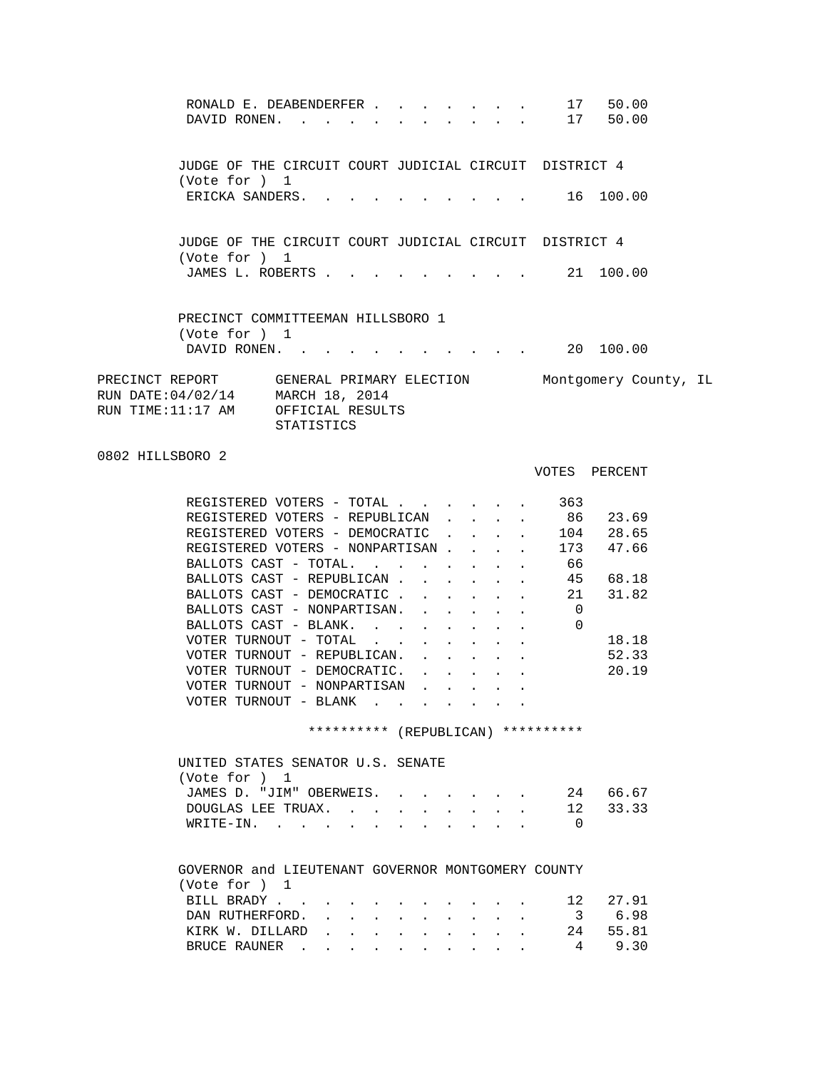| | VOTES | PERCENT |
|---|---|---|
| RONALD E. DEABENDERFER | 17 | 50.00 |
| DAVID RONEN. | 17 | 50.00 |

JUDGE OF THE CIRCUIT COURT JUDICIAL CIRCUIT DISTRICT 4
(Vote for ) 1

| | VOTES | PERCENT |
|---|---|---|
| ERICKA SANDERS. | 16 | 100.00 |

JUDGE OF THE CIRCUIT COURT JUDICIAL CIRCUIT DISTRICT 4
(Vote for ) 1

| | VOTES | PERCENT |
|---|---|---|
| JAMES L. ROBERTS | 21 | 100.00 |

PRECINCT COMMITTEEMAN HILLSBORO 1
(Vote for ) 1

| | VOTES | PERCENT |
|---|---|---|
| DAVID RONEN. | 20 | 100.00 |

PRECINCT REPORT GENERAL PRIMARY ELECTION Montgomery County, IL
RUN DATE:04/02/14 MARCH 18, 2014
RUN TIME:11:17 AM OFFICIAL RESULTS
STATISTICS

0802 HILLSBORO 2

| | VOTES | PERCENT |
|---|---|---|
| REGISTERED VOTERS - TOTAL | 363 | |
| REGISTERED VOTERS - REPUBLICAN | 86 | 23.69 |
| REGISTERED VOTERS - DEMOCRATIC | 104 | 28.65 |
| REGISTERED VOTERS - NONPARTISAN | 173 | 47.66 |
| BALLOTS CAST - TOTAL. | 66 | |
| BALLOTS CAST - REPUBLICAN | 45 | 68.18 |
| BALLOTS CAST - DEMOCRATIC | 21 | 31.82 |
| BALLOTS CAST - NONPARTISAN. | 0 | |
| BALLOTS CAST - BLANK. | 0 | |
| VOTER TURNOUT - TOTAL | | 18.18 |
| VOTER TURNOUT - REPUBLICAN. | | 52.33 |
| VOTER TURNOUT - DEMOCRATIC. | | 20.19 |
| VOTER TURNOUT - NONPARTISAN | | |
| VOTER TURNOUT - BLANK | | |

********** (REPUBLICAN) **********

UNITED STATES SENATOR U.S. SENATE
(Vote for ) 1

| | VOTES | PERCENT |
|---|---|---|
| JAMES D. "JIM" OBERWEIS. | 24 | 66.67 |
| DOUGLAS LEE TRUAX. | 12 | 33.33 |
| WRITE-IN. | 0 | |

GOVERNOR and LIEUTENANT GOVERNOR MONTGOMERY COUNTY
(Vote for ) 1

| | VOTES | PERCENT |
|---|---|---|
| BILL BRADY | 12 | 27.91 |
| DAN RUTHERFORD. | 3 | 6.98 |
| KIRK W. DILLARD | 24 | 55.81 |
| BRUCE RAUNER | 4 | 9.30 |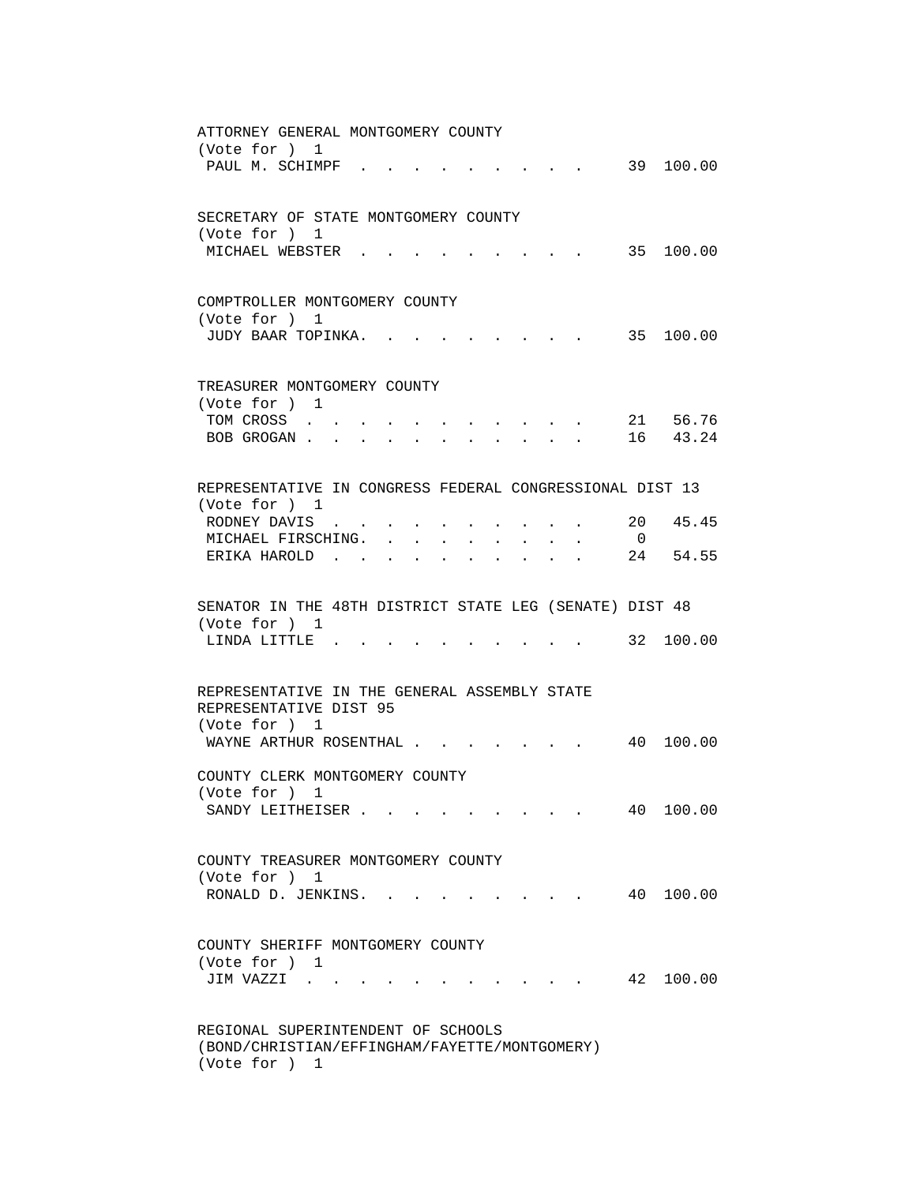ATTORNEY GENERAL MONTGOMERY COUNTY
(Vote for ) 1

| | | |
|---|---|---|
| PAUL M. SCHIMPF | 39 | 100.00 |

SECRETARY OF STATE MONTGOMERY COUNTY
(Vote for ) 1

| | | |
|---|---|---|
| MICHAEL WEBSTER | 35 | 100.00 |

COMPTROLLER MONTGOMERY COUNTY
(Vote for ) 1

| | | |
|---|---|---|
| JUDY BAAR TOPINKA | 35 | 100.00 |

TREASURER MONTGOMERY COUNTY
(Vote for ) 1

| | | |
|---|---|---|
| TOM CROSS | 21 | 56.76 |
| BOB GROGAN | 16 | 43.24 |

REPRESENTATIVE IN CONGRESS FEDERAL CONGRESSIONAL DIST 13
(Vote for ) 1

| | | |
|---|---|---|
| RODNEY DAVIS | 20 | 45.45 |
| MICHAEL FIRSCHING | 0 | |
| ERIKA HAROLD | 24 | 54.55 |

SENATOR IN THE 48TH DISTRICT STATE LEG (SENATE) DIST 48
(Vote for ) 1

| | | |
|---|---|---|
| LINDA LITTLE | 32 | 100.00 |

REPRESENTATIVE IN THE GENERAL ASSEMBLY STATE
REPRESENTATIVE DIST 95
(Vote for ) 1

| | | |
|---|---|---|
| WAYNE ARTHUR ROSENTHAL | 40 | 100.00 |

COUNTY CLERK MONTGOMERY COUNTY
(Vote for ) 1

| | | |
|---|---|---|
| SANDY LEITHEISER | 40 | 100.00 |

COUNTY TREASURER MONTGOMERY COUNTY
(Vote for ) 1

| | | |
|---|---|---|
| RONALD D. JENKINS | 40 | 100.00 |

COUNTY SHERIFF MONTGOMERY COUNTY
(Vote for ) 1

| | | |
|---|---|---|
| JIM VAZZI | 42 | 100.00 |

REGIONAL SUPERINTENDENT OF SCHOOLS
(BOND/CHRISTIAN/EFFINGHAM/FAYETTE/MONTGOMERY)
(Vote for ) 1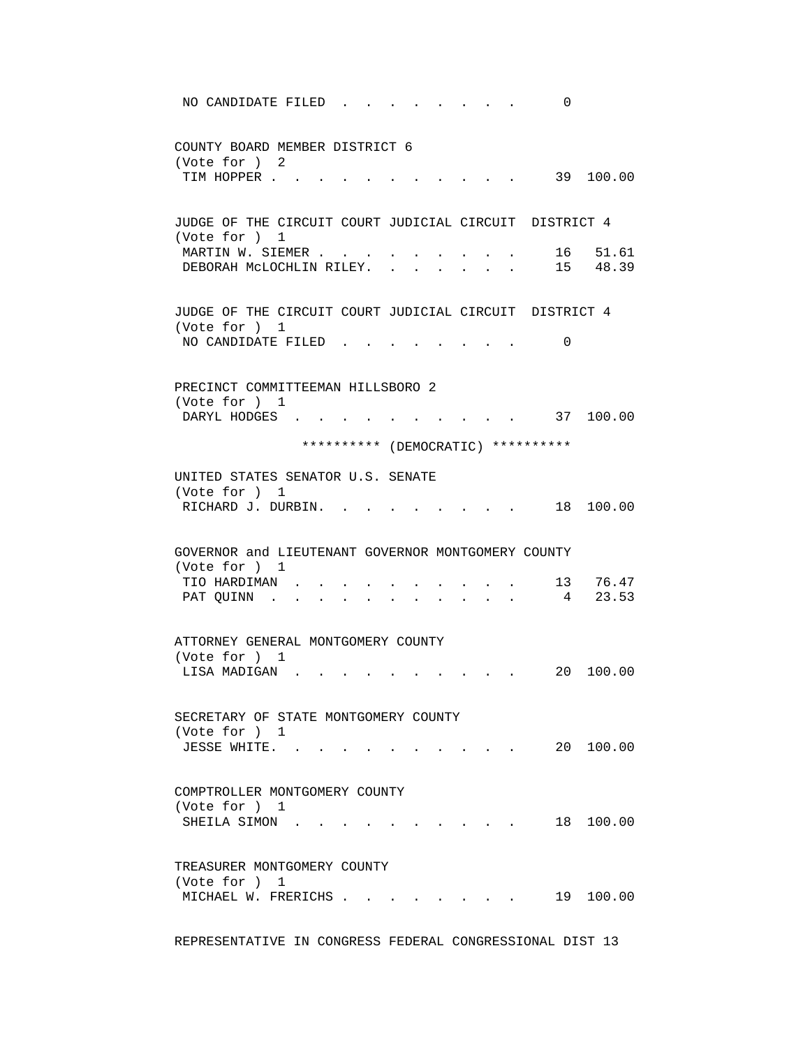NO CANDIDATE FILED . . . . . . . . . 0

COUNTY BOARD MEMBER DISTRICT 6
(Vote for ) 2

| Candidate | Votes | Percent |
|---|---|---|
| TIM HOPPER | 39 | 100.00 |

JUDGE OF THE CIRCUIT COURT JUDICIAL CIRCUIT DISTRICT 4
(Vote for ) 1

| Candidate | Votes | Percent |
|---|---|---|
| MARTIN W. SIEMER | 16 | 51.61 |
| DEBORAH McLOCHLIN RILEY. | 15 | 48.39 |

JUDGE OF THE CIRCUIT COURT JUDICIAL CIRCUIT DISTRICT 4
(Vote for ) 1

NO CANDIDATE FILED . . . . . . . . . 0

PRECINCT COMMITTEEMAN HILLSBORO 2
(Vote for ) 1

| Candidate | Votes | Percent |
|---|---|---|
| DARYL HODGES | 37 | 100.00 |

********** (DEMOCRATIC) **********

UNITED STATES SENATOR U.S. SENATE
(Vote for ) 1

| Candidate | Votes | Percent |
|---|---|---|
| RICHARD J. DURBIN. | 18 | 100.00 |

GOVERNOR and LIEUTENANT GOVERNOR MONTGOMERY COUNTY
(Vote for ) 1

| Candidate | Votes | Percent |
|---|---|---|
| TIO HARDIMAN | 13 | 76.47 |
| PAT QUINN | 4 | 23.53 |

ATTORNEY GENERAL MONTGOMERY COUNTY
(Vote for ) 1

| Candidate | Votes | Percent |
|---|---|---|
| LISA MADIGAN | 20 | 100.00 |

SECRETARY OF STATE MONTGOMERY COUNTY
(Vote for ) 1

| Candidate | Votes | Percent |
|---|---|---|
| JESSE WHITE. | 20 | 100.00 |

COMPTROLLER MONTGOMERY COUNTY
(Vote for ) 1

| Candidate | Votes | Percent |
|---|---|---|
| SHEILA SIMON | 18 | 100.00 |

TREASURER MONTGOMERY COUNTY
(Vote for ) 1

| Candidate | Votes | Percent |
|---|---|---|
| MICHAEL W. FRERICHS | 19 | 100.00 |

REPRESENTATIVE IN CONGRESS FEDERAL CONGRESSIONAL DIST 13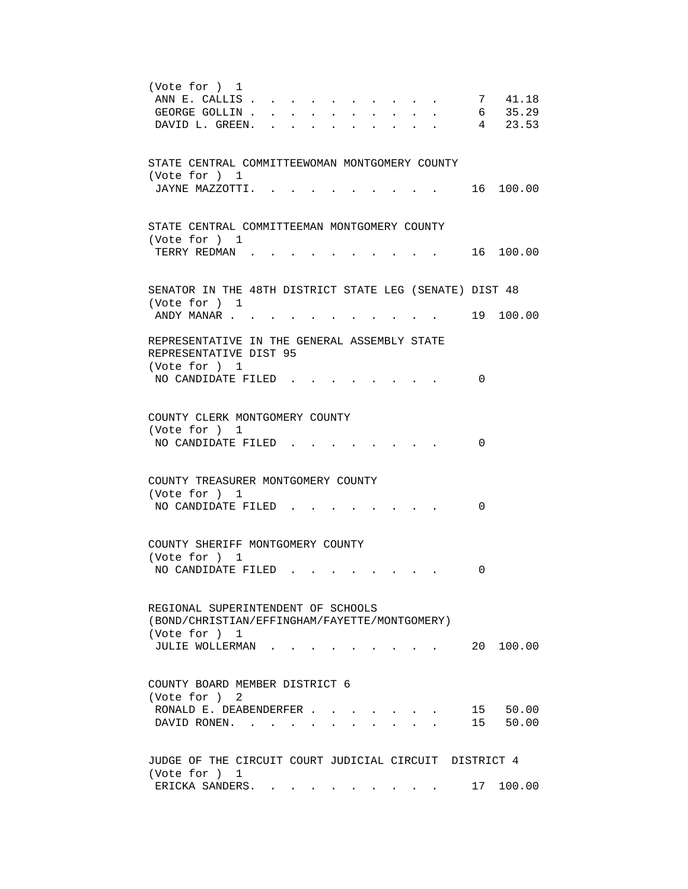(Vote for ) 1

| Candidate | Votes | Percent |
|---|---|---|
| ANN E. CALLIS | 7 | 41.18 |
| GEORGE GOLLIN | 6 | 35.29 |
| DAVID L. GREEN | 4 | 23.53 |

STATE CENTRAL COMMITTEEWOMAN MONTGOMERY COUNTY
(Vote for ) 1

| Candidate | Votes | Percent |
|---|---|---|
| JAYNE MAZZOTTI | 16 | 100.00 |

STATE CENTRAL COMMITTEEMAN MONTGOMERY COUNTY
(Vote for ) 1

| Candidate | Votes | Percent |
|---|---|---|
| TERRY REDMAN | 16 | 100.00 |

SENATOR IN THE 48TH DISTRICT STATE LEG (SENATE) DIST 48
(Vote for ) 1

| Candidate | Votes | Percent |
|---|---|---|
| ANDY MANAR | 19 | 100.00 |

REPRESENTATIVE IN THE GENERAL ASSEMBLY STATE REPRESENTATIVE DIST 95
(Vote for ) 1

| Candidate | Votes | Percent |
|---|---|---|
| NO CANDIDATE FILED | 0 | |

COUNTY CLERK MONTGOMERY COUNTY
(Vote for ) 1

| Candidate | Votes | Percent |
|---|---|---|
| NO CANDIDATE FILED | 0 | |

COUNTY TREASURER MONTGOMERY COUNTY
(Vote for ) 1

| Candidate | Votes | Percent |
|---|---|---|
| NO CANDIDATE FILED | 0 | |

COUNTY SHERIFF MONTGOMERY COUNTY
(Vote for ) 1

| Candidate | Votes | Percent |
|---|---|---|
| NO CANDIDATE FILED | 0 | |

REGIONAL SUPERINTENDENT OF SCHOOLS (BOND/CHRISTIAN/EFFINGHAM/FAYETTE/MONTGOMERY)
(Vote for ) 1

| Candidate | Votes | Percent |
|---|---|---|
| JULIE WOLLERMAN | 20 | 100.00 |

COUNTY BOARD MEMBER DISTRICT 6
(Vote for ) 2

| Candidate | Votes | Percent |
|---|---|---|
| RONALD E. DEABENDERFER | 15 | 50.00 |
| DAVID RONEN | 15 | 50.00 |

JUDGE OF THE CIRCUIT COURT JUDICIAL CIRCUIT DISTRICT 4
(Vote for ) 1

| Candidate | Votes | Percent |
|---|---|---|
| ERICKA SANDERS | 17 | 100.00 |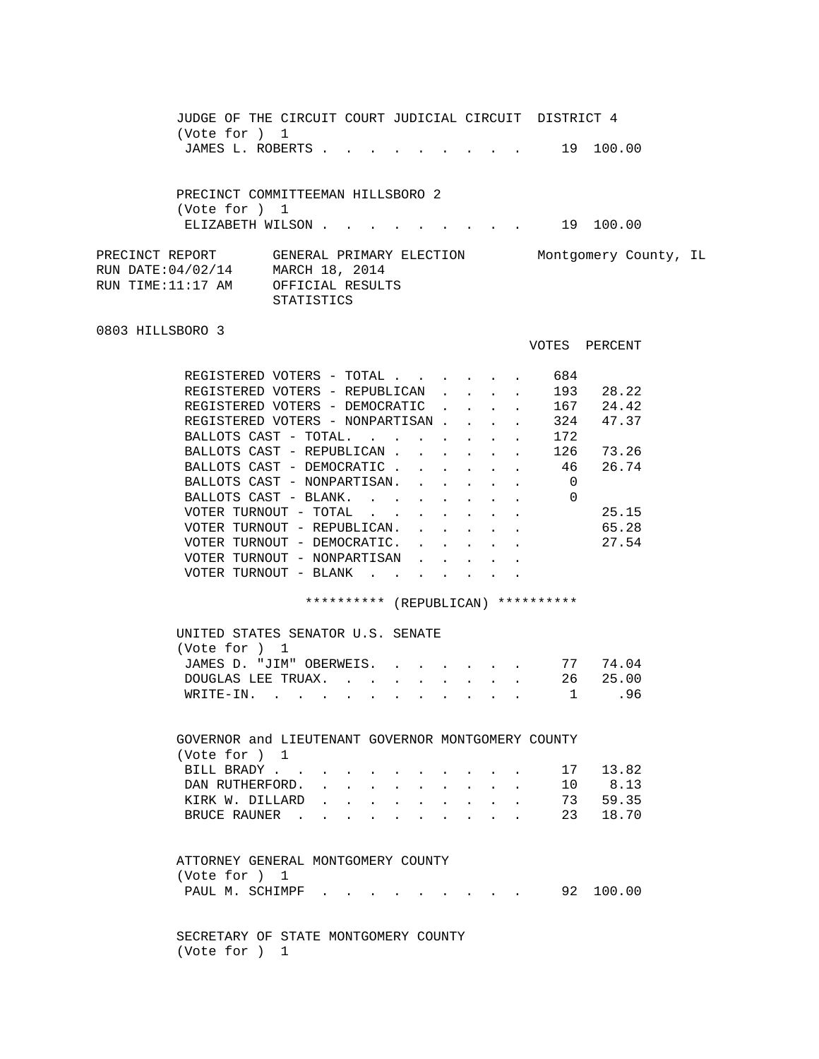JUDGE OF THE CIRCUIT COURT JUDICIAL CIRCUIT DISTRICT 4
(Vote for ) 1

| | VOTES | PERCENT |
|---|---|---|
| JAMES L. ROBERTS | 19 | 100.00 |

PRECINCT COMMITTEEMAN HILLSBORO 2
(Vote for ) 1

| | VOTES | PERCENT |
|---|---|---|
| ELIZABETH WILSON | 19 | 100.00 |

PRECINCT REPORT — GENERAL PRIMARY ELECTION — Montgomery County, IL
RUN DATE:04/02/14 — MARCH 18, 2014
RUN TIME:11:17 AM — OFFICIAL RESULTS
STATISTICS

0803 HILLSBORO 3

| | VOTES | PERCENT |
|---|---|---|
| REGISTERED VOTERS - TOTAL | 684 | |
| REGISTERED VOTERS - REPUBLICAN | 193 | 28.22 |
| REGISTERED VOTERS - DEMOCRATIC | 167 | 24.42 |
| REGISTERED VOTERS - NONPARTISAN | 324 | 47.37 |
| BALLOTS CAST - TOTAL. | 172 | |
| BALLOTS CAST - REPUBLICAN | 126 | 73.26 |
| BALLOTS CAST - DEMOCRATIC | 46 | 26.74 |
| BALLOTS CAST - NONPARTISAN. | 0 | |
| BALLOTS CAST - BLANK. | 0 | |
| VOTER TURNOUT - TOTAL | | 25.15 |
| VOTER TURNOUT - REPUBLICAN. | | 65.28 |
| VOTER TURNOUT - DEMOCRATIC. | | 27.54 |
| VOTER TURNOUT - NONPARTISAN | | |
| VOTER TURNOUT - BLANK | | |

********** (REPUBLICAN) **********

UNITED STATES SENATOR U.S. SENATE
(Vote for ) 1

| | VOTES | PERCENT |
|---|---|---|
| JAMES D. "JIM" OBERWEIS. | 77 | 74.04 |
| DOUGLAS LEE TRUAX. | 26 | 25.00 |
| WRITE-IN. | 1 | .96 |

GOVERNOR and LIEUTENANT GOVERNOR MONTGOMERY COUNTY
(Vote for ) 1

| | VOTES | PERCENT |
|---|---|---|
| BILL BRADY | 17 | 13.82 |
| DAN RUTHERFORD. | 10 | 8.13 |
| KIRK W. DILLARD | 73 | 59.35 |
| BRUCE RAUNER | 23 | 18.70 |

ATTORNEY GENERAL MONTGOMERY COUNTY
(Vote for ) 1

| | VOTES | PERCENT |
|---|---|---|
| PAUL M. SCHIMPF | 92 | 100.00 |

SECRETARY OF STATE MONTGOMERY COUNTY
(Vote for ) 1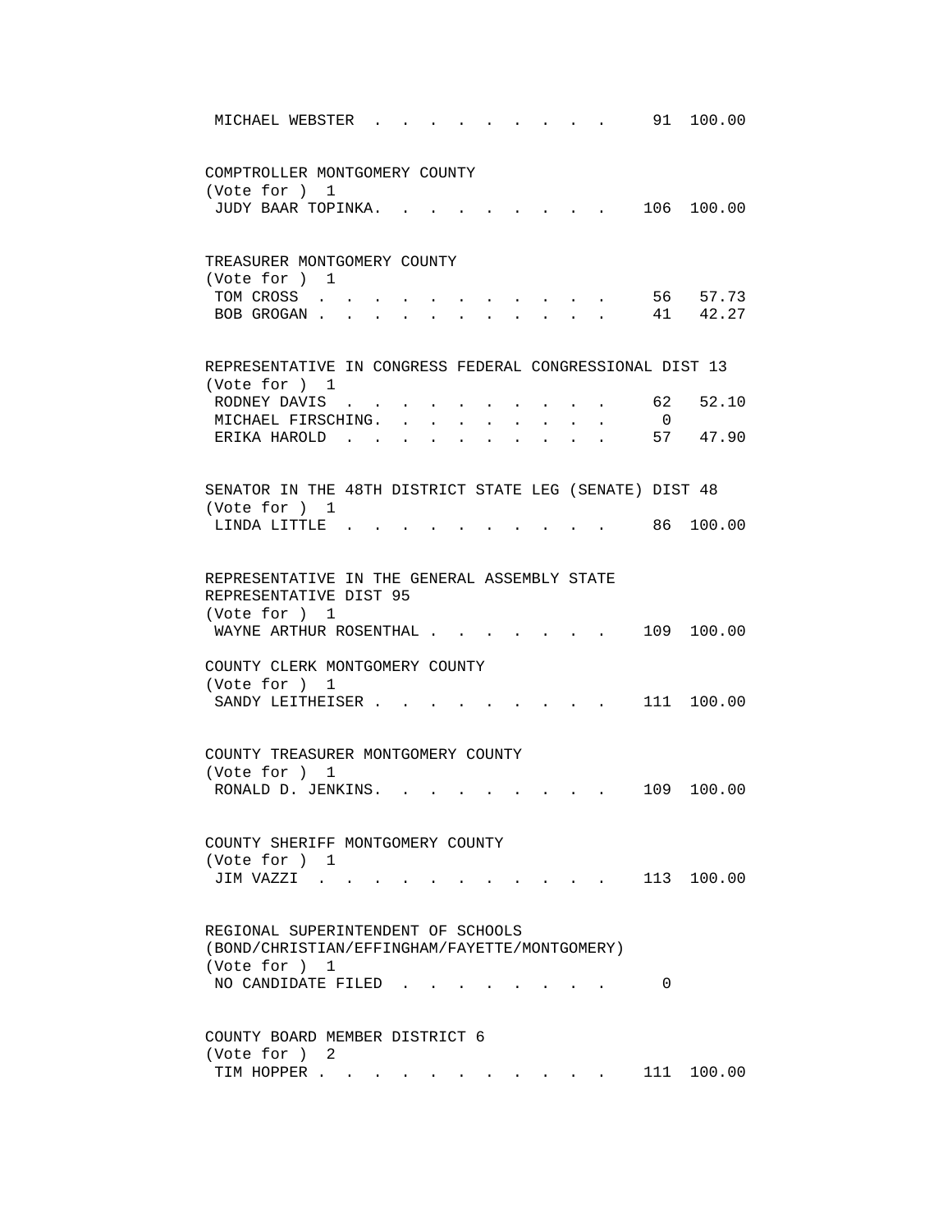MICHAEL WEBSTER . . . . . . . . . . 91 100.00

COMPTROLLER MONTGOMERY COUNTY
(Vote for ) 1

| | | |
|---|---|---|
| JUDY BAAR TOPINKA | 106 | 100.00 |

TREASURER MONTGOMERY COUNTY
(Vote for ) 1

| | | |
|---|---|---|
| TOM CROSS | 56 | 57.73 |
| BOB GROGAN | 41 | 42.27 |

REPRESENTATIVE IN CONGRESS FEDERAL CONGRESSIONAL DIST 13
(Vote for ) 1

| | | |
|---|---|---|
| RODNEY DAVIS | 62 | 52.10 |
| MICHAEL FIRSCHING | 0 | |
| ERIKA HAROLD | 57 | 47.90 |

SENATOR IN THE 48TH DISTRICT STATE LEG (SENATE) DIST 48
(Vote for ) 1

| | | |
|---|---|---|
| LINDA LITTLE | 86 | 100.00 |

REPRESENTATIVE IN THE GENERAL ASSEMBLY STATE REPRESENTATIVE DIST 95
(Vote for ) 1

| | | |
|---|---|---|
| WAYNE ARTHUR ROSENTHAL | 109 | 100.00 |

COUNTY CLERK MONTGOMERY COUNTY
(Vote for ) 1

| | | |
|---|---|---|
| SANDY LEITHEISER | 111 | 100.00 |

COUNTY TREASURER MONTGOMERY COUNTY
(Vote for ) 1

| | | |
|---|---|---|
| RONALD D. JENKINS | 109 | 100.00 |

COUNTY SHERIFF MONTGOMERY COUNTY
(Vote for ) 1

| | | |
|---|---|---|
| JIM VAZZI | 113 | 100.00 |

REGIONAL SUPERINTENDENT OF SCHOOLS (BOND/CHRISTIAN/EFFINGHAM/FAYETTE/MONTGOMERY)
(Vote for ) 1

| | | |
|---|---|---|
| NO CANDIDATE FILED | 0 | |

COUNTY BOARD MEMBER DISTRICT 6
(Vote for ) 2

| | | |
|---|---|---|
| TIM HOPPER | 111 | 100.00 |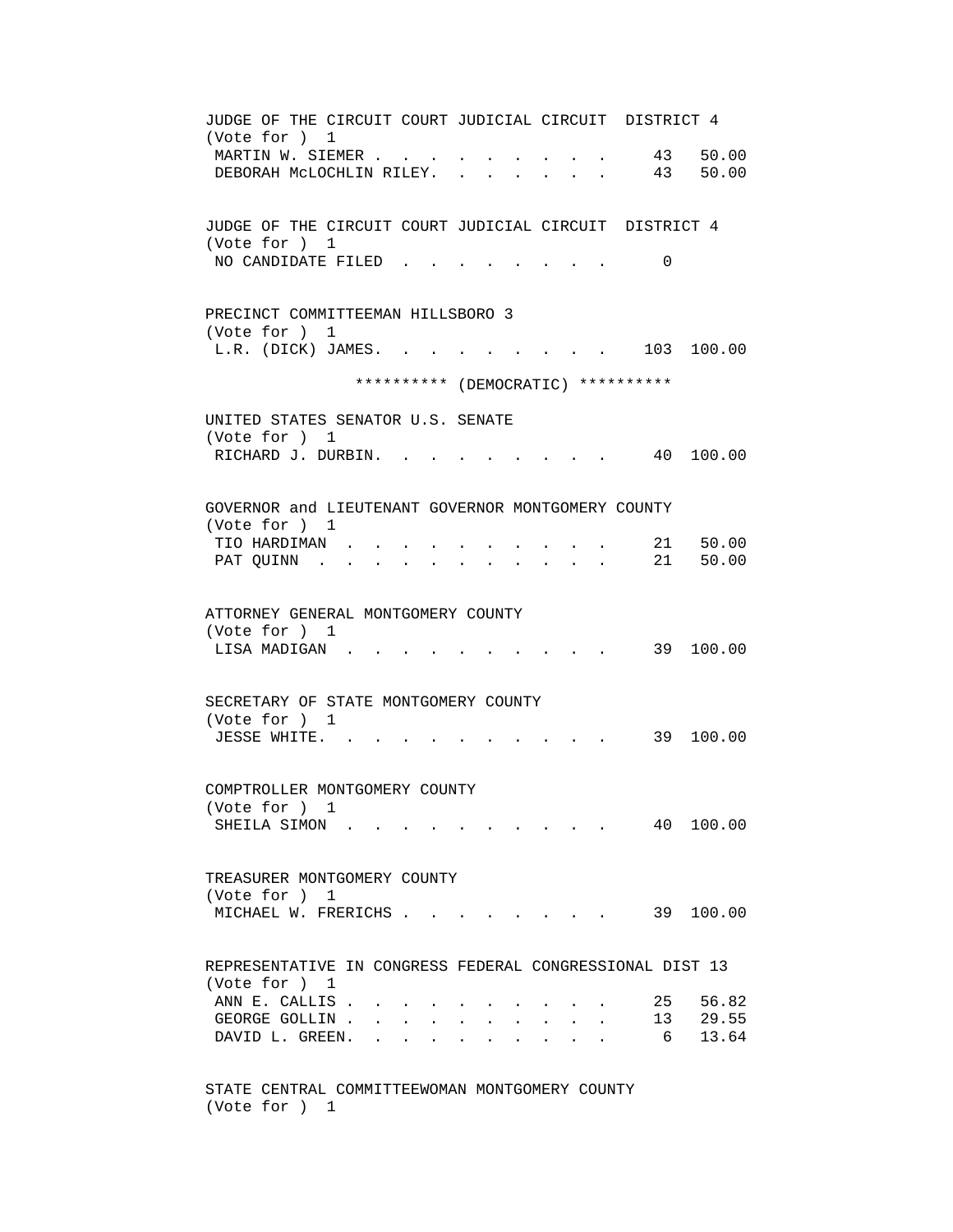JUDGE OF THE CIRCUIT COURT JUDICIAL CIRCUIT DISTRICT 4
(Vote for ) 1

| | | |
|---|---|---|
| MARTIN W. SIEMER | 43 | 50.00 |
| DEBORAH McLOCHLIN RILEY | 43 | 50.00 |

JUDGE OF THE CIRCUIT COURT JUDICIAL CIRCUIT DISTRICT 4
(Vote for ) 1

| | | |
|---|---|---|
| NO CANDIDATE FILED | 0 | |

PRECINCT COMMITTEEMAN HILLSBORO 3
(Vote for ) 1

| | | |
|---|---|---|
| L.R. (DICK) JAMES | 103 | 100.00 |

********** (DEMOCRATIC) **********

UNITED STATES SENATOR U.S. SENATE
(Vote for ) 1

| | | |
|---|---|---|
| RICHARD J. DURBIN | 40 | 100.00 |

GOVERNOR and LIEUTENANT GOVERNOR MONTGOMERY COUNTY
(Vote for ) 1

| | | |
|---|---|---|
| TIO HARDIMAN | 21 | 50.00 |
| PAT QUINN | 21 | 50.00 |

ATTORNEY GENERAL MONTGOMERY COUNTY
(Vote for ) 1

| | | |
|---|---|---|
| LISA MADIGAN | 39 | 100.00 |

SECRETARY OF STATE MONTGOMERY COUNTY
(Vote for ) 1

| | | |
|---|---|---|
| JESSE WHITE | 39 | 100.00 |

COMPTROLLER MONTGOMERY COUNTY
(Vote for ) 1

| | | |
|---|---|---|
| SHEILA SIMON | 40 | 100.00 |

TREASURER MONTGOMERY COUNTY
(Vote for ) 1

| | | |
|---|---|---|
| MICHAEL W. FRERICHS | 39 | 100.00 |

REPRESENTATIVE IN CONGRESS FEDERAL CONGRESSIONAL DIST 13
(Vote for ) 1

| | | |
|---|---|---|
| ANN E. CALLIS | 25 | 56.82 |
| GEORGE GOLLIN | 13 | 29.55 |
| DAVID L. GREEN | 6 | 13.64 |

STATE CENTRAL COMMITTEEWOMAN MONTGOMERY COUNTY
(Vote for ) 1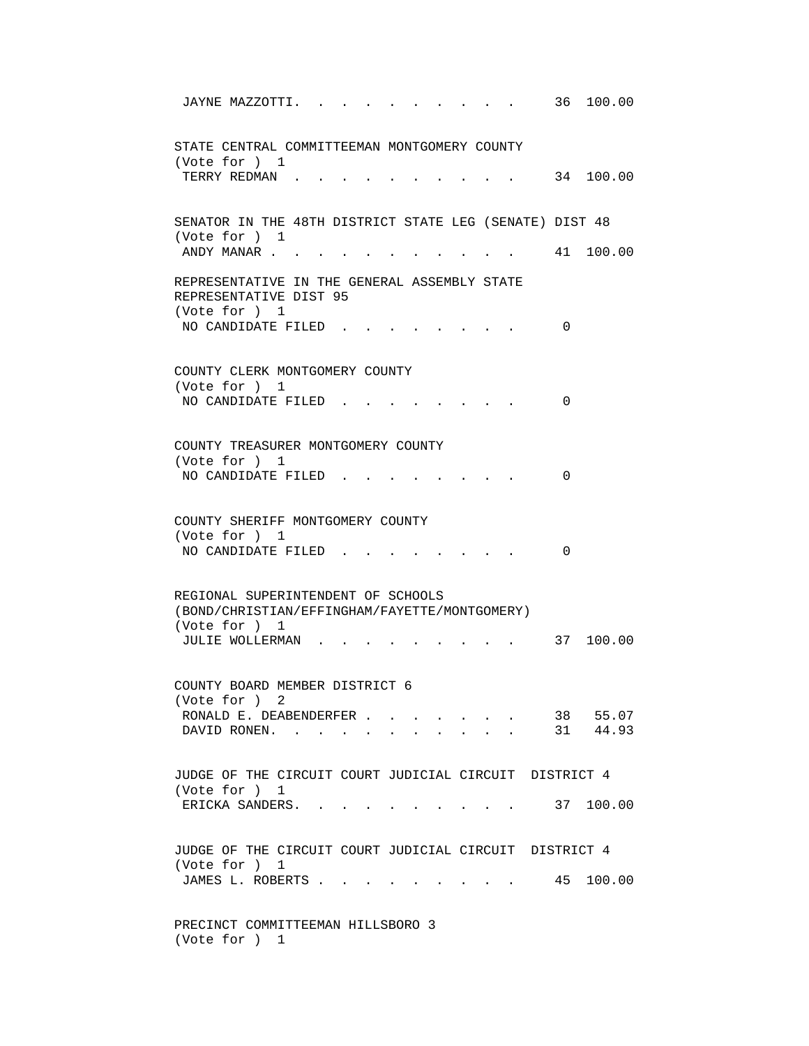JAYNE MAZZOTTI. . . . . . . . . . . 36 100.00

STATE CENTRAL COMMITTEEMAN MONTGOMERY COUNTY
(Vote for ) 1

TERRY REDMAN . . . . . . . . . . . 34 100.00

SENATOR IN THE 48TH DISTRICT STATE LEG (SENATE) DIST 48
(Vote for ) 1

ANDY MANAR . . . . . . . . . . . . 41 100.00

REPRESENTATIVE IN THE GENERAL ASSEMBLY STATE REPRESENTATIVE DIST 95
(Vote for ) 1

NO CANDIDATE FILED . . . . . . . . 0

COUNTY CLERK MONTGOMERY COUNTY
(Vote for ) 1

NO CANDIDATE FILED . . . . . . . . 0

COUNTY TREASURER MONTGOMERY COUNTY
(Vote for ) 1

NO CANDIDATE FILED . . . . . . . . 0

COUNTY SHERIFF MONTGOMERY COUNTY
(Vote for ) 1

NO CANDIDATE FILED . . . . . . . . 0

REGIONAL SUPERINTENDENT OF SCHOOLS (BOND/CHRISTIAN/EFFINGHAM/FAYETTE/MONTGOMERY)
(Vote for ) 1

JULIE WOLLERMAN . . . . . . . . . . 37 100.00

COUNTY BOARD MEMBER DISTRICT 6
(Vote for ) 2

RONALD E. DEABENDERFER . . . . . . . 38 55.07
DAVID RONEN. . . . . . . . . . . . 31 44.93

JUDGE OF THE CIRCUIT COURT JUDICIAL CIRCUIT DISTRICT 4
(Vote for ) 1

ERICKA SANDERS. . . . . . . . . . . 37 100.00

JUDGE OF THE CIRCUIT COURT JUDICIAL CIRCUIT DISTRICT 4
(Vote for ) 1

JAMES L. ROBERTS . . . . . . . . . . 45 100.00

PRECINCT COMMITTEEMAN HILLSBORO 3
(Vote for ) 1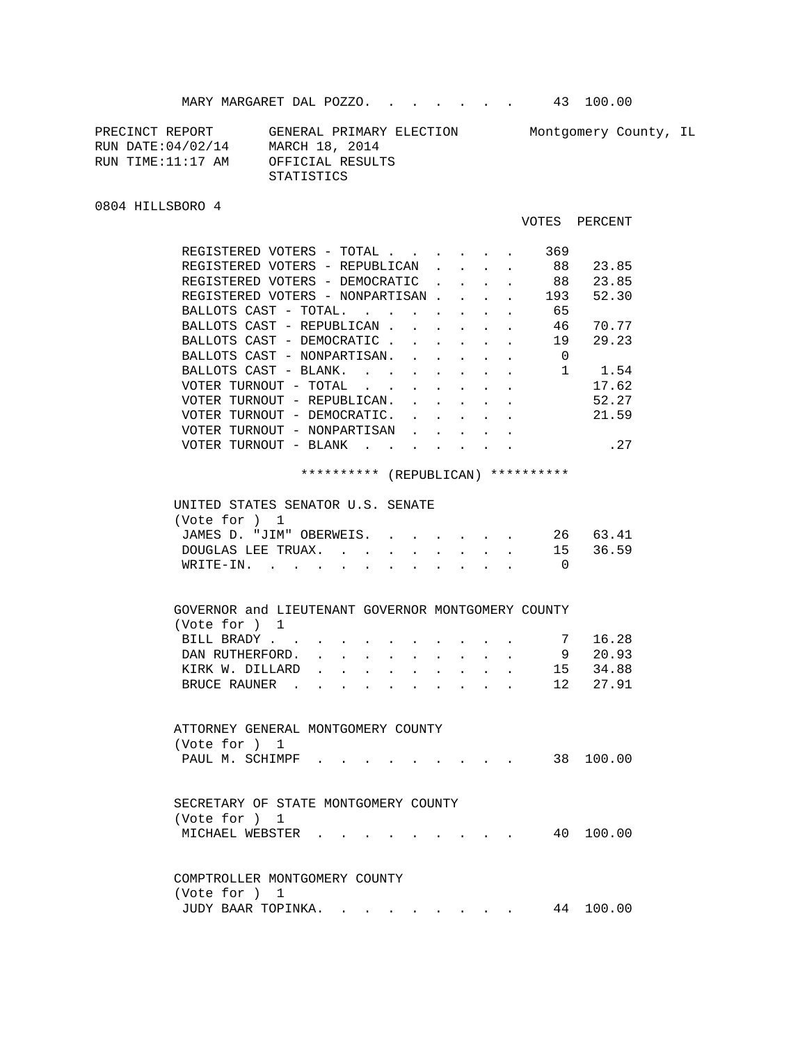MARY MARGARET DAL POZZO. . . . . . . . 43 100.00

PRECINCT REPORT &nbsp;&nbsp;&nbsp; GENERAL PRIMARY ELECTION &nbsp;&nbsp;&nbsp; Montgomery County, IL
RUN DATE:04/02/14 &nbsp;&nbsp;&nbsp; MARCH 18, 2014
RUN TIME:11:17 AM &nbsp;&nbsp;&nbsp; OFFICIAL RESULTS
STATISTICS

0804 HILLSBORO 4

| | VOTES | PERCENT |
|---|---|---|
| REGISTERED VOTERS - TOTAL | 369 | |
| REGISTERED VOTERS - REPUBLICAN | 88 | 23.85 |
| REGISTERED VOTERS - DEMOCRATIC | 88 | 23.85 |
| REGISTERED VOTERS - NONPARTISAN | 193 | 52.30 |
| BALLOTS CAST - TOTAL. | 65 | |
| BALLOTS CAST - REPUBLICAN | 46 | 70.77 |
| BALLOTS CAST - DEMOCRATIC | 19 | 29.23 |
| BALLOTS CAST - NONPARTISAN. | 0 | |
| BALLOTS CAST - BLANK. | 1 | 1.54 |
| VOTER TURNOUT - TOTAL | | 17.62 |
| VOTER TURNOUT - REPUBLICAN. | | 52.27 |
| VOTER TURNOUT - DEMOCRATIC. | | 21.59 |
| VOTER TURNOUT - NONPARTISAN | | |
| VOTER TURNOUT - BLANK | | .27 |

********** (REPUBLICAN) **********

UNITED STATES SENATOR U.S. SENATE
(Vote for ) 1

| | VOTES | PERCENT |
|---|---|---|
| JAMES D. "JIM" OBERWEIS. | 26 | 63.41 |
| DOUGLAS LEE TRUAX. | 15 | 36.59 |
| WRITE-IN. | 0 | |

GOVERNOR and LIEUTENANT GOVERNOR MONTGOMERY COUNTY
(Vote for ) 1

| | VOTES | PERCENT |
|---|---|---|
| BILL BRADY | 7 | 16.28 |
| DAN RUTHERFORD. | 9 | 20.93 |
| KIRK W. DILLARD | 15 | 34.88 |
| BRUCE RAUNER | 12 | 27.91 |

ATTORNEY GENERAL MONTGOMERY COUNTY
(Vote for ) 1

| | VOTES | PERCENT |
|---|---|---|
| PAUL M. SCHIMPF | 38 | 100.00 |

SECRETARY OF STATE MONTGOMERY COUNTY
(Vote for ) 1

| | VOTES | PERCENT |
|---|---|---|
| MICHAEL WEBSTER | 40 | 100.00 |

COMPTROLLER MONTGOMERY COUNTY
(Vote for ) 1

| | VOTES | PERCENT |
|---|---|---|
| JUDY BAAR TOPINKA. | 44 | 100.00 |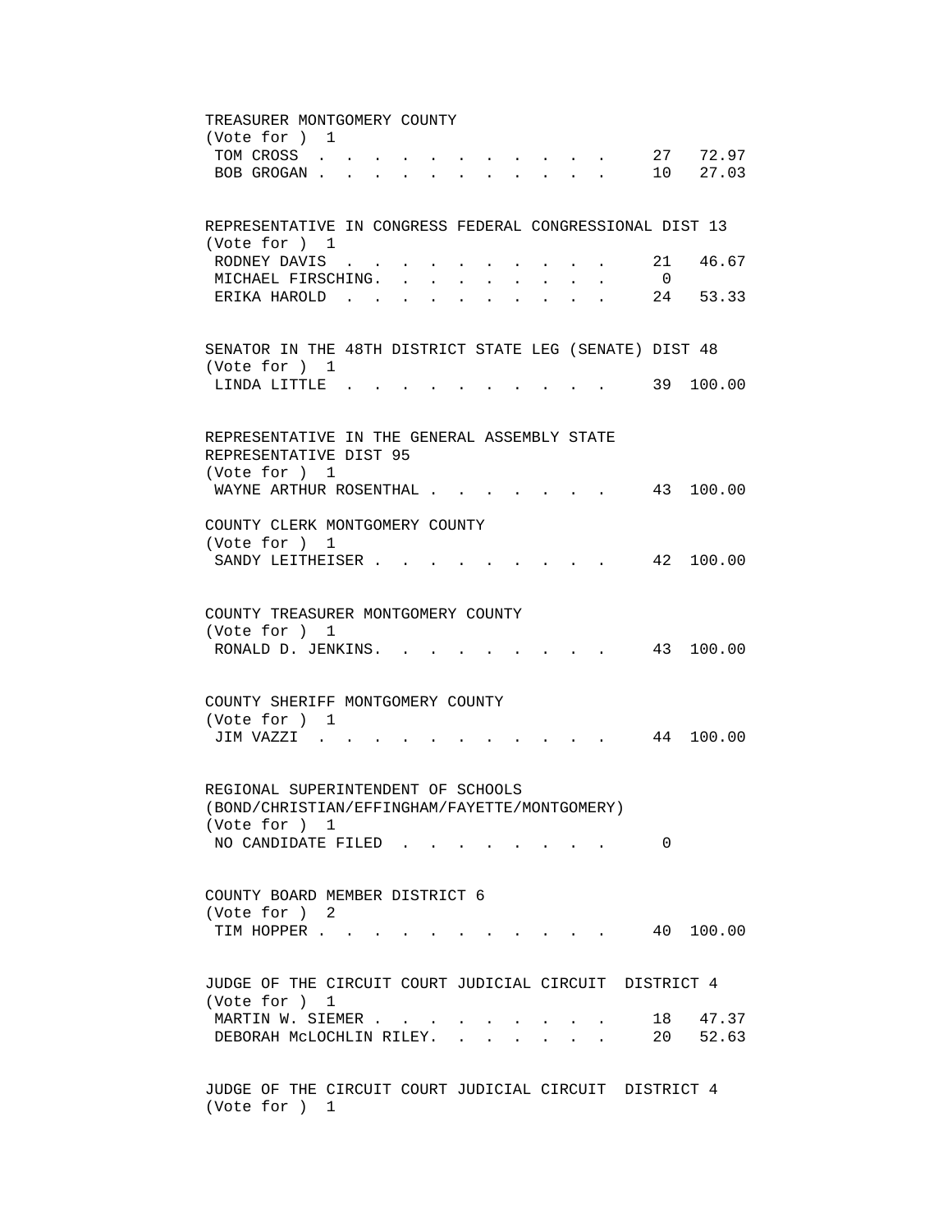TREASURER MONTGOMERY COUNTY
(Vote for ) 1

| Candidate | Votes | Percent |
| --- | --- | --- |
| TOM CROSS | 27 | 72.97 |
| BOB GROGAN | 10 | 27.03 |

REPRESENTATIVE IN CONGRESS FEDERAL CONGRESSIONAL DIST 13
(Vote for ) 1

| Candidate | Votes | Percent |
| --- | --- | --- |
| RODNEY DAVIS | 21 | 46.67 |
| MICHAEL FIRSCHING | 0 | |
| ERIKA HAROLD | 24 | 53.33 |

SENATOR IN THE 48TH DISTRICT STATE LEG (SENATE) DIST 48
(Vote for ) 1

| Candidate | Votes | Percent |
| --- | --- | --- |
| LINDA LITTLE | 39 | 100.00 |

REPRESENTATIVE IN THE GENERAL ASSEMBLY STATE REPRESENTATIVE DIST 95
(Vote for ) 1

| Candidate | Votes | Percent |
| --- | --- | --- |
| WAYNE ARTHUR ROSENTHAL | 43 | 100.00 |

COUNTY CLERK MONTGOMERY COUNTY
(Vote for ) 1

| Candidate | Votes | Percent |
| --- | --- | --- |
| SANDY LEITHEISER | 42 | 100.00 |

COUNTY TREASURER MONTGOMERY COUNTY
(Vote for ) 1

| Candidate | Votes | Percent |
| --- | --- | --- |
| RONALD D. JENKINS | 43 | 100.00 |

COUNTY SHERIFF MONTGOMERY COUNTY
(Vote for ) 1

| Candidate | Votes | Percent |
| --- | --- | --- |
| JIM VAZZI | 44 | 100.00 |

REGIONAL SUPERINTENDENT OF SCHOOLS (BOND/CHRISTIAN/EFFINGHAM/FAYETTE/MONTGOMERY)
(Vote for ) 1

| Candidate | Votes | Percent |
| --- | --- | --- |
| NO CANDIDATE FILED | 0 | |

COUNTY BOARD MEMBER DISTRICT 6
(Vote for ) 2

| Candidate | Votes | Percent |
| --- | --- | --- |
| TIM HOPPER | 40 | 100.00 |

JUDGE OF THE CIRCUIT COURT JUDICIAL CIRCUIT DISTRICT 4
(Vote for ) 1

| Candidate | Votes | Percent |
| --- | --- | --- |
| MARTIN W. SIEMER | 18 | 47.37 |
| DEBORAH McLOCHLIN RILEY | 20 | 52.63 |

JUDGE OF THE CIRCUIT COURT JUDICIAL CIRCUIT DISTRICT 4
(Vote for ) 1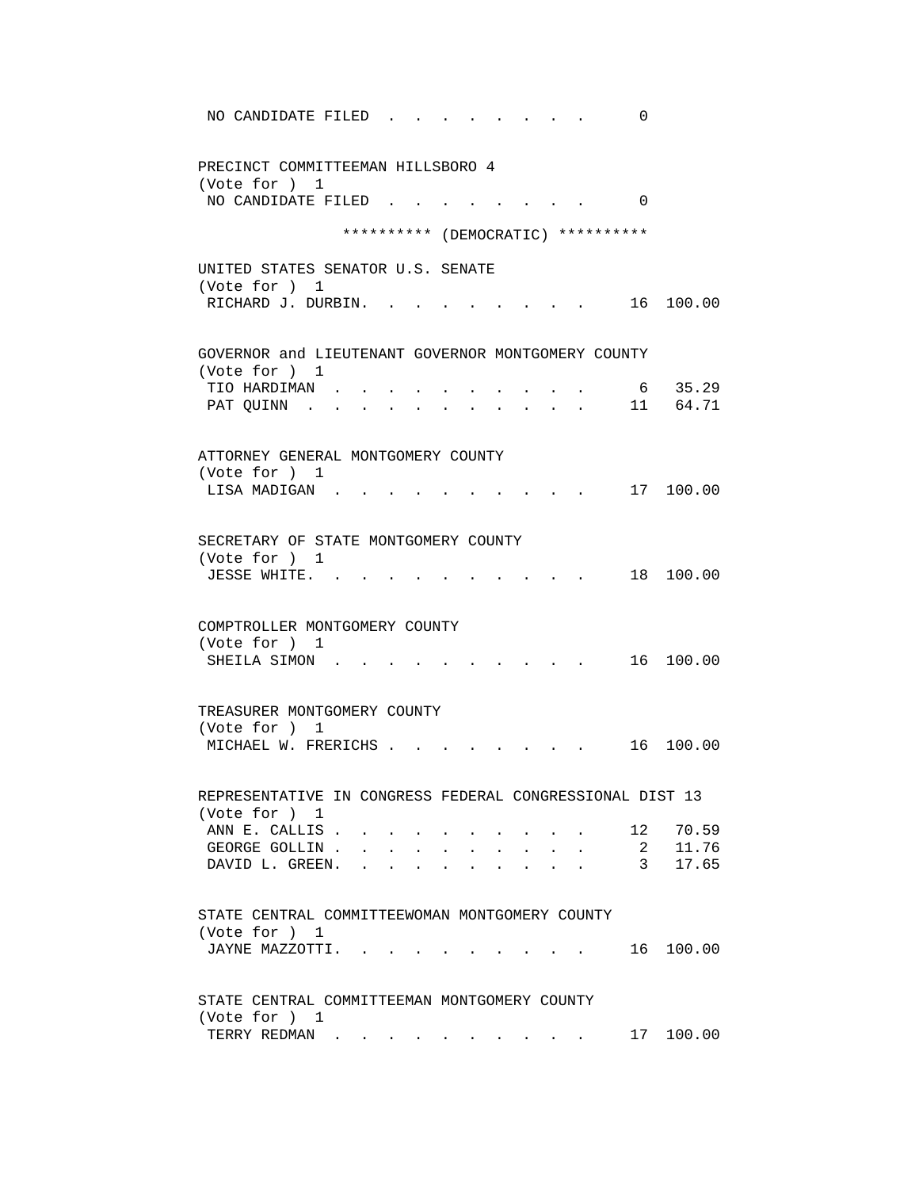```
 NO CANDIDATE FILED . . . . . . . . .      0


PRECINCT COMMITTEEMAN HILLSBORO 4
(Vote for ) 1
 NO CANDIDATE FILED . . . . . . . . .      0

               ********** (DEMOCRATIC) **********

UNITED STATES SENATOR U.S. SENATE
(Vote for ) 1
 RICHARD J. DURBIN. . . . . . . . . .     16  100.00


GOVERNOR and LIEUTENANT GOVERNOR MONTGOMERY COUNTY
(Vote for ) 1
 TIO HARDIMAN . . . . . . . . . . . .      6   35.29
 PAT QUINN  . . . . . . . . . . . . .     11   64.71


ATTORNEY GENERAL MONTGOMERY COUNTY
(Vote for ) 1
 LISA MADIGAN . . . . . . . . . . . .     17  100.00


SECRETARY OF STATE MONTGOMERY COUNTY
(Vote for ) 1
 JESSE WHITE. . . . . . . . . . . . .     18  100.00


COMPTROLLER MONTGOMERY COUNTY
(Vote for ) 1
 SHEILA SIMON . . . . . . . . . . . .     16  100.00


TREASURER MONTGOMERY COUNTY
(Vote for ) 1
 MICHAEL W. FRERICHS . . . . . . . . .    16  100.00


REPRESENTATIVE IN CONGRESS FEDERAL CONGRESSIONAL DIST 13
(Vote for ) 1
 ANN E. CALLIS . . . . . . . . . . . .    12   70.59
 GEORGE GOLLIN . . . . . . . . . . . .     2   11.76
 DAVID L. GREEN. . . . . . . . . . . .     3   17.65


STATE CENTRAL COMMITTEEWOMAN MONTGOMERY COUNTY
(Vote for ) 1
 JAYNE MAZZOTTI. . . . . . . . . . . .    16  100.00


STATE CENTRAL COMMITTEEMAN MONTGOMERY COUNTY
(Vote for ) 1
 TERRY REDMAN . . . . . . . . . . . .     17  100.00
```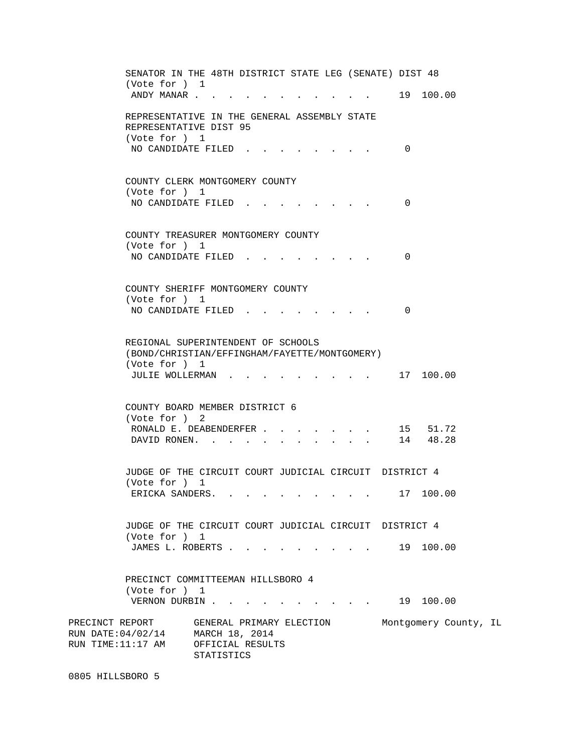SENATOR IN THE 48TH DISTRICT STATE LEG (SENATE) DIST 48
(Vote for ) 1

| | | |
|---|---|---|
| ANDY MANAR | 19 | 100.00 |

REPRESENTATIVE IN THE GENERAL ASSEMBLY STATE REPRESENTATIVE DIST 95
(Vote for ) 1

| | | |
|---|---|---|
| NO CANDIDATE FILED | 0 | |

COUNTY CLERK MONTGOMERY COUNTY
(Vote for ) 1

| | | |
|---|---|---|
| NO CANDIDATE FILED | 0 | |

COUNTY TREASURER MONTGOMERY COUNTY
(Vote for ) 1

| | | |
|---|---|---|
| NO CANDIDATE FILED | 0 | |

COUNTY SHERIFF MONTGOMERY COUNTY
(Vote for ) 1

| | | |
|---|---|---|
| NO CANDIDATE FILED | 0 | |

REGIONAL SUPERINTENDENT OF SCHOOLS (BOND/CHRISTIAN/EFFINGHAM/FAYETTE/MONTGOMERY)
(Vote for ) 1

| | | |
|---|---|---|
| JULIE WOLLERMAN | 17 | 100.00 |

COUNTY BOARD MEMBER DISTRICT 6
(Vote for ) 2

| | | |
|---|---|---|
| RONALD E. DEABENDERFER | 15 | 51.72 |
| DAVID RONEN. | 14 | 48.28 |

JUDGE OF THE CIRCUIT COURT JUDICIAL CIRCUIT DISTRICT 4
(Vote for ) 1

| | | |
|---|---|---|
| ERICKA SANDERS. | 17 | 100.00 |

JUDGE OF THE CIRCUIT COURT JUDICIAL CIRCUIT DISTRICT 4
(Vote for ) 1

| | | |
|---|---|---|
| JAMES L. ROBERTS | 19 | 100.00 |

PRECINCT COMMITTEEMAN HILLSBORO 4
(Vote for ) 1

| | | |
|---|---|---|
| VERNON DURBIN | 19 | 100.00 |

PRECINCT REPORT GENERAL PRIMARY ELECTION Montgomery County, IL
RUN DATE:04/02/14 MARCH 18, 2014
RUN TIME:11:17 AM OFFICIAL RESULTS
STATISTICS

0805 HILLSBORO 5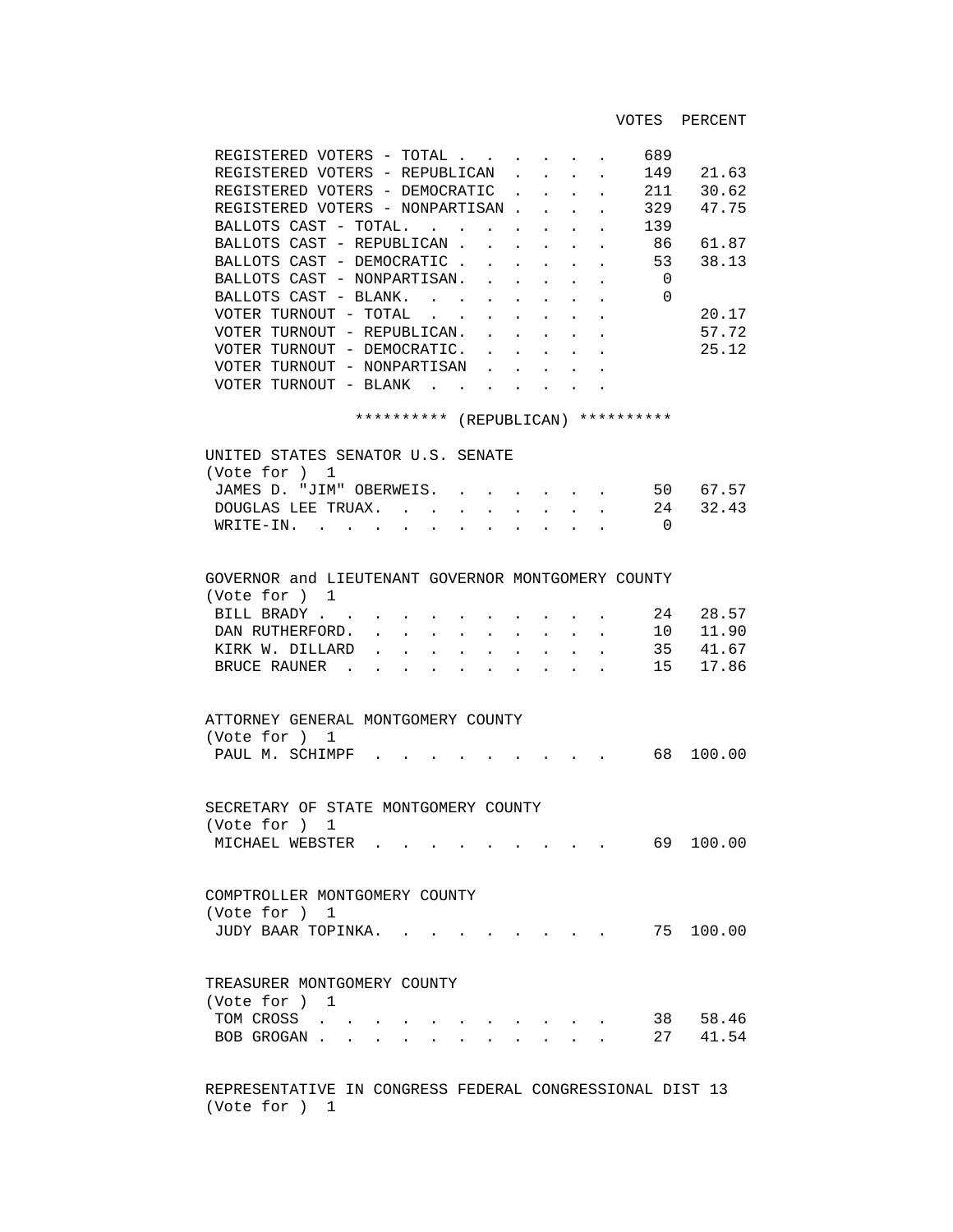| | VOTES | PERCENT |
|---|---|---|
| REGISTERED VOTERS - TOTAL | 689 | |
| REGISTERED VOTERS - REPUBLICAN | 149 | 21.63 |
| REGISTERED VOTERS - DEMOCRATIC | 211 | 30.62 |
| REGISTERED VOTERS - NONPARTISAN | 329 | 47.75 |
| BALLOTS CAST - TOTAL | 139 | |
| BALLOTS CAST - REPUBLICAN | 86 | 61.87 |
| BALLOTS CAST - DEMOCRATIC | 53 | 38.13 |
| BALLOTS CAST - NONPARTISAN | 0 | |
| BALLOTS CAST - BLANK | 0 | |
| VOTER TURNOUT - TOTAL | | 20.17 |
| VOTER TURNOUT - REPUBLICAN | | 57.72 |
| VOTER TURNOUT - DEMOCRATIC | | 25.12 |
| VOTER TURNOUT - NONPARTISAN | | |
| VOTER TURNOUT - BLANK | | |

********** (REPUBLICAN) **********

UNITED STATES SENATOR U.S. SENATE
(Vote for ) 1

| | VOTES | PERCENT |
|---|---|---|
| JAMES D. "JIM" OBERWEIS | 50 | 67.57 |
| DOUGLAS LEE TRUAX | 24 | 32.43 |
| WRITE-IN | 0 | |

GOVERNOR and LIEUTENANT GOVERNOR MONTGOMERY COUNTY
(Vote for ) 1

| | VOTES | PERCENT |
|---|---|---|
| BILL BRADY | 24 | 28.57 |
| DAN RUTHERFORD | 10 | 11.90 |
| KIRK W. DILLARD | 35 | 41.67 |
| BRUCE RAUNER | 15 | 17.86 |

ATTORNEY GENERAL MONTGOMERY COUNTY
(Vote for ) 1

| | VOTES | PERCENT |
|---|---|---|
| PAUL M. SCHIMPF | 68 | 100.00 |

SECRETARY OF STATE MONTGOMERY COUNTY
(Vote for ) 1

| | VOTES | PERCENT |
|---|---|---|
| MICHAEL WEBSTER | 69 | 100.00 |

COMPTROLLER MONTGOMERY COUNTY
(Vote for ) 1

| | VOTES | PERCENT |
|---|---|---|
| JUDY BAAR TOPINKA | 75 | 100.00 |

TREASURER MONTGOMERY COUNTY
(Vote for ) 1

| | VOTES | PERCENT |
|---|---|---|
| TOM CROSS | 38 | 58.46 |
| BOB GROGAN | 27 | 41.54 |

REPRESENTATIVE IN CONGRESS FEDERAL CONGRESSIONAL DIST 13
(Vote for ) 1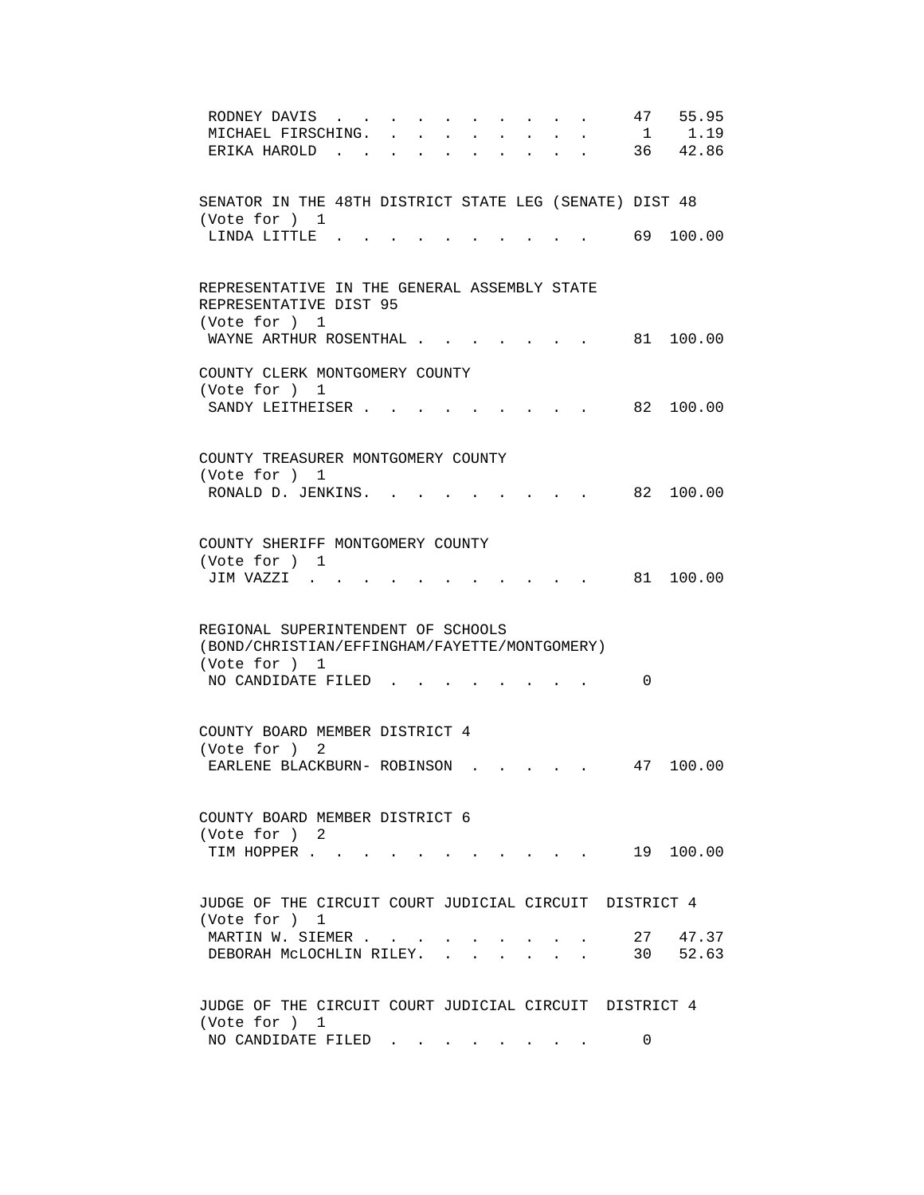| | | |
|---|---|---|
| RODNEY DAVIS | 47 | 55.95 |
| MICHAEL FIRSCHING | 1 | 1.19 |
| ERIKA HAROLD | 36 | 42.86 |

SENATOR IN THE 48TH DISTRICT STATE LEG (SENATE) DIST 48
(Vote for ) 1

| | | |
|---|---|---|
| LINDA LITTLE | 69 | 100.00 |

REPRESENTATIVE IN THE GENERAL ASSEMBLY STATE REPRESENTATIVE DIST 95
(Vote for ) 1

| | | |
|---|---|---|
| WAYNE ARTHUR ROSENTHAL | 81 | 100.00 |

COUNTY CLERK MONTGOMERY COUNTY
(Vote for ) 1

| | | |
|---|---|---|
| SANDY LEITHEISER | 82 | 100.00 |

COUNTY TREASURER MONTGOMERY COUNTY
(Vote for ) 1

| | | |
|---|---|---|
| RONALD D. JENKINS | 82 | 100.00 |

COUNTY SHERIFF MONTGOMERY COUNTY
(Vote for ) 1

| | | |
|---|---|---|
| JIM VAZZI | 81 | 100.00 |

REGIONAL SUPERINTENDENT OF SCHOOLS (BOND/CHRISTIAN/EFFINGHAM/FAYETTE/MONTGOMERY)
(Vote for ) 1

| | | |
|---|---|---|
| NO CANDIDATE FILED | 0 | |

COUNTY BOARD MEMBER DISTRICT 4
(Vote for ) 2

| | | |
|---|---|---|
| EARLENE BLACKBURN- ROBINSON | 47 | 100.00 |

COUNTY BOARD MEMBER DISTRICT 6
(Vote for ) 2

| | | |
|---|---|---|
| TIM HOPPER | 19 | 100.00 |

JUDGE OF THE CIRCUIT COURT JUDICIAL CIRCUIT DISTRICT 4
(Vote for ) 1

| | | |
|---|---|---|
| MARTIN W. SIEMER | 27 | 47.37 |
| DEBORAH McLOCHLIN RILEY | 30 | 52.63 |

JUDGE OF THE CIRCUIT COURT JUDICIAL CIRCUIT DISTRICT 4
(Vote for ) 1

| | | |
|---|---|---|
| NO CANDIDATE FILED | 0 | |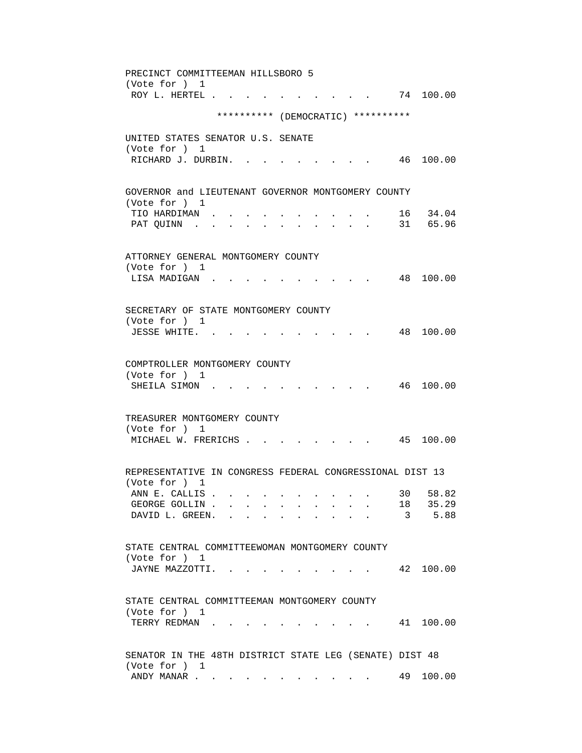PRECINCT COMMITTEEMAN HILLSBORO 5
(Vote for ) 1

| Candidate | Votes | Percent |
|---|---|---|
| ROY L. HERTEL | 74 | 100.00 |

********** (DEMOCRATIC) **********

UNITED STATES SENATOR U.S. SENATE
(Vote for ) 1

| Candidate | Votes | Percent |
|---|---|---|
| RICHARD J. DURBIN | 46 | 100.00 |

GOVERNOR and LIEUTENANT GOVERNOR MONTGOMERY COUNTY
(Vote for ) 1

| Candidate | Votes | Percent |
|---|---|---|
| TIO HARDIMAN | 16 | 34.04 |
| PAT QUINN | 31 | 65.96 |

ATTORNEY GENERAL MONTGOMERY COUNTY
(Vote for ) 1

| Candidate | Votes | Percent |
|---|---|---|
| LISA MADIGAN | 48 | 100.00 |

SECRETARY OF STATE MONTGOMERY COUNTY
(Vote for ) 1

| Candidate | Votes | Percent |
|---|---|---|
| JESSE WHITE | 48 | 100.00 |

COMPTROLLER MONTGOMERY COUNTY
(Vote for ) 1

| Candidate | Votes | Percent |
|---|---|---|
| SHEILA SIMON | 46 | 100.00 |

TREASURER MONTGOMERY COUNTY
(Vote for ) 1

| Candidate | Votes | Percent |
|---|---|---|
| MICHAEL W. FRERICHS | 45 | 100.00 |

REPRESENTATIVE IN CONGRESS FEDERAL CONGRESSIONAL DIST 13
(Vote for ) 1

| Candidate | Votes | Percent |
|---|---|---|
| ANN E. CALLIS | 30 | 58.82 |
| GEORGE GOLLIN | 18 | 35.29 |
| DAVID L. GREEN | 3 | 5.88 |

STATE CENTRAL COMMITTEEWOMAN MONTGOMERY COUNTY
(Vote for ) 1

| Candidate | Votes | Percent |
|---|---|---|
| JAYNE MAZZOTTI | 42 | 100.00 |

STATE CENTRAL COMMITTEEMAN MONTGOMERY COUNTY
(Vote for ) 1

| Candidate | Votes | Percent |
|---|---|---|
| TERRY REDMAN | 41 | 100.00 |

SENATOR IN THE 48TH DISTRICT STATE LEG (SENATE) DIST 48
(Vote for ) 1

| Candidate | Votes | Percent |
|---|---|---|
| ANDY MANAR | 49 | 100.00 |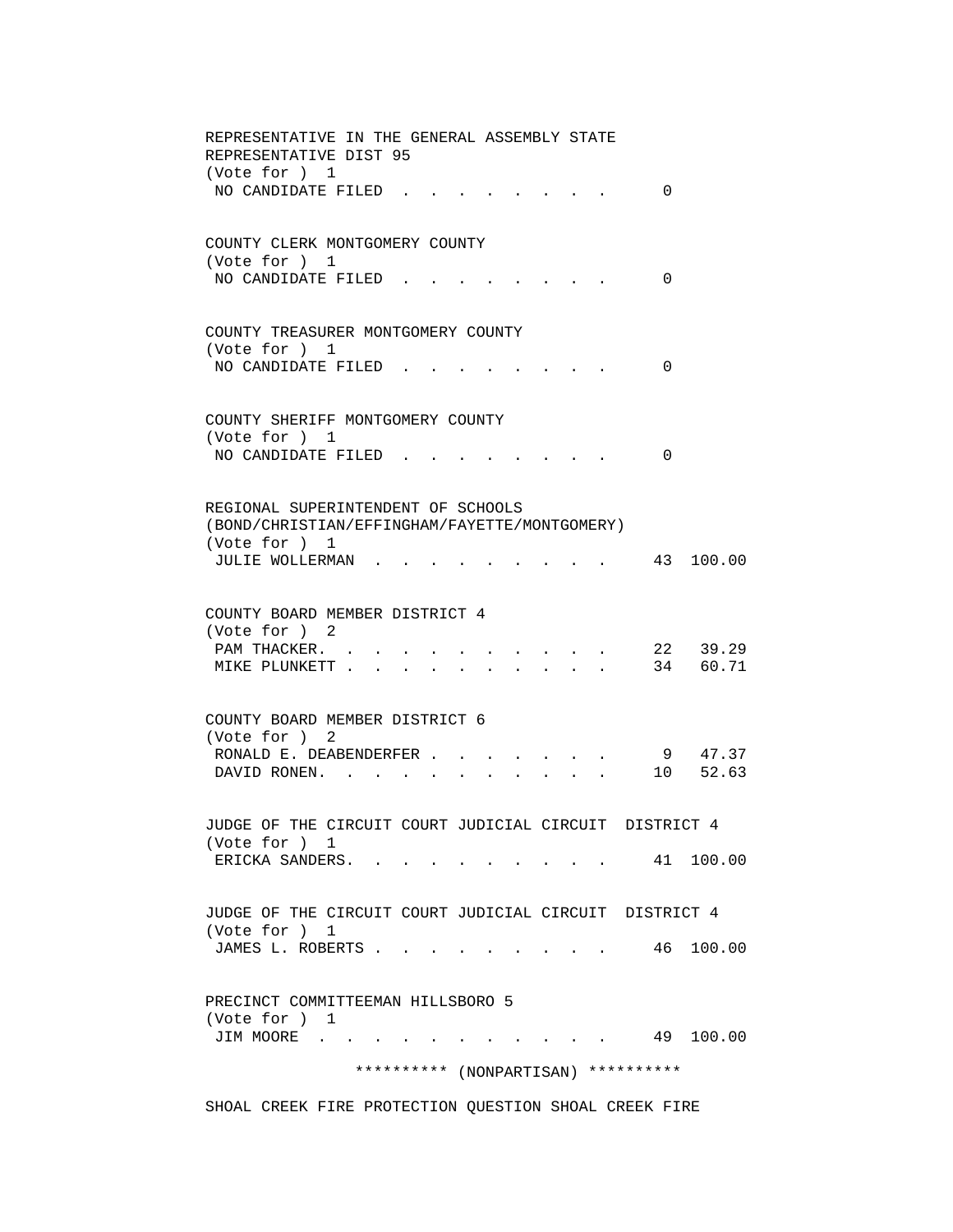REPRESENTATIVE IN THE GENERAL ASSEMBLY STATE REPRESENTATIVE DIST 95
(Vote for ) 1

| | | |
|---|---|---|
| NO CANDIDATE FILED | 0 | |

COUNTY CLERK MONTGOMERY COUNTY
(Vote for ) 1

| | | |
|---|---|---|
| NO CANDIDATE FILED | 0 | |

COUNTY TREASURER MONTGOMERY COUNTY
(Vote for ) 1

| | | |
|---|---|---|
| NO CANDIDATE FILED | 0 | |

COUNTY SHERIFF MONTGOMERY COUNTY
(Vote for ) 1

| | | |
|---|---|---|
| NO CANDIDATE FILED | 0 | |

REGIONAL SUPERINTENDENT OF SCHOOLS
(BOND/CHRISTIAN/EFFINGHAM/FAYETTE/MONTGOMERY)
(Vote for ) 1

| | | |
|---|---|---|
| JULIE WOLLERMAN | 43 | 100.00 |

COUNTY BOARD MEMBER DISTRICT 4
(Vote for ) 2

| | | |
|---|---|---|
| PAM THACKER. | 22 | 39.29 |
| MIKE PLUNKETT | 34 | 60.71 |

COUNTY BOARD MEMBER DISTRICT 6
(Vote for ) 2

| | | |
|---|---|---|
| RONALD E. DEABENDERFER | 9 | 47.37 |
| DAVID RONEN. | 10 | 52.63 |

JUDGE OF THE CIRCUIT COURT JUDICIAL CIRCUIT DISTRICT 4
(Vote for ) 1

| | | |
|---|---|---|
| ERICKA SANDERS. | 41 | 100.00 |

JUDGE OF THE CIRCUIT COURT JUDICIAL CIRCUIT DISTRICT 4
(Vote for ) 1

| | | |
|---|---|---|
| JAMES L. ROBERTS | 46 | 100.00 |

PRECINCT COMMITTEEMAN HILLSBORO 5
(Vote for ) 1

| | | |
|---|---|---|
| JIM MOORE | 49 | 100.00 |

********** (NONPARTISAN) **********

SHOAL CREEK FIRE PROTECTION QUESTION SHOAL CREEK FIRE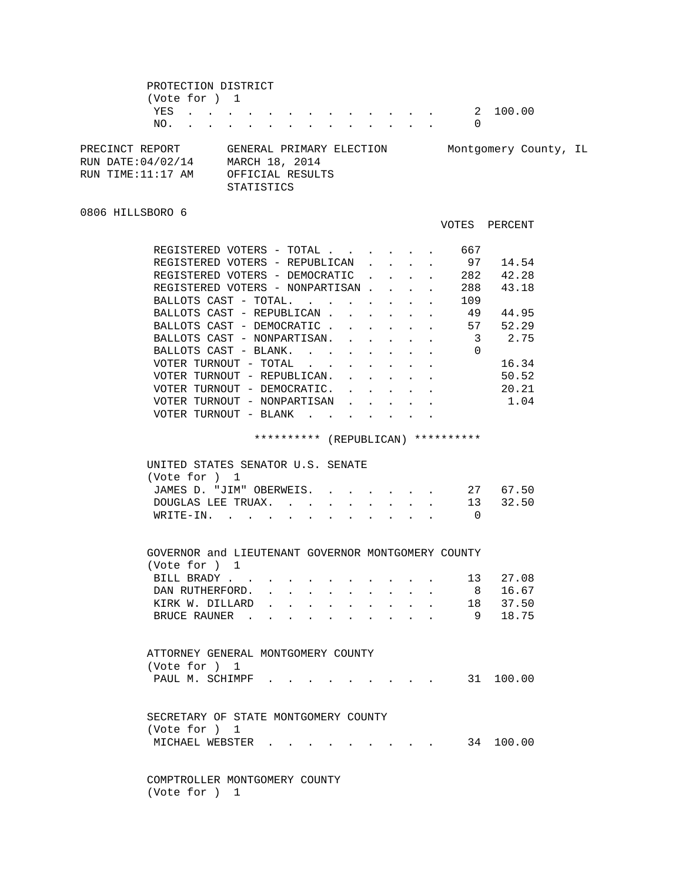PROTECTION DISTRICT
(Vote for ) 1

| | VOTES | PERCENT |
|---|---|---|
| YES | 2 | 100.00 |
| NO. | 0 | |

PRECINCT REPORT — GENERAL PRIMARY ELECTION — Montgomery County, IL
RUN DATE:04/02/14 — MARCH 18, 2014
RUN TIME:11:17 AM — OFFICIAL RESULTS
STATISTICS

## 0806 HILLSBORO 6

| | VOTES | PERCENT |
|---|---|---|
| REGISTERED VOTERS - TOTAL | 667 | |
| REGISTERED VOTERS - REPUBLICAN | 97 | 14.54 |
| REGISTERED VOTERS - DEMOCRATIC | 282 | 42.28 |
| REGISTERED VOTERS - NONPARTISAN | 288 | 43.18 |
| BALLOTS CAST - TOTAL. | 109 | |
| BALLOTS CAST - REPUBLICAN | 49 | 44.95 |
| BALLOTS CAST - DEMOCRATIC | 57 | 52.29 |
| BALLOTS CAST - NONPARTISAN. | 3 | 2.75 |
| BALLOTS CAST - BLANK. | 0 | |
| VOTER TURNOUT - TOTAL | | 16.34 |
| VOTER TURNOUT - REPUBLICAN. | | 50.52 |
| VOTER TURNOUT - DEMOCRATIC. | | 20.21 |
| VOTER TURNOUT - NONPARTISAN | | 1.04 |
| VOTER TURNOUT - BLANK | | |

********** (REPUBLICAN) **********

UNITED STATES SENATOR U.S. SENATE
(Vote for ) 1

| | VOTES | PERCENT |
|---|---|---|
| JAMES D. "JIM" OBERWEIS. | 27 | 67.50 |
| DOUGLAS LEE TRUAX. | 13 | 32.50 |
| WRITE-IN. | 0 | |

GOVERNOR and LIEUTENANT GOVERNOR MONTGOMERY COUNTY
(Vote for ) 1

| | VOTES | PERCENT |
|---|---|---|
| BILL BRADY | 13 | 27.08 |
| DAN RUTHERFORD. | 8 | 16.67 |
| KIRK W. DILLARD | 18 | 37.50 |
| BRUCE RAUNER | 9 | 18.75 |

ATTORNEY GENERAL MONTGOMERY COUNTY
(Vote for ) 1

| | VOTES | PERCENT |
|---|---|---|
| PAUL M. SCHIMPF | 31 | 100.00 |

SECRETARY OF STATE MONTGOMERY COUNTY
(Vote for ) 1

| | VOTES | PERCENT |
|---|---|---|
| MICHAEL WEBSTER | 34 | 100.00 |

COMPTROLLER MONTGOMERY COUNTY
(Vote for ) 1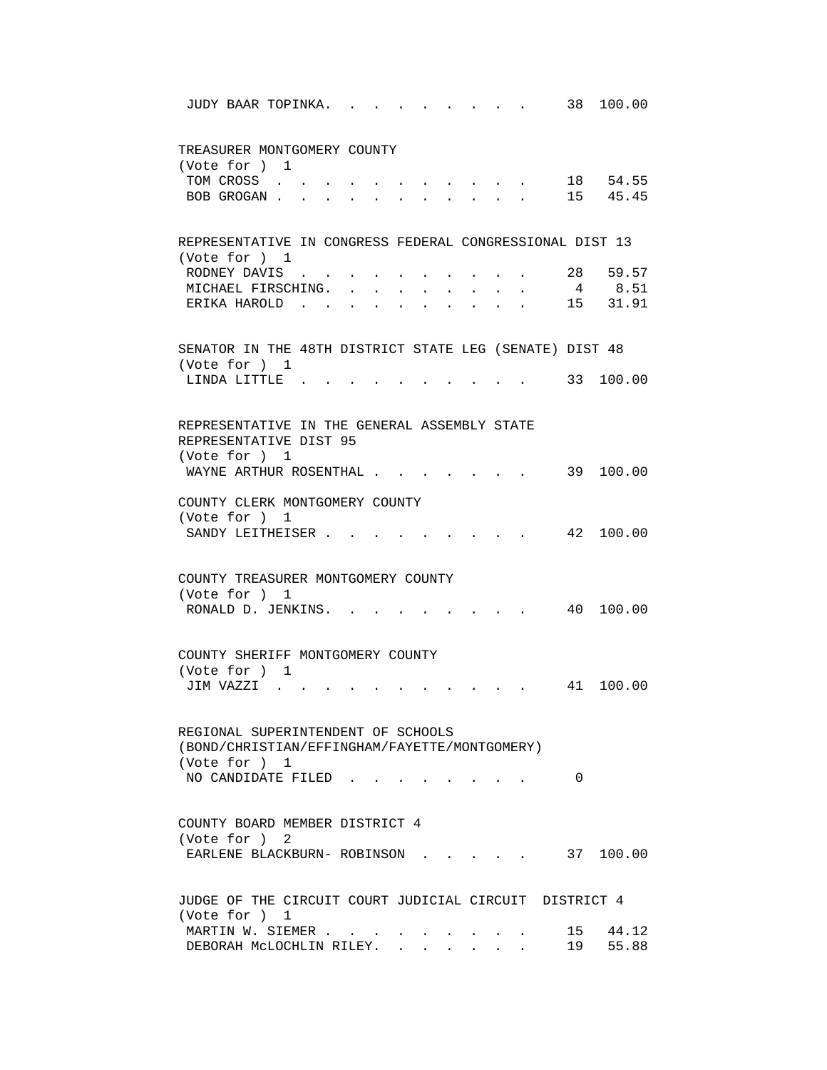JUDY BAAR TOPINKA. . . . . . . . . . 38 100.00

TREASURER MONTGOMERY COUNTY
(Vote for ) 1

| Candidate | Votes | Percent |
| --- | --- | --- |
| TOM CROSS | 18 | 54.55 |
| BOB GROGAN | 15 | 45.45 |

REPRESENTATIVE IN CONGRESS FEDERAL CONGRESSIONAL DIST 13
(Vote for ) 1

| Candidate | Votes | Percent |
| --- | --- | --- |
| RODNEY DAVIS | 28 | 59.57 |
| MICHAEL FIRSCHING | 4 | 8.51 |
| ERIKA HAROLD | 15 | 31.91 |

SENATOR IN THE 48TH DISTRICT STATE LEG (SENATE) DIST 48
(Vote for ) 1

| Candidate | Votes | Percent |
| --- | --- | --- |
| LINDA LITTLE | 33 | 100.00 |

REPRESENTATIVE IN THE GENERAL ASSEMBLY STATE
REPRESENTATIVE DIST 95
(Vote for ) 1

| Candidate | Votes | Percent |
| --- | --- | --- |
| WAYNE ARTHUR ROSENTHAL | 39 | 100.00 |

COUNTY CLERK MONTGOMERY COUNTY
(Vote for ) 1

| Candidate | Votes | Percent |
| --- | --- | --- |
| SANDY LEITHEISER | 42 | 100.00 |

COUNTY TREASURER MONTGOMERY COUNTY
(Vote for ) 1

| Candidate | Votes | Percent |
| --- | --- | --- |
| RONALD D. JENKINS | 40 | 100.00 |

COUNTY SHERIFF MONTGOMERY COUNTY
(Vote for ) 1

| Candidate | Votes | Percent |
| --- | --- | --- |
| JIM VAZZI | 41 | 100.00 |

REGIONAL SUPERINTENDENT OF SCHOOLS
(BOND/CHRISTIAN/EFFINGHAM/FAYETTE/MONTGOMERY)
(Vote for ) 1

| Candidate | Votes | Percent |
| --- | --- | --- |
| NO CANDIDATE FILED | 0 | |

COUNTY BOARD MEMBER DISTRICT 4
(Vote for ) 2

| Candidate | Votes | Percent |
| --- | --- | --- |
| EARLENE BLACKBURN- ROBINSON | 37 | 100.00 |

JUDGE OF THE CIRCUIT COURT JUDICIAL CIRCUIT DISTRICT 4
(Vote for ) 1

| Candidate | Votes | Percent |
| --- | --- | --- |
| MARTIN W. SIEMER | 15 | 44.12 |
| DEBORAH McLOCHLIN RILEY | 19 | 55.88 |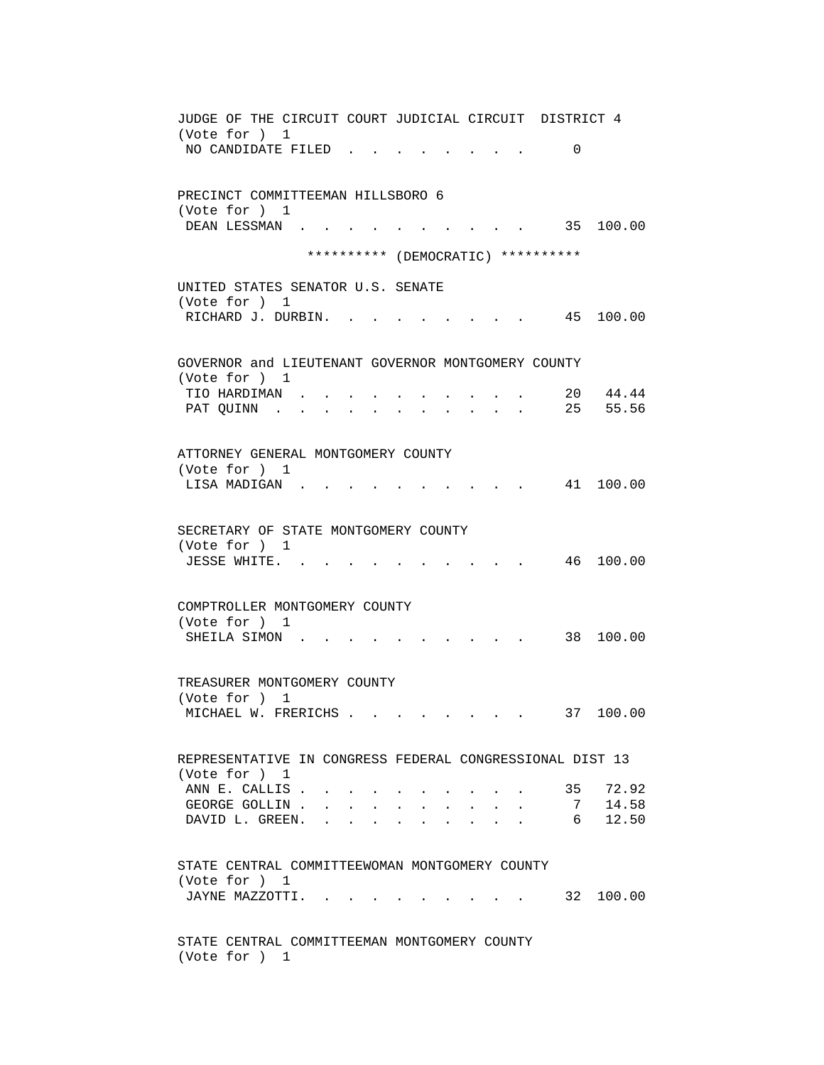JUDGE OF THE CIRCUIT COURT JUDICIAL CIRCUIT DISTRICT 4
(Vote for ) 1

| Candidate | Votes | Percent |
|---|---|---|
| NO CANDIDATE FILED | 0 | |

PRECINCT COMMITTEEMAN HILLSBORO 6
(Vote for ) 1

| Candidate | Votes | Percent |
|---|---|---|
| DEAN LESSMAN | 35 | 100.00 |

********** (DEMOCRATIC) **********

UNITED STATES SENATOR U.S. SENATE
(Vote for ) 1

| Candidate | Votes | Percent |
|---|---|---|
| RICHARD J. DURBIN | 45 | 100.00 |

GOVERNOR and LIEUTENANT GOVERNOR MONTGOMERY COUNTY
(Vote for ) 1

| Candidate | Votes | Percent |
|---|---|---|
| TIO HARDIMAN | 20 | 44.44 |
| PAT QUINN | 25 | 55.56 |

ATTORNEY GENERAL MONTGOMERY COUNTY
(Vote for ) 1

| Candidate | Votes | Percent |
|---|---|---|
| LISA MADIGAN | 41 | 100.00 |

SECRETARY OF STATE MONTGOMERY COUNTY
(Vote for ) 1

| Candidate | Votes | Percent |
|---|---|---|
| JESSE WHITE | 46 | 100.00 |

COMPTROLLER MONTGOMERY COUNTY
(Vote for ) 1

| Candidate | Votes | Percent |
|---|---|---|
| SHEILA SIMON | 38 | 100.00 |

TREASURER MONTGOMERY COUNTY
(Vote for ) 1

| Candidate | Votes | Percent |
|---|---|---|
| MICHAEL W. FRERICHS | 37 | 100.00 |

REPRESENTATIVE IN CONGRESS FEDERAL CONGRESSIONAL DIST 13
(Vote for ) 1

| Candidate | Votes | Percent |
|---|---|---|
| ANN E. CALLIS | 35 | 72.92 |
| GEORGE GOLLIN | 7 | 14.58 |
| DAVID L. GREEN | 6 | 12.50 |

STATE CENTRAL COMMITTEEWOMAN MONTGOMERY COUNTY
(Vote for ) 1

| Candidate | Votes | Percent |
|---|---|---|
| JAYNE MAZZOTTI | 32 | 100.00 |

STATE CENTRAL COMMITTEEMAN MONTGOMERY COUNTY
(Vote for ) 1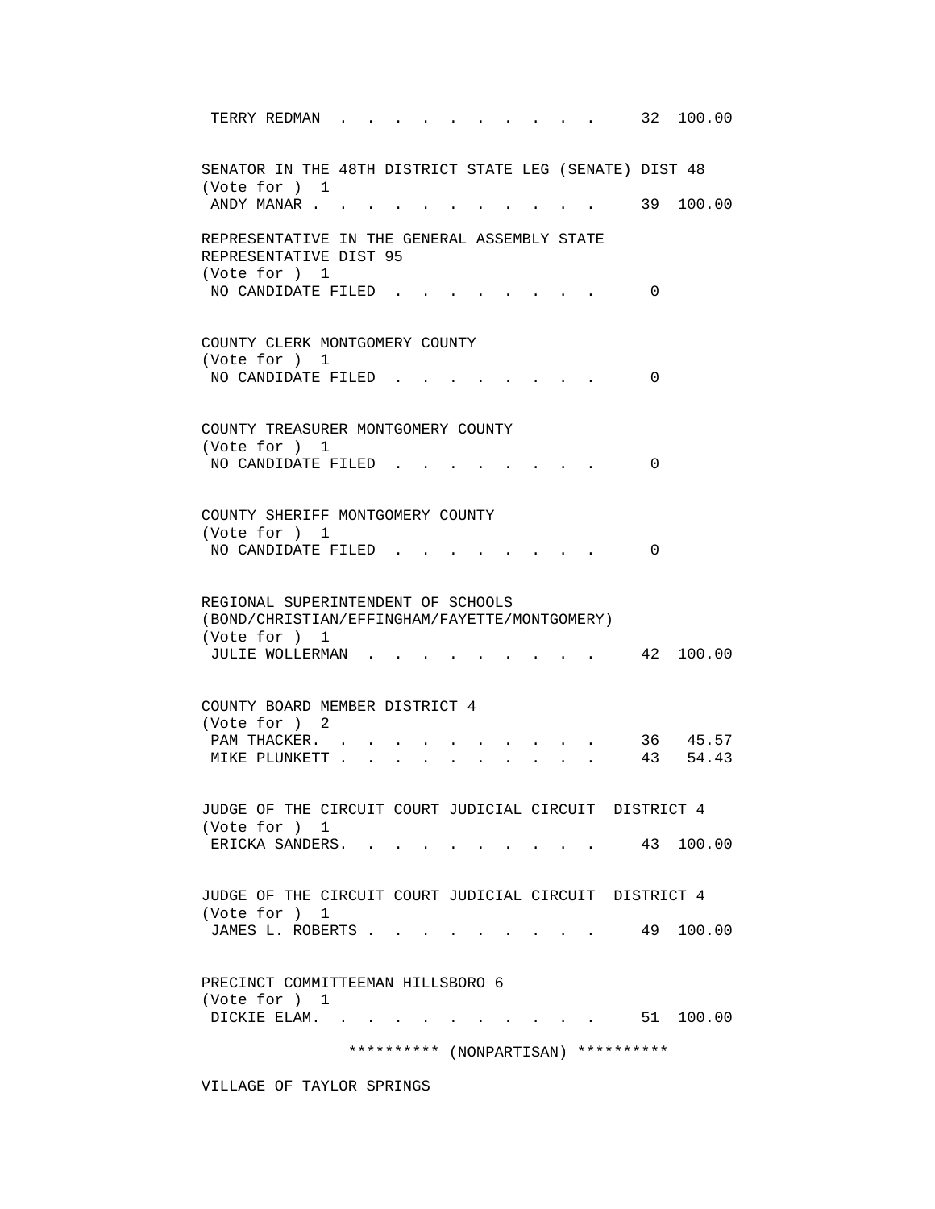TERRY REDMAN . . . . . . . . . . . . 32 100.00

SENATOR IN THE 48TH DISTRICT STATE LEG (SENATE) DIST 48
(Vote for ) 1
ANDY MANAR . . . . . . . . . . . . . 39 100.00

REPRESENTATIVE IN THE GENERAL ASSEMBLY STATE
REPRESENTATIVE DIST 95
(Vote for ) 1
NO CANDIDATE FILED . . . . . . . . . 0

COUNTY CLERK MONTGOMERY COUNTY
(Vote for ) 1
NO CANDIDATE FILED . . . . . . . . . 0

COUNTY TREASURER MONTGOMERY COUNTY
(Vote for ) 1
NO CANDIDATE FILED . . . . . . . . . 0

COUNTY SHERIFF MONTGOMERY COUNTY
(Vote for ) 1
NO CANDIDATE FILED . . . . . . . . . 0

REGIONAL SUPERINTENDENT OF SCHOOLS
(BOND/CHRISTIAN/EFFINGHAM/FAYETTE/MONTGOMERY)
(Vote for ) 1
JULIE WOLLERMAN . . . . . . . . . . . 42 100.00

COUNTY BOARD MEMBER DISTRICT 4
(Vote for ) 2
PAM THACKER. . . . . . . . . . . . . 36 45.57
MIKE PLUNKETT . . . . . . . . . . . . 43 54.43

JUDGE OF THE CIRCUIT COURT JUDICIAL CIRCUIT DISTRICT 4
(Vote for ) 1
ERICKA SANDERS. . . . . . . . . . . . 43 100.00

JUDGE OF THE CIRCUIT COURT JUDICIAL CIRCUIT DISTRICT 4
(Vote for ) 1
JAMES L. ROBERTS . . . . . . . . . . 49 100.00

PRECINCT COMMITTEEMAN HILLSBORO 6
(Vote for ) 1
DICKIE ELAM. . . . . . . . . . . . . 51 100.00

********** (NONPARTISAN) **********

VILLAGE OF TAYLOR SPRINGS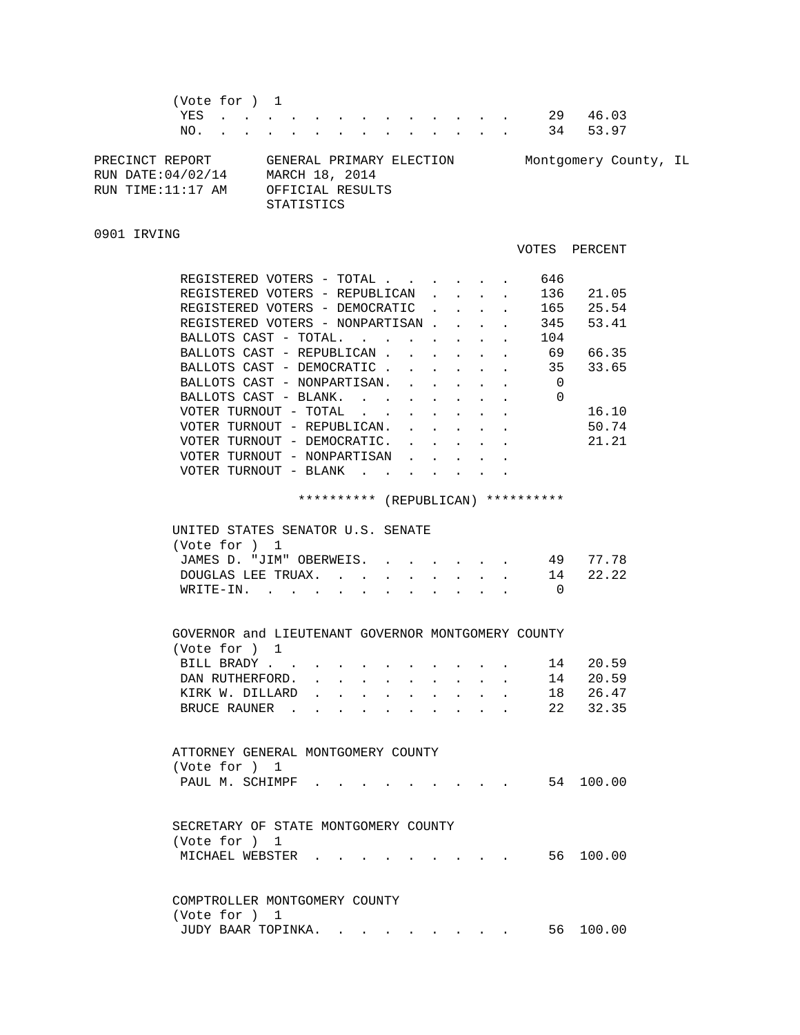(Vote for ) 1

| | VOTES | PERCENT |
|---|---|---|
| YES | 29 | 46.03 |
| NO. | 34 | 53.97 |

PRECINCT REPORT — GENERAL PRIMARY ELECTION — Montgomery County, IL
RUN DATE:04/02/14 — MARCH 18, 2014
RUN TIME:11:17 AM — OFFICIAL RESULTS
STATISTICS

0901 IRVING

| | VOTES | PERCENT |
|---|---|---|
| REGISTERED VOTERS - TOTAL | 646 | |
| REGISTERED VOTERS - REPUBLICAN | 136 | 21.05 |
| REGISTERED VOTERS - DEMOCRATIC | 165 | 25.54 |
| REGISTERED VOTERS - NONPARTISAN | 345 | 53.41 |
| BALLOTS CAST - TOTAL. | 104 | |
| BALLOTS CAST - REPUBLICAN | 69 | 66.35 |
| BALLOTS CAST - DEMOCRATIC | 35 | 33.65 |
| BALLOTS CAST - NONPARTISAN. | 0 | |
| BALLOTS CAST - BLANK. | 0 | |
| VOTER TURNOUT - TOTAL | | 16.10 |
| VOTER TURNOUT - REPUBLICAN. | | 50.74 |
| VOTER TURNOUT - DEMOCRATIC. | | 21.21 |
| VOTER TURNOUT - NONPARTISAN | | |
| VOTER TURNOUT - BLANK | | |

********** (REPUBLICAN) **********

UNITED STATES SENATOR U.S. SENATE
(Vote for ) 1

| | VOTES | PERCENT |
|---|---|---|
| JAMES D. "JIM" OBERWEIS. | 49 | 77.78 |
| DOUGLAS LEE TRUAX. | 14 | 22.22 |
| WRITE-IN. | 0 | |

GOVERNOR and LIEUTENANT GOVERNOR MONTGOMERY COUNTY
(Vote for ) 1

| | VOTES | PERCENT |
|---|---|---|
| BILL BRADY | 14 | 20.59 |
| DAN RUTHERFORD. | 14 | 20.59 |
| KIRK W. DILLARD | 18 | 26.47 |
| BRUCE RAUNER | 22 | 32.35 |

ATTORNEY GENERAL MONTGOMERY COUNTY
(Vote for ) 1

| | VOTES | PERCENT |
|---|---|---|
| PAUL M. SCHIMPF | 54 | 100.00 |

SECRETARY OF STATE MONTGOMERY COUNTY
(Vote for ) 1

| | VOTES | PERCENT |
|---|---|---|
| MICHAEL WEBSTER | 56 | 100.00 |

COMPTROLLER MONTGOMERY COUNTY
(Vote for ) 1

| | VOTES | PERCENT |
|---|---|---|
| JUDY BAAR TOPINKA. | 56 | 100.00 |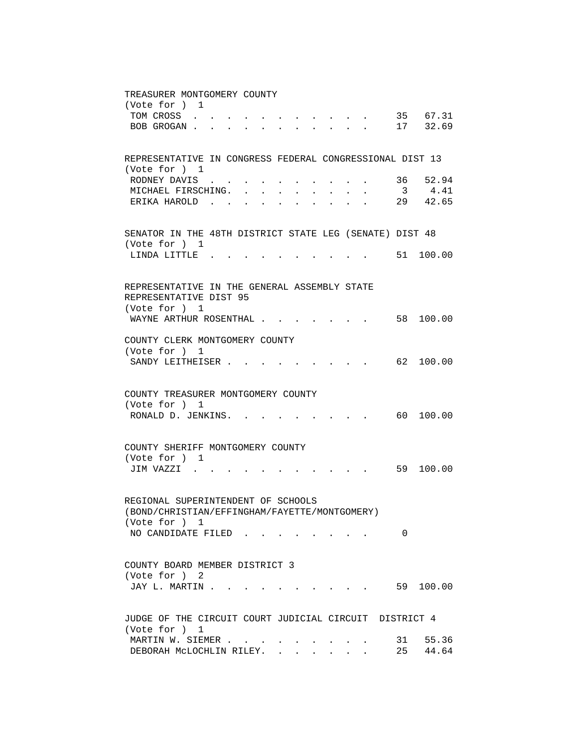TREASURER MONTGOMERY COUNTY
(Vote for ) 1

| Candidate | Votes | Percent |
|---|---|---|
| TOM CROSS | 35 | 67.31 |
| BOB GROGAN | 17 | 32.69 |

REPRESENTATIVE IN CONGRESS FEDERAL CONGRESSIONAL DIST 13
(Vote for ) 1

| Candidate | Votes | Percent |
|---|---|---|
| RODNEY DAVIS | 36 | 52.94 |
| MICHAEL FIRSCHING | 3 | 4.41 |
| ERIKA HAROLD | 29 | 42.65 |

SENATOR IN THE 48TH DISTRICT STATE LEG (SENATE) DIST 48
(Vote for ) 1

| Candidate | Votes | Percent |
|---|---|---|
| LINDA LITTLE | 51 | 100.00 |

REPRESENTATIVE IN THE GENERAL ASSEMBLY STATE REPRESENTATIVE DIST 95
(Vote for ) 1

| Candidate | Votes | Percent |
|---|---|---|
| WAYNE ARTHUR ROSENTHAL | 58 | 100.00 |

COUNTY CLERK MONTGOMERY COUNTY
(Vote for ) 1

| Candidate | Votes | Percent |
|---|---|---|
| SANDY LEITHEISER | 62 | 100.00 |

COUNTY TREASURER MONTGOMERY COUNTY
(Vote for ) 1

| Candidate | Votes | Percent |
|---|---|---|
| RONALD D. JENKINS | 60 | 100.00 |

COUNTY SHERIFF MONTGOMERY COUNTY
(Vote for ) 1

| Candidate | Votes | Percent |
|---|---|---|
| JIM VAZZI | 59 | 100.00 |

REGIONAL SUPERINTENDENT OF SCHOOLS
(BOND/CHRISTIAN/EFFINGHAM/FAYETTE/MONTGOMERY)
(Vote for ) 1

| Candidate | Votes | Percent |
|---|---|---|
| NO CANDIDATE FILED | 0 | |

COUNTY BOARD MEMBER DISTRICT 3
(Vote for ) 2

| Candidate | Votes | Percent |
|---|---|---|
| JAY L. MARTIN | 59 | 100.00 |

JUDGE OF THE CIRCUIT COURT JUDICIAL CIRCUIT DISTRICT 4
(Vote for ) 1

| Candidate | Votes | Percent |
|---|---|---|
| MARTIN W. SIEMER | 31 | 55.36 |
| DEBORAH McLOCHLIN RILEY | 25 | 44.64 |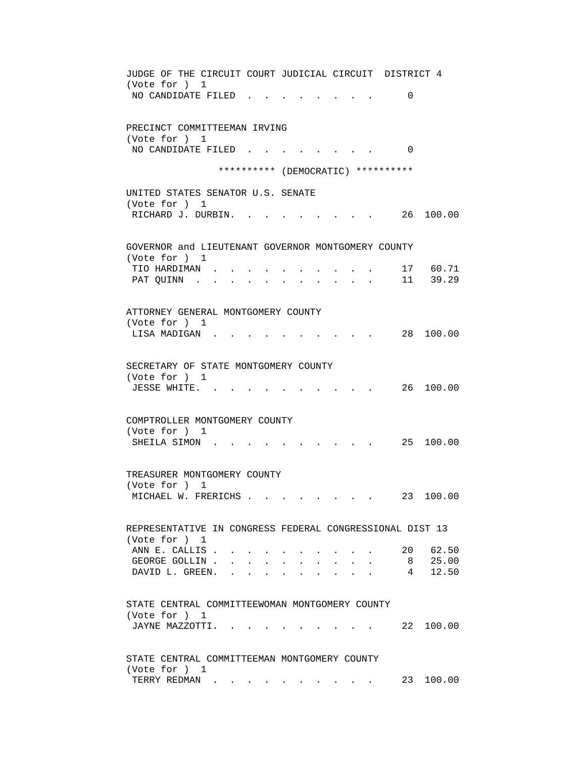JUDGE OF THE CIRCUIT COURT JUDICIAL CIRCUIT DISTRICT 4
(Vote for ) 1

| | | |
|---|---|---|
| NO CANDIDATE FILED | 0 | |

PRECINCT COMMITTEEMAN IRVING
(Vote for ) 1

| | | |
|---|---|---|
| NO CANDIDATE FILED | 0 | |

********** (DEMOCRATIC) **********

UNITED STATES SENATOR U.S. SENATE
(Vote for ) 1

| | | |
|---|---|---|
| RICHARD J. DURBIN | 26 | 100.00 |

GOVERNOR and LIEUTENANT GOVERNOR MONTGOMERY COUNTY
(Vote for ) 1

| | | |
|---|---|---|
| TIO HARDIMAN | 17 | 60.71 |
| PAT QUINN | 11 | 39.29 |

ATTORNEY GENERAL MONTGOMERY COUNTY
(Vote for ) 1

| | | |
|---|---|---|
| LISA MADIGAN | 28 | 100.00 |

SECRETARY OF STATE MONTGOMERY COUNTY
(Vote for ) 1

| | | |
|---|---|---|
| JESSE WHITE | 26 | 100.00 |

COMPTROLLER MONTGOMERY COUNTY
(Vote for ) 1

| | | |
|---|---|---|
| SHEILA SIMON | 25 | 100.00 |

TREASURER MONTGOMERY COUNTY
(Vote for ) 1

| | | |
|---|---|---|
| MICHAEL W. FRERICHS | 23 | 100.00 |

REPRESENTATIVE IN CONGRESS FEDERAL CONGRESSIONAL DIST 13
(Vote for ) 1

| | | |
|---|---|---|
| ANN E. CALLIS | 20 | 62.50 |
| GEORGE GOLLIN | 8 | 25.00 |
| DAVID L. GREEN | 4 | 12.50 |

STATE CENTRAL COMMITTEEWOMAN MONTGOMERY COUNTY
(Vote for ) 1

| | | |
|---|---|---|
| JAYNE MAZZOTTI | 22 | 100.00 |

STATE CENTRAL COMMITTEEMAN MONTGOMERY COUNTY
(Vote for ) 1

| | | |
|---|---|---|
| TERRY REDMAN | 23 | 100.00 |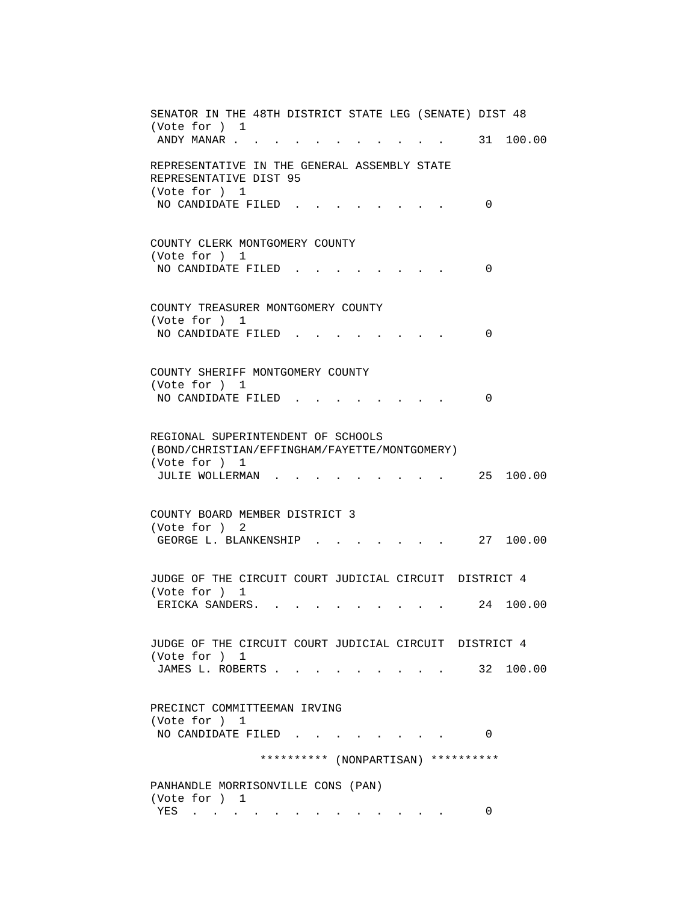```
SENATOR IN THE 48TH DISTRICT STATE LEG (SENATE) DIST 48
(Vote for ) 1
 ANDY MANAR . . . . . . . . . . . . .    31  100.00

REPRESENTATIVE IN THE GENERAL ASSEMBLY STATE
REPRESENTATIVE DIST 95
(Vote for ) 1
 NO CANDIDATE FILED . . . . . . . . .     0


COUNTY CLERK MONTGOMERY COUNTY
(Vote for ) 1
 NO CANDIDATE FILED . . . . . . . . .     0


COUNTY TREASURER MONTGOMERY COUNTY
(Vote for ) 1
 NO CANDIDATE FILED . . . . . . . . .     0


COUNTY SHERIFF MONTGOMERY COUNTY
(Vote for ) 1
 NO CANDIDATE FILED . . . . . . . . .     0


REGIONAL SUPERINTENDENT OF SCHOOLS
(BOND/CHRISTIAN/EFFINGHAM/FAYETTE/MONTGOMERY)
(Vote for ) 1
 JULIE WOLLERMAN . . . . . . . . . .    25  100.00


COUNTY BOARD MEMBER DISTRICT 3
(Vote for ) 2
 GEORGE L. BLANKENSHIP . . . . . . . .    27  100.00


JUDGE OF THE CIRCUIT COURT JUDICIAL CIRCUIT  DISTRICT 4
(Vote for ) 1
 ERICKA SANDERS. . . . . . . . . . . .    24  100.00


JUDGE OF THE CIRCUIT COURT JUDICIAL CIRCUIT  DISTRICT 4
(Vote for ) 1
 JAMES L. ROBERTS . . . . . . . . . .    32  100.00


PRECINCT COMMITTEEMAN IRVING
(Vote for ) 1
 NO CANDIDATE FILED . . . . . . . . .     0

                ********** (NONPARTISAN) **********

PANHANDLE MORRISONVILLE CONS (PAN)
(Vote for ) 1
 YES . . . . . . . . . . . . . . .     0
```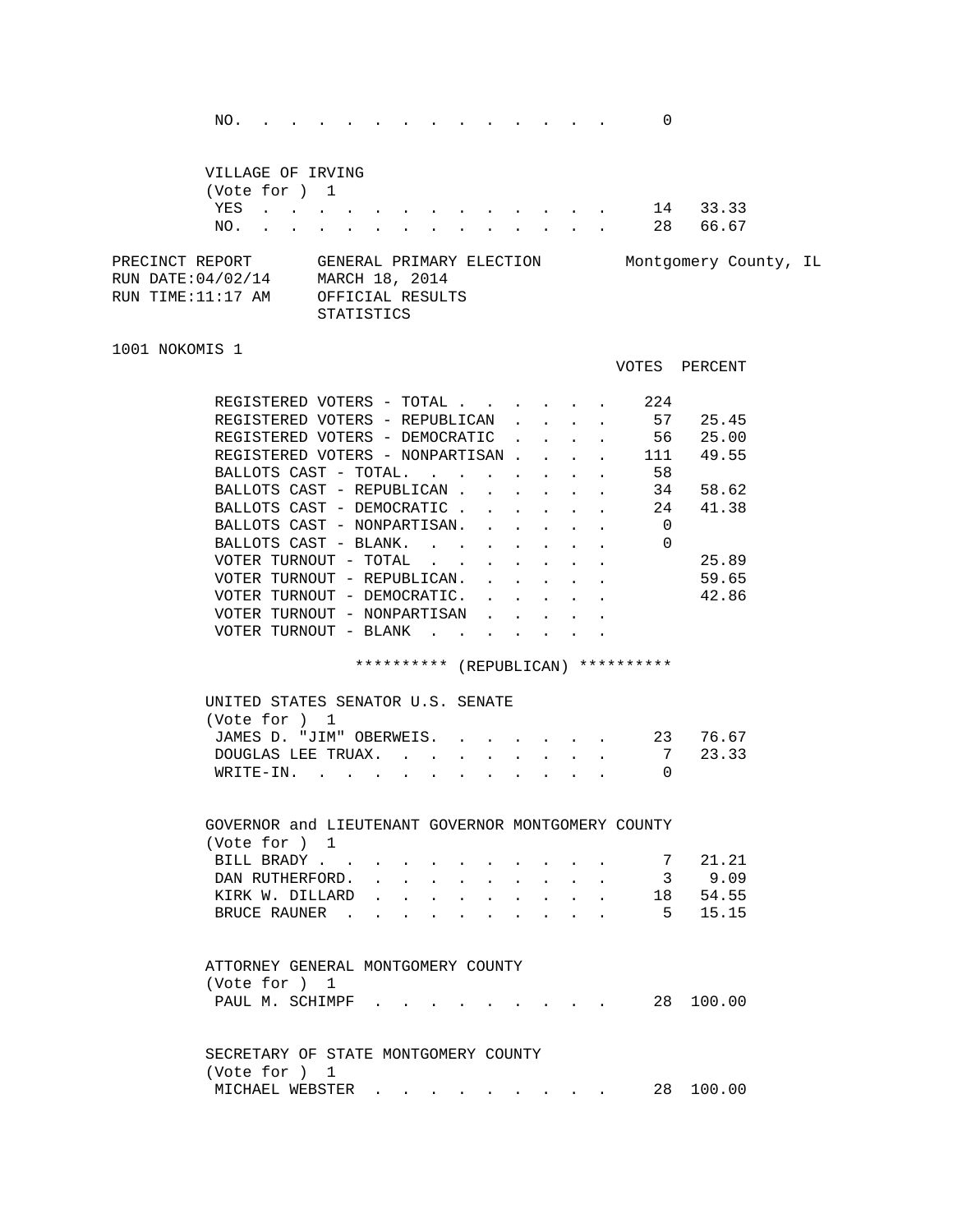| | | |
|---|---|---|
| NO. | 0 | |

VILLAGE OF IRVING
(Vote for ) 1

| | | |
|---|---|---|
| YES | 14 | 33.33 |
| NO. | 28 | 66.67 |

PRECINCT REPORT    GENERAL PRIMARY ELECTION    Montgomery County, IL
RUN DATE:04/02/14    MARCH 18, 2014
RUN TIME:11:17 AM    OFFICIAL RESULTS
STATISTICS

1001 NOKOMIS 1

| | VOTES | PERCENT |
|---|---|---|
| REGISTERED VOTERS - TOTAL | 224 | |
| REGISTERED VOTERS - REPUBLICAN | 57 | 25.45 |
| REGISTERED VOTERS - DEMOCRATIC | 56 | 25.00 |
| REGISTERED VOTERS - NONPARTISAN | 111 | 49.55 |
| BALLOTS CAST - TOTAL. | 58 | |
| BALLOTS CAST - REPUBLICAN | 34 | 58.62 |
| BALLOTS CAST - DEMOCRATIC | 24 | 41.38 |
| BALLOTS CAST - NONPARTISAN. | 0 | |
| BALLOTS CAST - BLANK. | 0 | |
| VOTER TURNOUT - TOTAL | | 25.89 |
| VOTER TURNOUT - REPUBLICAN. | | 59.65 |
| VOTER TURNOUT - DEMOCRATIC. | | 42.86 |
| VOTER TURNOUT - NONPARTISAN | | |
| VOTER TURNOUT - BLANK | | |

********** (REPUBLICAN) **********

UNITED STATES SENATOR U.S. SENATE
(Vote for ) 1

| | | |
|---|---|---|
| JAMES D. "JIM" OBERWEIS. | 23 | 76.67 |
| DOUGLAS LEE TRUAX. | 7 | 23.33 |
| WRITE-IN. | 0 | |

GOVERNOR and LIEUTENANT GOVERNOR MONTGOMERY COUNTY
(Vote for ) 1

| | | |
|---|---|---|
| BILL BRADY | 7 | 21.21 |
| DAN RUTHERFORD. | 3 | 9.09 |
| KIRK W. DILLARD | 18 | 54.55 |
| BRUCE RAUNER | 5 | 15.15 |

ATTORNEY GENERAL MONTGOMERY COUNTY
(Vote for ) 1

| | | |
|---|---|---|
| PAUL M. SCHIMPF | 28 | 100.00 |

SECRETARY OF STATE MONTGOMERY COUNTY
(Vote for ) 1

| | | |
|---|---|---|
| MICHAEL WEBSTER | 28 | 100.00 |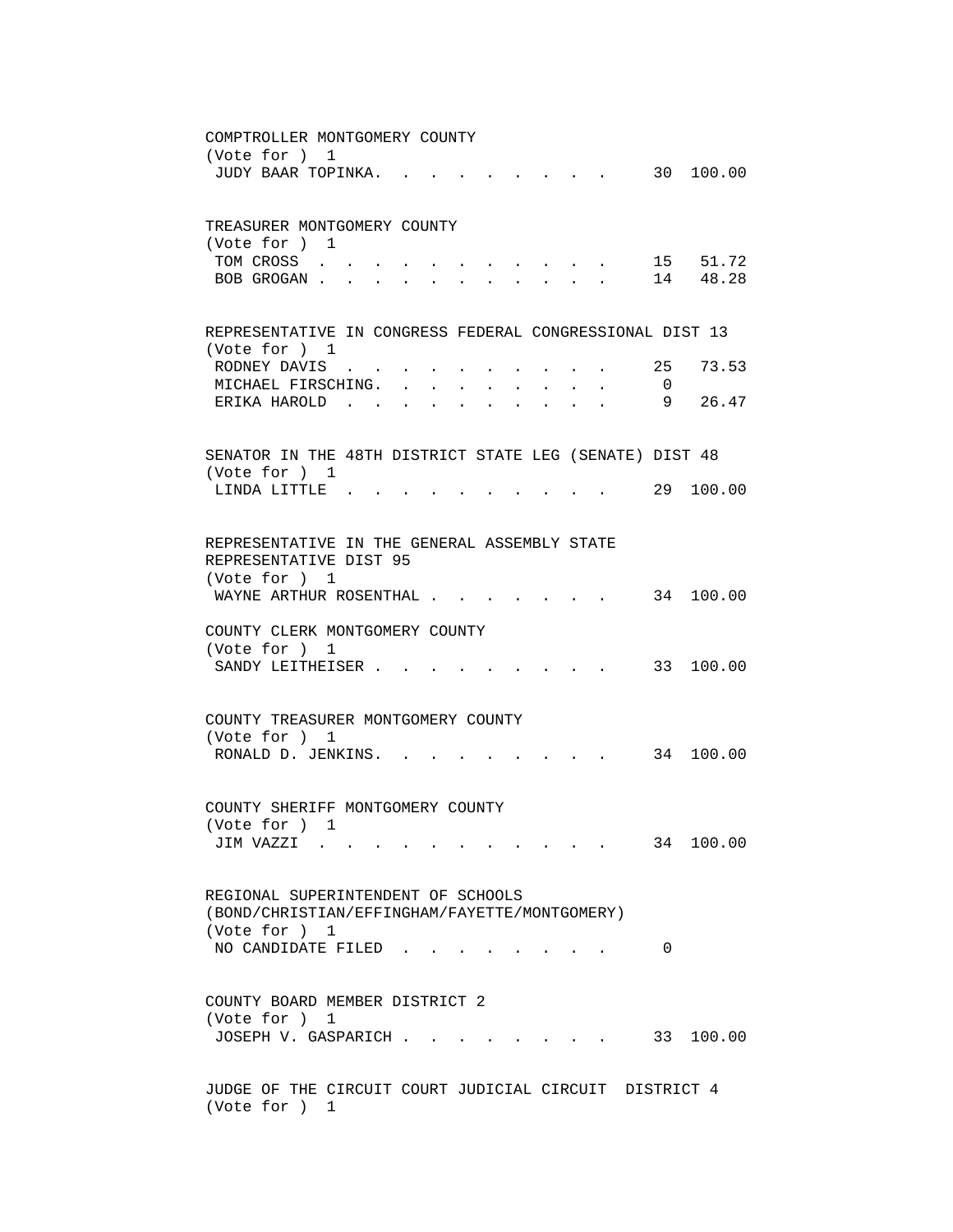COMPTROLLER MONTGOMERY COUNTY
(Vote for ) 1

| Candidate | Votes | Percent |
|---|---|---|
| JUDY BAAR TOPINKA | 30 | 100.00 |

TREASURER MONTGOMERY COUNTY
(Vote for ) 1

| Candidate | Votes | Percent |
|---|---|---|
| TOM CROSS | 15 | 51.72 |
| BOB GROGAN | 14 | 48.28 |

REPRESENTATIVE IN CONGRESS FEDERAL CONGRESSIONAL DIST 13
(Vote for ) 1

| Candidate | Votes | Percent |
|---|---|---|
| RODNEY DAVIS | 25 | 73.53 |
| MICHAEL FIRSCHING | 0 | |
| ERIKA HAROLD | 9 | 26.47 |

SENATOR IN THE 48TH DISTRICT STATE LEG (SENATE) DIST 48
(Vote for ) 1

| Candidate | Votes | Percent |
|---|---|---|
| LINDA LITTLE | 29 | 100.00 |

REPRESENTATIVE IN THE GENERAL ASSEMBLY STATE REPRESENTATIVE DIST 95
(Vote for ) 1

| Candidate | Votes | Percent |
|---|---|---|
| WAYNE ARTHUR ROSENTHAL | 34 | 100.00 |

COUNTY CLERK MONTGOMERY COUNTY
(Vote for ) 1

| Candidate | Votes | Percent |
|---|---|---|
| SANDY LEITHEISER | 33 | 100.00 |

COUNTY TREASURER MONTGOMERY COUNTY
(Vote for ) 1

| Candidate | Votes | Percent |
|---|---|---|
| RONALD D. JENKINS | 34 | 100.00 |

COUNTY SHERIFF MONTGOMERY COUNTY
(Vote for ) 1

| Candidate | Votes | Percent |
|---|---|---|
| JIM VAZZI | 34 | 100.00 |

REGIONAL SUPERINTENDENT OF SCHOOLS (BOND/CHRISTIAN/EFFINGHAM/FAYETTE/MONTGOMERY)
(Vote for ) 1

| Candidate | Votes | Percent |
|---|---|---|
| NO CANDIDATE FILED | 0 | |

COUNTY BOARD MEMBER DISTRICT 2
(Vote for ) 1

| Candidate | Votes | Percent |
|---|---|---|
| JOSEPH V. GASPARICH | 33 | 100.00 |

JUDGE OF THE CIRCUIT COURT JUDICIAL CIRCUIT DISTRICT 4
(Vote for ) 1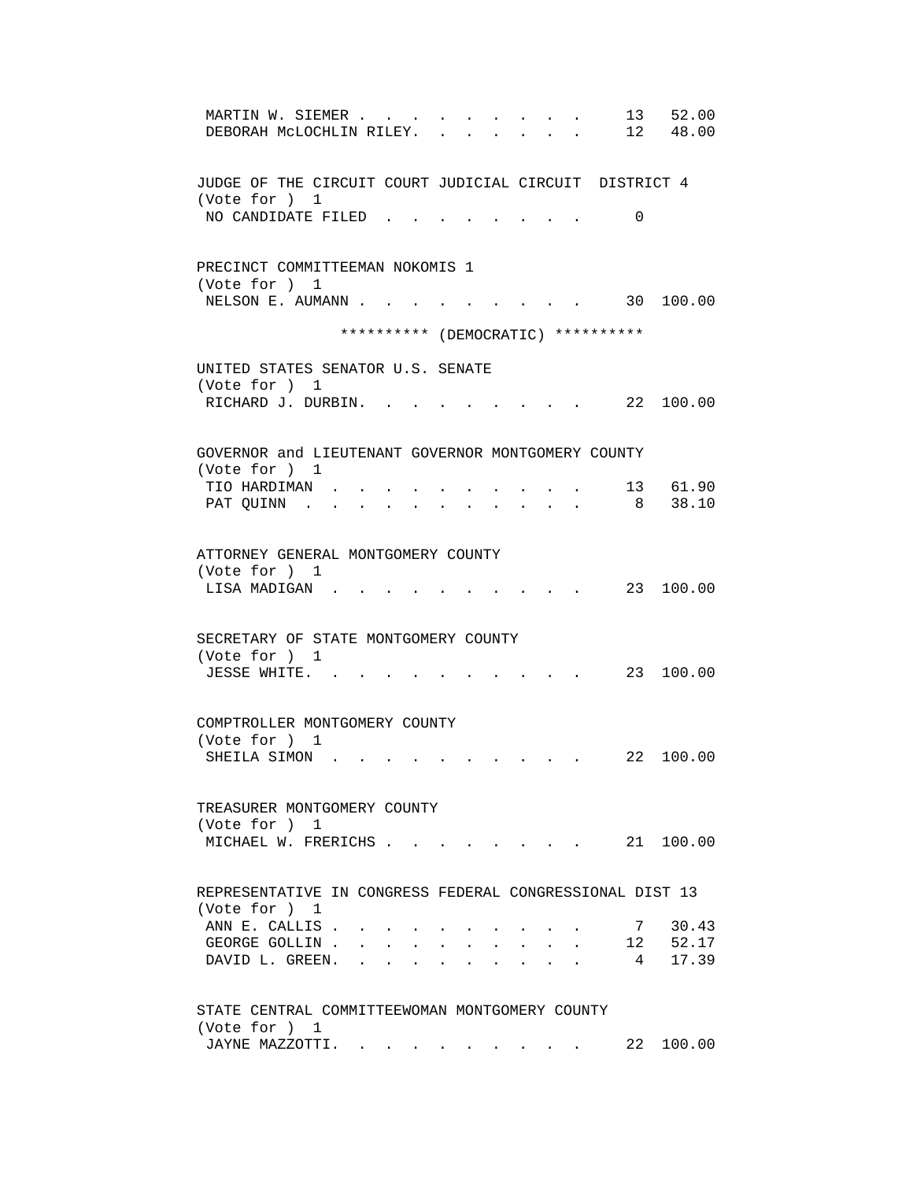| | | |
|---|---|---|
| MARTIN W. SIEMER | 13 | 52.00 |
| DEBORAH McLOCHLIN RILEY | 12 | 48.00 |

JUDGE OF THE CIRCUIT COURT JUDICIAL CIRCUIT DISTRICT 4
(Vote for ) 1

| | | |
|---|---|---|
| NO CANDIDATE FILED | 0 | |

PRECINCT COMMITTEEMAN NOKOMIS 1
(Vote for ) 1

| | | |
|---|---|---|
| NELSON E. AUMANN | 30 | 100.00 |

********** (DEMOCRATIC) **********

UNITED STATES SENATOR U.S. SENATE
(Vote for ) 1

| | | |
|---|---|---|
| RICHARD J. DURBIN | 22 | 100.00 |

GOVERNOR and LIEUTENANT GOVERNOR MONTGOMERY COUNTY
(Vote for ) 1

| | | |
|---|---|---|
| TIO HARDIMAN | 13 | 61.90 |
| PAT QUINN | 8 | 38.10 |

ATTORNEY GENERAL MONTGOMERY COUNTY
(Vote for ) 1

| | | |
|---|---|---|
| LISA MADIGAN | 23 | 100.00 |

SECRETARY OF STATE MONTGOMERY COUNTY
(Vote for ) 1

| | | |
|---|---|---|
| JESSE WHITE | 23 | 100.00 |

COMPTROLLER MONTGOMERY COUNTY
(Vote for ) 1

| | | |
|---|---|---|
| SHEILA SIMON | 22 | 100.00 |

TREASURER MONTGOMERY COUNTY
(Vote for ) 1

| | | |
|---|---|---|
| MICHAEL W. FRERICHS | 21 | 100.00 |

REPRESENTATIVE IN CONGRESS FEDERAL CONGRESSIONAL DIST 13
(Vote for ) 1

| | | |
|---|---|---|
| ANN E. CALLIS | 7 | 30.43 |
| GEORGE GOLLIN | 12 | 52.17 |
| DAVID L. GREEN | 4 | 17.39 |

STATE CENTRAL COMMITTEEWOMAN MONTGOMERY COUNTY
(Vote for ) 1

| | | |
|---|---|---|
| JAYNE MAZZOTTI | 22 | 100.00 |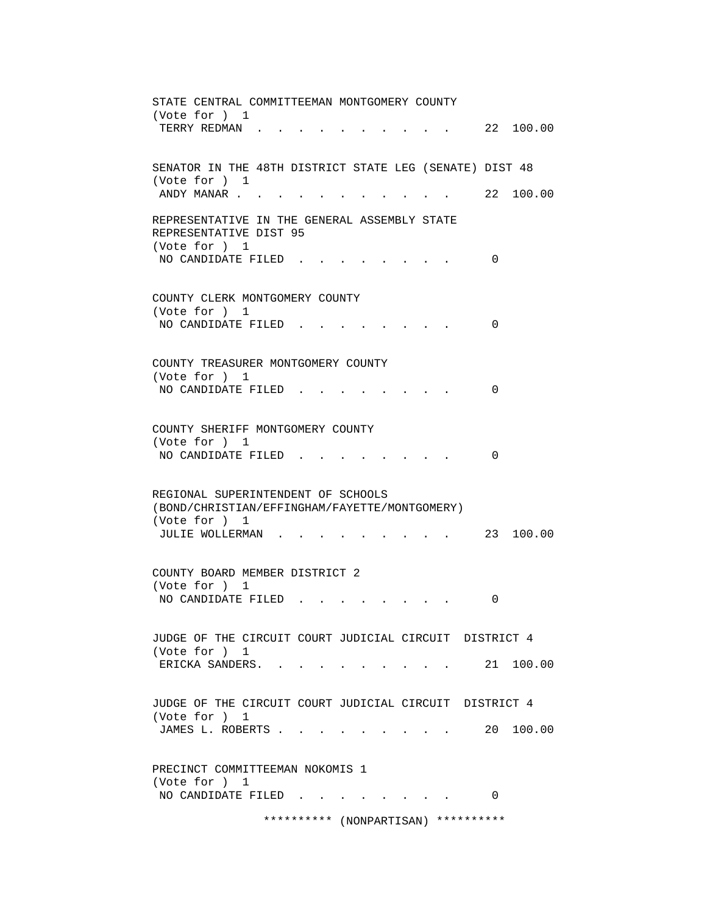STATE CENTRAL COMMITTEEMAN MONTGOMERY COUNTY
(Vote for ) 1
TERRY REDMAN . . . . . . . . . . . 22 100.00

SENATOR IN THE 48TH DISTRICT STATE LEG (SENATE) DIST 48
(Vote for ) 1
ANDY MANAR . . . . . . . . . . . . 22 100.00

REPRESENTATIVE IN THE GENERAL ASSEMBLY STATE
REPRESENTATIVE DIST 95
(Vote for ) 1
NO CANDIDATE FILED . . . . . . . . . 0

COUNTY CLERK MONTGOMERY COUNTY
(Vote for ) 1
NO CANDIDATE FILED . . . . . . . . . 0

COUNTY TREASURER MONTGOMERY COUNTY
(Vote for ) 1
NO CANDIDATE FILED . . . . . . . . . 0

COUNTY SHERIFF MONTGOMERY COUNTY
(Vote for ) 1
NO CANDIDATE FILED . . . . . . . . . 0

REGIONAL SUPERINTENDENT OF SCHOOLS
(BOND/CHRISTIAN/EFFINGHAM/FAYETTE/MONTGOMERY)
(Vote for ) 1
JULIE WOLLERMAN . . . . . . . . . . 23 100.00

COUNTY BOARD MEMBER DISTRICT 2
(Vote for ) 1
NO CANDIDATE FILED . . . . . . . . . 0

JUDGE OF THE CIRCUIT COURT JUDICIAL CIRCUIT DISTRICT 4
(Vote for ) 1
ERICKA SANDERS. . . . . . . . . . . 21 100.00

JUDGE OF THE CIRCUIT COURT JUDICIAL CIRCUIT DISTRICT 4
(Vote for ) 1
JAMES L. ROBERTS . . . . . . . . . . 20 100.00

PRECINCT COMMITTEEMAN NOKOMIS 1
(Vote for ) 1
NO CANDIDATE FILED . . . . . . . . . 0

********** (NONPARTISAN) **********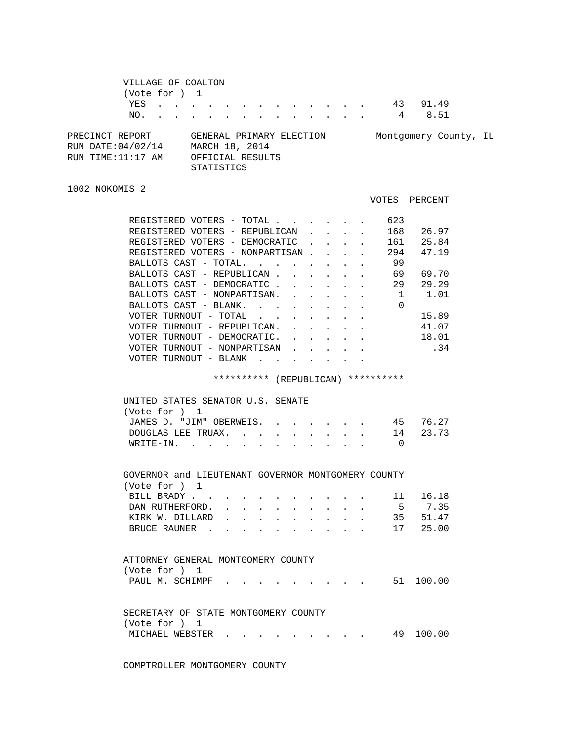VILLAGE OF COALTON
(Vote for ) 1

| | VOTES | PERCENT |
|---|---|---|
| YES | 43 | 91.49 |
| NO. | 4 | 8.51 |

PRECINCT REPORT — GENERAL PRIMARY ELECTION — Montgomery County, IL
RUN DATE:04/02/14 — MARCH 18, 2014
RUN TIME:11:17 AM — OFFICIAL RESULTS
STATISTICS

1002 NOKOMIS 2

| | VOTES | PERCENT |
|---|---|---|
| REGISTERED VOTERS - TOTAL | 623 | |
| REGISTERED VOTERS - REPUBLICAN | 168 | 26.97 |
| REGISTERED VOTERS - DEMOCRATIC | 161 | 25.84 |
| REGISTERED VOTERS - NONPARTISAN | 294 | 47.19 |
| BALLOTS CAST - TOTAL. | 99 | |
| BALLOTS CAST - REPUBLICAN | 69 | 69.70 |
| BALLOTS CAST - DEMOCRATIC | 29 | 29.29 |
| BALLOTS CAST - NONPARTISAN. | 1 | 1.01 |
| BALLOTS CAST - BLANK. | 0 | |
| VOTER TURNOUT - TOTAL | | 15.89 |
| VOTER TURNOUT - REPUBLICAN. | | 41.07 |
| VOTER TURNOUT - DEMOCRATIC. | | 18.01 |
| VOTER TURNOUT - NONPARTISAN | | .34 |
| VOTER TURNOUT - BLANK | | |

********** (REPUBLICAN) **********

UNITED STATES SENATOR U.S. SENATE
(Vote for ) 1

| | VOTES | PERCENT |
|---|---|---|
| JAMES D. "JIM" OBERWEIS. | 45 | 76.27 |
| DOUGLAS LEE TRUAX. | 14 | 23.73 |
| WRITE-IN. | 0 | |

GOVERNOR and LIEUTENANT GOVERNOR MONTGOMERY COUNTY
(Vote for ) 1

| | VOTES | PERCENT |
|---|---|---|
| BILL BRADY | 11 | 16.18 |
| DAN RUTHERFORD. | 5 | 7.35 |
| KIRK W. DILLARD | 35 | 51.47 |
| BRUCE RAUNER | 17 | 25.00 |

ATTORNEY GENERAL MONTGOMERY COUNTY
(Vote for ) 1

| | VOTES | PERCENT |
|---|---|---|
| PAUL M. SCHIMPF | 51 | 100.00 |

SECRETARY OF STATE MONTGOMERY COUNTY
(Vote for ) 1

| | VOTES | PERCENT |
|---|---|---|
| MICHAEL WEBSTER | 49 | 100.00 |

COMPTROLLER MONTGOMERY COUNTY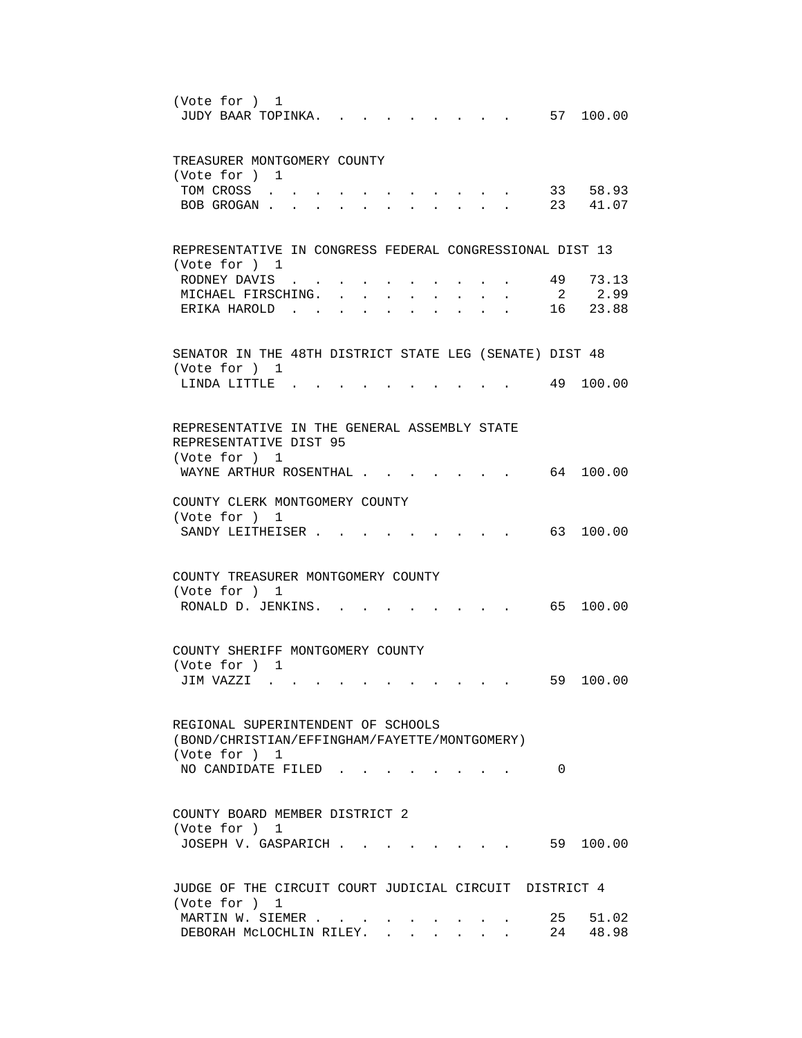(Vote for ) 1

| Candidate | Votes | Percent |
|---|---|---|
| JUDY BAAR TOPINKA | 57 | 100.00 |

TREASURER MONTGOMERY COUNTY

(Vote for ) 1

| Candidate | Votes | Percent |
|---|---|---|
| TOM CROSS | 33 | 58.93 |
| BOB GROGAN | 23 | 41.07 |

REPRESENTATIVE IN CONGRESS FEDERAL CONGRESSIONAL DIST 13

(Vote for ) 1

| Candidate | Votes | Percent |
|---|---|---|
| RODNEY DAVIS | 49 | 73.13 |
| MICHAEL FIRSCHING | 2 | 2.99 |
| ERIKA HAROLD | 16 | 23.88 |

SENATOR IN THE 48TH DISTRICT STATE LEG (SENATE) DIST 48

(Vote for ) 1

| Candidate | Votes | Percent |
|---|---|---|
| LINDA LITTLE | 49 | 100.00 |

REPRESENTATIVE IN THE GENERAL ASSEMBLY STATE REPRESENTATIVE DIST 95

(Vote for ) 1

| Candidate | Votes | Percent |
|---|---|---|
| WAYNE ARTHUR ROSENTHAL | 64 | 100.00 |

COUNTY CLERK MONTGOMERY COUNTY

(Vote for ) 1

| Candidate | Votes | Percent |
|---|---|---|
| SANDY LEITHEISER | 63 | 100.00 |

COUNTY TREASURER MONTGOMERY COUNTY

(Vote for ) 1

| Candidate | Votes | Percent |
|---|---|---|
| RONALD D. JENKINS | 65 | 100.00 |

COUNTY SHERIFF MONTGOMERY COUNTY

(Vote for ) 1

| Candidate | Votes | Percent |
|---|---|---|
| JIM VAZZI | 59 | 100.00 |

REGIONAL SUPERINTENDENT OF SCHOOLS (BOND/CHRISTIAN/EFFINGHAM/FAYETTE/MONTGOMERY)

(Vote for ) 1

| Candidate | Votes | Percent |
|---|---|---|
| NO CANDIDATE FILED | 0 | |

COUNTY BOARD MEMBER DISTRICT 2

(Vote for ) 1

| Candidate | Votes | Percent |
|---|---|---|
| JOSEPH V. GASPARICH | 59 | 100.00 |

JUDGE OF THE CIRCUIT COURT JUDICIAL CIRCUIT DISTRICT 4

(Vote for ) 1

| Candidate | Votes | Percent |
|---|---|---|
| MARTIN W. SIEMER | 25 | 51.02 |
| DEBORAH McLOCHLIN RILEY | 24 | 48.98 |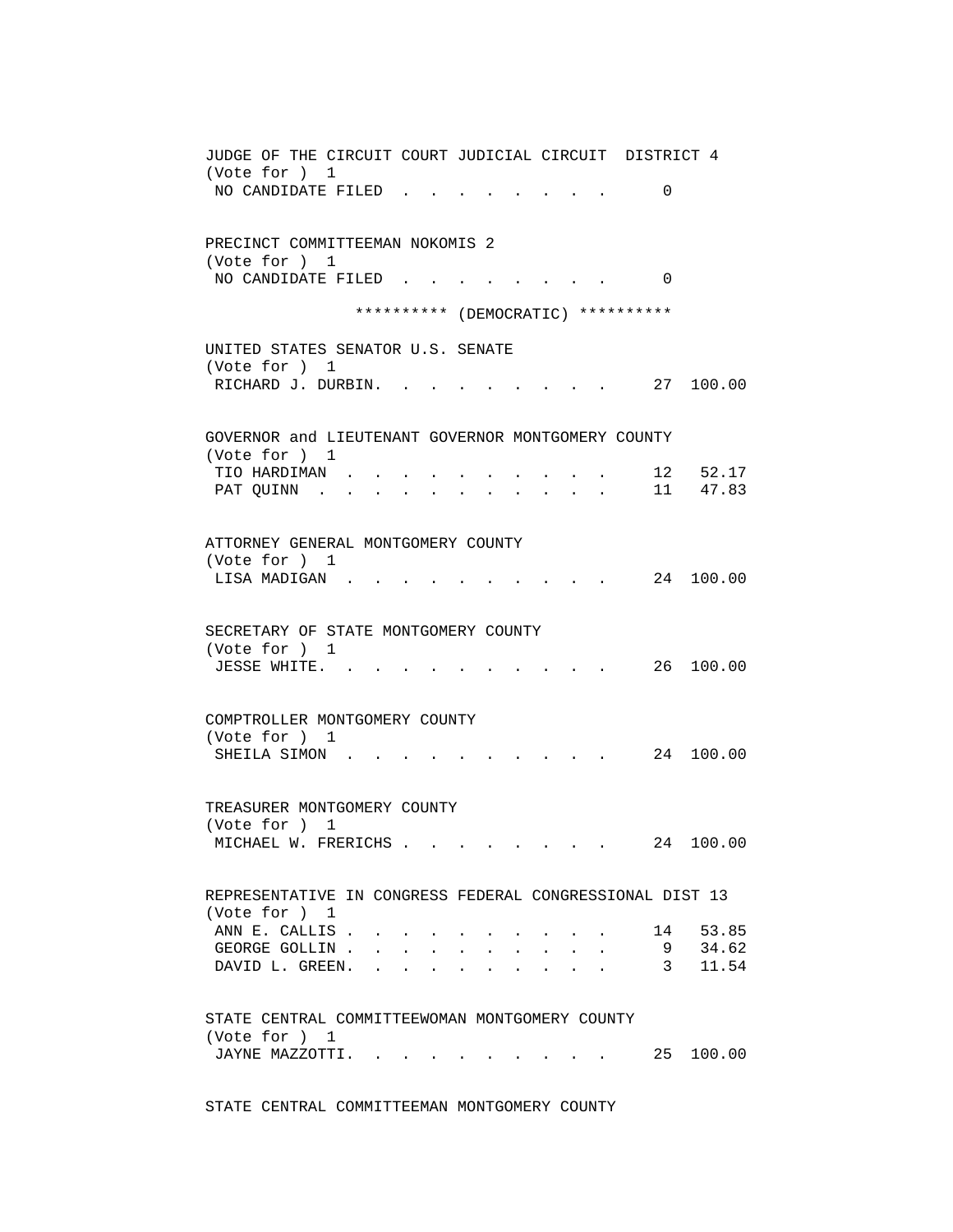JUDGE OF THE CIRCUIT COURT JUDICIAL CIRCUIT DISTRICT 4
(Vote for ) 1

| Candidate | Votes | Percent |
|---|---|---|
| NO CANDIDATE FILED | 0 | |

PRECINCT COMMITTEEMAN NOKOMIS 2
(Vote for ) 1

| Candidate | Votes | Percent |
|---|---|---|
| NO CANDIDATE FILED | 0 | |

********** (DEMOCRATIC) **********

UNITED STATES SENATOR U.S. SENATE
(Vote for ) 1

| Candidate | Votes | Percent |
|---|---|---|
| RICHARD J. DURBIN | 27 | 100.00 |

GOVERNOR and LIEUTENANT GOVERNOR MONTGOMERY COUNTY
(Vote for ) 1

| Candidate | Votes | Percent |
|---|---|---|
| TIO HARDIMAN | 12 | 52.17 |
| PAT QUINN | 11 | 47.83 |

ATTORNEY GENERAL MONTGOMERY COUNTY
(Vote for ) 1

| Candidate | Votes | Percent |
|---|---|---|
| LISA MADIGAN | 24 | 100.00 |

SECRETARY OF STATE MONTGOMERY COUNTY
(Vote for ) 1

| Candidate | Votes | Percent |
|---|---|---|
| JESSE WHITE | 26 | 100.00 |

COMPTROLLER MONTGOMERY COUNTY
(Vote for ) 1

| Candidate | Votes | Percent |
|---|---|---|
| SHEILA SIMON | 24 | 100.00 |

TREASURER MONTGOMERY COUNTY
(Vote for ) 1

| Candidate | Votes | Percent |
|---|---|---|
| MICHAEL W. FRERICHS | 24 | 100.00 |

REPRESENTATIVE IN CONGRESS FEDERAL CONGRESSIONAL DIST 13
(Vote for ) 1

| Candidate | Votes | Percent |
|---|---|---|
| ANN E. CALLIS | 14 | 53.85 |
| GEORGE GOLLIN | 9 | 34.62 |
| DAVID L. GREEN | 3 | 11.54 |

STATE CENTRAL COMMITTEEWOMAN MONTGOMERY COUNTY
(Vote for ) 1

| Candidate | Votes | Percent |
|---|---|---|
| JAYNE MAZZOTTI | 25 | 100.00 |

STATE CENTRAL COMMITTEEMAN MONTGOMERY COUNTY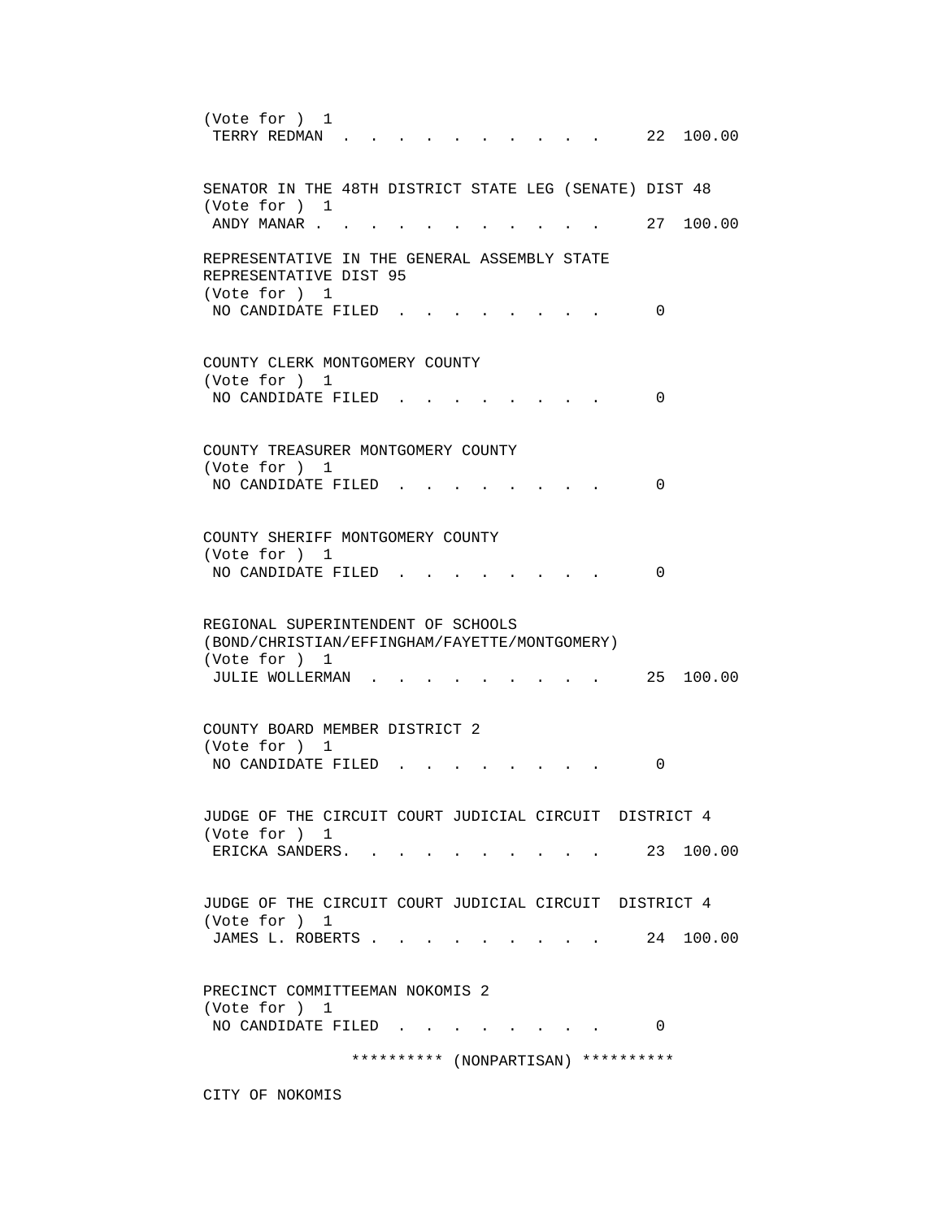(Vote for ) 1

TERRY REDMAN . . . . . . . . . . . 22 100.00

SENATOR IN THE 48TH DISTRICT STATE LEG (SENATE) DIST 48

(Vote for ) 1

ANDY MANAR . . . . . . . . . . . . 27 100.00

REPRESENTATIVE IN THE GENERAL ASSEMBLY STATE REPRESENTATIVE DIST 95

(Vote for ) 1

NO CANDIDATE FILED . . . . . . . . . 0

COUNTY CLERK MONTGOMERY COUNTY

(Vote for ) 1

NO CANDIDATE FILED . . . . . . . . . 0

COUNTY TREASURER MONTGOMERY COUNTY

(Vote for ) 1

NO CANDIDATE FILED . . . . . . . . . 0

COUNTY SHERIFF MONTGOMERY COUNTY

(Vote for ) 1

NO CANDIDATE FILED . . . . . . . . . 0

REGIONAL SUPERINTENDENT OF SCHOOLS (BOND/CHRISTIAN/EFFINGHAM/FAYETTE/MONTGOMERY)

(Vote for ) 1

JULIE WOLLERMAN . . . . . . . . . . 25 100.00

COUNTY BOARD MEMBER DISTRICT 2

(Vote for ) 1

NO CANDIDATE FILED . . . . . . . . . 0

JUDGE OF THE CIRCUIT COURT JUDICIAL CIRCUIT DISTRICT 4

(Vote for ) 1

ERICKA SANDERS. . . . . . . . . . . 23 100.00

JUDGE OF THE CIRCUIT COURT JUDICIAL CIRCUIT DISTRICT 4

(Vote for ) 1

JAMES L. ROBERTS . . . . . . . . . . 24 100.00

PRECINCT COMMITTEEMAN NOKOMIS 2

(Vote for ) 1

NO CANDIDATE FILED . . . . . . . . . 0

********** (NONPARTISAN) **********

CITY OF NOKOMIS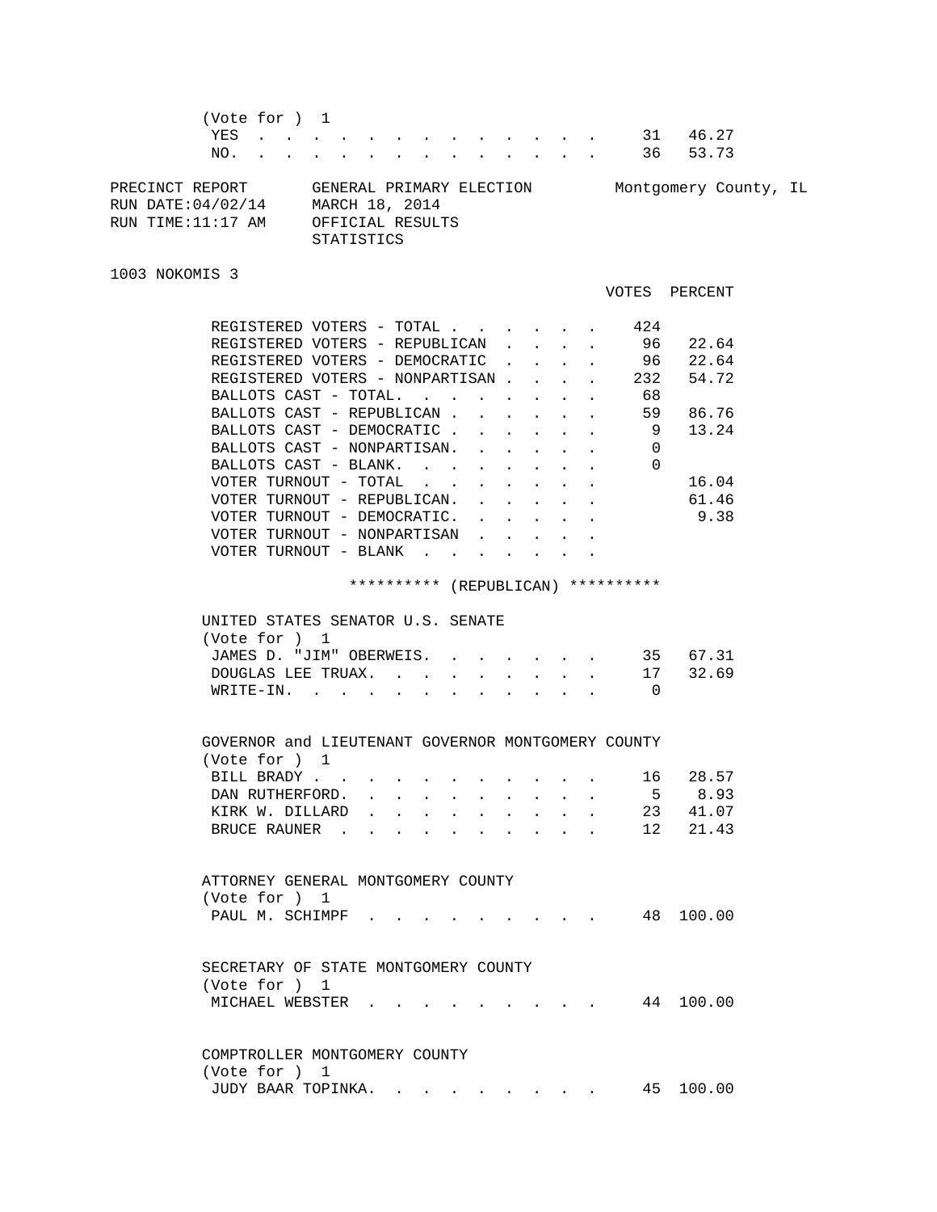(Vote for ) 1

| | VOTES | PERCENT |
|---|---|---|
| YES | 31 | 46.27 |
| NO. | 36 | 53.73 |

PRECINCT REPORT GENERAL PRIMARY ELECTION Montgomery County, IL
RUN DATE:04/02/14 MARCH 18, 2014
RUN TIME:11:17 AM OFFICIAL RESULTS
STATISTICS

1003 NOKOMIS 3

| | VOTES | PERCENT |
|---|---|---|
| REGISTERED VOTERS - TOTAL | 424 | |
| REGISTERED VOTERS - REPUBLICAN | 96 | 22.64 |
| REGISTERED VOTERS - DEMOCRATIC | 96 | 22.64 |
| REGISTERED VOTERS - NONPARTISAN | 232 | 54.72 |
| BALLOTS CAST - TOTAL. | 68 | |
| BALLOTS CAST - REPUBLICAN | 59 | 86.76 |
| BALLOTS CAST - DEMOCRATIC | 9 | 13.24 |
| BALLOTS CAST - NONPARTISAN. | 0 | |
| BALLOTS CAST - BLANK. | 0 | |
| VOTER TURNOUT - TOTAL | | 16.04 |
| VOTER TURNOUT - REPUBLICAN. | | 61.46 |
| VOTER TURNOUT - DEMOCRATIC. | | 9.38 |
| VOTER TURNOUT - NONPARTISAN | | |
| VOTER TURNOUT - BLANK | | |

********** (REPUBLICAN) **********

UNITED STATES SENATOR U.S. SENATE
(Vote for ) 1

| | VOTES | PERCENT |
|---|---|---|
| JAMES D. "JIM" OBERWEIS. | 35 | 67.31 |
| DOUGLAS LEE TRUAX. | 17 | 32.69 |
| WRITE-IN. | 0 | |

GOVERNOR and LIEUTENANT GOVERNOR MONTGOMERY COUNTY
(Vote for ) 1

| | VOTES | PERCENT |
|---|---|---|
| BILL BRADY | 16 | 28.57 |
| DAN RUTHERFORD. | 5 | 8.93 |
| KIRK W. DILLARD | 23 | 41.07 |
| BRUCE RAUNER | 12 | 21.43 |

ATTORNEY GENERAL MONTGOMERY COUNTY
(Vote for ) 1

| | VOTES | PERCENT |
|---|---|---|
| PAUL M. SCHIMPF | 48 | 100.00 |

SECRETARY OF STATE MONTGOMERY COUNTY
(Vote for ) 1

| | VOTES | PERCENT |
|---|---|---|
| MICHAEL WEBSTER | 44 | 100.00 |

COMPTROLLER MONTGOMERY COUNTY
(Vote for ) 1

| | VOTES | PERCENT |
|---|---|---|
| JUDY BAAR TOPINKA. | 45 | 100.00 |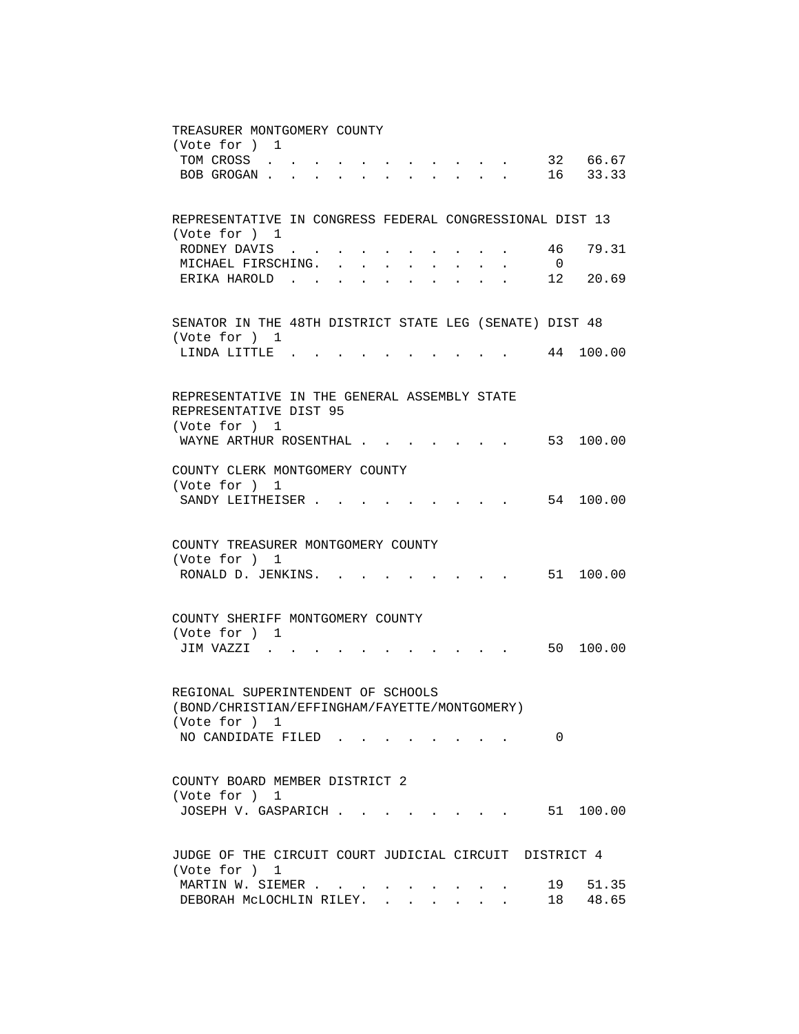TREASURER MONTGOMERY COUNTY
(Vote for ) 1

| Candidate | Votes | Percent |
|---|---|---|
| TOM CROSS | 32 | 66.67 |
| BOB GROGAN | 16 | 33.33 |

REPRESENTATIVE IN CONGRESS FEDERAL CONGRESSIONAL DIST 13
(Vote for ) 1

| Candidate | Votes | Percent |
|---|---|---|
| RODNEY DAVIS | 46 | 79.31 |
| MICHAEL FIRSCHING | 0 | |
| ERIKA HAROLD | 12 | 20.69 |

SENATOR IN THE 48TH DISTRICT STATE LEG (SENATE) DIST 48
(Vote for ) 1

| Candidate | Votes | Percent |
|---|---|---|
| LINDA LITTLE | 44 | 100.00 |

REPRESENTATIVE IN THE GENERAL ASSEMBLY STATE REPRESENTATIVE DIST 95
(Vote for ) 1

| Candidate | Votes | Percent |
|---|---|---|
| WAYNE ARTHUR ROSENTHAL | 53 | 100.00 |

COUNTY CLERK MONTGOMERY COUNTY
(Vote for ) 1

| Candidate | Votes | Percent |
|---|---|---|
| SANDY LEITHEISER | 54 | 100.00 |

COUNTY TREASURER MONTGOMERY COUNTY
(Vote for ) 1

| Candidate | Votes | Percent |
|---|---|---|
| RONALD D. JENKINS | 51 | 100.00 |

COUNTY SHERIFF MONTGOMERY COUNTY
(Vote for ) 1

| Candidate | Votes | Percent |
|---|---|---|
| JIM VAZZI | 50 | 100.00 |

REGIONAL SUPERINTENDENT OF SCHOOLS
(BOND/CHRISTIAN/EFFINGHAM/FAYETTE/MONTGOMERY)
(Vote for ) 1

| Candidate | Votes | Percent |
|---|---|---|
| NO CANDIDATE FILED | 0 | |

COUNTY BOARD MEMBER DISTRICT 2
(Vote for ) 1

| Candidate | Votes | Percent |
|---|---|---|
| JOSEPH V. GASPARICH | 51 | 100.00 |

JUDGE OF THE CIRCUIT COURT JUDICIAL CIRCUIT DISTRICT 4
(Vote for ) 1

| Candidate | Votes | Percent |
|---|---|---|
| MARTIN W. SIEMER | 19 | 51.35 |
| DEBORAH McLOCHLIN RILEY | 18 | 48.65 |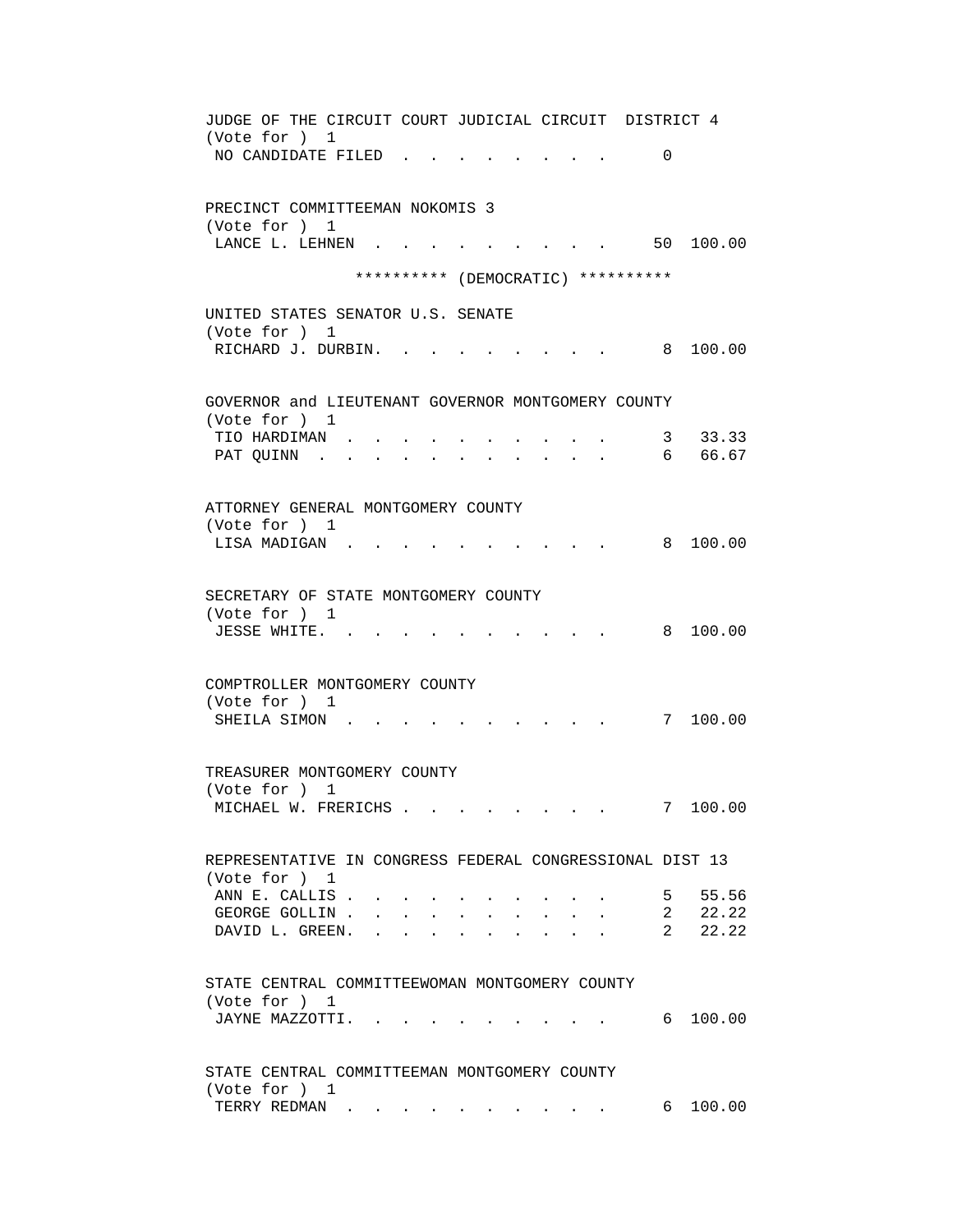JUDGE OF THE CIRCUIT COURT JUDICIAL CIRCUIT DISTRICT 4
(Vote for ) 1

| | | |
|---|---|---|
| NO CANDIDATE FILED | 0 | |

PRECINCT COMMITTEEMAN NOKOMIS 3
(Vote for ) 1

| | | |
|---|---|---|
| LANCE L. LEHNEN | 50 | 100.00 |

********** (DEMOCRATIC) **********

UNITED STATES SENATOR U.S. SENATE
(Vote for ) 1

| | | |
|---|---|---|
| RICHARD J. DURBIN | 8 | 100.00 |

GOVERNOR and LIEUTENANT GOVERNOR MONTGOMERY COUNTY
(Vote for ) 1

| | | |
|---|---|---|
| TIO HARDIMAN | 3 | 33.33 |
| PAT QUINN | 6 | 66.67 |

ATTORNEY GENERAL MONTGOMERY COUNTY
(Vote for ) 1

| | | |
|---|---|---|
| LISA MADIGAN | 8 | 100.00 |

SECRETARY OF STATE MONTGOMERY COUNTY
(Vote for ) 1

| | | |
|---|---|---|
| JESSE WHITE | 8 | 100.00 |

COMPTROLLER MONTGOMERY COUNTY
(Vote for ) 1

| | | |
|---|---|---|
| SHEILA SIMON | 7 | 100.00 |

TREASURER MONTGOMERY COUNTY
(Vote for ) 1

| | | |
|---|---|---|
| MICHAEL W. FRERICHS | 7 | 100.00 |

REPRESENTATIVE IN CONGRESS FEDERAL CONGRESSIONAL DIST 13
(Vote for ) 1

| | | |
|---|---|---|
| ANN E. CALLIS | 5 | 55.56 |
| GEORGE GOLLIN | 2 | 22.22 |
| DAVID L. GREEN | 2 | 22.22 |

STATE CENTRAL COMMITTEEWOMAN MONTGOMERY COUNTY
(Vote for ) 1

| | | |
|---|---|---|
| JAYNE MAZZOTTI | 6 | 100.00 |

STATE CENTRAL COMMITTEEMAN MONTGOMERY COUNTY
(Vote for ) 1

| | | |
|---|---|---|
| TERRY REDMAN | 6 | 100.00 |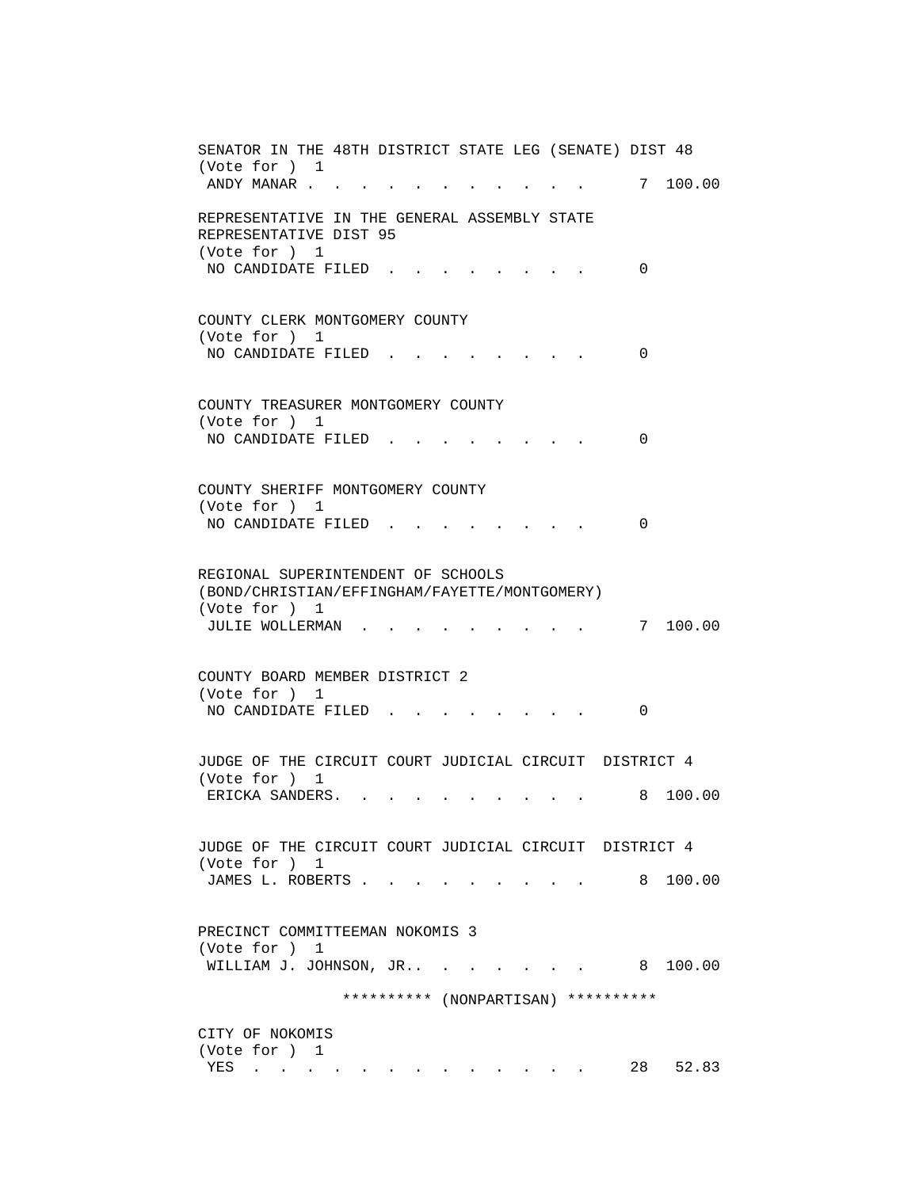```
SENATOR IN THE 48TH DISTRICT STATE LEG (SENATE) DIST 48
(Vote for ) 1
 ANDY MANAR . . . . . . . . . . . .      7 100.00

REPRESENTATIVE IN THE GENERAL ASSEMBLY STATE
REPRESENTATIVE DIST 95
(Vote for ) 1
 NO CANDIDATE FILED . . . . . . . . .      0


COUNTY CLERK MONTGOMERY COUNTY
(Vote for ) 1
 NO CANDIDATE FILED . . . . . . . . .      0


COUNTY TREASURER MONTGOMERY COUNTY
(Vote for ) 1
 NO CANDIDATE FILED . . . . . . . . .      0


COUNTY SHERIFF MONTGOMERY COUNTY
(Vote for ) 1
 NO CANDIDATE FILED . . . . . . . . .      0


REGIONAL SUPERINTENDENT OF SCHOOLS
(BOND/CHRISTIAN/EFFINGHAM/FAYETTE/MONTGOMERY)
(Vote for ) 1
 JULIE WOLLERMAN . . . . . . . . . .      7 100.00


COUNTY BOARD MEMBER DISTRICT 2
(Vote for ) 1
 NO CANDIDATE FILED . . . . . . . . .      0


JUDGE OF THE CIRCUIT COURT JUDICIAL CIRCUIT  DISTRICT 4
(Vote for ) 1
 ERICKA SANDERS. . . . . . . . . . .      8 100.00


JUDGE OF THE CIRCUIT COURT JUDICIAL CIRCUIT  DISTRICT 4
(Vote for ) 1
 JAMES L. ROBERTS . . . . . . . . . .      8 100.00


PRECINCT COMMITTEEMAN NOKOMIS 3
(Vote for ) 1
 WILLIAM J. JOHNSON, JR.. . . . . . . .      8 100.00

                ********** (NONPARTISAN) **********

CITY OF NOKOMIS
(Vote for ) 1
 YES . . . . . . . . . . . . . . .     28  52.83
```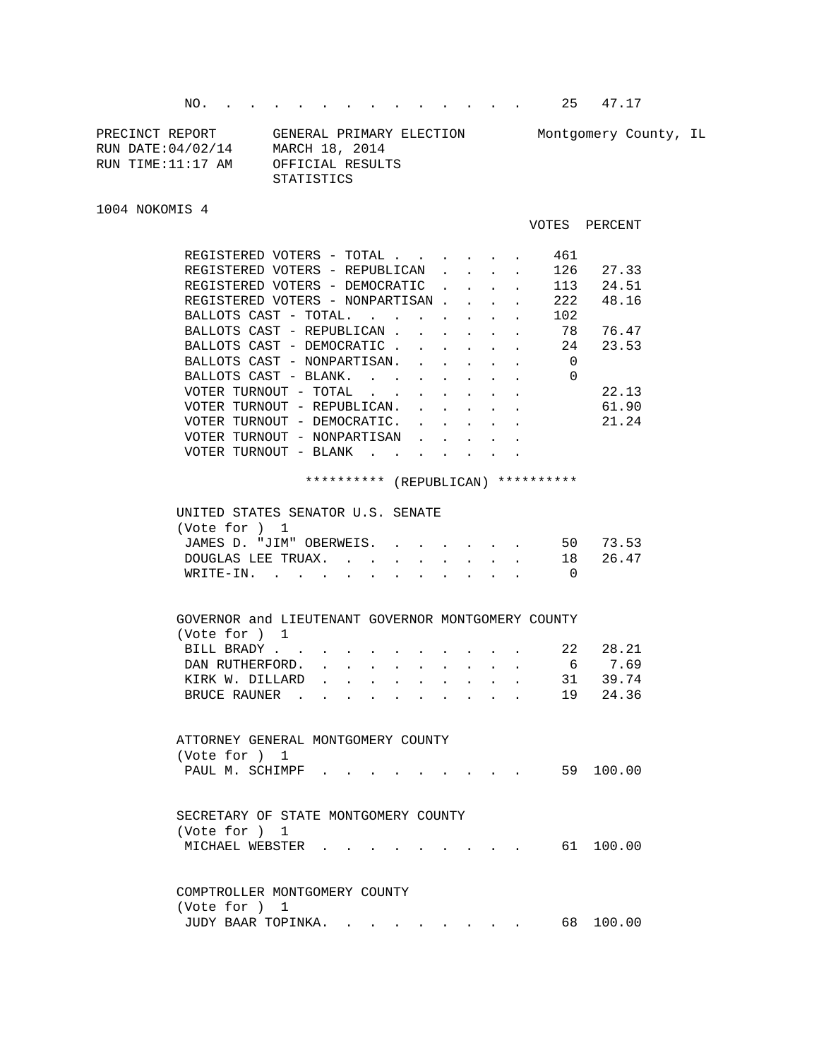| | VOTES | PERCENT |
|---|---|---|
| NO. | 25 | 47.17 |

PRECINCT REPORT — GENERAL PRIMARY ELECTION — Montgomery County, IL
RUN DATE:04/02/14 — MARCH 18, 2014
RUN TIME:11:17 AM — OFFICIAL RESULTS
STATISTICS

1004 NOKOMIS 4

| | VOTES | PERCENT |
|---|---|---|
| REGISTERED VOTERS - TOTAL | 461 | |
| REGISTERED VOTERS - REPUBLICAN | 126 | 27.33 |
| REGISTERED VOTERS - DEMOCRATIC | 113 | 24.51 |
| REGISTERED VOTERS - NONPARTISAN | 222 | 48.16 |
| BALLOTS CAST - TOTAL. | 102 | |
| BALLOTS CAST - REPUBLICAN | 78 | 76.47 |
| BALLOTS CAST - DEMOCRATIC | 24 | 23.53 |
| BALLOTS CAST - NONPARTISAN. | 0 | |
| BALLOTS CAST - BLANK. | 0 | |
| VOTER TURNOUT - TOTAL | | 22.13 |
| VOTER TURNOUT - REPUBLICAN. | | 61.90 |
| VOTER TURNOUT - DEMOCRATIC. | | 21.24 |
| VOTER TURNOUT - NONPARTISAN | | |
| VOTER TURNOUT - BLANK | | |

********** (REPUBLICAN) **********

UNITED STATES SENATOR U.S. SENATE
(Vote for ) 1

| | VOTES | PERCENT |
|---|---|---|
| JAMES D. "JIM" OBERWEIS. | 50 | 73.53 |
| DOUGLAS LEE TRUAX. | 18 | 26.47 |
| WRITE-IN. | 0 | |

GOVERNOR and LIEUTENANT GOVERNOR MONTGOMERY COUNTY
(Vote for ) 1

| | VOTES | PERCENT |
|---|---|---|
| BILL BRADY | 22 | 28.21 |
| DAN RUTHERFORD. | 6 | 7.69 |
| KIRK W. DILLARD | 31 | 39.74 |
| BRUCE RAUNER | 19 | 24.36 |

ATTORNEY GENERAL MONTGOMERY COUNTY
(Vote for ) 1

| | VOTES | PERCENT |
|---|---|---|
| PAUL M. SCHIMPF | 59 | 100.00 |

SECRETARY OF STATE MONTGOMERY COUNTY
(Vote for ) 1

| | VOTES | PERCENT |
|---|---|---|
| MICHAEL WEBSTER | 61 | 100.00 |

COMPTROLLER MONTGOMERY COUNTY
(Vote for ) 1

| | VOTES | PERCENT |
|---|---|---|
| JUDY BAAR TOPINKA. | 68 | 100.00 |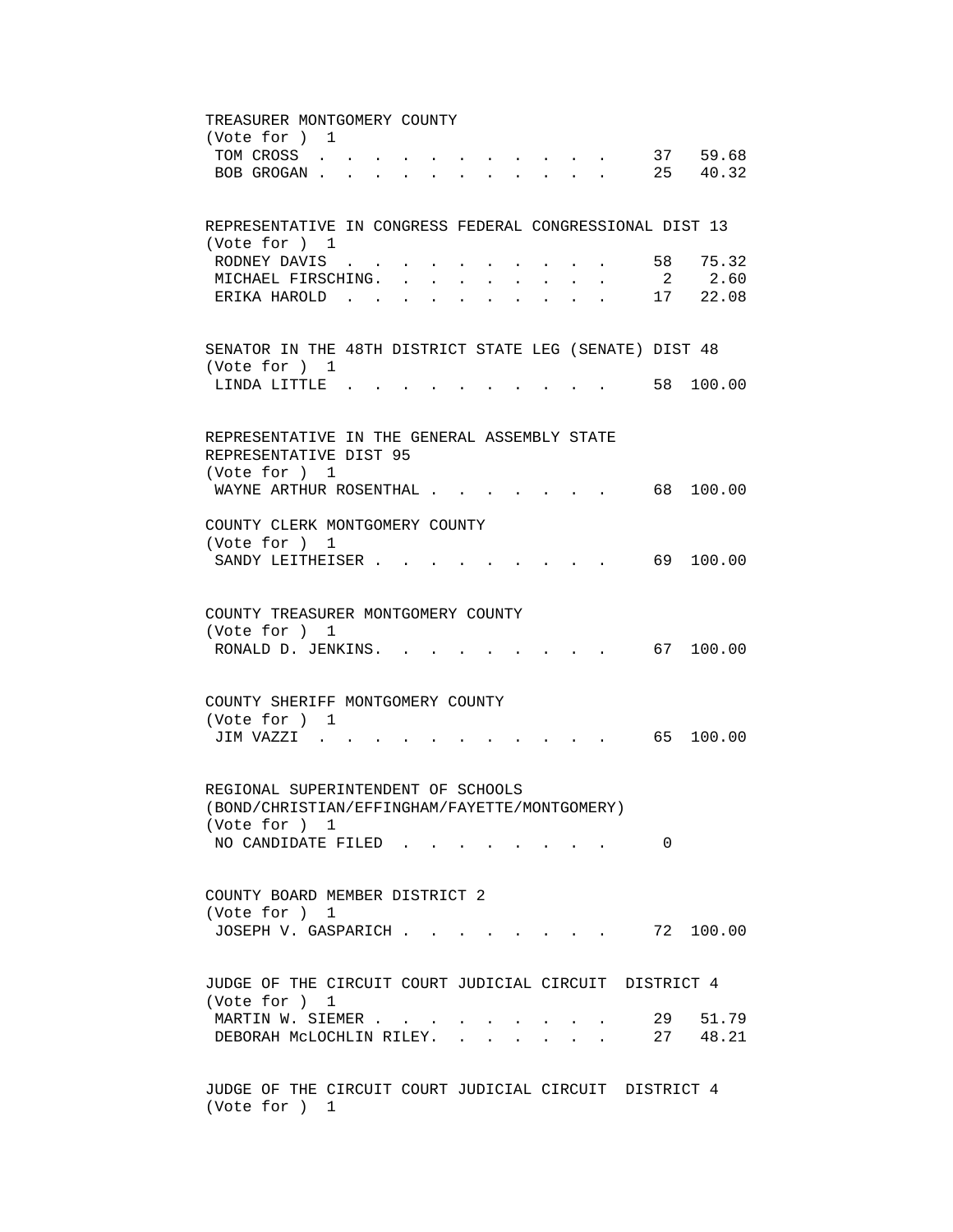TREASURER MONTGOMERY COUNTY
(Vote for ) 1

| Candidate | Votes | Percent |
|---|---|---|
| TOM CROSS | 37 | 59.68 |
| BOB GROGAN | 25 | 40.32 |

REPRESENTATIVE IN CONGRESS FEDERAL CONGRESSIONAL DIST 13
(Vote for ) 1

| Candidate | Votes | Percent |
|---|---|---|
| RODNEY DAVIS | 58 | 75.32 |
| MICHAEL FIRSCHING | 2 | 2.60 |
| ERIKA HAROLD | 17 | 22.08 |

SENATOR IN THE 48TH DISTRICT STATE LEG (SENATE) DIST 48
(Vote for ) 1

| Candidate | Votes | Percent |
|---|---|---|
| LINDA LITTLE | 58 | 100.00 |

REPRESENTATIVE IN THE GENERAL ASSEMBLY STATE
REPRESENTATIVE DIST 95
(Vote for ) 1

| Candidate | Votes | Percent |
|---|---|---|
| WAYNE ARTHUR ROSENTHAL | 68 | 100.00 |

COUNTY CLERK MONTGOMERY COUNTY
(Vote for ) 1

| Candidate | Votes | Percent |
|---|---|---|
| SANDY LEITHEISER | 69 | 100.00 |

COUNTY TREASURER MONTGOMERY COUNTY
(Vote for ) 1

| Candidate | Votes | Percent |
|---|---|---|
| RONALD D. JENKINS | 67 | 100.00 |

COUNTY SHERIFF MONTGOMERY COUNTY
(Vote for ) 1

| Candidate | Votes | Percent |
|---|---|---|
| JIM VAZZI | 65 | 100.00 |

REGIONAL SUPERINTENDENT OF SCHOOLS
(BOND/CHRISTIAN/EFFINGHAM/FAYETTE/MONTGOMERY)
(Vote for ) 1

| Candidate | Votes | Percent |
|---|---|---|
| NO CANDIDATE FILED | 0 | |

COUNTY BOARD MEMBER DISTRICT 2
(Vote for ) 1

| Candidate | Votes | Percent |
|---|---|---|
| JOSEPH V. GASPARICH | 72 | 100.00 |

JUDGE OF THE CIRCUIT COURT JUDICIAL CIRCUIT DISTRICT 4
(Vote for ) 1

| Candidate | Votes | Percent |
|---|---|---|
| MARTIN W. SIEMER | 29 | 51.79 |
| DEBORAH McLOCHLIN RILEY | 27 | 48.21 |

JUDGE OF THE CIRCUIT COURT JUDICIAL CIRCUIT DISTRICT 4
(Vote for ) 1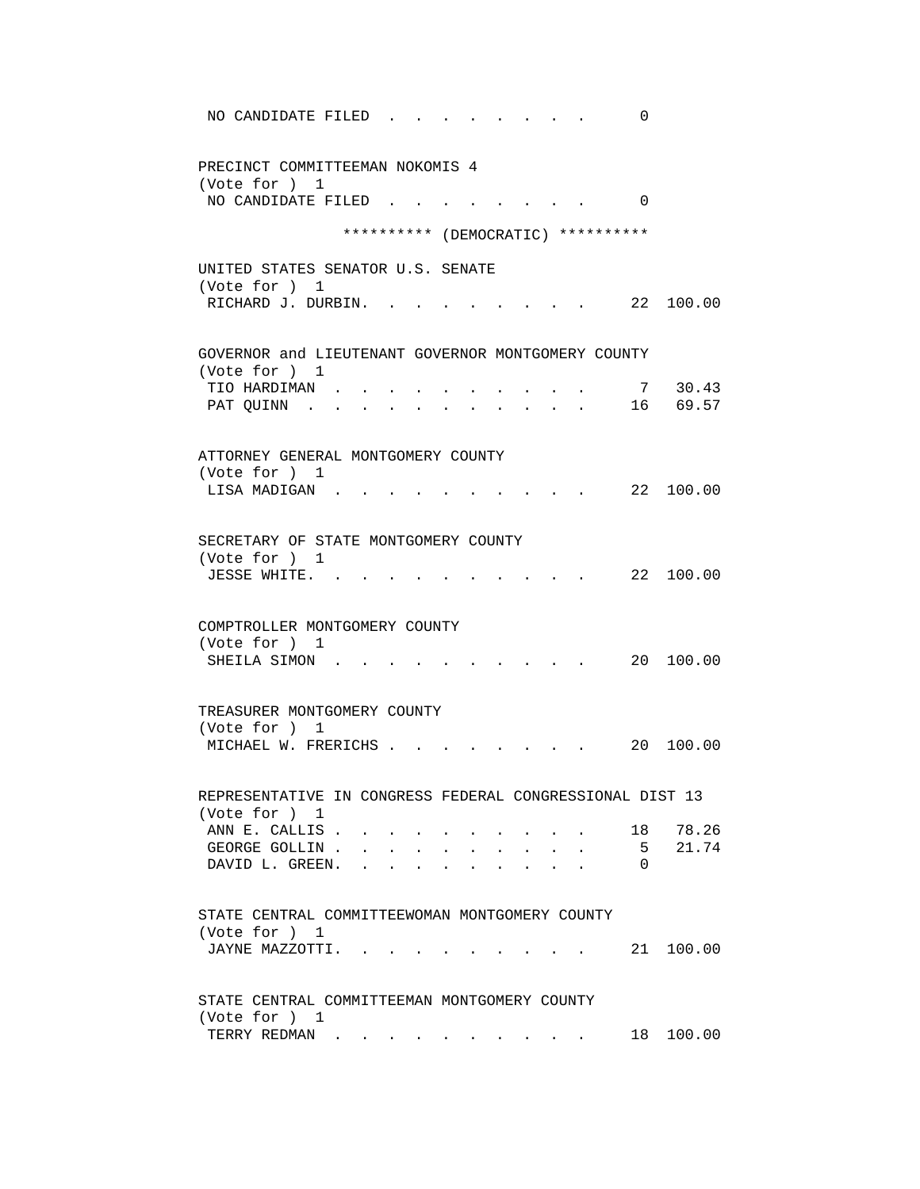NO CANDIDATE FILED . . . . . . . . . 0

PRECINCT COMMITTEEMAN NOKOMIS 4
(Vote for ) 1
NO CANDIDATE FILED . . . . . . . . . 0

********** (DEMOCRATIC) **********

UNITED STATES SENATOR U.S. SENATE
(Vote for ) 1

| | | |
|---|---|---|
| RICHARD J. DURBIN. . . . . . . . . . | 22 | 100.00 |

GOVERNOR and LIEUTENANT GOVERNOR MONTGOMERY COUNTY
(Vote for ) 1

| | | |
|---|---|---|
| TIO HARDIMAN . . . . . . . . . . . | 7 | 30.43 |
| PAT QUINN . . . . . . . . . . . . | 16 | 69.57 |

ATTORNEY GENERAL MONTGOMERY COUNTY
(Vote for ) 1

| | | |
|---|---|---|
| LISA MADIGAN . . . . . . . . . . . | 22 | 100.00 |

SECRETARY OF STATE MONTGOMERY COUNTY
(Vote for ) 1

| | | |
|---|---|---|
| JESSE WHITE. . . . . . . . . . . . | 22 | 100.00 |

COMPTROLLER MONTGOMERY COUNTY
(Vote for ) 1

| | | |
|---|---|---|
| SHEILA SIMON . . . . . . . . . . . | 20 | 100.00 |

TREASURER MONTGOMERY COUNTY
(Vote for ) 1

| | | |
|---|---|---|
| MICHAEL W. FRERICHS . . . . . . . . . | 20 | 100.00 |

REPRESENTATIVE IN CONGRESS FEDERAL CONGRESSIONAL DIST 13
(Vote for ) 1

| | | |
|---|---|---|
| ANN E. CALLIS . . . . . . . . . . . | 18 | 78.26 |
| GEORGE GOLLIN . . . . . . . . . . . | 5 | 21.74 |
| DAVID L. GREEN. . . . . . . . . . . | 0 | |

STATE CENTRAL COMMITTEEWOMAN MONTGOMERY COUNTY
(Vote for ) 1

| | | |
|---|---|---|
| JAYNE MAZZOTTI. . . . . . . . . . . | 21 | 100.00 |

STATE CENTRAL COMMITTEEMAN MONTGOMERY COUNTY
(Vote for ) 1

| | | |
|---|---|---|
| TERRY REDMAN . . . . . . . . . . . | 18 | 100.00 |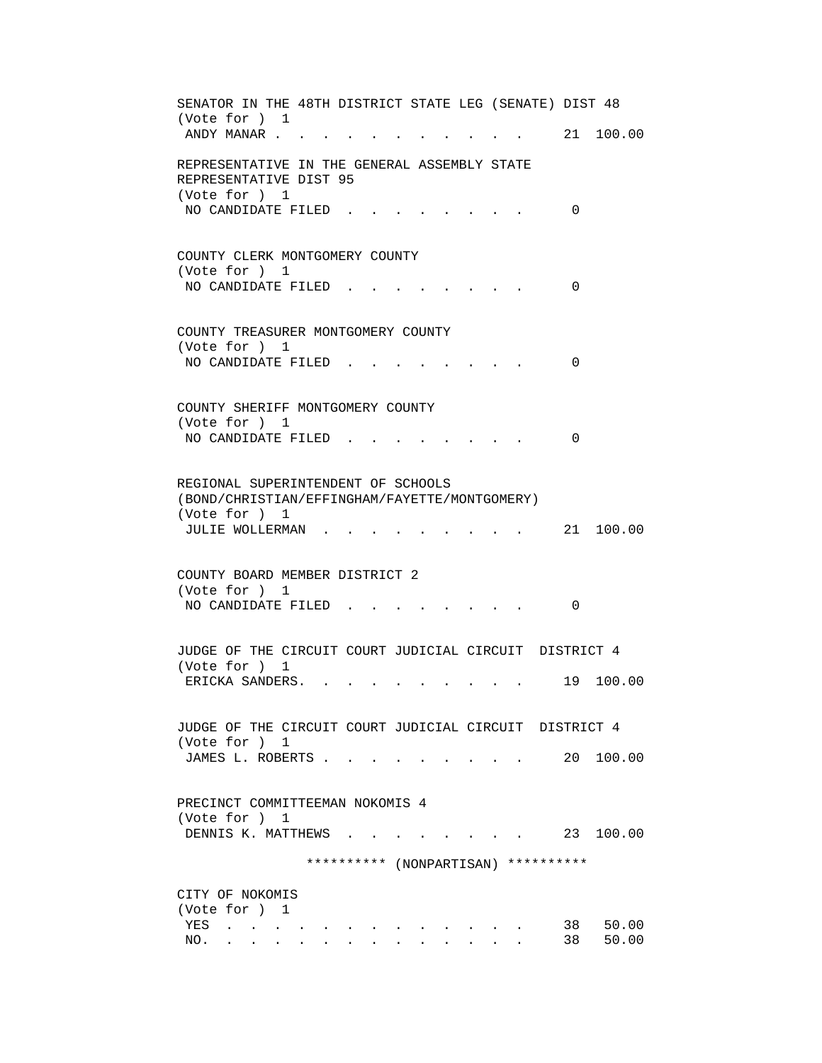SENATOR IN THE 48TH DISTRICT STATE LEG (SENATE) DIST 48
(Vote for ) 1

| | Votes | Percent |
|---|---|---|
| ANDY MANAR | 21 | 100.00 |

REPRESENTATIVE IN THE GENERAL ASSEMBLY STATE REPRESENTATIVE DIST 95
(Vote for ) 1

| | Votes | Percent |
|---|---|---|
| NO CANDIDATE FILED | 0 | |

COUNTY CLERK MONTGOMERY COUNTY
(Vote for ) 1

| | Votes | Percent |
|---|---|---|
| NO CANDIDATE FILED | 0 | |

COUNTY TREASURER MONTGOMERY COUNTY
(Vote for ) 1

| | Votes | Percent |
|---|---|---|
| NO CANDIDATE FILED | 0 | |

COUNTY SHERIFF MONTGOMERY COUNTY
(Vote for ) 1

| | Votes | Percent |
|---|---|---|
| NO CANDIDATE FILED | 0 | |

REGIONAL SUPERINTENDENT OF SCHOOLS
(BOND/CHRISTIAN/EFFINGHAM/FAYETTE/MONTGOMERY)
(Vote for ) 1

| | Votes | Percent |
|---|---|---|
| JULIE WOLLERMAN | 21 | 100.00 |

COUNTY BOARD MEMBER DISTRICT 2
(Vote for ) 1

| | Votes | Percent |
|---|---|---|
| NO CANDIDATE FILED | 0 | |

JUDGE OF THE CIRCUIT COURT JUDICIAL CIRCUIT DISTRICT 4
(Vote for ) 1

| | Votes | Percent |
|---|---|---|
| ERICKA SANDERS | 19 | 100.00 |

JUDGE OF THE CIRCUIT COURT JUDICIAL CIRCUIT DISTRICT 4
(Vote for ) 1

| | Votes | Percent |
|---|---|---|
| JAMES L. ROBERTS | 20 | 100.00 |

PRECINCT COMMITTEEMAN NOKOMIS 4
(Vote for ) 1

| | Votes | Percent |
|---|---|---|
| DENNIS K. MATTHEWS | 23 | 100.00 |

********** (NONPARTISAN) **********

CITY OF NOKOMIS
(Vote for ) 1

| | Votes | Percent |
|---|---|---|
| YES | 38 | 50.00 |
| NO | 38 | 50.00 |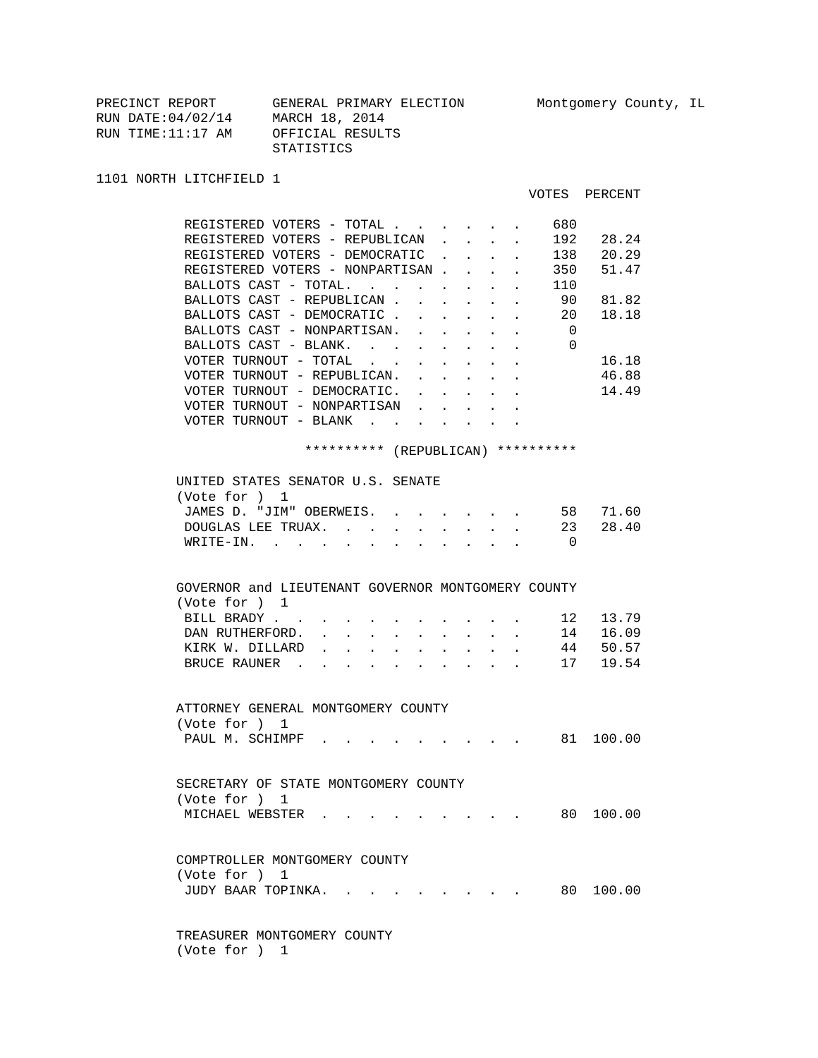PRECINCT REPORT GENERAL PRIMARY ELECTION Montgomery County, IL
RUN DATE:04/02/14 MARCH 18, 2014
RUN TIME:11:17 AM OFFICIAL RESULTS
STATISTICS

1101 NORTH LITCHFIELD 1

| | VOTES | PERCENT |
|---|---|---|
| REGISTERED VOTERS - TOTAL | 680 | |
| REGISTERED VOTERS - REPUBLICAN | 192 | 28.24 |
| REGISTERED VOTERS - DEMOCRATIC | 138 | 20.29 |
| REGISTERED VOTERS - NONPARTISAN | 350 | 51.47 |
| BALLOTS CAST - TOTAL. | 110 | |
| BALLOTS CAST - REPUBLICAN | 90 | 81.82 |
| BALLOTS CAST - DEMOCRATIC | 20 | 18.18 |
| BALLOTS CAST - NONPARTISAN. | 0 | |
| BALLOTS CAST - BLANK. | 0 | |
| VOTER TURNOUT - TOTAL | | 16.18 |
| VOTER TURNOUT - REPUBLICAN. | | 46.88 |
| VOTER TURNOUT - DEMOCRATIC. | | 14.49 |
| VOTER TURNOUT - NONPARTISAN | | |
| VOTER TURNOUT - BLANK | | |

********** (REPUBLICAN) **********

UNITED STATES SENATOR U.S. SENATE
(Vote for ) 1

| | VOTES | PERCENT |
|---|---|---|
| JAMES D. "JIM" OBERWEIS. | 58 | 71.60 |
| DOUGLAS LEE TRUAX. | 23 | 28.40 |
| WRITE-IN. | 0 | |

GOVERNOR and LIEUTENANT GOVERNOR MONTGOMERY COUNTY
(Vote for ) 1

| | VOTES | PERCENT |
|---|---|---|
| BILL BRADY | 12 | 13.79 |
| DAN RUTHERFORD. | 14 | 16.09 |
| KIRK W. DILLARD | 44 | 50.57 |
| BRUCE RAUNER | 17 | 19.54 |

ATTORNEY GENERAL MONTGOMERY COUNTY
(Vote for ) 1

| | VOTES | PERCENT |
|---|---|---|
| PAUL M. SCHIMPF | 81 | 100.00 |

SECRETARY OF STATE MONTGOMERY COUNTY
(Vote for ) 1

| | VOTES | PERCENT |
|---|---|---|
| MICHAEL WEBSTER | 80 | 100.00 |

COMPTROLLER MONTGOMERY COUNTY
(Vote for ) 1

| | VOTES | PERCENT |
|---|---|---|
| JUDY BAAR TOPINKA. | 80 | 100.00 |

TREASURER MONTGOMERY COUNTY
(Vote for ) 1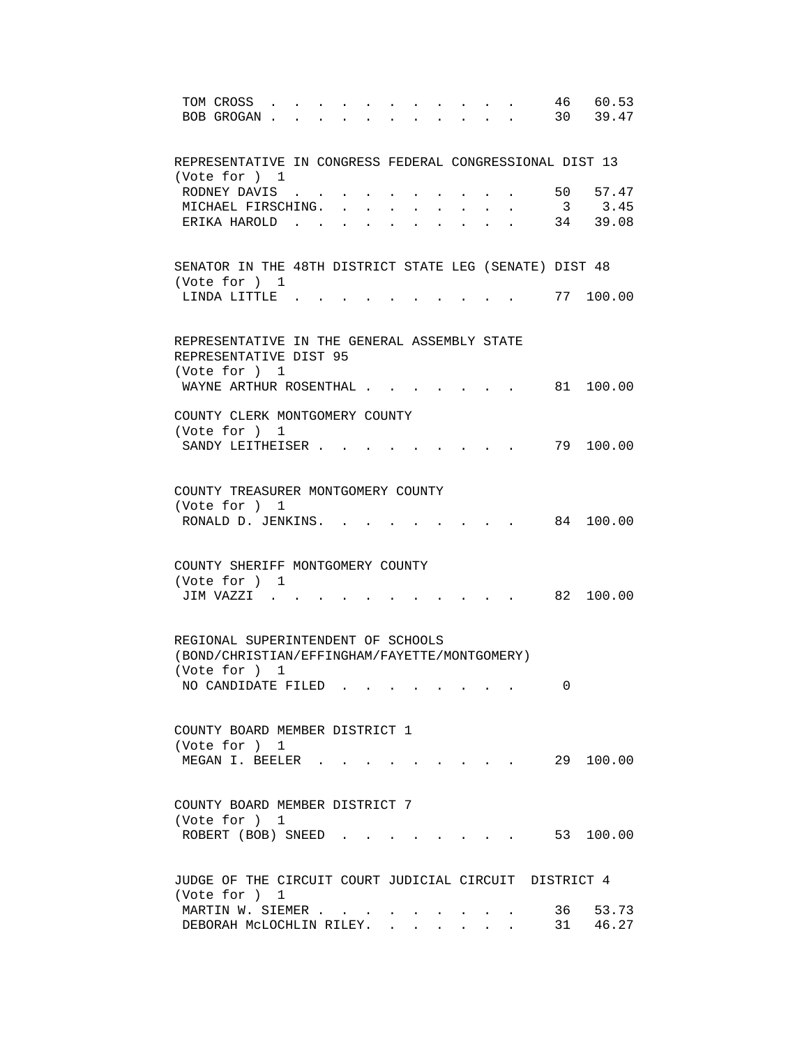| | | |
|---|---|---|
| TOM CROSS | 46 | 60.53 |
| BOB GROGAN | 30 | 39.47 |

REPRESENTATIVE IN CONGRESS FEDERAL CONGRESSIONAL DIST 13
(Vote for ) 1

| | | |
|---|---|---|
| RODNEY DAVIS | 50 | 57.47 |
| MICHAEL FIRSCHING. | 3 | 3.45 |
| ERIKA HAROLD | 34 | 39.08 |

SENATOR IN THE 48TH DISTRICT STATE LEG (SENATE) DIST 48
(Vote for ) 1

| | | |
|---|---|---|
| LINDA LITTLE | 77 | 100.00 |

REPRESENTATIVE IN THE GENERAL ASSEMBLY STATE
REPRESENTATIVE DIST 95
(Vote for ) 1

| | | |
|---|---|---|
| WAYNE ARTHUR ROSENTHAL | 81 | 100.00 |

COUNTY CLERK MONTGOMERY COUNTY
(Vote for ) 1

| | | |
|---|---|---|
| SANDY LEITHEISER | 79 | 100.00 |

COUNTY TREASURER MONTGOMERY COUNTY
(Vote for ) 1

| | | |
|---|---|---|
| RONALD D. JENKINS. | 84 | 100.00 |

COUNTY SHERIFF MONTGOMERY COUNTY
(Vote for ) 1

| | | |
|---|---|---|
| JIM VAZZI | 82 | 100.00 |

REGIONAL SUPERINTENDENT OF SCHOOLS
(BOND/CHRISTIAN/EFFINGHAM/FAYETTE/MONTGOMERY)
(Vote for ) 1

| | | |
|---|---|---|
| NO CANDIDATE FILED | 0 | |

COUNTY BOARD MEMBER DISTRICT 1
(Vote for ) 1

| | | |
|---|---|---|
| MEGAN I. BEELER | 29 | 100.00 |

COUNTY BOARD MEMBER DISTRICT 7
(Vote for ) 1

| | | |
|---|---|---|
| ROBERT (BOB) SNEED | 53 | 100.00 |

JUDGE OF THE CIRCUIT COURT JUDICIAL CIRCUIT DISTRICT 4
(Vote for ) 1

| | | |
|---|---|---|
| MARTIN W. SIEMER | 36 | 53.73 |
| DEBORAH McLOCHLIN RILEY. | 31 | 46.27 |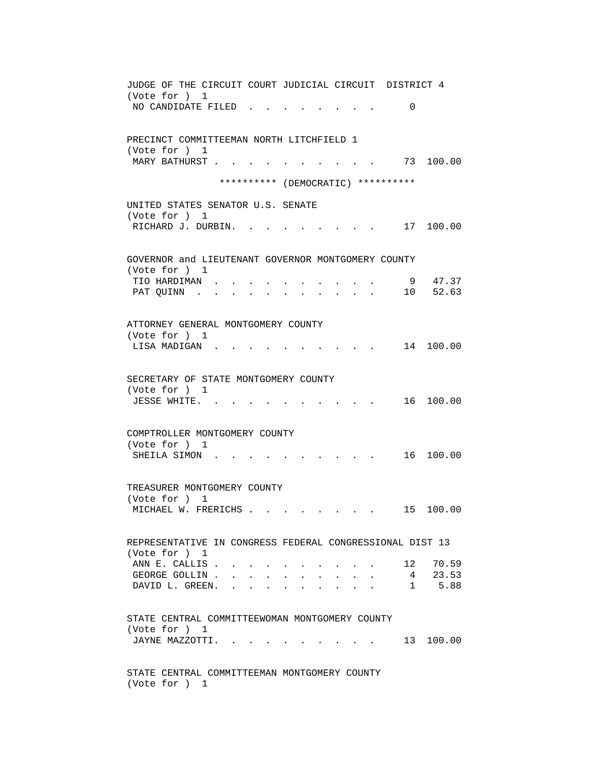JUDGE OF THE CIRCUIT COURT JUDICIAL CIRCUIT DISTRICT 4
(Vote for ) 1

| Candidate | Votes | Percent |
|---|---|---|
| NO CANDIDATE FILED | 0 | |

PRECINCT COMMITTEEMAN NORTH LITCHFIELD 1
(Vote for ) 1

| Candidate | Votes | Percent |
|---|---|---|
| MARY BATHURST | 73 | 100.00 |

********** (DEMOCRATIC) **********

UNITED STATES SENATOR U.S. SENATE
(Vote for ) 1

| Candidate | Votes | Percent |
|---|---|---|
| RICHARD J. DURBIN | 17 | 100.00 |

GOVERNOR and LIEUTENANT GOVERNOR MONTGOMERY COUNTY
(Vote for ) 1

| Candidate | Votes | Percent |
|---|---|---|
| TIO HARDIMAN | 9 | 47.37 |
| PAT QUINN | 10 | 52.63 |

ATTORNEY GENERAL MONTGOMERY COUNTY
(Vote for ) 1

| Candidate | Votes | Percent |
|---|---|---|
| LISA MADIGAN | 14 | 100.00 |

SECRETARY OF STATE MONTGOMERY COUNTY
(Vote for ) 1

| Candidate | Votes | Percent |
|---|---|---|
| JESSE WHITE | 16 | 100.00 |

COMPTROLLER MONTGOMERY COUNTY
(Vote for ) 1

| Candidate | Votes | Percent |
|---|---|---|
| SHEILA SIMON | 16 | 100.00 |

TREASURER MONTGOMERY COUNTY
(Vote for ) 1

| Candidate | Votes | Percent |
|---|---|---|
| MICHAEL W. FRERICHS | 15 | 100.00 |

REPRESENTATIVE IN CONGRESS FEDERAL CONGRESSIONAL DIST 13
(Vote for ) 1

| Candidate | Votes | Percent |
|---|---|---|
| ANN E. CALLIS | 12 | 70.59 |
| GEORGE GOLLIN | 4 | 23.53 |
| DAVID L. GREEN | 1 | 5.88 |

STATE CENTRAL COMMITTEEWOMAN MONTGOMERY COUNTY
(Vote for ) 1

| Candidate | Votes | Percent |
|---|---|---|
| JAYNE MAZZOTTI | 13 | 100.00 |

STATE CENTRAL COMMITTEEMAN MONTGOMERY COUNTY
(Vote for ) 1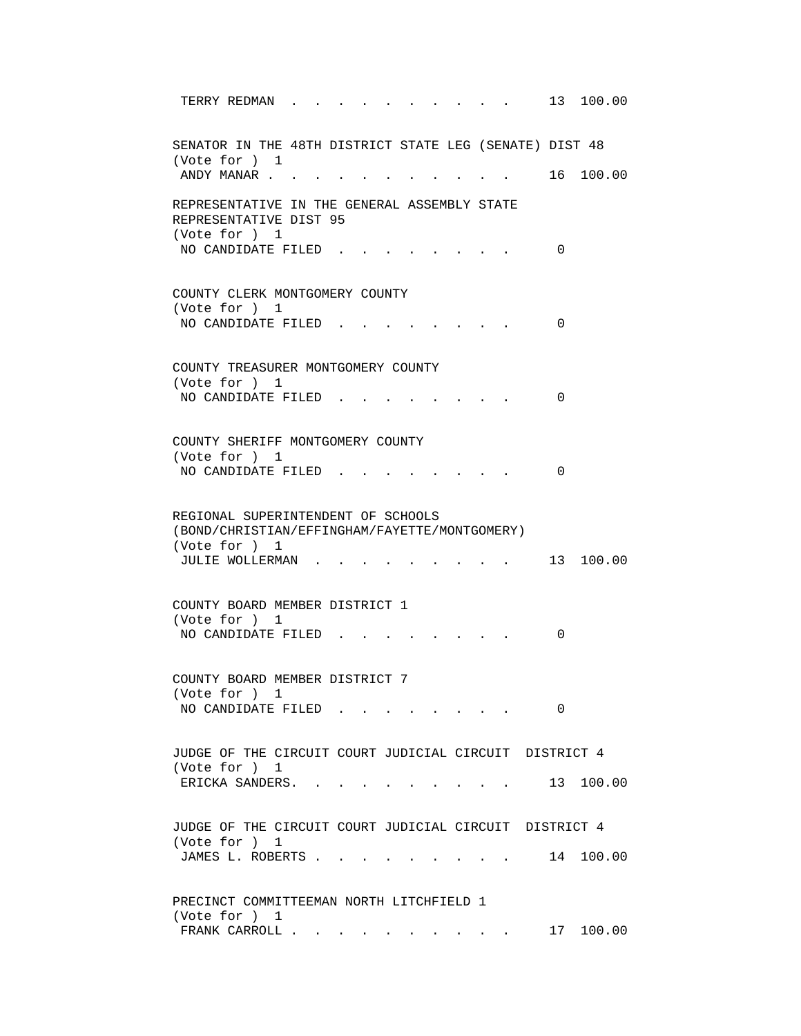TERRY REDMAN . . . . . . . . . . . 13 100.00

SENATOR IN THE 48TH DISTRICT STATE LEG (SENATE) DIST 48
(Vote for ) 1
ANDY MANAR . . . . . . . . . . . . 16 100.00

REPRESENTATIVE IN THE GENERAL ASSEMBLY STATE
REPRESENTATIVE DIST 95
(Vote for ) 1
NO CANDIDATE FILED . . . . . . . . 0

COUNTY CLERK MONTGOMERY COUNTY
(Vote for ) 1
NO CANDIDATE FILED . . . . . . . . 0

COUNTY TREASURER MONTGOMERY COUNTY
(Vote for ) 1
NO CANDIDATE FILED . . . . . . . . 0

COUNTY SHERIFF MONTGOMERY COUNTY
(Vote for ) 1
NO CANDIDATE FILED . . . . . . . . 0

REGIONAL SUPERINTENDENT OF SCHOOLS
(BOND/CHRISTIAN/EFFINGHAM/FAYETTE/MONTGOMERY)
(Vote for ) 1
JULIE WOLLERMAN . . . . . . . . . . 13 100.00

COUNTY BOARD MEMBER DISTRICT 1
(Vote for ) 1
NO CANDIDATE FILED . . . . . . . . 0

COUNTY BOARD MEMBER DISTRICT 7
(Vote for ) 1
NO CANDIDATE FILED . . . . . . . . 0

JUDGE OF THE CIRCUIT COURT JUDICIAL CIRCUIT DISTRICT 4
(Vote for ) 1
ERICKA SANDERS. . . . . . . . . . . 13 100.00

JUDGE OF THE CIRCUIT COURT JUDICIAL CIRCUIT DISTRICT 4
(Vote for ) 1
JAMES L. ROBERTS . . . . . . . . . . 14 100.00

PRECINCT COMMITTEEMAN NORTH LITCHFIELD 1
(Vote for ) 1
FRANK CARROLL . . . . . . . . . . . 17 100.00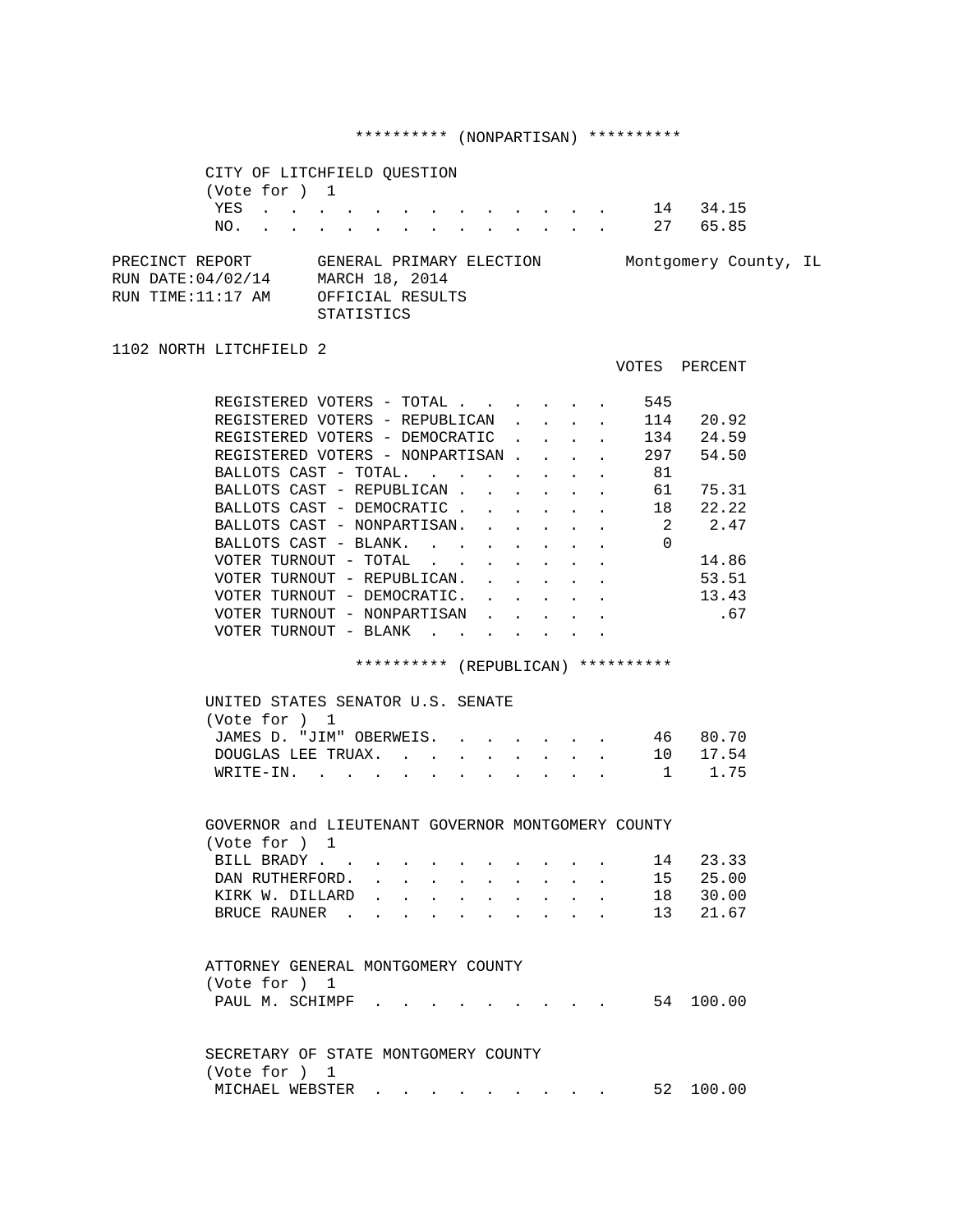********** (NONPARTISAN) **********

CITY OF LITCHFIELD QUESTION
(Vote for ) 1

| | | |
|---|---|---|
| YES | 14 | 34.15 |
| NO. | 27 | 65.85 |

PRECINCT REPORT — GENERAL PRIMARY ELECTION — Montgomery County, IL
RUN DATE:04/02/14 — MARCH 18, 2014
RUN TIME:11:17 AM — OFFICIAL RESULTS
STATISTICS

1102 NORTH LITCHFIELD 2

| | VOTES | PERCENT |
|---|---|---|
| REGISTERED VOTERS - TOTAL | 545 | |
| REGISTERED VOTERS - REPUBLICAN | 114 | 20.92 |
| REGISTERED VOTERS - DEMOCRATIC | 134 | 24.59 |
| REGISTERED VOTERS - NONPARTISAN | 297 | 54.50 |
| BALLOTS CAST - TOTAL. | 81 | |
| BALLOTS CAST - REPUBLICAN | 61 | 75.31 |
| BALLOTS CAST - DEMOCRATIC | 18 | 22.22 |
| BALLOTS CAST - NONPARTISAN. | 2 | 2.47 |
| BALLOTS CAST - BLANK. | 0 | |
| VOTER TURNOUT - TOTAL | | 14.86 |
| VOTER TURNOUT - REPUBLICAN. | | 53.51 |
| VOTER TURNOUT - DEMOCRATIC. | | 13.43 |
| VOTER TURNOUT - NONPARTISAN | | .67 |
| VOTER TURNOUT - BLANK | | |

********** (REPUBLICAN) **********

UNITED STATES SENATOR U.S. SENATE
(Vote for ) 1

| | | |
|---|---|---|
| JAMES D. "JIM" OBERWEIS. | 46 | 80.70 |
| DOUGLAS LEE TRUAX. | 10 | 17.54 |
| WRITE-IN. | 1 | 1.75 |

GOVERNOR and LIEUTENANT GOVERNOR MONTGOMERY COUNTY
(Vote for ) 1

| | | |
|---|---|---|
| BILL BRADY | 14 | 23.33 |
| DAN RUTHERFORD. | 15 | 25.00 |
| KIRK W. DILLARD | 18 | 30.00 |
| BRUCE RAUNER | 13 | 21.67 |

ATTORNEY GENERAL MONTGOMERY COUNTY
(Vote for ) 1

| | | |
|---|---|---|
| PAUL M. SCHIMPF | 54 | 100.00 |

SECRETARY OF STATE MONTGOMERY COUNTY
(Vote for ) 1

| | | |
|---|---|---|
| MICHAEL WEBSTER | 52 | 100.00 |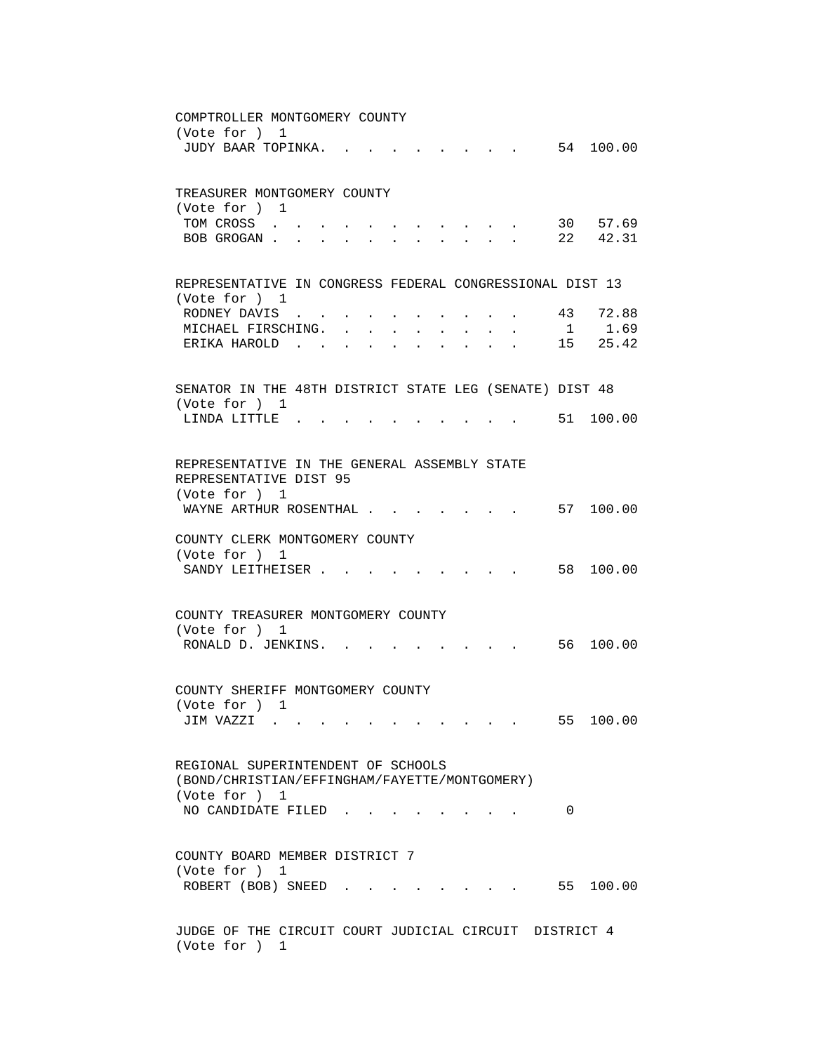COMPTROLLER MONTGOMERY COUNTY
(Vote for ) 1

| Candidate | Votes | Percent |
|---|---|---|
| JUDY BAAR TOPINKA | 54 | 100.00 |

TREASURER MONTGOMERY COUNTY
(Vote for ) 1

| Candidate | Votes | Percent |
|---|---|---|
| TOM CROSS | 30 | 57.69 |
| BOB GROGAN | 22 | 42.31 |

REPRESENTATIVE IN CONGRESS FEDERAL CONGRESSIONAL DIST 13
(Vote for ) 1

| Candidate | Votes | Percent |
|---|---|---|
| RODNEY DAVIS | 43 | 72.88 |
| MICHAEL FIRSCHING | 1 | 1.69 |
| ERIKA HAROLD | 15 | 25.42 |

SENATOR IN THE 48TH DISTRICT STATE LEG (SENATE) DIST 48
(Vote for ) 1

| Candidate | Votes | Percent |
|---|---|---|
| LINDA LITTLE | 51 | 100.00 |

REPRESENTATIVE IN THE GENERAL ASSEMBLY STATE REPRESENTATIVE DIST 95
(Vote for ) 1

| Candidate | Votes | Percent |
|---|---|---|
| WAYNE ARTHUR ROSENTHAL | 57 | 100.00 |

COUNTY CLERK MONTGOMERY COUNTY
(Vote for ) 1

| Candidate | Votes | Percent |
|---|---|---|
| SANDY LEITHEISER | 58 | 100.00 |

COUNTY TREASURER MONTGOMERY COUNTY
(Vote for ) 1

| Candidate | Votes | Percent |
|---|---|---|
| RONALD D. JENKINS | 56 | 100.00 |

COUNTY SHERIFF MONTGOMERY COUNTY
(Vote for ) 1

| Candidate | Votes | Percent |
|---|---|---|
| JIM VAZZI | 55 | 100.00 |

REGIONAL SUPERINTENDENT OF SCHOOLS (BOND/CHRISTIAN/EFFINGHAM/FAYETTE/MONTGOMERY)
(Vote for ) 1

| Candidate | Votes | Percent |
|---|---|---|
| NO CANDIDATE FILED | 0 | |

COUNTY BOARD MEMBER DISTRICT 7
(Vote for ) 1

| Candidate | Votes | Percent |
|---|---|---|
| ROBERT (BOB) SNEED | 55 | 100.00 |

JUDGE OF THE CIRCUIT COURT JUDICIAL CIRCUIT DISTRICT 4
(Vote for ) 1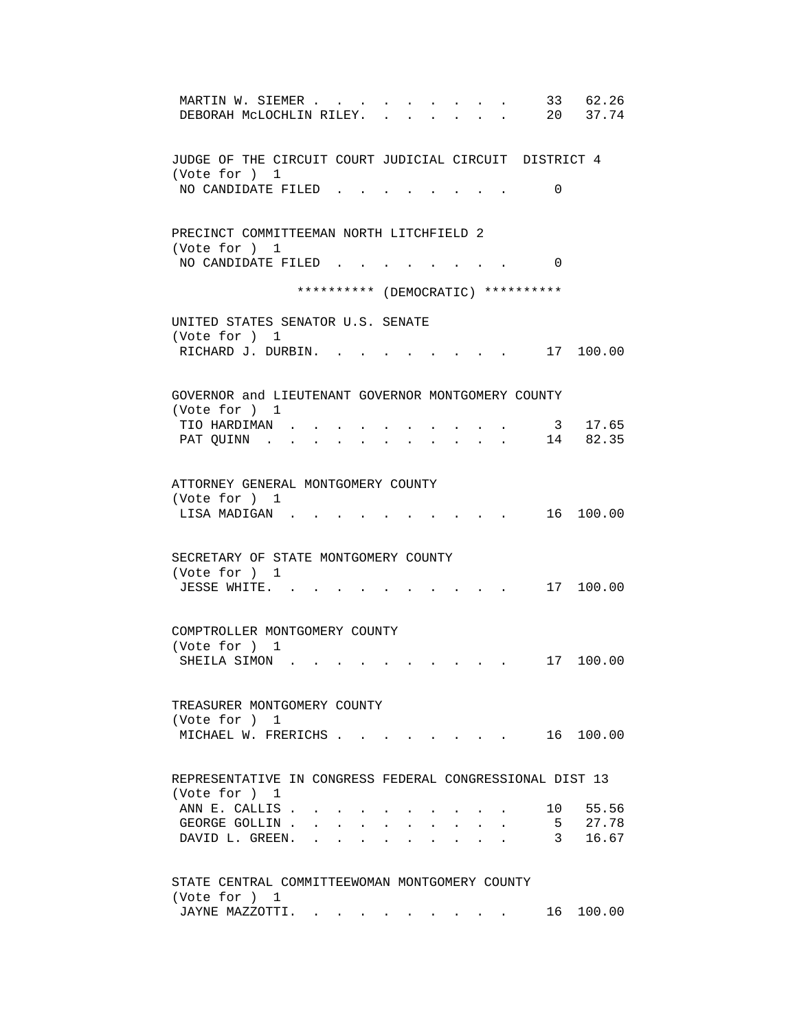MARTIN W. SIEMER . . . . . . . . . . 33 62.26
DEBORAH McLOCHLIN RILEY. . . . . . . . 20 37.74

JUDGE OF THE CIRCUIT COURT JUDICIAL CIRCUIT DISTRICT 4
(Vote for ) 1
NO CANDIDATE FILED . . . . . . . . . 0

PRECINCT COMMITTEEMAN NORTH LITCHFIELD 2
(Vote for ) 1
NO CANDIDATE FILED . . . . . . . . . 0

********** (DEMOCRATIC) **********

UNITED STATES SENATOR U.S. SENATE
(Vote for ) 1
RICHARD J. DURBIN. . . . . . . . . . 17 100.00

GOVERNOR and LIEUTENANT GOVERNOR MONTGOMERY COUNTY
(Vote for ) 1
TIO HARDIMAN . . . . . . . . . . . 3 17.65
PAT QUINN . . . . . . . . . . . . 14 82.35

ATTORNEY GENERAL MONTGOMERY COUNTY
(Vote for ) 1
LISA MADIGAN . . . . . . . . . . . 16 100.00

SECRETARY OF STATE MONTGOMERY COUNTY
(Vote for ) 1
JESSE WHITE. . . . . . . . . . . . 17 100.00

COMPTROLLER MONTGOMERY COUNTY
(Vote for ) 1
SHEILA SIMON . . . . . . . . . . . 17 100.00

TREASURER MONTGOMERY COUNTY
(Vote for ) 1
MICHAEL W. FRERICHS . . . . . . . . . 16 100.00

REPRESENTATIVE IN CONGRESS FEDERAL CONGRESSIONAL DIST 13
(Vote for ) 1
ANN E. CALLIS . . . . . . . . . . . 10 55.56
GEORGE GOLLIN . . . . . . . . . . . 5 27.78
DAVID L. GREEN. . . . . . . . . . . 3 16.67

STATE CENTRAL COMMITTEEWOMAN MONTGOMERY COUNTY
(Vote for ) 1
JAYNE MAZZOTTI. . . . . . . . . . . 16 100.00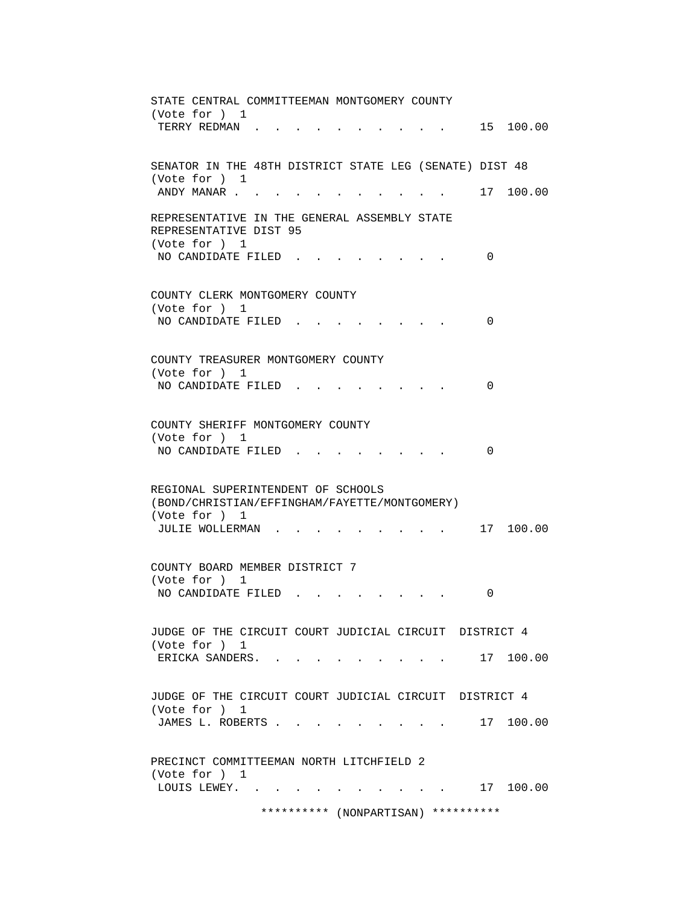STATE CENTRAL COMMITTEEMAN MONTGOMERY COUNTY
(Vote for ) 1
TERRY REDMAN . . . . . . . . . . . 15 100.00

SENATOR IN THE 48TH DISTRICT STATE LEG (SENATE) DIST 48
(Vote for ) 1
ANDY MANAR . . . . . . . . . . . . 17 100.00

REPRESENTATIVE IN THE GENERAL ASSEMBLY STATE
REPRESENTATIVE DIST 95
(Vote for ) 1
NO CANDIDATE FILED . . . . . . . . . 0

COUNTY CLERK MONTGOMERY COUNTY
(Vote for ) 1
NO CANDIDATE FILED . . . . . . . . . 0

COUNTY TREASURER MONTGOMERY COUNTY
(Vote for ) 1
NO CANDIDATE FILED . . . . . . . . . 0

COUNTY SHERIFF MONTGOMERY COUNTY
(Vote for ) 1
NO CANDIDATE FILED . . . . . . . . . 0

REGIONAL SUPERINTENDENT OF SCHOOLS
(BOND/CHRISTIAN/EFFINGHAM/FAYETTE/MONTGOMERY)
(Vote for ) 1
JULIE WOLLERMAN . . . . . . . . . . 17 100.00

COUNTY BOARD MEMBER DISTRICT 7
(Vote for ) 1
NO CANDIDATE FILED . . . . . . . . . 0

JUDGE OF THE CIRCUIT COURT JUDICIAL CIRCUIT DISTRICT 4
(Vote for ) 1
ERICKA SANDERS. . . . . . . . . . . 17 100.00

JUDGE OF THE CIRCUIT COURT JUDICIAL CIRCUIT DISTRICT 4
(Vote for ) 1
JAMES L. ROBERTS . . . . . . . . . . 17 100.00

PRECINCT COMMITTEEMAN NORTH LITCHFIELD 2
(Vote for ) 1
LOUIS LEWEY. . . . . . . . . . . . 17 100.00

********** (NONPARTISAN) **********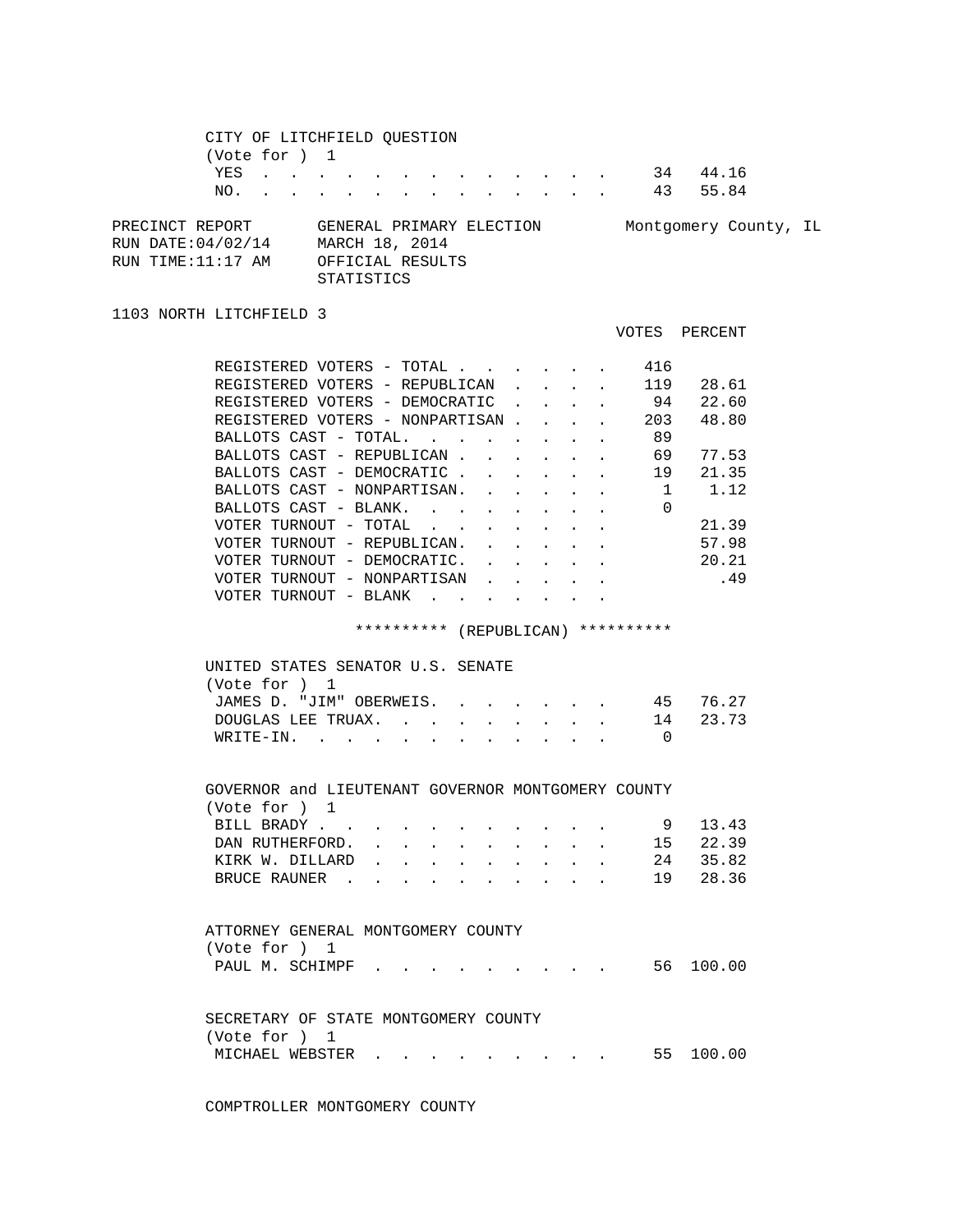CITY OF LITCHFIELD QUESTION
(Vote for ) 1

| | VOTES | PERCENT |
|---|---|---|
| YES | 34 | 44.16 |
| NO. | 43 | 55.84 |

PRECINCT REPORT GENERAL PRIMARY ELECTION Montgomery County, IL
RUN DATE:04/02/14 MARCH 18, 2014
RUN TIME:11:17 AM OFFICIAL RESULTS
STATISTICS

1103 NORTH LITCHFIELD 3

| | VOTES | PERCENT |
|---|---|---|
| REGISTERED VOTERS - TOTAL | 416 | |
| REGISTERED VOTERS - REPUBLICAN | 119 | 28.61 |
| REGISTERED VOTERS - DEMOCRATIC | 94 | 22.60 |
| REGISTERED VOTERS - NONPARTISAN | 203 | 48.80 |
| BALLOTS CAST - TOTAL. | 89 | |
| BALLOTS CAST - REPUBLICAN | 69 | 77.53 |
| BALLOTS CAST - DEMOCRATIC | 19 | 21.35 |
| BALLOTS CAST - NONPARTISAN. | 1 | 1.12 |
| BALLOTS CAST - BLANK. | 0 | |
| VOTER TURNOUT - TOTAL | | 21.39 |
| VOTER TURNOUT - REPUBLICAN. | | 57.98 |
| VOTER TURNOUT - DEMOCRATIC. | | 20.21 |
| VOTER TURNOUT - NONPARTISAN | | .49 |
| VOTER TURNOUT - BLANK | | |

********** (REPUBLICAN) **********

UNITED STATES SENATOR U.S. SENATE
(Vote for ) 1

| | VOTES | PERCENT |
|---|---|---|
| JAMES D. "JIM" OBERWEIS. | 45 | 76.27 |
| DOUGLAS LEE TRUAX. | 14 | 23.73 |
| WRITE-IN. | 0 | |

GOVERNOR and LIEUTENANT GOVERNOR MONTGOMERY COUNTY
(Vote for ) 1

| | VOTES | PERCENT |
|---|---|---|
| BILL BRADY | 9 | 13.43 |
| DAN RUTHERFORD. | 15 | 22.39 |
| KIRK W. DILLARD | 24 | 35.82 |
| BRUCE RAUNER | 19 | 28.36 |

ATTORNEY GENERAL MONTGOMERY COUNTY
(Vote for ) 1

| | VOTES | PERCENT |
|---|---|---|
| PAUL M. SCHIMPF | 56 | 100.00 |

SECRETARY OF STATE MONTGOMERY COUNTY
(Vote for ) 1

| | VOTES | PERCENT |
|---|---|---|
| MICHAEL WEBSTER | 55 | 100.00 |

COMPTROLLER MONTGOMERY COUNTY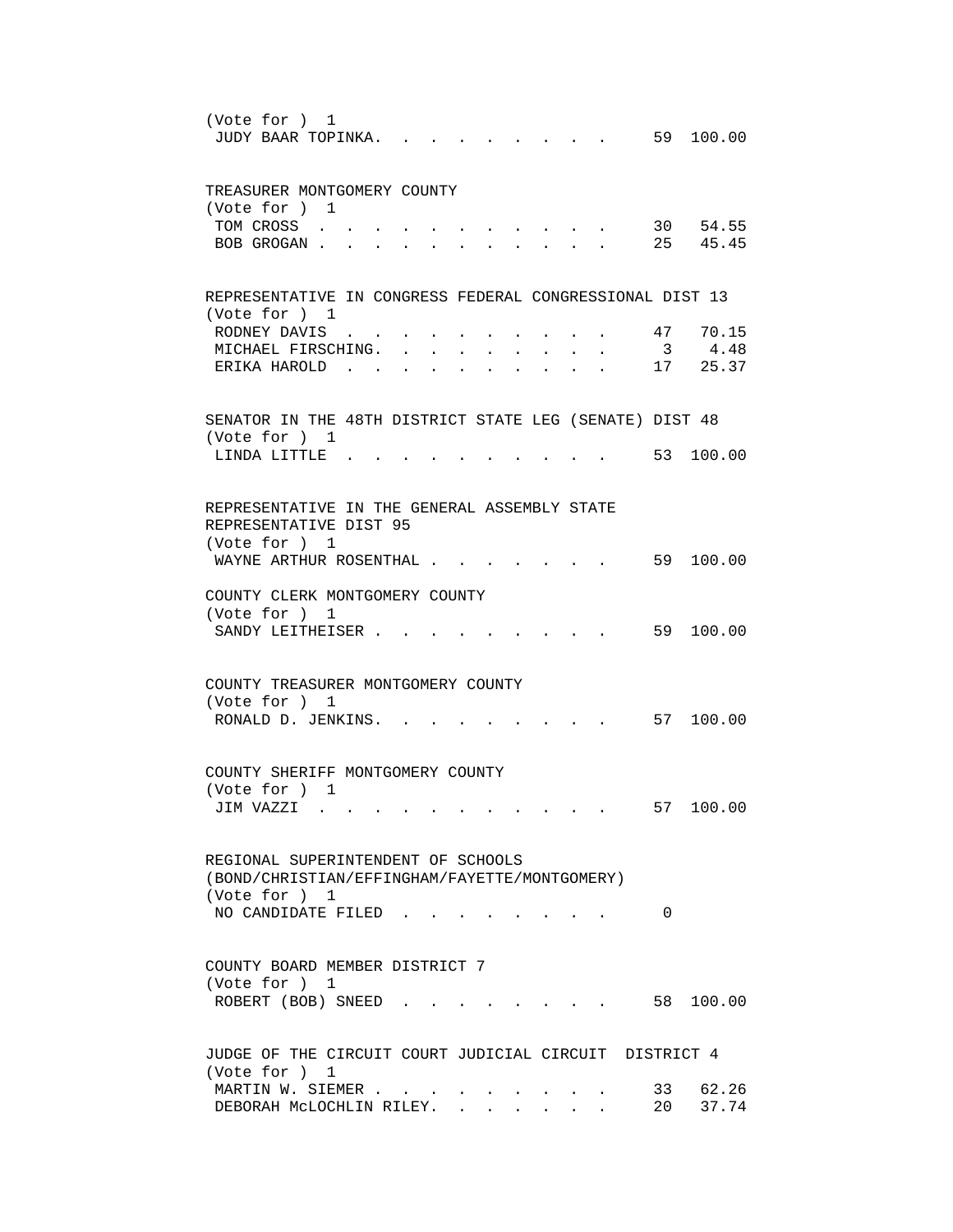(Vote for ) 1

| | | |
|---|---|---|
| JUDY BAAR TOPINKA | 59 | 100.00 |

TREASURER MONTGOMERY COUNTY
(Vote for ) 1

| | | |
|---|---|---|
| TOM CROSS | 30 | 54.55 |
| BOB GROGAN | 25 | 45.45 |

REPRESENTATIVE IN CONGRESS FEDERAL CONGRESSIONAL DIST 13
(Vote for ) 1

| | | |
|---|---|---|
| RODNEY DAVIS | 47 | 70.15 |
| MICHAEL FIRSCHING | 3 | 4.48 |
| ERIKA HAROLD | 17 | 25.37 |

SENATOR IN THE 48TH DISTRICT STATE LEG (SENATE) DIST 48
(Vote for ) 1

| | | |
|---|---|---|
| LINDA LITTLE | 53 | 100.00 |

REPRESENTATIVE IN THE GENERAL ASSEMBLY STATE REPRESENTATIVE DIST 95
(Vote for ) 1

| | | |
|---|---|---|
| WAYNE ARTHUR ROSENTHAL | 59 | 100.00 |

COUNTY CLERK MONTGOMERY COUNTY
(Vote for ) 1

| | | |
|---|---|---|
| SANDY LEITHEISER | 59 | 100.00 |

COUNTY TREASURER MONTGOMERY COUNTY
(Vote for ) 1

| | | |
|---|---|---|
| RONALD D. JENKINS | 57 | 100.00 |

COUNTY SHERIFF MONTGOMERY COUNTY
(Vote for ) 1

| | | |
|---|---|---|
| JIM VAZZI | 57 | 100.00 |

REGIONAL SUPERINTENDENT OF SCHOOLS
(BOND/CHRISTIAN/EFFINGHAM/FAYETTE/MONTGOMERY)
(Vote for ) 1

| | | |
|---|---|---|
| NO CANDIDATE FILED | 0 | |

COUNTY BOARD MEMBER DISTRICT 7
(Vote for ) 1

| | | |
|---|---|---|
| ROBERT (BOB) SNEED | 58 | 100.00 |

JUDGE OF THE CIRCUIT COURT JUDICIAL CIRCUIT DISTRICT 4
(Vote for ) 1

| | | |
|---|---|---|
| MARTIN W. SIEMER | 33 | 62.26 |
| DEBORAH McLOCHLIN RILEY | 20 | 37.74 |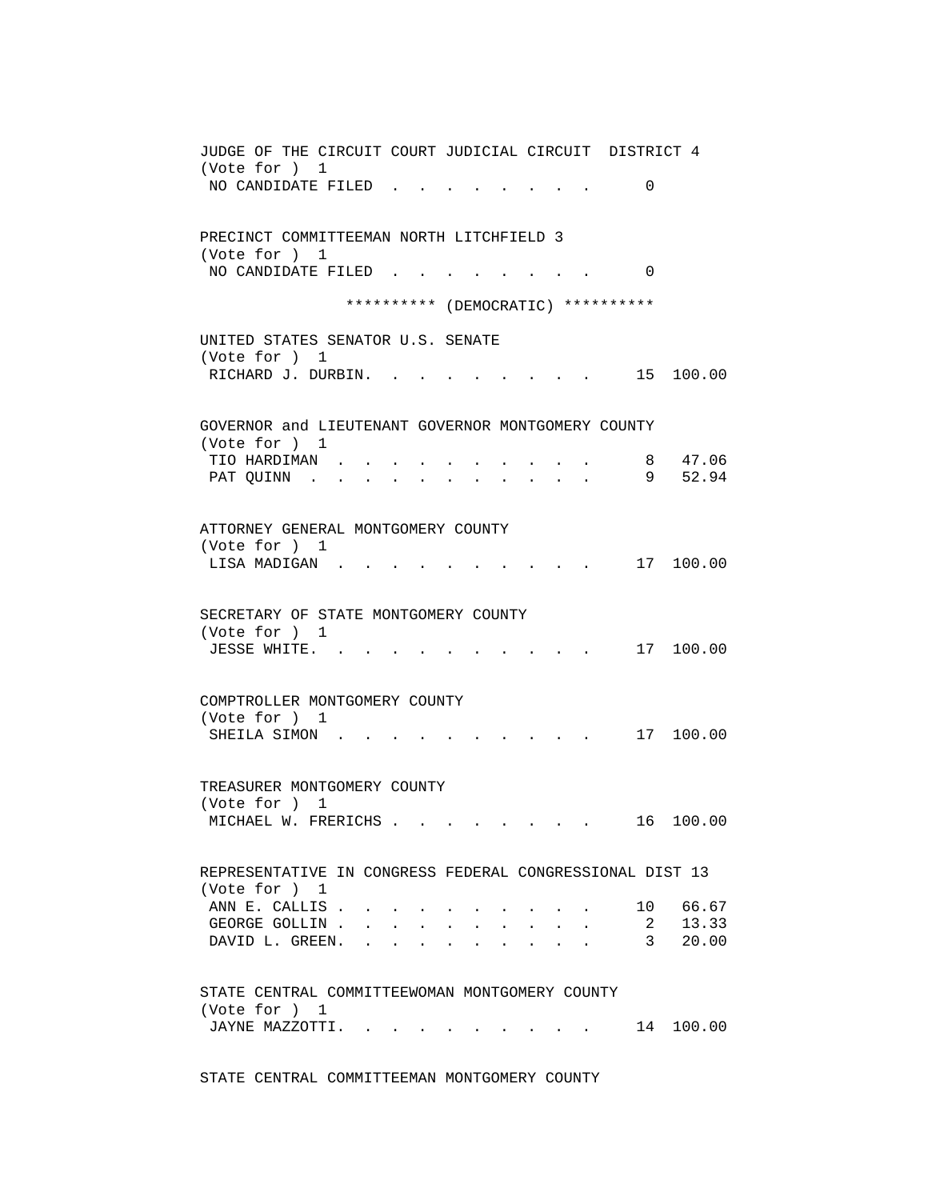JUDGE OF THE CIRCUIT COURT JUDICIAL CIRCUIT DISTRICT 4
(Vote for ) 1

| Candidate | Votes | Percent |
|---|---|---|
| NO CANDIDATE FILED | 0 | |

PRECINCT COMMITTEEMAN NORTH LITCHFIELD 3
(Vote for ) 1

| Candidate | Votes | Percent |
|---|---|---|
| NO CANDIDATE FILED | 0 | |

********** (DEMOCRATIC) **********

UNITED STATES SENATOR U.S. SENATE
(Vote for ) 1

| Candidate | Votes | Percent |
|---|---|---|
| RICHARD J. DURBIN | 15 | 100.00 |

GOVERNOR and LIEUTENANT GOVERNOR MONTGOMERY COUNTY
(Vote for ) 1

| Candidate | Votes | Percent |
|---|---|---|
| TIO HARDIMAN | 8 | 47.06 |
| PAT QUINN | 9 | 52.94 |

ATTORNEY GENERAL MONTGOMERY COUNTY
(Vote for ) 1

| Candidate | Votes | Percent |
|---|---|---|
| LISA MADIGAN | 17 | 100.00 |

SECRETARY OF STATE MONTGOMERY COUNTY
(Vote for ) 1

| Candidate | Votes | Percent |
|---|---|---|
| JESSE WHITE | 17 | 100.00 |

COMPTROLLER MONTGOMERY COUNTY
(Vote for ) 1

| Candidate | Votes | Percent |
|---|---|---|
| SHEILA SIMON | 17 | 100.00 |

TREASURER MONTGOMERY COUNTY
(Vote for ) 1

| Candidate | Votes | Percent |
|---|---|---|
| MICHAEL W. FRERICHS | 16 | 100.00 |

REPRESENTATIVE IN CONGRESS FEDERAL CONGRESSIONAL DIST 13
(Vote for ) 1

| Candidate | Votes | Percent |
|---|---|---|
| ANN E. CALLIS | 10 | 66.67 |
| GEORGE GOLLIN | 2 | 13.33 |
| DAVID L. GREEN | 3 | 20.00 |

STATE CENTRAL COMMITTEEWOMAN MONTGOMERY COUNTY
(Vote for ) 1

| Candidate | Votes | Percent |
|---|---|---|
| JAYNE MAZZOTTI | 14 | 100.00 |

STATE CENTRAL COMMITTEEMAN MONTGOMERY COUNTY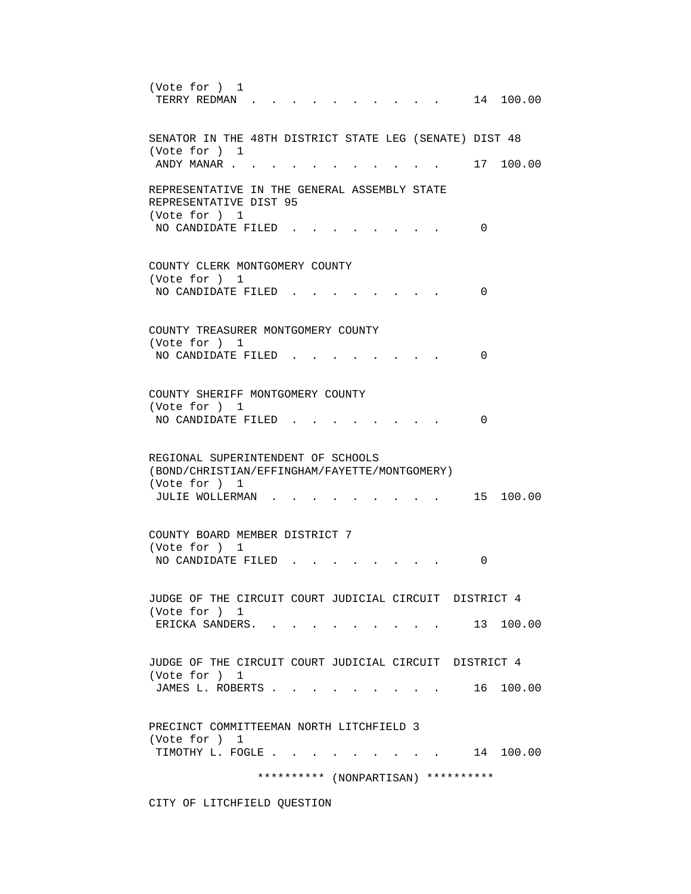(Vote for ) 1

TERRY REDMAN . . . . . . . . . . . 14 100.00

SENATOR IN THE 48TH DISTRICT STATE LEG (SENATE) DIST 48
(Vote for ) 1

ANDY MANAR . . . . . . . . . . . . 17 100.00

REPRESENTATIVE IN THE GENERAL ASSEMBLY STATE
REPRESENTATIVE DIST 95
(Vote for ) 1

NO CANDIDATE FILED . . . . . . . . . 0

COUNTY CLERK MONTGOMERY COUNTY
(Vote for ) 1

NO CANDIDATE FILED . . . . . . . . . 0

COUNTY TREASURER MONTGOMERY COUNTY
(Vote for ) 1

NO CANDIDATE FILED . . . . . . . . . 0

COUNTY SHERIFF MONTGOMERY COUNTY
(Vote for ) 1

NO CANDIDATE FILED . . . . . . . . . 0

REGIONAL SUPERINTENDENT OF SCHOOLS
(BOND/CHRISTIAN/EFFINGHAM/FAYETTE/MONTGOMERY)
(Vote for ) 1

JULIE WOLLERMAN . . . . . . . . . . 15 100.00

COUNTY BOARD MEMBER DISTRICT 7
(Vote for ) 1

NO CANDIDATE FILED . . . . . . . . . 0

JUDGE OF THE CIRCUIT COURT JUDICIAL CIRCUIT DISTRICT 4
(Vote for ) 1

ERICKA SANDERS. . . . . . . . . . . 13 100.00

JUDGE OF THE CIRCUIT COURT JUDICIAL CIRCUIT DISTRICT 4
(Vote for ) 1

JAMES L. ROBERTS . . . . . . . . . . 16 100.00

PRECINCT COMMITTEEMAN NORTH LITCHFIELD 3
(Vote for ) 1

TIMOTHY L. FOGLE . . . . . . . . . . 14 100.00

********** (NONPARTISAN) **********

CITY OF LITCHFIELD QUESTION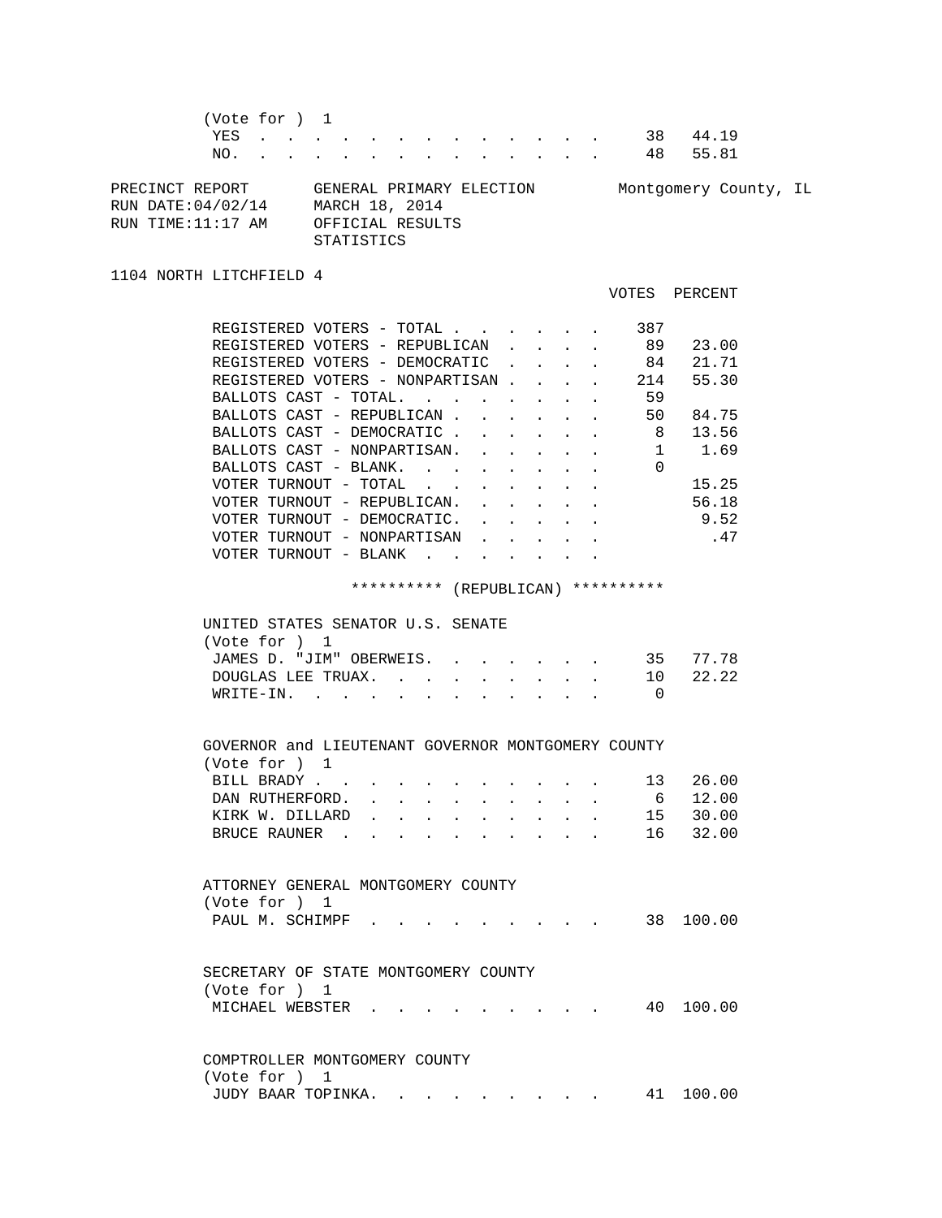(Vote for ) 1

| | VOTES | PERCENT |
|---|---|---|
| YES | 38 | 44.19 |
| NO. | 48 | 55.81 |

PRECINCT REPORT GENERAL PRIMARY ELECTION Montgomery County, IL
RUN DATE:04/02/14 MARCH 18, 2014
RUN TIME:11:17 AM OFFICIAL RESULTS
STATISTICS

1104 NORTH LITCHFIELD 4

| | VOTES | PERCENT |
|---|---|---|
| REGISTERED VOTERS - TOTAL | 387 | |
| REGISTERED VOTERS - REPUBLICAN | 89 | 23.00 |
| REGISTERED VOTERS - DEMOCRATIC | 84 | 21.71 |
| REGISTERED VOTERS - NONPARTISAN | 214 | 55.30 |
| BALLOTS CAST - TOTAL. | 59 | |
| BALLOTS CAST - REPUBLICAN | 50 | 84.75 |
| BALLOTS CAST - DEMOCRATIC | 8 | 13.56 |
| BALLOTS CAST - NONPARTISAN. | 1 | 1.69 |
| BALLOTS CAST - BLANK. | 0 | |
| VOTER TURNOUT - TOTAL | | 15.25 |
| VOTER TURNOUT - REPUBLICAN. | | 56.18 |
| VOTER TURNOUT - DEMOCRATIC. | | 9.52 |
| VOTER TURNOUT - NONPARTISAN | | .47 |
| VOTER TURNOUT - BLANK | | |

********** (REPUBLICAN) **********

UNITED STATES SENATOR U.S. SENATE
(Vote for ) 1

| | VOTES | PERCENT |
|---|---|---|
| JAMES D. "JIM" OBERWEIS. | 35 | 77.78 |
| DOUGLAS LEE TRUAX. | 10 | 22.22 |
| WRITE-IN. | 0 | |

GOVERNOR and LIEUTENANT GOVERNOR MONTGOMERY COUNTY
(Vote for ) 1

| | VOTES | PERCENT |
|---|---|---|
| BILL BRADY | 13 | 26.00 |
| DAN RUTHERFORD. | 6 | 12.00 |
| KIRK W. DILLARD | 15 | 30.00 |
| BRUCE RAUNER | 16 | 32.00 |

ATTORNEY GENERAL MONTGOMERY COUNTY
(Vote for ) 1

| | VOTES | PERCENT |
|---|---|---|
| PAUL M. SCHIMPF | 38 | 100.00 |

SECRETARY OF STATE MONTGOMERY COUNTY
(Vote for ) 1

| | VOTES | PERCENT |
|---|---|---|
| MICHAEL WEBSTER | 40 | 100.00 |

COMPTROLLER MONTGOMERY COUNTY
(Vote for ) 1

| | VOTES | PERCENT |
|---|---|---|
| JUDY BAAR TOPINKA. | 41 | 100.00 |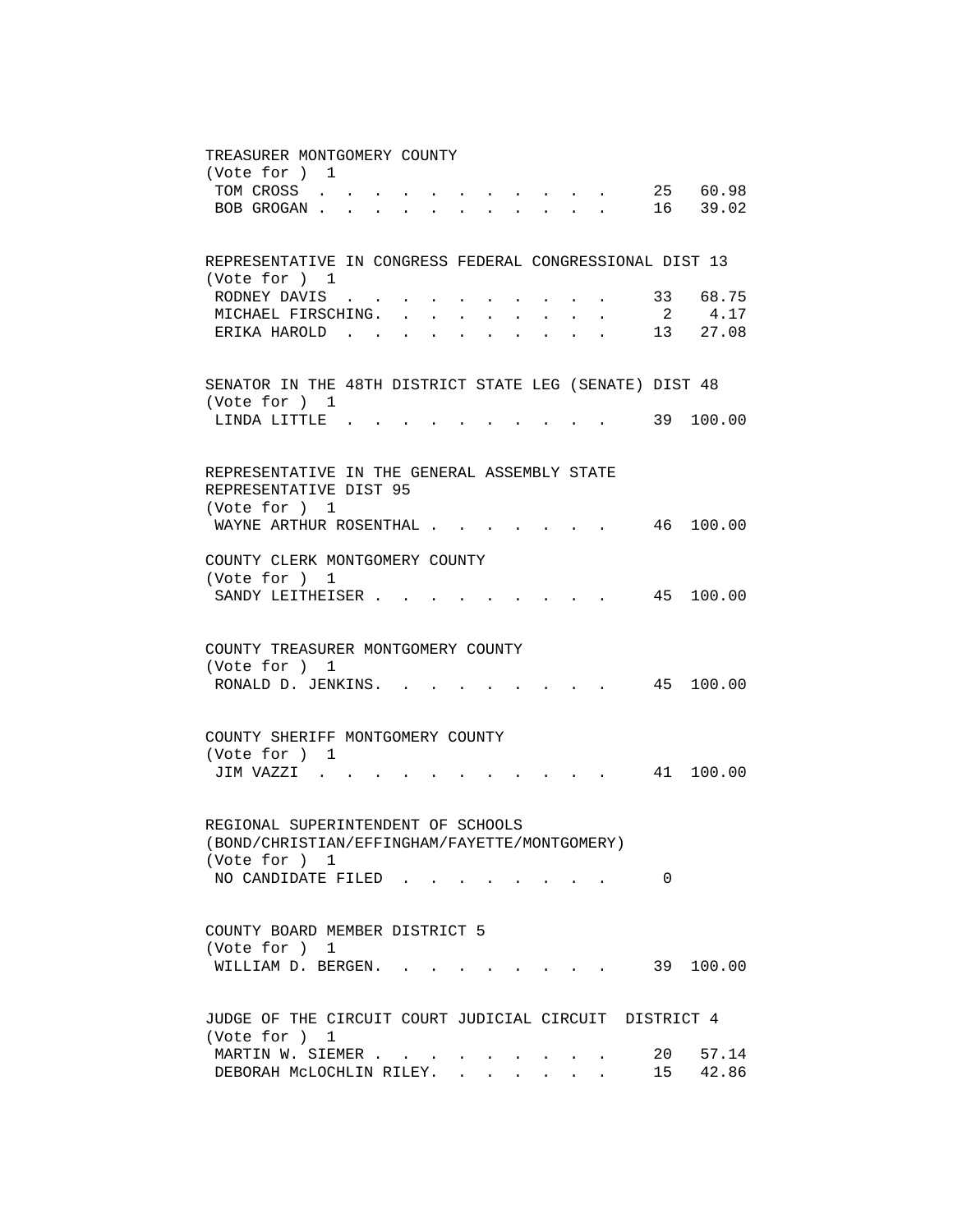TREASURER MONTGOMERY COUNTY
(Vote for ) 1

| Candidate | Votes | Percent |
|---|---|---|
| TOM CROSS | 25 | 60.98 |
| BOB GROGAN | 16 | 39.02 |

REPRESENTATIVE IN CONGRESS FEDERAL CONGRESSIONAL DIST 13
(Vote for ) 1

| Candidate | Votes | Percent |
|---|---|---|
| RODNEY DAVIS | 33 | 68.75 |
| MICHAEL FIRSCHING | 2 | 4.17 |
| ERIKA HAROLD | 13 | 27.08 |

SENATOR IN THE 48TH DISTRICT STATE LEG (SENATE) DIST 48
(Vote for ) 1

| Candidate | Votes | Percent |
|---|---|---|
| LINDA LITTLE | 39 | 100.00 |

REPRESENTATIVE IN THE GENERAL ASSEMBLY STATE REPRESENTATIVE DIST 95
(Vote for ) 1

| Candidate | Votes | Percent |
|---|---|---|
| WAYNE ARTHUR ROSENTHAL | 46 | 100.00 |

COUNTY CLERK MONTGOMERY COUNTY
(Vote for ) 1

| Candidate | Votes | Percent |
|---|---|---|
| SANDY LEITHEISER | 45 | 100.00 |

COUNTY TREASURER MONTGOMERY COUNTY
(Vote for ) 1

| Candidate | Votes | Percent |
|---|---|---|
| RONALD D. JENKINS | 45 | 100.00 |

COUNTY SHERIFF MONTGOMERY COUNTY
(Vote for ) 1

| Candidate | Votes | Percent |
|---|---|---|
| JIM VAZZI | 41 | 100.00 |

REGIONAL SUPERINTENDENT OF SCHOOLS (BOND/CHRISTIAN/EFFINGHAM/FAYETTE/MONTGOMERY)
(Vote for ) 1

| Candidate | Votes | Percent |
|---|---|---|
| NO CANDIDATE FILED | 0 | |

COUNTY BOARD MEMBER DISTRICT 5
(Vote for ) 1

| Candidate | Votes | Percent |
|---|---|---|
| WILLIAM D. BERGEN | 39 | 100.00 |

JUDGE OF THE CIRCUIT COURT JUDICIAL CIRCUIT DISTRICT 4
(Vote for ) 1

| Candidate | Votes | Percent |
|---|---|---|
| MARTIN W. SIEMER | 20 | 57.14 |
| DEBORAH McLOCHLIN RILEY | 15 | 42.86 |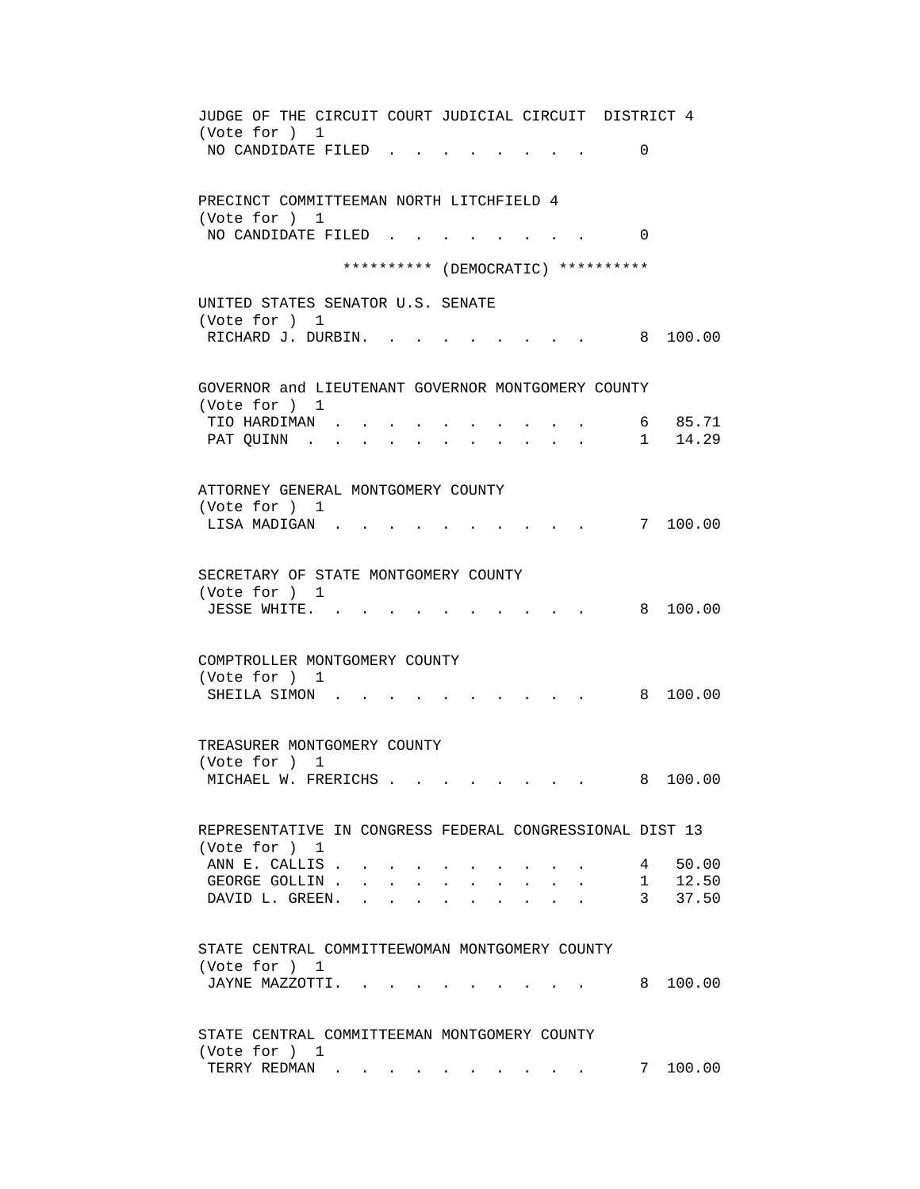JUDGE OF THE CIRCUIT COURT JUDICIAL CIRCUIT DISTRICT 4
(Vote for ) 1

| Candidate | Votes | Percent |
|---|---|---|
| NO CANDIDATE FILED | 0 | |

PRECINCT COMMITTEEMAN NORTH LITCHFIELD 4
(Vote for ) 1

| Candidate | Votes | Percent |
|---|---|---|
| NO CANDIDATE FILED | 0 | |

********** (DEMOCRATIC) **********

UNITED STATES SENATOR U.S. SENATE
(Vote for ) 1

| Candidate | Votes | Percent |
|---|---|---|
| RICHARD J. DURBIN | 8 | 100.00 |

GOVERNOR and LIEUTENANT GOVERNOR MONTGOMERY COUNTY
(Vote for ) 1

| Candidate | Votes | Percent |
|---|---|---|
| TIO HARDIMAN | 6 | 85.71 |
| PAT QUINN | 1 | 14.29 |

ATTORNEY GENERAL MONTGOMERY COUNTY
(Vote for ) 1

| Candidate | Votes | Percent |
|---|---|---|
| LISA MADIGAN | 7 | 100.00 |

SECRETARY OF STATE MONTGOMERY COUNTY
(Vote for ) 1

| Candidate | Votes | Percent |
|---|---|---|
| JESSE WHITE | 8 | 100.00 |

COMPTROLLER MONTGOMERY COUNTY
(Vote for ) 1

| Candidate | Votes | Percent |
|---|---|---|
| SHEILA SIMON | 8 | 100.00 |

TREASURER MONTGOMERY COUNTY
(Vote for ) 1

| Candidate | Votes | Percent |
|---|---|---|
| MICHAEL W. FRERICHS | 8 | 100.00 |

REPRESENTATIVE IN CONGRESS FEDERAL CONGRESSIONAL DIST 13
(Vote for ) 1

| Candidate | Votes | Percent |
|---|---|---|
| ANN E. CALLIS | 4 | 50.00 |
| GEORGE GOLLIN | 1 | 12.50 |
| DAVID L. GREEN | 3 | 37.50 |

STATE CENTRAL COMMITTEEWOMAN MONTGOMERY COUNTY
(Vote for ) 1

| Candidate | Votes | Percent |
|---|---|---|
| JAYNE MAZZOTTI | 8 | 100.00 |

STATE CENTRAL COMMITTEEMAN MONTGOMERY COUNTY
(Vote for ) 1

| Candidate | Votes | Percent |
|---|---|---|
| TERRY REDMAN | 7 | 100.00 |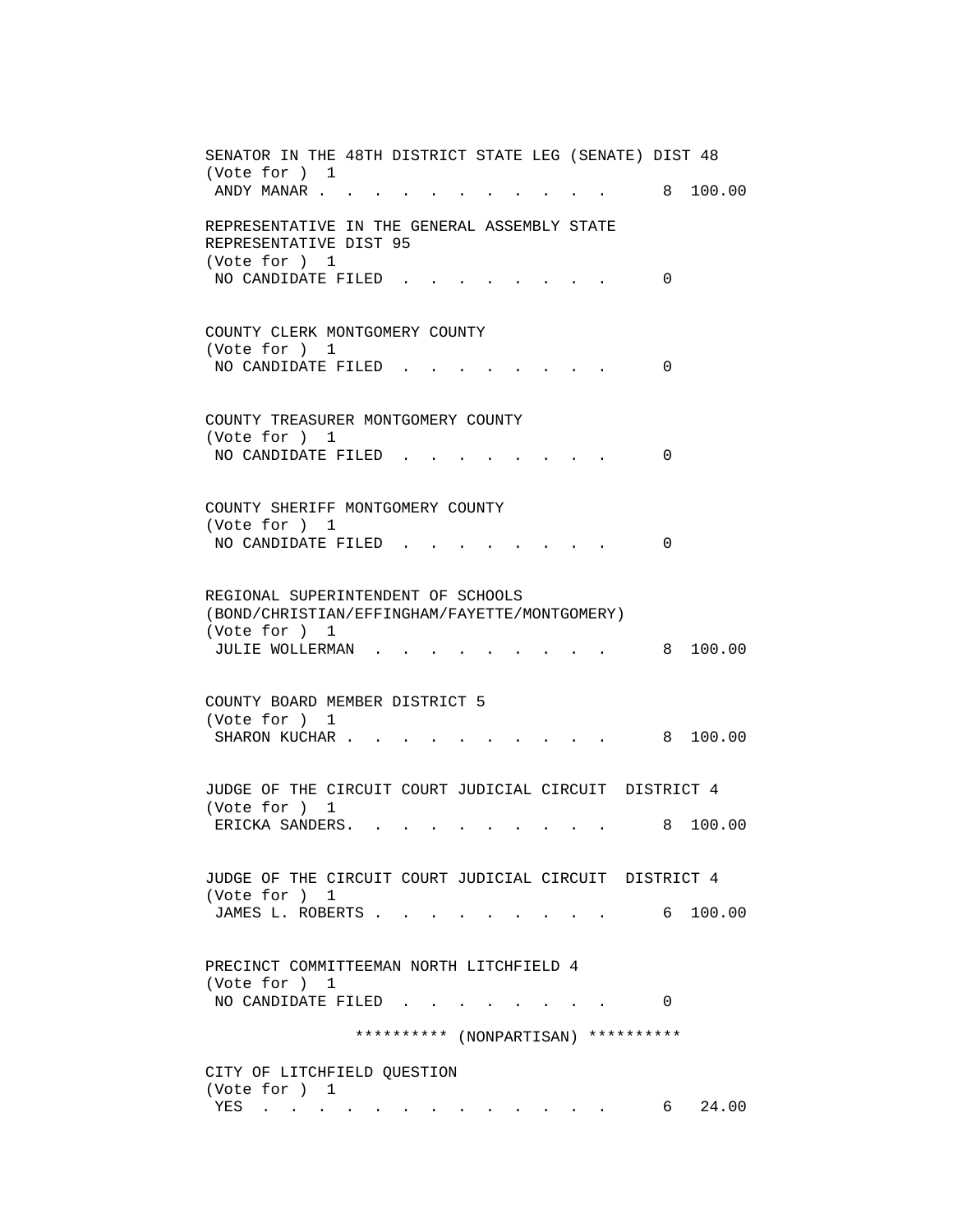```
SENATOR IN THE 48TH DISTRICT STATE LEG (SENATE) DIST 48
(Vote for ) 1
 ANDY MANAR . . . . . . . . . . . . .     8  100.00

REPRESENTATIVE IN THE GENERAL ASSEMBLY STATE
REPRESENTATIVE DIST 95
(Vote for ) 1
 NO CANDIDATE FILED . . . . . . . . .     0


COUNTY CLERK MONTGOMERY COUNTY
(Vote for ) 1
 NO CANDIDATE FILED . . . . . . . . .     0


COUNTY TREASURER MONTGOMERY COUNTY
(Vote for ) 1
 NO CANDIDATE FILED . . . . . . . . .     0


COUNTY SHERIFF MONTGOMERY COUNTY
(Vote for ) 1
 NO CANDIDATE FILED . . . . . . . . .     0


REGIONAL SUPERINTENDENT OF SCHOOLS
(BOND/CHRISTIAN/EFFINGHAM/FAYETTE/MONTGOMERY)
(Vote for ) 1
 JULIE WOLLERMAN  . . . . . . . . . .     8  100.00


COUNTY BOARD MEMBER DISTRICT 5
(Vote for ) 1
 SHARON KUCHAR . . . . . . . . . . .      8  100.00


JUDGE OF THE CIRCUIT COURT JUDICIAL CIRCUIT  DISTRICT 4
(Vote for ) 1
 ERICKA SANDERS. . . . . . . . . . .      8  100.00


JUDGE OF THE CIRCUIT COURT JUDICIAL CIRCUIT  DISTRICT 4
(Vote for ) 1
 JAMES L. ROBERTS . . . . . . . . . .     6  100.00


PRECINCT COMMITTEEMAN NORTH LITCHFIELD 4
(Vote for ) 1
 NO CANDIDATE FILED . . . . . . . . .     0

                ********** (NONPARTISAN) **********

CITY OF LITCHFIELD QUESTION
(Vote for ) 1
 YES  . . . . . . . . . . . . . . . .     6   24.00
```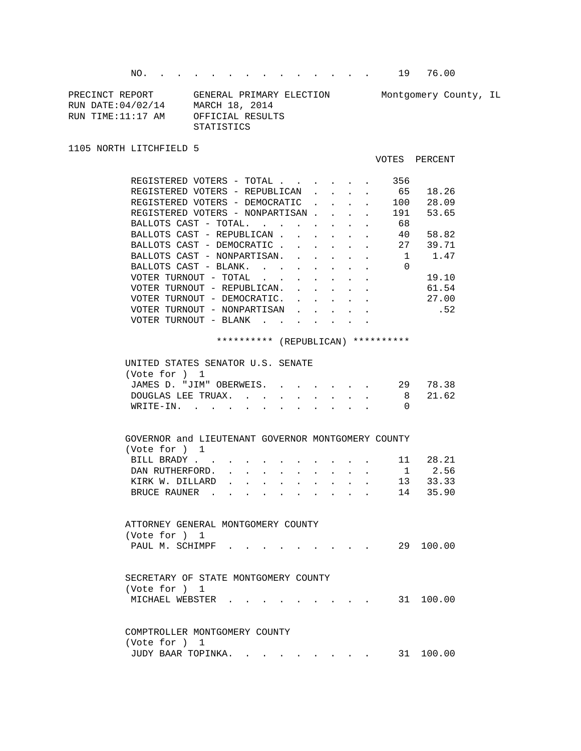| | VOTES | PERCENT |
|---|---|---|
| NO. | 19 | 76.00 |

PRECINCT REPORT GENERAL PRIMARY ELECTION Montgomery County, IL
RUN DATE:04/02/14 MARCH 18, 2014
RUN TIME:11:17 AM OFFICIAL RESULTS
STATISTICS

1105 NORTH LITCHFIELD 5

| | VOTES | PERCENT |
|---|---|---|
| REGISTERED VOTERS - TOTAL | 356 | |
| REGISTERED VOTERS - REPUBLICAN | 65 | 18.26 |
| REGISTERED VOTERS - DEMOCRATIC | 100 | 28.09 |
| REGISTERED VOTERS - NONPARTISAN | 191 | 53.65 |
| BALLOTS CAST - TOTAL. | 68 | |
| BALLOTS CAST - REPUBLICAN | 40 | 58.82 |
| BALLOTS CAST - DEMOCRATIC | 27 | 39.71 |
| BALLOTS CAST - NONPARTISAN. | 1 | 1.47 |
| BALLOTS CAST - BLANK. | 0 | |
| VOTER TURNOUT - TOTAL | | 19.10 |
| VOTER TURNOUT - REPUBLICAN. | | 61.54 |
| VOTER TURNOUT - DEMOCRATIC. | | 27.00 |
| VOTER TURNOUT - NONPARTISAN | | .52 |
| VOTER TURNOUT - BLANK | | |

********** (REPUBLICAN) **********

UNITED STATES SENATOR U.S. SENATE
(Vote for ) 1

| | VOTES | PERCENT |
|---|---|---|
| JAMES D. "JIM" OBERWEIS. | 29 | 78.38 |
| DOUGLAS LEE TRUAX. | 8 | 21.62 |
| WRITE-IN. | 0 | |

GOVERNOR and LIEUTENANT GOVERNOR MONTGOMERY COUNTY
(Vote for ) 1

| | VOTES | PERCENT |
|---|---|---|
| BILL BRADY | 11 | 28.21 |
| DAN RUTHERFORD. | 1 | 2.56 |
| KIRK W. DILLARD | 13 | 33.33 |
| BRUCE RAUNER | 14 | 35.90 |

ATTORNEY GENERAL MONTGOMERY COUNTY
(Vote for ) 1

| | VOTES | PERCENT |
|---|---|---|
| PAUL M. SCHIMPF | 29 | 100.00 |

SECRETARY OF STATE MONTGOMERY COUNTY
(Vote for ) 1

| | VOTES | PERCENT |
|---|---|---|
| MICHAEL WEBSTER | 31 | 100.00 |

COMPTROLLER MONTGOMERY COUNTY
(Vote for ) 1

| | VOTES | PERCENT |
|---|---|---|
| JUDY BAAR TOPINKA. | 31 | 100.00 |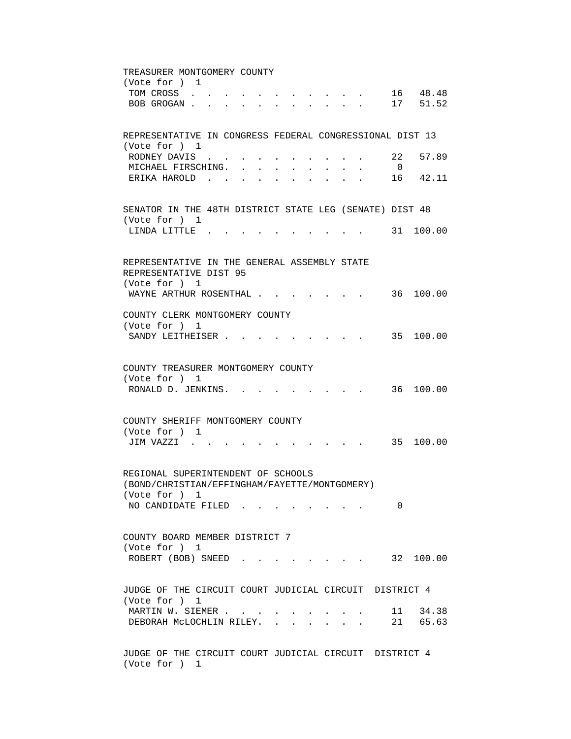TREASURER MONTGOMERY COUNTY
(Vote for ) 1

| | | |
|---|---|---|
| TOM CROSS | 16 | 48.48 |
| BOB GROGAN | 17 | 51.52 |

REPRESENTATIVE IN CONGRESS FEDERAL CONGRESSIONAL DIST 13
(Vote for ) 1

| | | |
|---|---|---|
| RODNEY DAVIS | 22 | 57.89 |
| MICHAEL FIRSCHING | 0 | |
| ERIKA HAROLD | 16 | 42.11 |

SENATOR IN THE 48TH DISTRICT STATE LEG (SENATE) DIST 48
(Vote for ) 1

| | | |
|---|---|---|
| LINDA LITTLE | 31 | 100.00 |

REPRESENTATIVE IN THE GENERAL ASSEMBLY STATE
REPRESENTATIVE DIST 95
(Vote for ) 1

| | | |
|---|---|---|
| WAYNE ARTHUR ROSENTHAL | 36 | 100.00 |

COUNTY CLERK MONTGOMERY COUNTY
(Vote for ) 1

| | | |
|---|---|---|
| SANDY LEITHEISER | 35 | 100.00 |

COUNTY TREASURER MONTGOMERY COUNTY
(Vote for ) 1

| | | |
|---|---|---|
| RONALD D. JENKINS | 36 | 100.00 |

COUNTY SHERIFF MONTGOMERY COUNTY
(Vote for ) 1

| | | |
|---|---|---|
| JIM VAZZI | 35 | 100.00 |

REGIONAL SUPERINTENDENT OF SCHOOLS
(BOND/CHRISTIAN/EFFINGHAM/FAYETTE/MONTGOMERY)
(Vote for ) 1

| | | |
|---|---|---|
| NO CANDIDATE FILED | 0 | |

COUNTY BOARD MEMBER DISTRICT 7
(Vote for ) 1

| | | |
|---|---|---|
| ROBERT (BOB) SNEED | 32 | 100.00 |

JUDGE OF THE CIRCUIT COURT JUDICIAL CIRCUIT DISTRICT 4
(Vote for ) 1

| | | |
|---|---|---|
| MARTIN W. SIEMER | 11 | 34.38 |
| DEBORAH McLOCHLIN RILEY | 21 | 65.63 |

JUDGE OF THE CIRCUIT COURT JUDICIAL CIRCUIT DISTRICT 4
(Vote for ) 1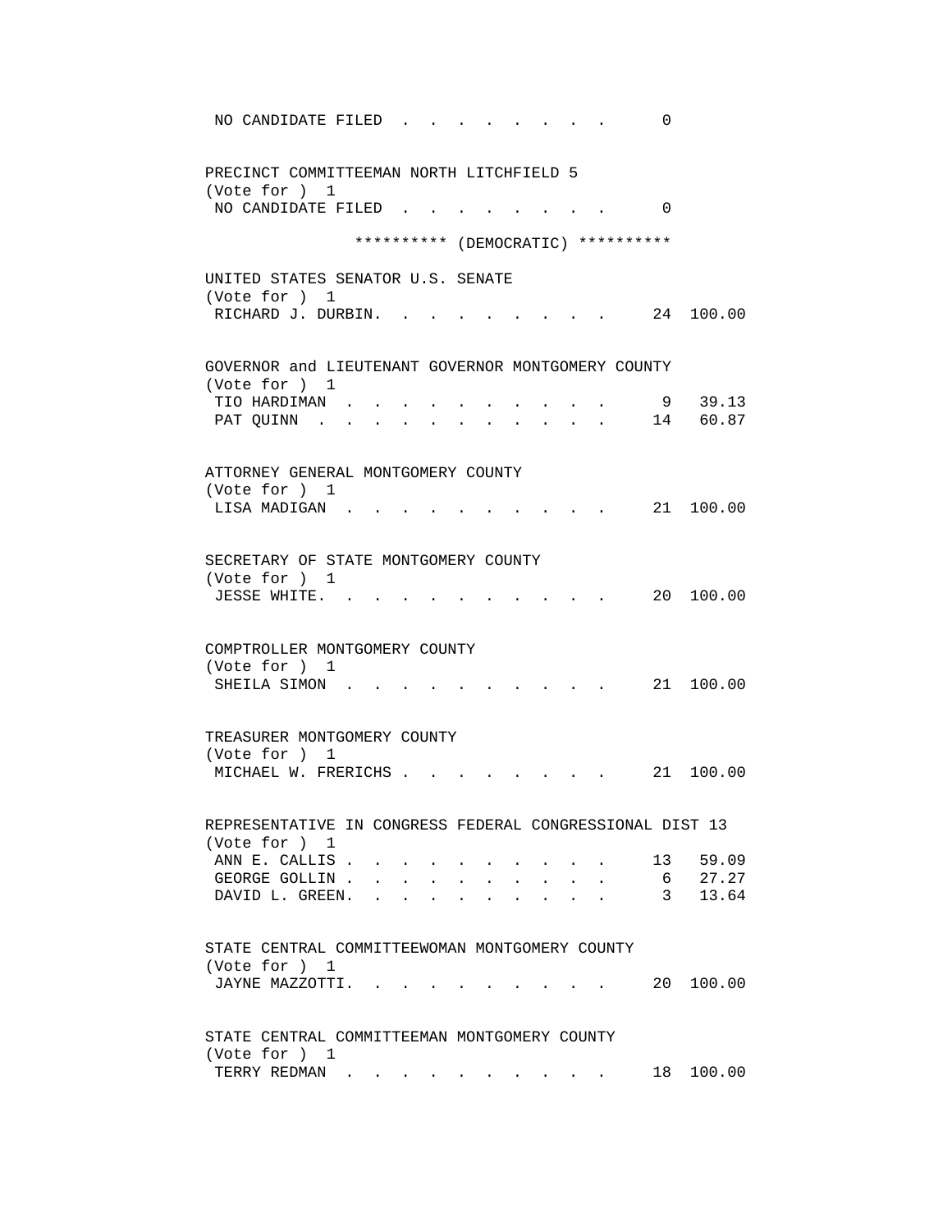NO CANDIDATE FILED . . . . . . . . . 0

PRECINCT COMMITTEEMAN NORTH LITCHFIELD 5
(Vote for ) 1

NO CANDIDATE FILED . . . . . . . . . 0

********** (DEMOCRATIC) **********

UNITED STATES SENATOR U.S. SENATE
(Vote for ) 1

| | | |
|---|---|---|
| RICHARD J. DURBIN. . . . . . . . . . | 24 | 100.00 |

GOVERNOR and LIEUTENANT GOVERNOR MONTGOMERY COUNTY
(Vote for ) 1

| | | |
|---|---|---|
| TIO HARDIMAN . . . . . . . . . . . | 9 | 39.13 |
| PAT QUINN . . . . . . . . . . . . | 14 | 60.87 |

ATTORNEY GENERAL MONTGOMERY COUNTY
(Vote for ) 1

| | | |
|---|---|---|
| LISA MADIGAN . . . . . . . . . . . | 21 | 100.00 |

SECRETARY OF STATE MONTGOMERY COUNTY
(Vote for ) 1

| | | |
|---|---|---|
| JESSE WHITE. . . . . . . . . . . . | 20 | 100.00 |

COMPTROLLER MONTGOMERY COUNTY
(Vote for ) 1

| | | |
|---|---|---|
| SHEILA SIMON . . . . . . . . . . . | 21 | 100.00 |

TREASURER MONTGOMERY COUNTY
(Vote for ) 1

| | | |
|---|---|---|
| MICHAEL W. FRERICHS . . . . . . . . | 21 | 100.00 |

REPRESENTATIVE IN CONGRESS FEDERAL CONGRESSIONAL DIST 13
(Vote for ) 1

| | | |
|---|---|---|
| ANN E. CALLIS . . . . . . . . . . . | 13 | 59.09 |
| GEORGE GOLLIN . . . . . . . . . . . | 6 | 27.27 |
| DAVID L. GREEN. . . . . . . . . . . | 3 | 13.64 |

STATE CENTRAL COMMITTEEWOMAN MONTGOMERY COUNTY
(Vote for ) 1

| | | |
|---|---|---|
| JAYNE MAZZOTTI. . . . . . . . . . . | 20 | 100.00 |

STATE CENTRAL COMMITTEEMAN MONTGOMERY COUNTY
(Vote for ) 1

| | | |
|---|---|---|
| TERRY REDMAN . . . . . . . . . . . | 18 | 100.00 |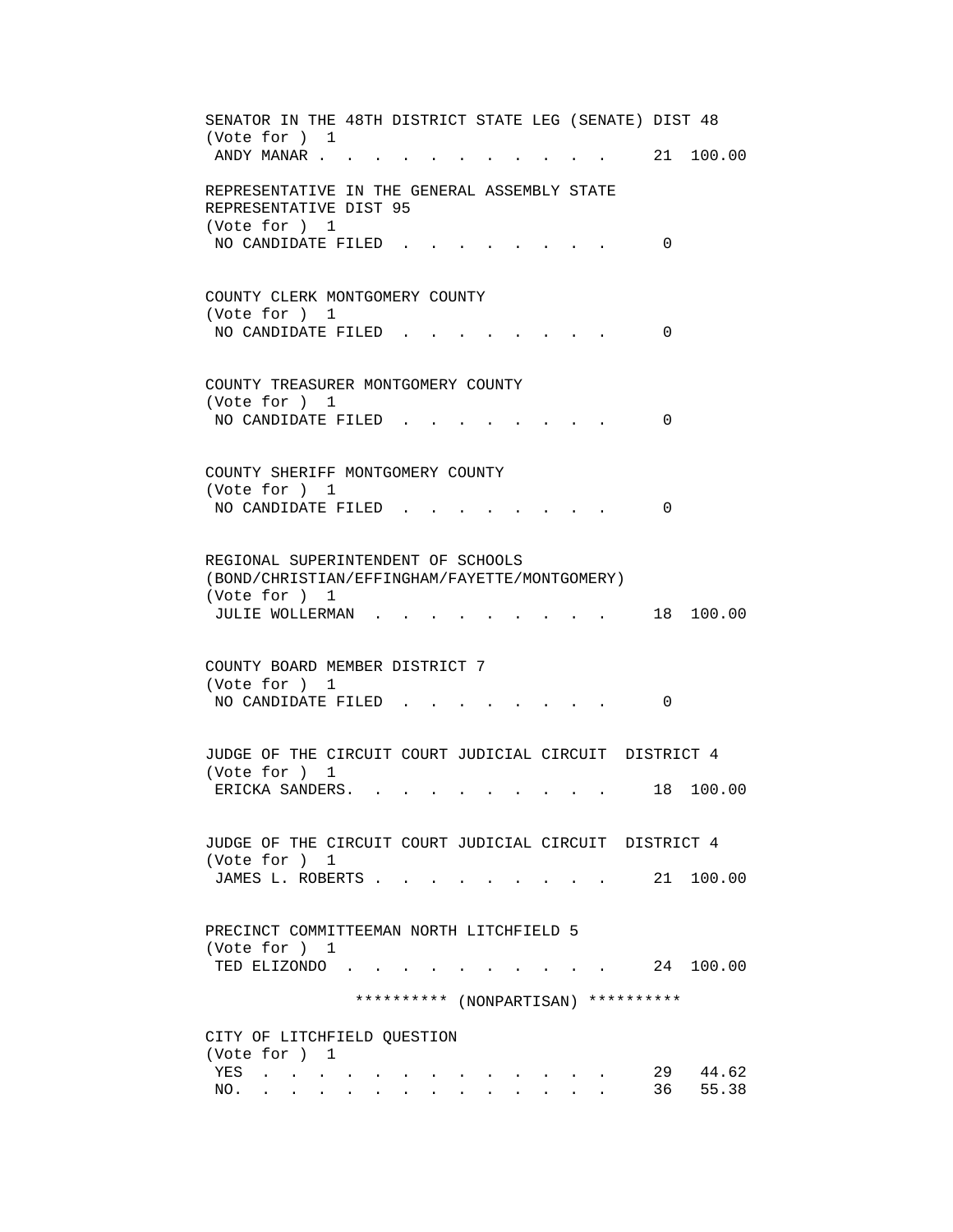SENATOR IN THE 48TH DISTRICT STATE LEG (SENATE) DIST 48
(Vote for ) 1

| | | |
|---|---|---|
| ANDY MANAR | 21 | 100.00 |

REPRESENTATIVE IN THE GENERAL ASSEMBLY STATE REPRESENTATIVE DIST 95
(Vote for ) 1

| | | |
|---|---|---|
| NO CANDIDATE FILED | 0 | |

COUNTY CLERK MONTGOMERY COUNTY
(Vote for ) 1

| | | |
|---|---|---|
| NO CANDIDATE FILED | 0 | |

COUNTY TREASURER MONTGOMERY COUNTY
(Vote for ) 1

| | | |
|---|---|---|
| NO CANDIDATE FILED | 0 | |

COUNTY SHERIFF MONTGOMERY COUNTY
(Vote for ) 1

| | | |
|---|---|---|
| NO CANDIDATE FILED | 0 | |

REGIONAL SUPERINTENDENT OF SCHOOLS
(BOND/CHRISTIAN/EFFINGHAM/FAYETTE/MONTGOMERY)
(Vote for ) 1

| | | |
|---|---|---|
| JULIE WOLLERMAN | 18 | 100.00 |

COUNTY BOARD MEMBER DISTRICT 7
(Vote for ) 1

| | | |
|---|---|---|
| NO CANDIDATE FILED | 0 | |

JUDGE OF THE CIRCUIT COURT JUDICIAL CIRCUIT DISTRICT 4
(Vote for ) 1

| | | |
|---|---|---|
| ERICKA SANDERS | 18 | 100.00 |

JUDGE OF THE CIRCUIT COURT JUDICIAL CIRCUIT DISTRICT 4
(Vote for ) 1

| | | |
|---|---|---|
| JAMES L. ROBERTS | 21 | 100.00 |

PRECINCT COMMITTEEMAN NORTH LITCHFIELD 5
(Vote for ) 1

| | | |
|---|---|---|
| TED ELIZONDO | 24 | 100.00 |

********** (NONPARTISAN) **********

CITY OF LITCHFIELD QUESTION
(Vote for ) 1

| | | |
|---|---|---|
| YES | 29 | 44.62 |
| NO. | 36 | 55.38 |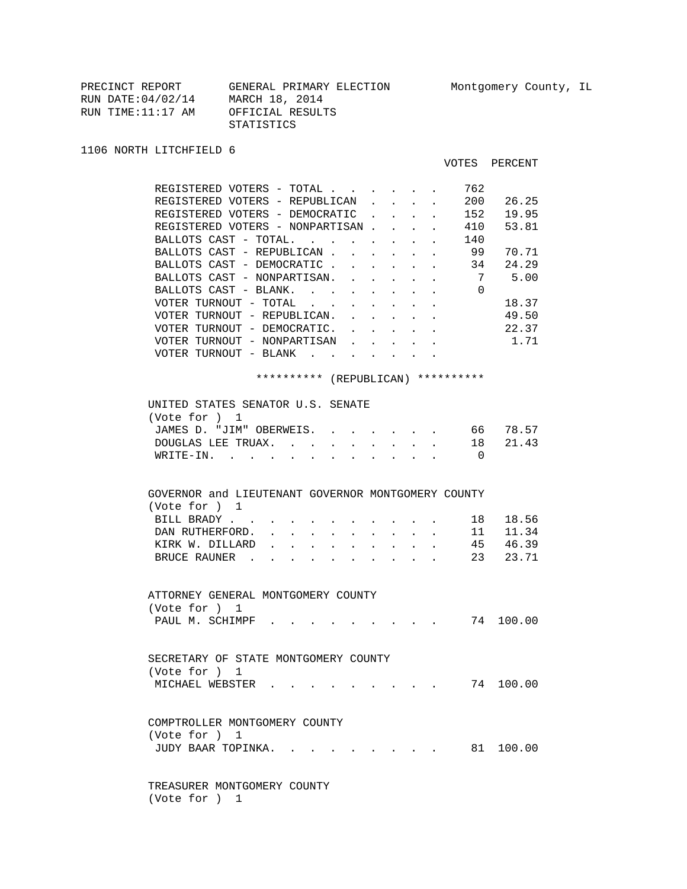PRECINCT REPORT GENERAL PRIMARY ELECTION Montgomery County, IL
RUN DATE:04/02/14 MARCH 18, 2014
RUN TIME:11:17 AM OFFICIAL RESULTS
STATISTICS

1106 NORTH LITCHFIELD 6

| | VOTES | PERCENT |
|---|---|---|
| REGISTERED VOTERS - TOTAL | 762 | |
| REGISTERED VOTERS - REPUBLICAN | 200 | 26.25 |
| REGISTERED VOTERS - DEMOCRATIC | 152 | 19.95 |
| REGISTERED VOTERS - NONPARTISAN | 410 | 53.81 |
| BALLOTS CAST - TOTAL. | 140 | |
| BALLOTS CAST - REPUBLICAN | 99 | 70.71 |
| BALLOTS CAST - DEMOCRATIC | 34 | 24.29 |
| BALLOTS CAST - NONPARTISAN. | 7 | 5.00 |
| BALLOTS CAST - BLANK. | 0 | |
| VOTER TURNOUT - TOTAL | | 18.37 |
| VOTER TURNOUT - REPUBLICAN. | | 49.50 |
| VOTER TURNOUT - DEMOCRATIC. | | 22.37 |
| VOTER TURNOUT - NONPARTISAN | | 1.71 |
| VOTER TURNOUT - BLANK | | |

********** (REPUBLICAN) **********

UNITED STATES SENATOR U.S. SENATE
(Vote for ) 1

| | VOTES | PERCENT |
|---|---|---|
| JAMES D. "JIM" OBERWEIS. | 66 | 78.57 |
| DOUGLAS LEE TRUAX. | 18 | 21.43 |
| WRITE-IN. | 0 | |

GOVERNOR and LIEUTENANT GOVERNOR MONTGOMERY COUNTY
(Vote for ) 1

| | VOTES | PERCENT |
|---|---|---|
| BILL BRADY | 18 | 18.56 |
| DAN RUTHERFORD. | 11 | 11.34 |
| KIRK W. DILLARD | 45 | 46.39 |
| BRUCE RAUNER | 23 | 23.71 |

ATTORNEY GENERAL MONTGOMERY COUNTY
(Vote for ) 1

| | VOTES | PERCENT |
|---|---|---|
| PAUL M. SCHIMPF | 74 | 100.00 |

SECRETARY OF STATE MONTGOMERY COUNTY
(Vote for ) 1

| | VOTES | PERCENT |
|---|---|---|
| MICHAEL WEBSTER | 74 | 100.00 |

COMPTROLLER MONTGOMERY COUNTY
(Vote for ) 1

| | VOTES | PERCENT |
|---|---|---|
| JUDY BAAR TOPINKA. | 81 | 100.00 |

TREASURER MONTGOMERY COUNTY
(Vote for ) 1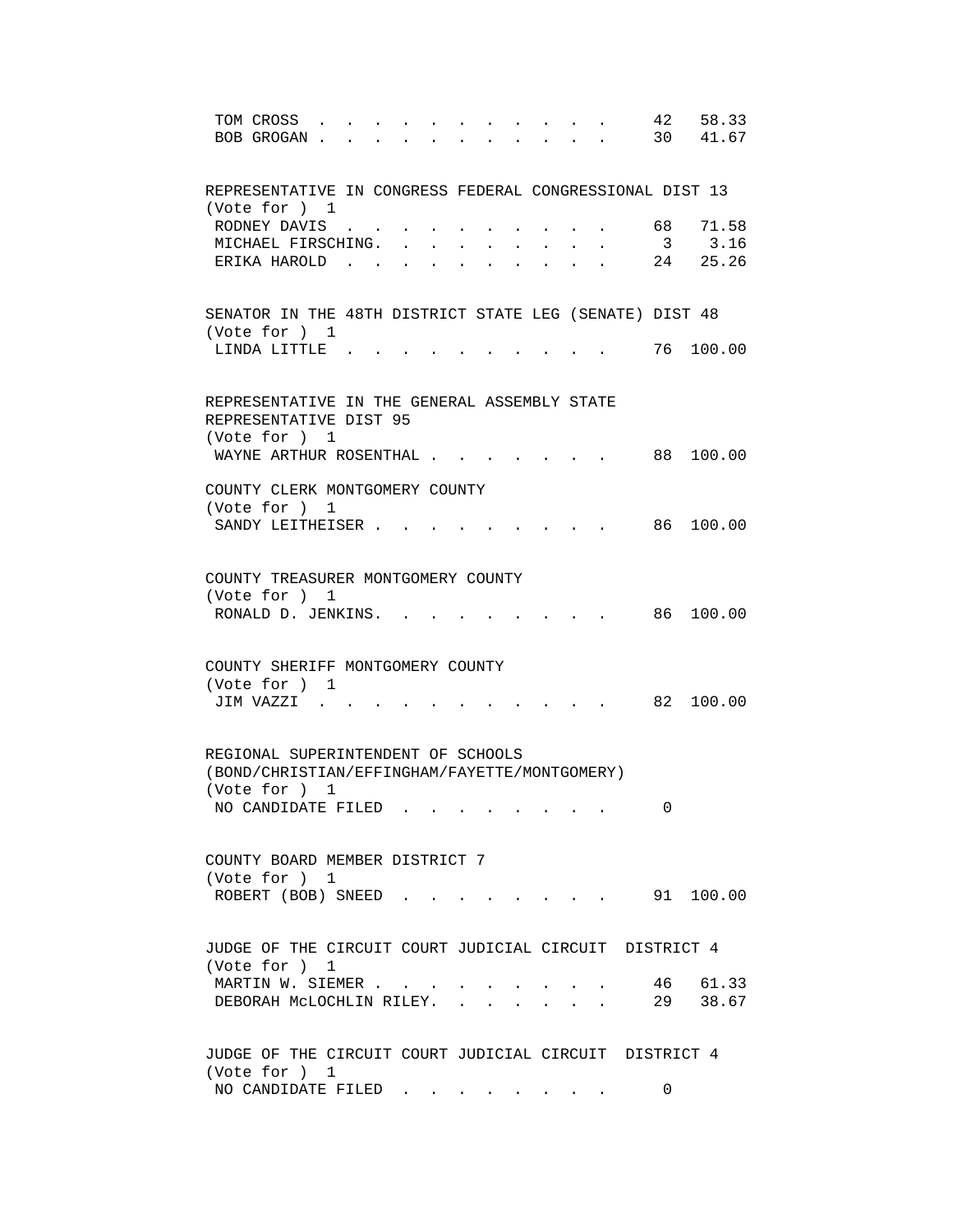| | | |
|---|---|---|
| TOM CROSS | 42 | 58.33 |
| BOB GROGAN | 30 | 41.67 |

REPRESENTATIVE IN CONGRESS FEDERAL CONGRESSIONAL DIST 13
(Vote for ) 1

| | | |
|---|---|---|
| RODNEY DAVIS | 68 | 71.58 |
| MICHAEL FIRSCHING. | 3 | 3.16 |
| ERIKA HAROLD | 24 | 25.26 |

SENATOR IN THE 48TH DISTRICT STATE LEG (SENATE) DIST 48
(Vote for ) 1

| | | |
|---|---|---|
| LINDA LITTLE | 76 | 100.00 |

REPRESENTATIVE IN THE GENERAL ASSEMBLY STATE REPRESENTATIVE DIST 95
(Vote for ) 1

| | | |
|---|---|---|
| WAYNE ARTHUR ROSENTHAL | 88 | 100.00 |

COUNTY CLERK MONTGOMERY COUNTY
(Vote for ) 1

| | | |
|---|---|---|
| SANDY LEITHEISER | 86 | 100.00 |

COUNTY TREASURER MONTGOMERY COUNTY
(Vote for ) 1

| | | |
|---|---|---|
| RONALD D. JENKINS. | 86 | 100.00 |

COUNTY SHERIFF MONTGOMERY COUNTY
(Vote for ) 1

| | | |
|---|---|---|
| JIM VAZZI | 82 | 100.00 |

REGIONAL SUPERINTENDENT OF SCHOOLS
(BOND/CHRISTIAN/EFFINGHAM/FAYETTE/MONTGOMERY)
(Vote for ) 1

| | | |
|---|---|---|
| NO CANDIDATE FILED | 0 | |

COUNTY BOARD MEMBER DISTRICT 7
(Vote for ) 1

| | | |
|---|---|---|
| ROBERT (BOB) SNEED | 91 | 100.00 |

JUDGE OF THE CIRCUIT COURT JUDICIAL CIRCUIT DISTRICT 4
(Vote for ) 1

| | | |
|---|---|---|
| MARTIN W. SIEMER | 46 | 61.33 |
| DEBORAH McLOCHLIN RILEY. | 29 | 38.67 |

JUDGE OF THE CIRCUIT COURT JUDICIAL CIRCUIT DISTRICT 4
(Vote for ) 1

| | | |
|---|---|---|
| NO CANDIDATE FILED | 0 | |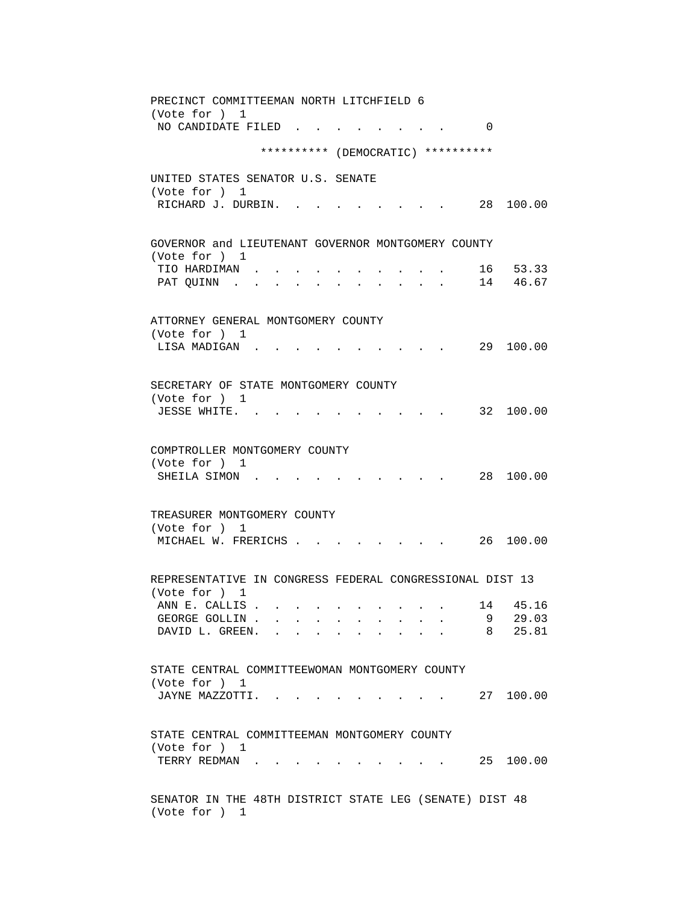PRECINCT COMMITTEEMAN NORTH LITCHFIELD 6
(Vote for ) 1

| | | |
|---|---|---|
| NO CANDIDATE FILED | 0 | |

********** (DEMOCRATIC) **********

UNITED STATES SENATOR U.S. SENATE
(Vote for ) 1

| | | |
|---|---|---|
| RICHARD J. DURBIN | 28 | 100.00 |

GOVERNOR and LIEUTENANT GOVERNOR MONTGOMERY COUNTY
(Vote for ) 1

| | | |
|---|---|---|
| TIO HARDIMAN | 16 | 53.33 |
| PAT QUINN | 14 | 46.67 |

ATTORNEY GENERAL MONTGOMERY COUNTY
(Vote for ) 1

| | | |
|---|---|---|
| LISA MADIGAN | 29 | 100.00 |

SECRETARY OF STATE MONTGOMERY COUNTY
(Vote for ) 1

| | | |
|---|---|---|
| JESSE WHITE | 32 | 100.00 |

COMPTROLLER MONTGOMERY COUNTY
(Vote for ) 1

| | | |
|---|---|---|
| SHEILA SIMON | 28 | 100.00 |

TREASURER MONTGOMERY COUNTY
(Vote for ) 1

| | | |
|---|---|---|
| MICHAEL W. FRERICHS | 26 | 100.00 |

REPRESENTATIVE IN CONGRESS FEDERAL CONGRESSIONAL DIST 13
(Vote for ) 1

| | | |
|---|---|---|
| ANN E. CALLIS | 14 | 45.16 |
| GEORGE GOLLIN | 9 | 29.03 |
| DAVID L. GREEN | 8 | 25.81 |

STATE CENTRAL COMMITTEEWOMAN MONTGOMERY COUNTY
(Vote for ) 1

| | | |
|---|---|---|
| JAYNE MAZZOTTI | 27 | 100.00 |

STATE CENTRAL COMMITTEEMAN MONTGOMERY COUNTY
(Vote for ) 1

| | | |
|---|---|---|
| TERRY REDMAN | 25 | 100.00 |

SENATOR IN THE 48TH DISTRICT STATE LEG (SENATE) DIST 48
(Vote for ) 1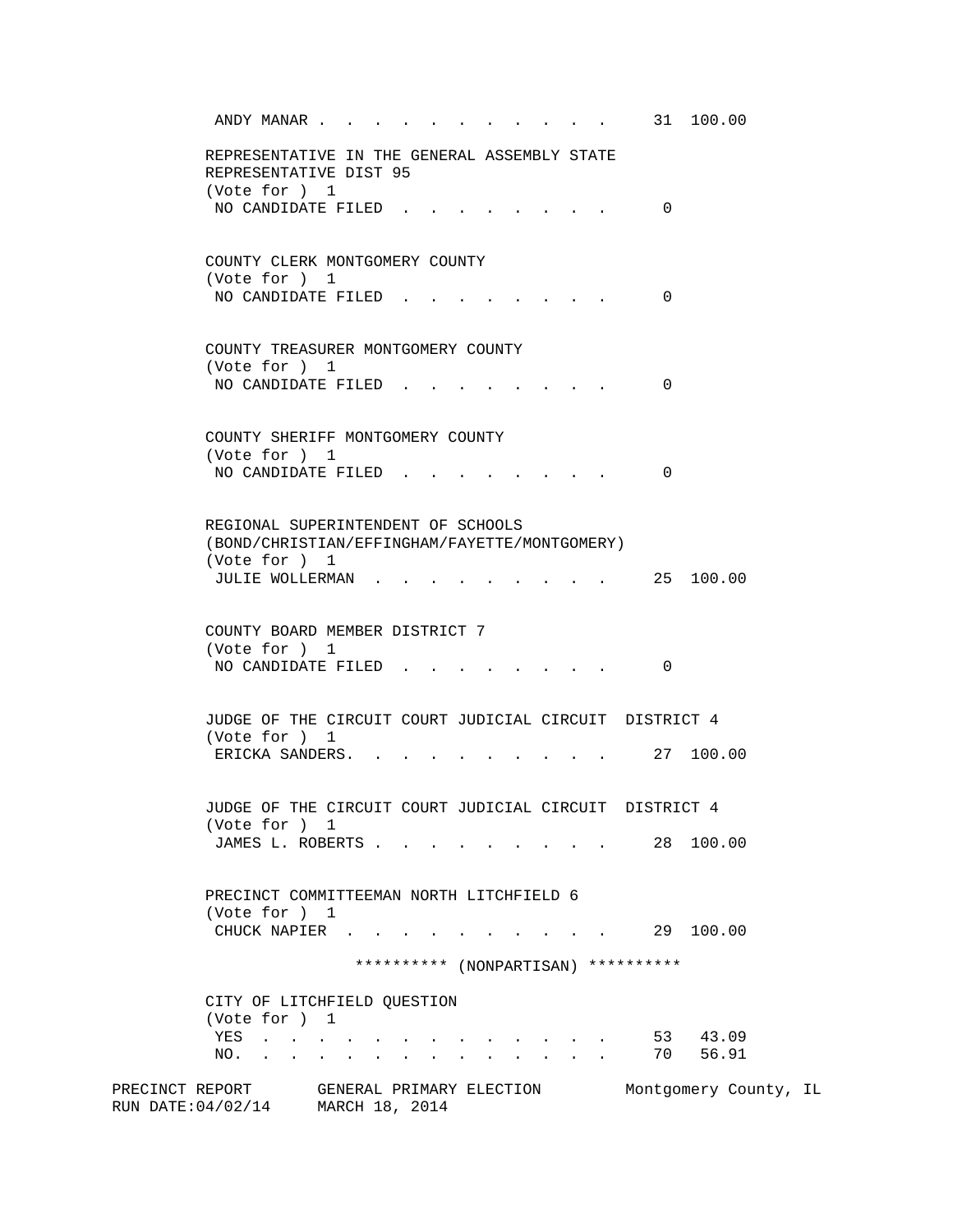ANDY MANAR . . . . . . . . . . . . . 31 100.00

REPRESENTATIVE IN THE GENERAL ASSEMBLY STATE
REPRESENTATIVE DIST 95
(Vote for ) 1
NO CANDIDATE FILED . . . . . . . . . 0

COUNTY CLERK MONTGOMERY COUNTY
(Vote for ) 1
NO CANDIDATE FILED . . . . . . . . . 0

COUNTY TREASURER MONTGOMERY COUNTY
(Vote for ) 1
NO CANDIDATE FILED . . . . . . . . . 0

COUNTY SHERIFF MONTGOMERY COUNTY
(Vote for ) 1
NO CANDIDATE FILED . . . . . . . . . 0

REGIONAL SUPERINTENDENT OF SCHOOLS
(BOND/CHRISTIAN/EFFINGHAM/FAYETTE/MONTGOMERY)
(Vote for ) 1
JULIE WOLLERMAN . . . . . . . . . . 25 100.00

COUNTY BOARD MEMBER DISTRICT 7
(Vote for ) 1
NO CANDIDATE FILED . . . . . . . . . 0

JUDGE OF THE CIRCUIT COURT JUDICIAL CIRCUIT DISTRICT 4
(Vote for ) 1
ERICKA SANDERS. . . . . . . . . . . 27 100.00

JUDGE OF THE CIRCUIT COURT JUDICIAL CIRCUIT DISTRICT 4
(Vote for ) 1
JAMES L. ROBERTS . . . . . . . . . . 28 100.00

PRECINCT COMMITTEEMAN NORTH LITCHFIELD 6
(Vote for ) 1
CHUCK NAPIER . . . . . . . . . . . 29 100.00

********** (NONPARTISAN) **********

CITY OF LITCHFIELD QUESTION
(Vote for ) 1
YES . . . . . . . . . . . . . . 53 43.09
NO. . . . . . . . . . . . . . . 70 56.91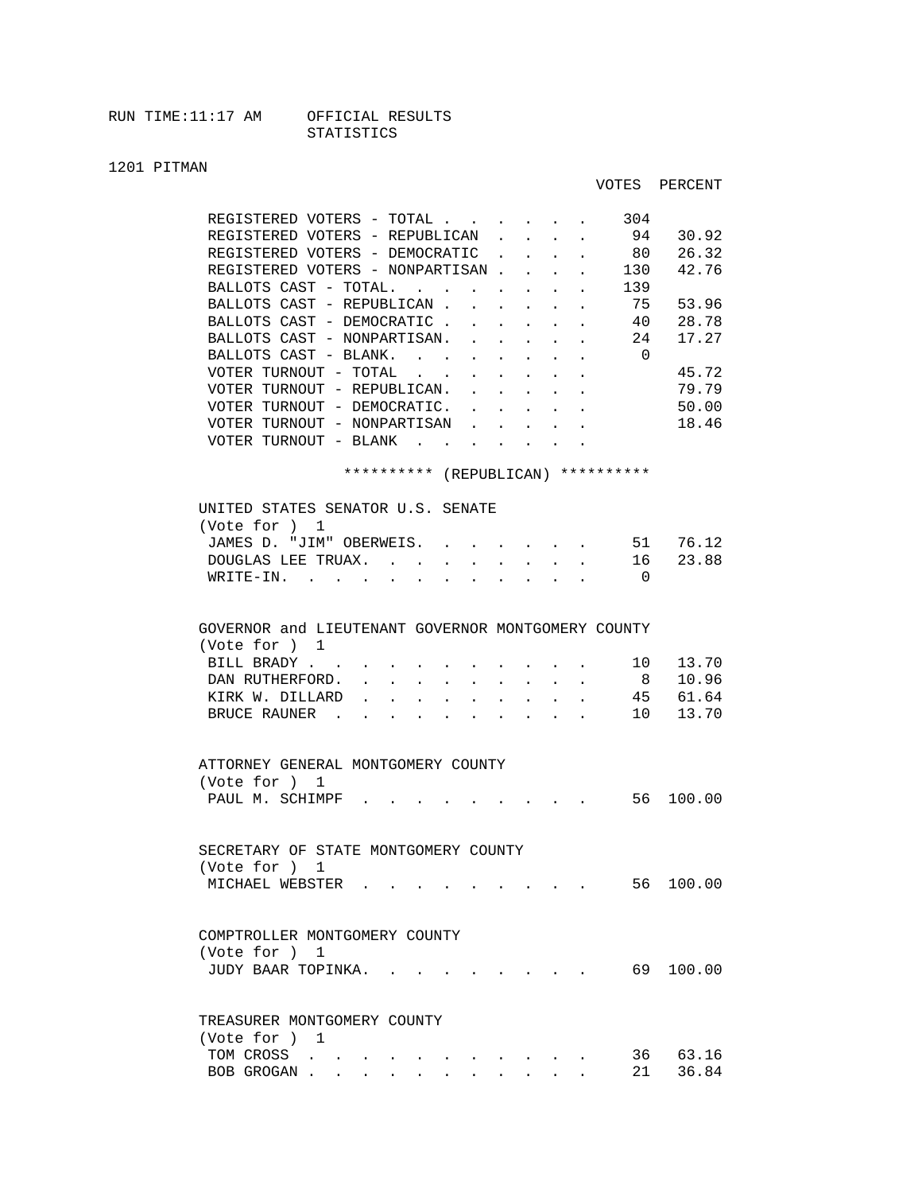RUN TIME:11:17 AM OFFICIAL RESULTS
STATISTICS

1201 PITMAN

| | VOTES | PERCENT |
|---|---|---|
| REGISTERED VOTERS - TOTAL | 304 | |
| REGISTERED VOTERS - REPUBLICAN | 94 | 30.92 |
| REGISTERED VOTERS - DEMOCRATIC | 80 | 26.32 |
| REGISTERED VOTERS - NONPARTISAN | 130 | 42.76 |
| BALLOTS CAST - TOTAL. | 139 | |
| BALLOTS CAST - REPUBLICAN | 75 | 53.96 |
| BALLOTS CAST - DEMOCRATIC | 40 | 28.78 |
| BALLOTS CAST - NONPARTISAN. | 24 | 17.27 |
| BALLOTS CAST - BLANK. | 0 | |
| VOTER TURNOUT - TOTAL | | 45.72 |
| VOTER TURNOUT - REPUBLICAN. | | 79.79 |
| VOTER TURNOUT - DEMOCRATIC. | | 50.00 |
| VOTER TURNOUT - NONPARTISAN | | 18.46 |
| VOTER TURNOUT - BLANK | | |

********** (REPUBLICAN) **********

UNITED STATES SENATOR U.S. SENATE
(Vote for ) 1

| | VOTES | PERCENT |
|---|---|---|
| JAMES D. "JIM" OBERWEIS. | 51 | 76.12 |
| DOUGLAS LEE TRUAX. | 16 | 23.88 |
| WRITE-IN. | 0 | |

GOVERNOR and LIEUTENANT GOVERNOR MONTGOMERY COUNTY
(Vote for ) 1

| | VOTES | PERCENT |
|---|---|---|
| BILL BRADY | 10 | 13.70 |
| DAN RUTHERFORD. | 8 | 10.96 |
| KIRK W. DILLARD | 45 | 61.64 |
| BRUCE RAUNER | 10 | 13.70 |

ATTORNEY GENERAL MONTGOMERY COUNTY
(Vote for ) 1

| | VOTES | PERCENT |
|---|---|---|
| PAUL M. SCHIMPF | 56 | 100.00 |

SECRETARY OF STATE MONTGOMERY COUNTY
(Vote for ) 1

| | VOTES | PERCENT |
|---|---|---|
| MICHAEL WEBSTER | 56 | 100.00 |

COMPTROLLER MONTGOMERY COUNTY
(Vote for ) 1

| | VOTES | PERCENT |
|---|---|---|
| JUDY BAAR TOPINKA. | 69 | 100.00 |

TREASURER MONTGOMERY COUNTY
(Vote for ) 1

| | VOTES | PERCENT |
|---|---|---|
| TOM CROSS | 36 | 63.16 |
| BOB GROGAN | 21 | 36.84 |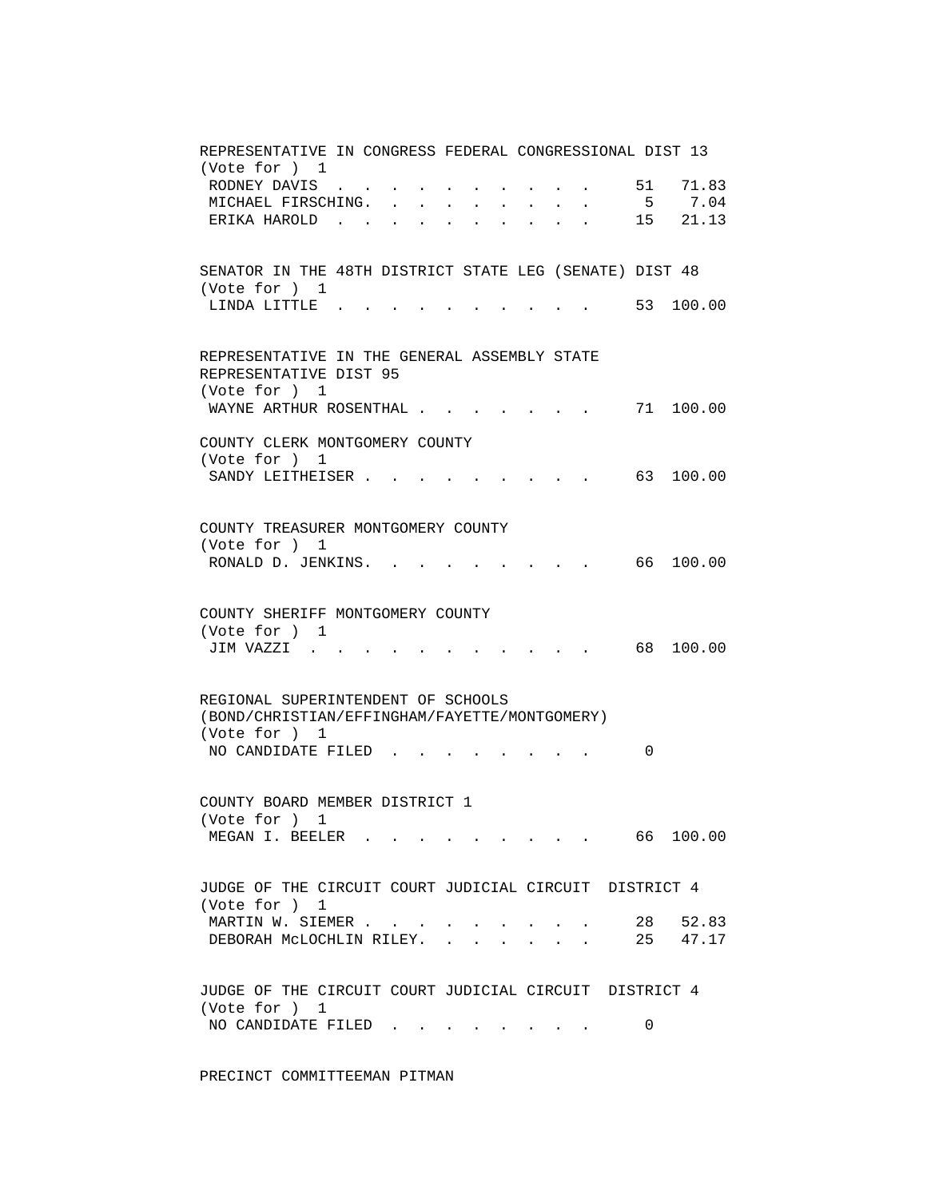REPRESENTATIVE IN CONGRESS FEDERAL CONGRESSIONAL DIST 13
(Vote for ) 1

| Candidate | Votes | Percent |
|---|---|---|
| RODNEY DAVIS | 51 | 71.83 |
| MICHAEL FIRSCHING | 5 | 7.04 |
| ERIKA HAROLD | 15 | 21.13 |

SENATOR IN THE 48TH DISTRICT STATE LEG (SENATE) DIST 48
(Vote for ) 1

| Candidate | Votes | Percent |
|---|---|---|
| LINDA LITTLE | 53 | 100.00 |

REPRESENTATIVE IN THE GENERAL ASSEMBLY STATE REPRESENTATIVE DIST 95
(Vote for ) 1

| Candidate | Votes | Percent |
|---|---|---|
| WAYNE ARTHUR ROSENTHAL | 71 | 100.00 |

COUNTY CLERK MONTGOMERY COUNTY
(Vote for ) 1

| Candidate | Votes | Percent |
|---|---|---|
| SANDY LEITHEISER | 63 | 100.00 |

COUNTY TREASURER MONTGOMERY COUNTY
(Vote for ) 1

| Candidate | Votes | Percent |
|---|---|---|
| RONALD D. JENKINS | 66 | 100.00 |

COUNTY SHERIFF MONTGOMERY COUNTY
(Vote for ) 1

| Candidate | Votes | Percent |
|---|---|---|
| JIM VAZZI | 68 | 100.00 |

REGIONAL SUPERINTENDENT OF SCHOOLS (BOND/CHRISTIAN/EFFINGHAM/FAYETTE/MONTGOMERY)
(Vote for ) 1

| Candidate | Votes | Percent |
|---|---|---|
| NO CANDIDATE FILED | 0 | |

COUNTY BOARD MEMBER DISTRICT 1
(Vote for ) 1

| Candidate | Votes | Percent |
|---|---|---|
| MEGAN I. BEELER | 66 | 100.00 |

JUDGE OF THE CIRCUIT COURT JUDICIAL CIRCUIT DISTRICT 4
(Vote for ) 1

| Candidate | Votes | Percent |
|---|---|---|
| MARTIN W. SIEMER | 28 | 52.83 |
| DEBORAH McLOCHLIN RILEY | 25 | 47.17 |

JUDGE OF THE CIRCUIT COURT JUDICIAL CIRCUIT DISTRICT 4
(Vote for ) 1

| Candidate | Votes | Percent |
|---|---|---|
| NO CANDIDATE FILED | 0 | |

PRECINCT COMMITTEEMAN PITMAN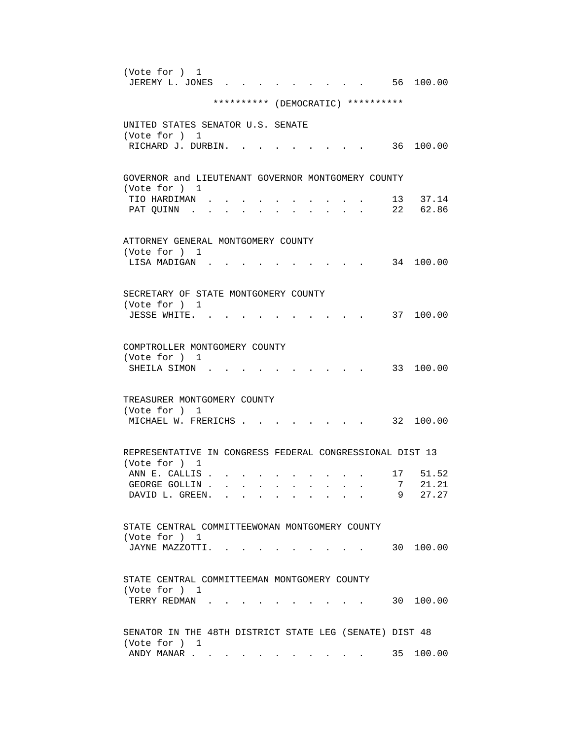(Vote for ) 1

| | | |
|---|---|---|
| JEREMY L. JONES | 56 | 100.00 |

********** (DEMOCRATIC) **********

UNITED STATES SENATOR U.S. SENATE
(Vote for ) 1

| | | |
|---|---|---|
| RICHARD J. DURBIN | 36 | 100.00 |

GOVERNOR and LIEUTENANT GOVERNOR MONTGOMERY COUNTY
(Vote for ) 1

| | | |
|---|---|---|
| TIO HARDIMAN | 13 | 37.14 |
| PAT QUINN | 22 | 62.86 |

ATTORNEY GENERAL MONTGOMERY COUNTY
(Vote for ) 1

| | | |
|---|---|---|
| LISA MADIGAN | 34 | 100.00 |

SECRETARY OF STATE MONTGOMERY COUNTY
(Vote for ) 1

| | | |
|---|---|---|
| JESSE WHITE | 37 | 100.00 |

COMPTROLLER MONTGOMERY COUNTY
(Vote for ) 1

| | | |
|---|---|---|
| SHEILA SIMON | 33 | 100.00 |

TREASURER MONTGOMERY COUNTY
(Vote for ) 1

| | | |
|---|---|---|
| MICHAEL W. FRERICHS | 32 | 100.00 |

REPRESENTATIVE IN CONGRESS FEDERAL CONGRESSIONAL DIST 13
(Vote for ) 1

| | | |
|---|---|---|
| ANN E. CALLIS | 17 | 51.52 |
| GEORGE GOLLIN | 7 | 21.21 |
| DAVID L. GREEN | 9 | 27.27 |

STATE CENTRAL COMMITTEEWOMAN MONTGOMERY COUNTY
(Vote for ) 1

| | | |
|---|---|---|
| JAYNE MAZZOTTI | 30 | 100.00 |

STATE CENTRAL COMMITTEEMAN MONTGOMERY COUNTY
(Vote for ) 1

| | | |
|---|---|---|
| TERRY REDMAN | 30 | 100.00 |

SENATOR IN THE 48TH DISTRICT STATE LEG (SENATE) DIST 48
(Vote for ) 1

| | | |
|---|---|---|
| ANDY MANAR | 35 | 100.00 |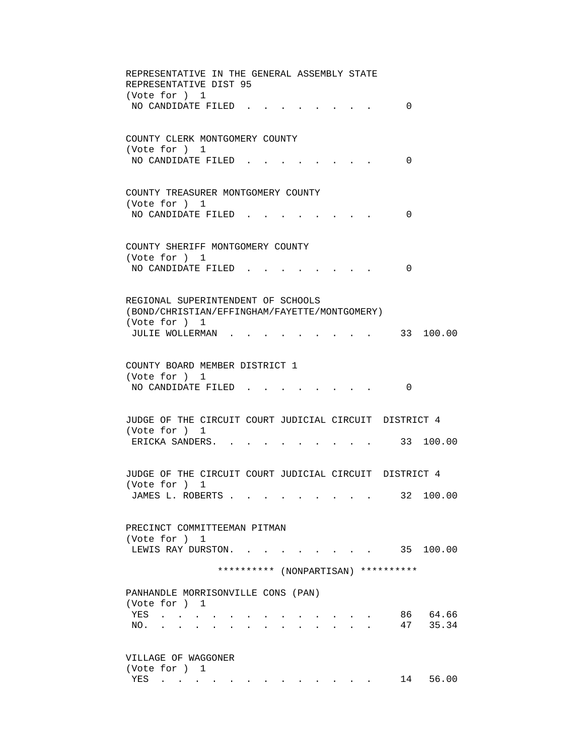REPRESENTATIVE IN THE GENERAL ASSEMBLY STATE
REPRESENTATIVE DIST 95
(Vote for ) 1

| | | |
|---|---|---|
| NO CANDIDATE FILED | 0 | |

COUNTY CLERK MONTGOMERY COUNTY
(Vote for ) 1

| | | |
|---|---|---|
| NO CANDIDATE FILED | 0 | |

COUNTY TREASURER MONTGOMERY COUNTY
(Vote for ) 1

| | | |
|---|---|---|
| NO CANDIDATE FILED | 0 | |

COUNTY SHERIFF MONTGOMERY COUNTY
(Vote for ) 1

| | | |
|---|---|---|
| NO CANDIDATE FILED | 0 | |

REGIONAL SUPERINTENDENT OF SCHOOLS
(BOND/CHRISTIAN/EFFINGHAM/FAYETTE/MONTGOMERY)
(Vote for ) 1

| | | |
|---|---|---|
| JULIE WOLLERMAN | 33 | 100.00 |

COUNTY BOARD MEMBER DISTRICT 1
(Vote for ) 1

| | | |
|---|---|---|
| NO CANDIDATE FILED | 0 | |

JUDGE OF THE CIRCUIT COURT JUDICIAL CIRCUIT DISTRICT 4
(Vote for ) 1

| | | |
|---|---|---|
| ERICKA SANDERS | 33 | 100.00 |

JUDGE OF THE CIRCUIT COURT JUDICIAL CIRCUIT DISTRICT 4
(Vote for ) 1

| | | |
|---|---|---|
| JAMES L. ROBERTS | 32 | 100.00 |

PRECINCT COMMITTEEMAN PITMAN
(Vote for ) 1

| | | |
|---|---|---|
| LEWIS RAY DURSTON | 35 | 100.00 |

********** (NONPARTISAN) **********

PANHANDLE MORRISONVILLE CONS (PAN)
(Vote for ) 1

| | | |
|---|---|---|
| YES | 86 | 64.66 |
| NO | 47 | 35.34 |

VILLAGE OF WAGGONER
(Vote for ) 1

| | | |
|---|---|---|
| YES | 14 | 56.00 |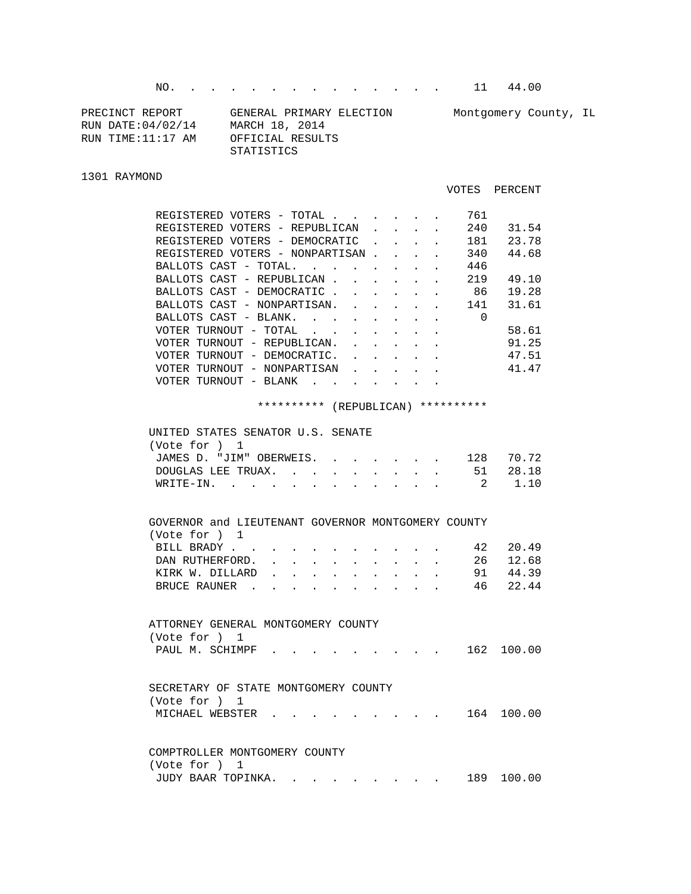| | VOTES | PERCENT |
|---|---|---|
| NO. | 11 | 44.00 |

PRECINCT REPORT — GENERAL PRIMARY ELECTION — Montgomery County, IL
RUN DATE:04/02/14 — MARCH 18, 2014
RUN TIME:11:17 AM — OFFICIAL RESULTS
STATISTICS

1301 RAYMOND

| | VOTES | PERCENT |
|---|---|---|
| REGISTERED VOTERS - TOTAL | 761 | |
| REGISTERED VOTERS - REPUBLICAN | 240 | 31.54 |
| REGISTERED VOTERS - DEMOCRATIC | 181 | 23.78 |
| REGISTERED VOTERS - NONPARTISAN | 340 | 44.68 |
| BALLOTS CAST - TOTAL. | 446 | |
| BALLOTS CAST - REPUBLICAN | 219 | 49.10 |
| BALLOTS CAST - DEMOCRATIC | 86 | 19.28 |
| BALLOTS CAST - NONPARTISAN. | 141 | 31.61 |
| BALLOTS CAST - BLANK. | 0 | |
| VOTER TURNOUT - TOTAL | | 58.61 |
| VOTER TURNOUT - REPUBLICAN. | | 91.25 |
| VOTER TURNOUT - DEMOCRATIC. | | 47.51 |
| VOTER TURNOUT - NONPARTISAN | | 41.47 |
| VOTER TURNOUT - BLANK | | |

********** (REPUBLICAN) **********

UNITED STATES SENATOR U.S. SENATE
(Vote for ) 1

| | VOTES | PERCENT |
|---|---|---|
| JAMES D. "JIM" OBERWEIS. | 128 | 70.72 |
| DOUGLAS LEE TRUAX. | 51 | 28.18 |
| WRITE-IN. | 2 | 1.10 |

GOVERNOR and LIEUTENANT GOVERNOR MONTGOMERY COUNTY
(Vote for ) 1

| | VOTES | PERCENT |
|---|---|---|
| BILL BRADY | 42 | 20.49 |
| DAN RUTHERFORD. | 26 | 12.68 |
| KIRK W. DILLARD | 91 | 44.39 |
| BRUCE RAUNER | 46 | 22.44 |

ATTORNEY GENERAL MONTGOMERY COUNTY
(Vote for ) 1

| | VOTES | PERCENT |
|---|---|---|
| PAUL M. SCHIMPF | 162 | 100.00 |

SECRETARY OF STATE MONTGOMERY COUNTY
(Vote for ) 1

| | VOTES | PERCENT |
|---|---|---|
| MICHAEL WEBSTER | 164 | 100.00 |

COMPTROLLER MONTGOMERY COUNTY
(Vote for ) 1

| | VOTES | PERCENT |
|---|---|---|
| JUDY BAAR TOPINKA. | 189 | 100.00 |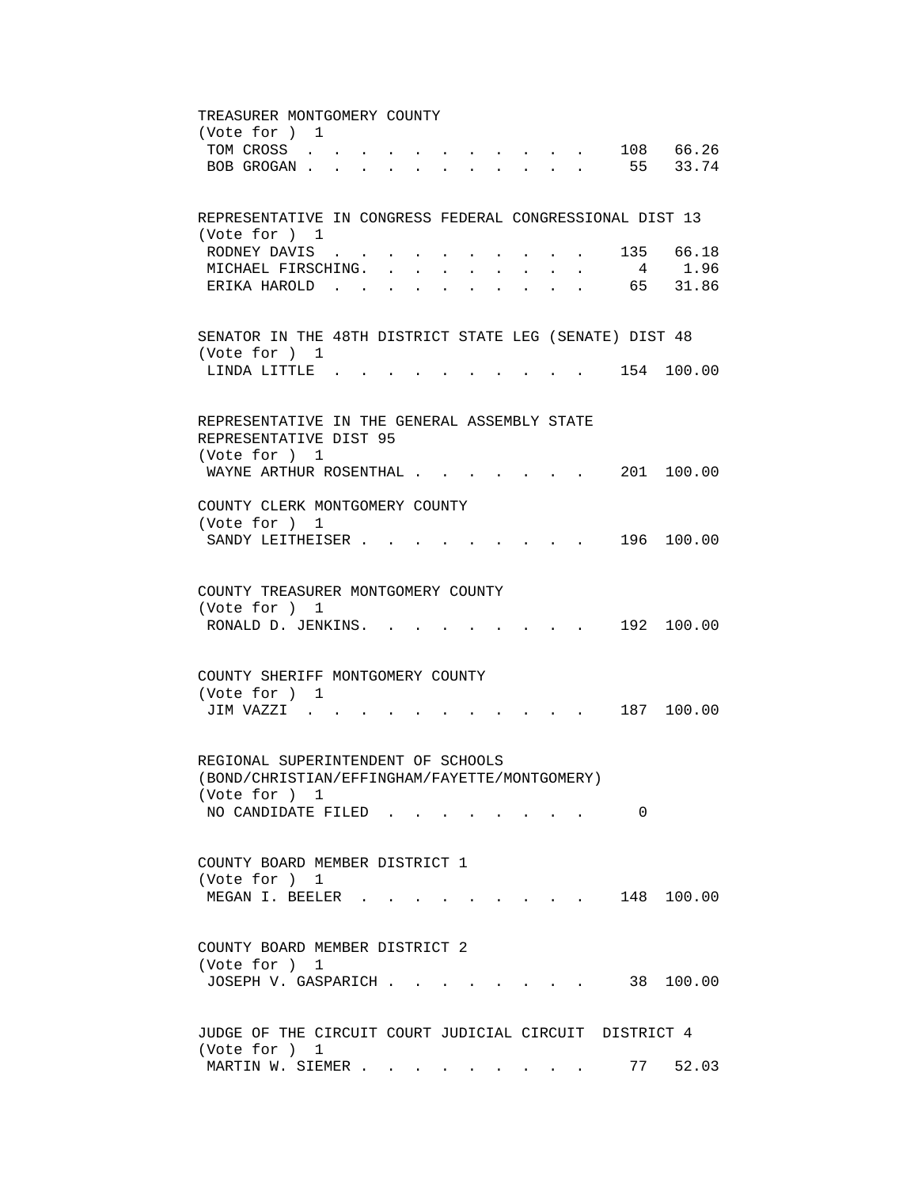TREASURER MONTGOMERY COUNTY
(Vote for ) 1

| Candidate | Votes | Percent |
|---|---|---|
| TOM CROSS | 108 | 66.26 |
| BOB GROGAN | 55 | 33.74 |

REPRESENTATIVE IN CONGRESS FEDERAL CONGRESSIONAL DIST 13
(Vote for ) 1

| Candidate | Votes | Percent |
|---|---|---|
| RODNEY DAVIS | 135 | 66.18 |
| MICHAEL FIRSCHING. | 4 | 1.96 |
| ERIKA HAROLD | 65 | 31.86 |

SENATOR IN THE 48TH DISTRICT STATE LEG (SENATE) DIST 48
(Vote for ) 1

| Candidate | Votes | Percent |
|---|---|---|
| LINDA LITTLE | 154 | 100.00 |

REPRESENTATIVE IN THE GENERAL ASSEMBLY STATE REPRESENTATIVE DIST 95
(Vote for ) 1

| Candidate | Votes | Percent |
|---|---|---|
| WAYNE ARTHUR ROSENTHAL | 201 | 100.00 |

COUNTY CLERK MONTGOMERY COUNTY
(Vote for ) 1

| Candidate | Votes | Percent |
|---|---|---|
| SANDY LEITHEISER | 196 | 100.00 |

COUNTY TREASURER MONTGOMERY COUNTY
(Vote for ) 1

| Candidate | Votes | Percent |
|---|---|---|
| RONALD D. JENKINS. | 192 | 100.00 |

COUNTY SHERIFF MONTGOMERY COUNTY
(Vote for ) 1

| Candidate | Votes | Percent |
|---|---|---|
| JIM VAZZI | 187 | 100.00 |

REGIONAL SUPERINTENDENT OF SCHOOLS
(BOND/CHRISTIAN/EFFINGHAM/FAYETTE/MONTGOMERY)
(Vote for ) 1

| Candidate | Votes | Percent |
|---|---|---|
| NO CANDIDATE FILED | 0 | |

COUNTY BOARD MEMBER DISTRICT 1
(Vote for ) 1

| Candidate | Votes | Percent |
|---|---|---|
| MEGAN I. BEELER | 148 | 100.00 |

COUNTY BOARD MEMBER DISTRICT 2
(Vote for ) 1

| Candidate | Votes | Percent |
|---|---|---|
| JOSEPH V. GASPARICH | 38 | 100.00 |

JUDGE OF THE CIRCUIT COURT JUDICIAL CIRCUIT DISTRICT 4
(Vote for ) 1

| Candidate | Votes | Percent |
|---|---|---|
| MARTIN W. SIEMER | 77 | 52.03 |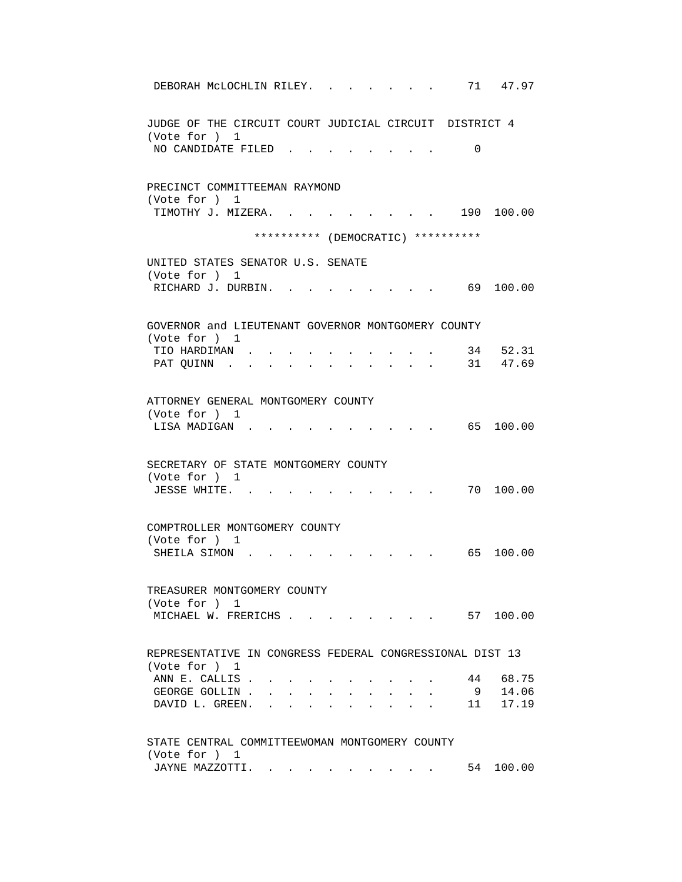DEBORAH McLOCHLIN RILEY. . . . . . . . 71 47.97

JUDGE OF THE CIRCUIT COURT JUDICIAL CIRCUIT DISTRICT 4
(Vote for ) 1

| Candidate | Votes | Percent |
|---|---|---|
| NO CANDIDATE FILED | 0 | |

PRECINCT COMMITTEEMAN RAYMOND
(Vote for ) 1

| Candidate | Votes | Percent |
|---|---|---|
| TIMOTHY J. MIZERA | 190 | 100.00 |

********** (DEMOCRATIC) **********

UNITED STATES SENATOR U.S. SENATE
(Vote for ) 1

| Candidate | Votes | Percent |
|---|---|---|
| RICHARD J. DURBIN | 69 | 100.00 |

GOVERNOR and LIEUTENANT GOVERNOR MONTGOMERY COUNTY
(Vote for ) 1

| Candidate | Votes | Percent |
|---|---|---|
| TIO HARDIMAN | 34 | 52.31 |
| PAT QUINN | 31 | 47.69 |

ATTORNEY GENERAL MONTGOMERY COUNTY
(Vote for ) 1

| Candidate | Votes | Percent |
|---|---|---|
| LISA MADIGAN | 65 | 100.00 |

SECRETARY OF STATE MONTGOMERY COUNTY
(Vote for ) 1

| Candidate | Votes | Percent |
|---|---|---|
| JESSE WHITE | 70 | 100.00 |

COMPTROLLER MONTGOMERY COUNTY
(Vote for ) 1

| Candidate | Votes | Percent |
|---|---|---|
| SHEILA SIMON | 65 | 100.00 |

TREASURER MONTGOMERY COUNTY
(Vote for ) 1

| Candidate | Votes | Percent |
|---|---|---|
| MICHAEL W. FRERICHS | 57 | 100.00 |

REPRESENTATIVE IN CONGRESS FEDERAL CONGRESSIONAL DIST 13
(Vote for ) 1

| Candidate | Votes | Percent |
|---|---|---|
| ANN E. CALLIS | 44 | 68.75 |
| GEORGE GOLLIN | 9 | 14.06 |
| DAVID L. GREEN | 11 | 17.19 |

STATE CENTRAL COMMITTEEWOMAN MONTGOMERY COUNTY
(Vote for ) 1

| Candidate | Votes | Percent |
|---|---|---|
| JAYNE MAZZOTTI | 54 | 100.00 |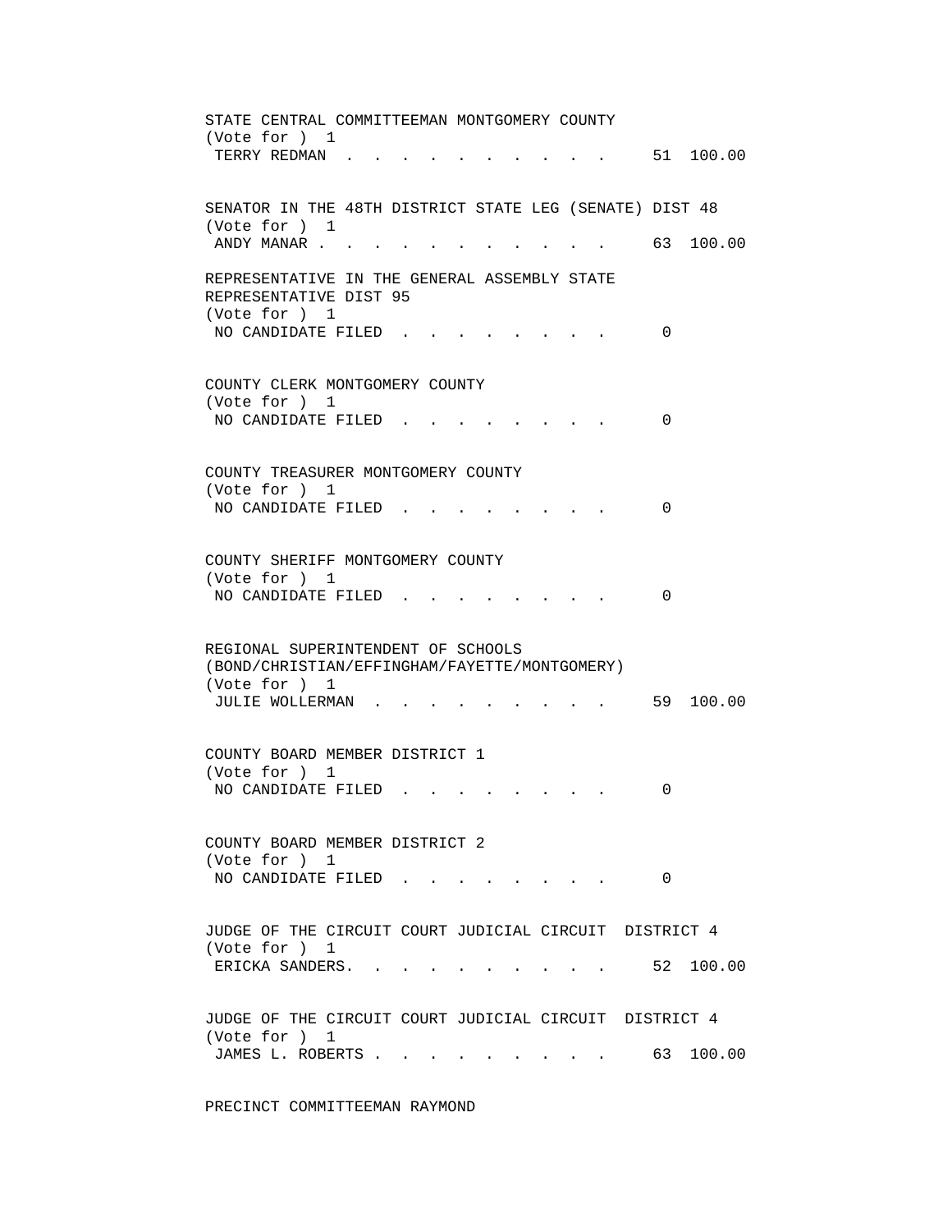STATE CENTRAL COMMITTEEMAN MONTGOMERY COUNTY
(Vote for ) 1

| | | |
|---|---|---|
| TERRY REDMAN | 51 | 100.00 |

SENATOR IN THE 48TH DISTRICT STATE LEG (SENATE) DIST 48
(Vote for ) 1

| | | |
|---|---|---|
| ANDY MANAR | 63 | 100.00 |

REPRESENTATIVE IN THE GENERAL ASSEMBLY STATE
REPRESENTATIVE DIST 95
(Vote for ) 1

| | | |
|---|---|---|
| NO CANDIDATE FILED | 0 | |

COUNTY CLERK MONTGOMERY COUNTY
(Vote for ) 1

| | | |
|---|---|---|
| NO CANDIDATE FILED | 0 | |

COUNTY TREASURER MONTGOMERY COUNTY
(Vote for ) 1

| | | |
|---|---|---|
| NO CANDIDATE FILED | 0 | |

COUNTY SHERIFF MONTGOMERY COUNTY
(Vote for ) 1

| | | |
|---|---|---|
| NO CANDIDATE FILED | 0 | |

REGIONAL SUPERINTENDENT OF SCHOOLS
(BOND/CHRISTIAN/EFFINGHAM/FAYETTE/MONTGOMERY)
(Vote for ) 1

| | | |
|---|---|---|
| JULIE WOLLERMAN | 59 | 100.00 |

COUNTY BOARD MEMBER DISTRICT 1
(Vote for ) 1

| | | |
|---|---|---|
| NO CANDIDATE FILED | 0 | |

COUNTY BOARD MEMBER DISTRICT 2
(Vote for ) 1

| | | |
|---|---|---|
| NO CANDIDATE FILED | 0 | |

JUDGE OF THE CIRCUIT COURT JUDICIAL CIRCUIT DISTRICT 4
(Vote for ) 1

| | | |
|---|---|---|
| ERICKA SANDERS | 52 | 100.00 |

JUDGE OF THE CIRCUIT COURT JUDICIAL CIRCUIT DISTRICT 4
(Vote for ) 1

| | | |
|---|---|---|
| JAMES L. ROBERTS | 63 | 100.00 |

PRECINCT COMMITTEEMAN RAYMOND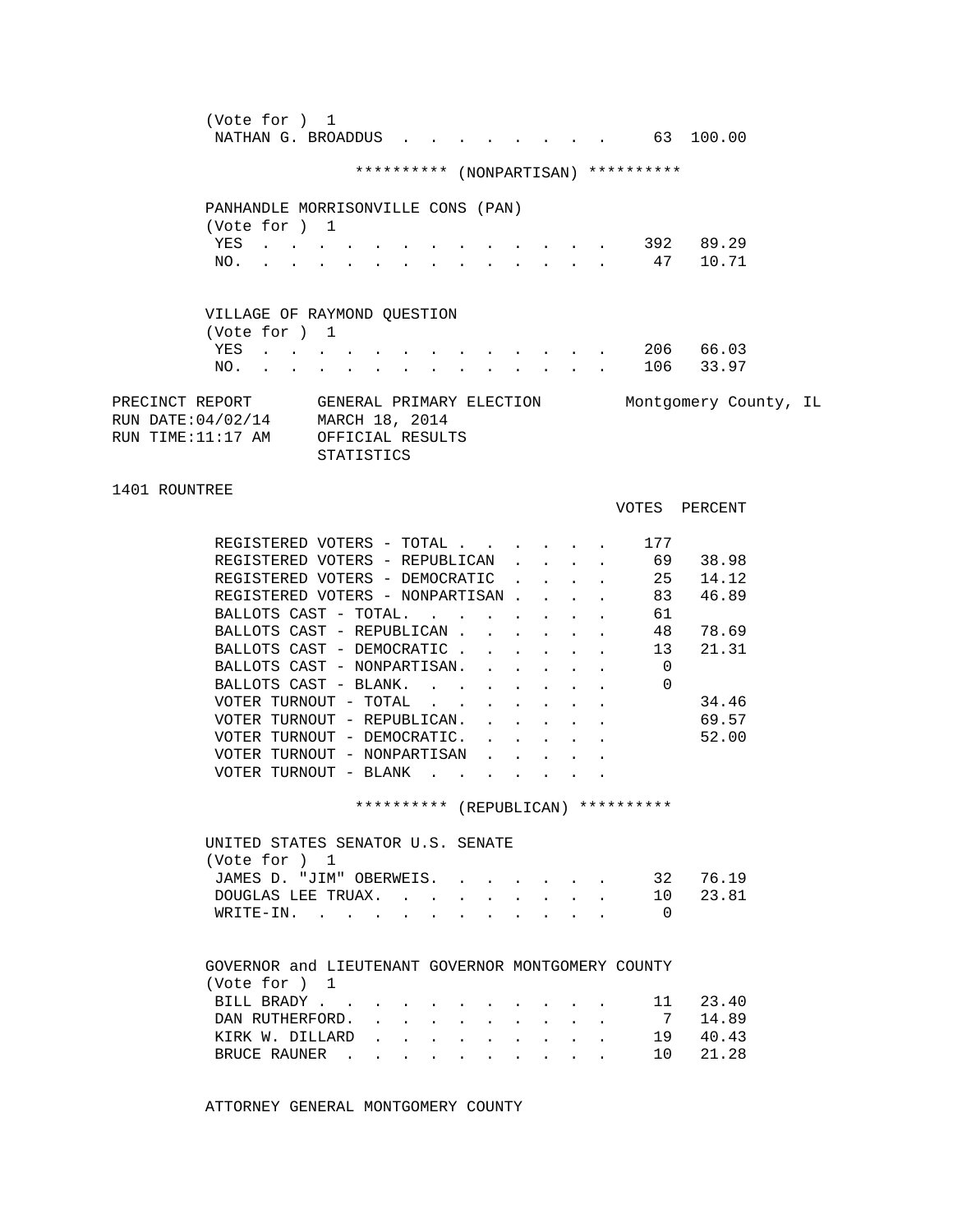(Vote for ) 1

| | VOTES | PERCENT |
|---|---|---|
| NATHAN G. BROADDUS | 63 | 100.00 |

********** (NONPARTISAN) **********

PANHANDLE MORRISONVILLE CONS (PAN)
(Vote for ) 1

| | VOTES | PERCENT |
|---|---|---|
| YES | 392 | 89.29 |
| NO. | 47 | 10.71 |

VILLAGE OF RAYMOND QUESTION
(Vote for ) 1

| | VOTES | PERCENT |
|---|---|---|
| YES | 206 | 66.03 |
| NO. | 106 | 33.97 |

PRECINCT REPORT GENERAL PRIMARY ELECTION Montgomery County, IL
RUN DATE:04/02/14 MARCH 18, 2014
RUN TIME:11:17 AM OFFICIAL RESULTS
STATISTICS

1401 ROUNTREE

| | VOTES | PERCENT |
|---|---|---|
| REGISTERED VOTERS - TOTAL | 177 | |
| REGISTERED VOTERS - REPUBLICAN | 69 | 38.98 |
| REGISTERED VOTERS - DEMOCRATIC | 25 | 14.12 |
| REGISTERED VOTERS - NONPARTISAN | 83 | 46.89 |
| BALLOTS CAST - TOTAL. | 61 | |
| BALLOTS CAST - REPUBLICAN | 48 | 78.69 |
| BALLOTS CAST - DEMOCRATIC | 13 | 21.31 |
| BALLOTS CAST - NONPARTISAN. | 0 | |
| BALLOTS CAST - BLANK. | 0 | |
| VOTER TURNOUT - TOTAL | | 34.46 |
| VOTER TURNOUT - REPUBLICAN. | | 69.57 |
| VOTER TURNOUT - DEMOCRATIC. | | 52.00 |
| VOTER TURNOUT - NONPARTISAN | | |
| VOTER TURNOUT - BLANK | | |

********** (REPUBLICAN) **********

UNITED STATES SENATOR U.S. SENATE
(Vote for ) 1

| | VOTES | PERCENT |
|---|---|---|
| JAMES D. "JIM" OBERWEIS. | 32 | 76.19 |
| DOUGLAS LEE TRUAX. | 10 | 23.81 |
| WRITE-IN. | 0 | |

GOVERNOR and LIEUTENANT GOVERNOR MONTGOMERY COUNTY
(Vote for ) 1

| | VOTES | PERCENT |
|---|---|---|
| BILL BRADY | 11 | 23.40 |
| DAN RUTHERFORD. | 7 | 14.89 |
| KIRK W. DILLARD | 19 | 40.43 |
| BRUCE RAUNER | 10 | 21.28 |

ATTORNEY GENERAL MONTGOMERY COUNTY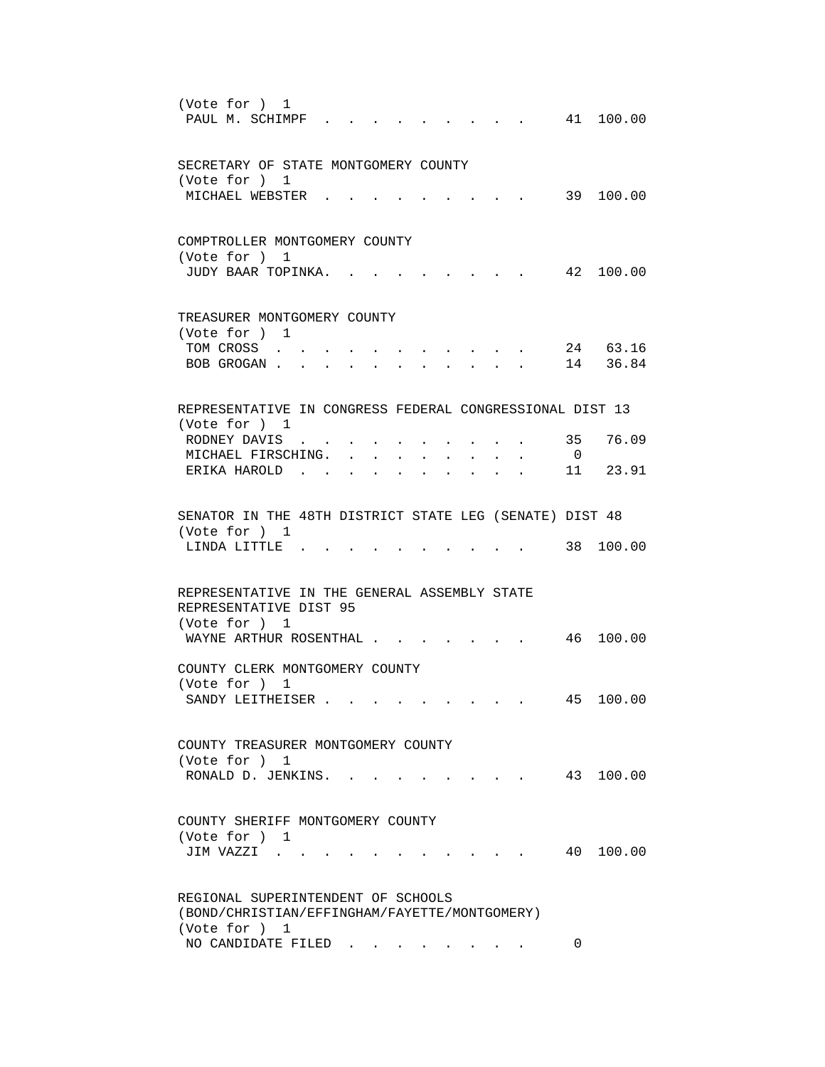(Vote for ) 1

| | | |
|---|---|---|
| PAUL M. SCHIMPF | 41 | 100.00 |

SECRETARY OF STATE MONTGOMERY COUNTY
(Vote for ) 1

| | | |
|---|---|---|
| MICHAEL WEBSTER | 39 | 100.00 |

COMPTROLLER MONTGOMERY COUNTY
(Vote for ) 1

| | | |
|---|---|---|
| JUDY BAAR TOPINKA | 42 | 100.00 |

TREASURER MONTGOMERY COUNTY
(Vote for ) 1

| | | |
|---|---|---|
| TOM CROSS | 24 | 63.16 |
| BOB GROGAN | 14 | 36.84 |

REPRESENTATIVE IN CONGRESS FEDERAL CONGRESSIONAL DIST 13
(Vote for ) 1

| | | |
|---|---|---|
| RODNEY DAVIS | 35 | 76.09 |
| MICHAEL FIRSCHING | 0 | |
| ERIKA HAROLD | 11 | 23.91 |

SENATOR IN THE 48TH DISTRICT STATE LEG (SENATE) DIST 48
(Vote for ) 1

| | | |
|---|---|---|
| LINDA LITTLE | 38 | 100.00 |

REPRESENTATIVE IN THE GENERAL ASSEMBLY STATE REPRESENTATIVE DIST 95
(Vote for ) 1

| | | |
|---|---|---|
| WAYNE ARTHUR ROSENTHAL | 46 | 100.00 |

COUNTY CLERK MONTGOMERY COUNTY
(Vote for ) 1

| | | |
|---|---|---|
| SANDY LEITHEISER | 45 | 100.00 |

COUNTY TREASURER MONTGOMERY COUNTY
(Vote for ) 1

| | | |
|---|---|---|
| RONALD D. JENKINS | 43 | 100.00 |

COUNTY SHERIFF MONTGOMERY COUNTY
(Vote for ) 1

| | | |
|---|---|---|
| JIM VAZZI | 40 | 100.00 |

REGIONAL SUPERINTENDENT OF SCHOOLS (BOND/CHRISTIAN/EFFINGHAM/FAYETTE/MONTGOMERY)
(Vote for ) 1

| | | |
|---|---|---|
| NO CANDIDATE FILED | 0 | |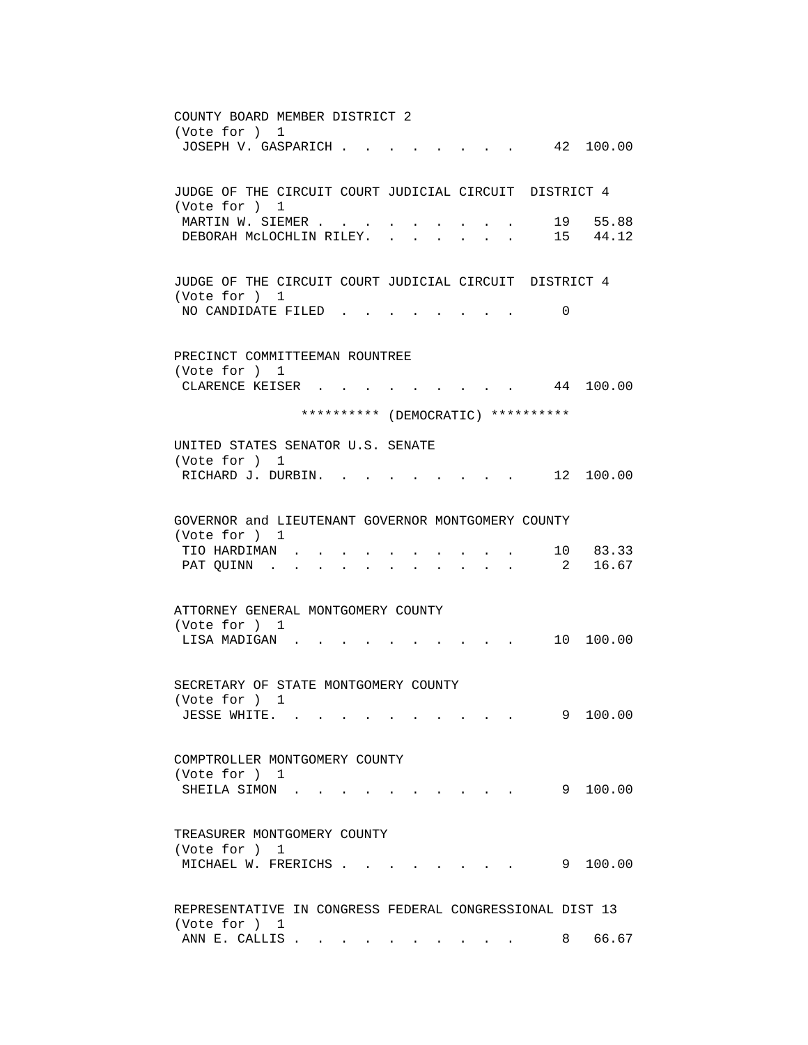COUNTY BOARD MEMBER DISTRICT 2
(Vote for ) 1

| Candidate | Votes | Percent |
|---|---|---|
| JOSEPH V. GASPARICH | 42 | 100.00 |

JUDGE OF THE CIRCUIT COURT JUDICIAL CIRCUIT DISTRICT 4
(Vote for ) 1

| Candidate | Votes | Percent |
|---|---|---|
| MARTIN W. SIEMER | 19 | 55.88 |
| DEBORAH McLOCHLIN RILEY | 15 | 44.12 |

JUDGE OF THE CIRCUIT COURT JUDICIAL CIRCUIT DISTRICT 4
(Vote for ) 1

| Candidate | Votes | Percent |
|---|---|---|
| NO CANDIDATE FILED | 0 | |

PRECINCT COMMITTEEMAN ROUNTREE
(Vote for ) 1

| Candidate | Votes | Percent |
|---|---|---|
| CLARENCE KEISER | 44 | 100.00 |

********** (DEMOCRATIC) **********

UNITED STATES SENATOR U.S. SENATE
(Vote for ) 1

| Candidate | Votes | Percent |
|---|---|---|
| RICHARD J. DURBIN | 12 | 100.00 |

GOVERNOR and LIEUTENANT GOVERNOR MONTGOMERY COUNTY
(Vote for ) 1

| Candidate | Votes | Percent |
|---|---|---|
| TIO HARDIMAN | 10 | 83.33 |
| PAT QUINN | 2 | 16.67 |

ATTORNEY GENERAL MONTGOMERY COUNTY
(Vote for ) 1

| Candidate | Votes | Percent |
|---|---|---|
| LISA MADIGAN | 10 | 100.00 |

SECRETARY OF STATE MONTGOMERY COUNTY
(Vote for ) 1

| Candidate | Votes | Percent |
|---|---|---|
| JESSE WHITE | 9 | 100.00 |

COMPTROLLER MONTGOMERY COUNTY
(Vote for ) 1

| Candidate | Votes | Percent |
|---|---|---|
| SHEILA SIMON | 9 | 100.00 |

TREASURER MONTGOMERY COUNTY
(Vote for ) 1

| Candidate | Votes | Percent |
|---|---|---|
| MICHAEL W. FRERICHS | 9 | 100.00 |

REPRESENTATIVE IN CONGRESS FEDERAL CONGRESSIONAL DIST 13
(Vote for ) 1

| Candidate | Votes | Percent |
|---|---|---|
| ANN E. CALLIS | 8 | 66.67 |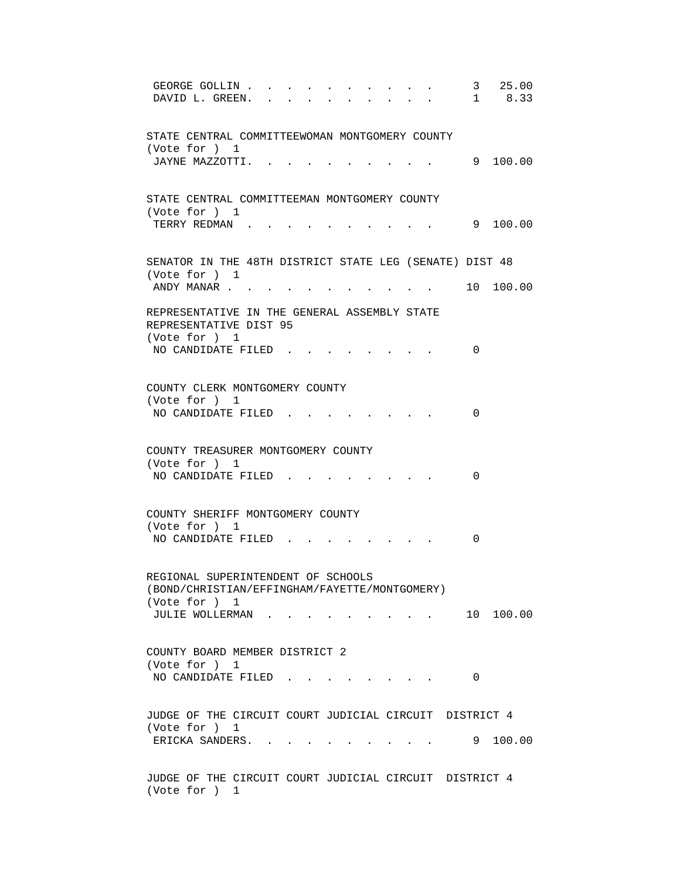GEORGE GOLLIN . . . . . . . . . . . 3 25.00
DAVID L. GREEN. . . . . . . . . . . 1 8.33

STATE CENTRAL COMMITTEEWOMAN MONTGOMERY COUNTY
(Vote for ) 1
JAYNE MAZZOTTI. . . . . . . . . . . 9 100.00

STATE CENTRAL COMMITTEEMAN MONTGOMERY COUNTY
(Vote for ) 1
TERRY REDMAN . . . . . . . . . . . 9 100.00

SENATOR IN THE 48TH DISTRICT STATE LEG (SENATE) DIST 48
(Vote for ) 1
ANDY MANAR . . . . . . . . . . . . 10 100.00

REPRESENTATIVE IN THE GENERAL ASSEMBLY STATE
REPRESENTATIVE DIST 95
(Vote for ) 1
NO CANDIDATE FILED . . . . . . . . 0

COUNTY CLERK MONTGOMERY COUNTY
(Vote for ) 1
NO CANDIDATE FILED . . . . . . . . 0

COUNTY TREASURER MONTGOMERY COUNTY
(Vote for ) 1
NO CANDIDATE FILED . . . . . . . . 0

COUNTY SHERIFF MONTGOMERY COUNTY
(Vote for ) 1
NO CANDIDATE FILED . . . . . . . . 0

REGIONAL SUPERINTENDENT OF SCHOOLS
(BOND/CHRISTIAN/EFFINGHAM/FAYETTE/MONTGOMERY)
(Vote for ) 1
JULIE WOLLERMAN . . . . . . . . . . 10 100.00

COUNTY BOARD MEMBER DISTRICT 2
(Vote for ) 1
NO CANDIDATE FILED . . . . . . . . 0

JUDGE OF THE CIRCUIT COURT JUDICIAL CIRCUIT DISTRICT 4
(Vote for ) 1
ERICKA SANDERS. . . . . . . . . . . 9 100.00

JUDGE OF THE CIRCUIT COURT JUDICIAL CIRCUIT DISTRICT 4
(Vote for ) 1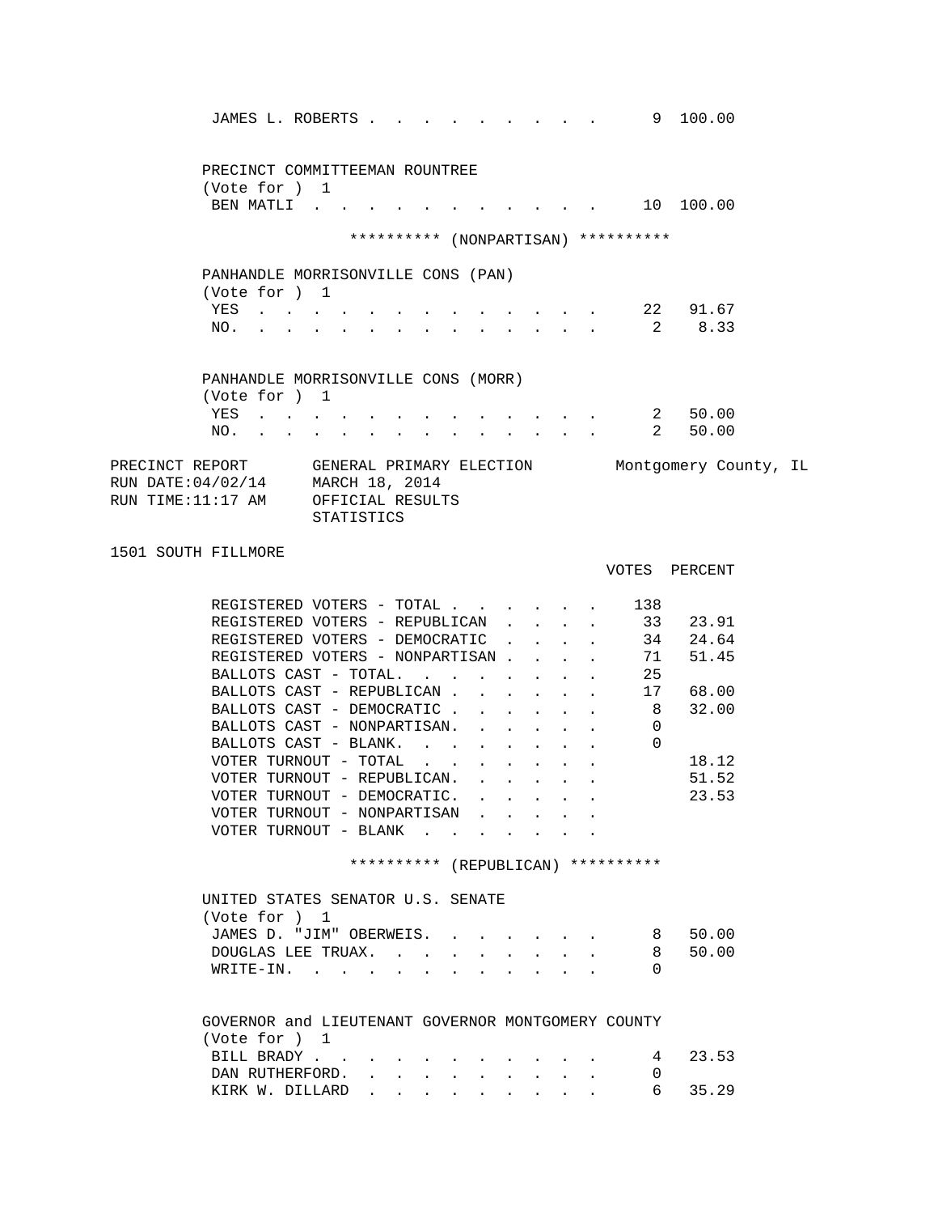| | | |
|---|---|---|
| JAMES L. ROBERTS | 9 | 100.00 |

PRECINCT COMMITTEEMAN ROUNTREE
(Vote for ) 1

| | | |
|---|---|---|
| BEN MATLI | 10 | 100.00 |

********** (NONPARTISAN) **********

PANHANDLE MORRISONVILLE CONS (PAN)
(Vote for ) 1

| | | |
|---|---|---|
| YES | 22 | 91.67 |
| NO. | 2 | 8.33 |

PANHANDLE MORRISONVILLE CONS (MORR)
(Vote for ) 1

| | | |
|---|---|---|
| YES | 2 | 50.00 |
| NO. | 2 | 50.00 |

PRECINCT REPORT — GENERAL PRIMARY ELECTION — Montgomery County, IL
RUN DATE:04/02/14 — MARCH 18, 2014
RUN TIME:11:17 AM — OFFICIAL RESULTS
STATISTICS

1501 SOUTH FILLMORE

| | VOTES | PERCENT |
|---|---|---|
| REGISTERED VOTERS - TOTAL | 138 | |
| REGISTERED VOTERS - REPUBLICAN | 33 | 23.91 |
| REGISTERED VOTERS - DEMOCRATIC | 34 | 24.64 |
| REGISTERED VOTERS - NONPARTISAN | 71 | 51.45 |
| BALLOTS CAST - TOTAL. | 25 | |
| BALLOTS CAST - REPUBLICAN | 17 | 68.00 |
| BALLOTS CAST - DEMOCRATIC | 8 | 32.00 |
| BALLOTS CAST - NONPARTISAN. | 0 | |
| BALLOTS CAST - BLANK. | 0 | |
| VOTER TURNOUT - TOTAL | | 18.12 |
| VOTER TURNOUT - REPUBLICAN. | | 51.52 |
| VOTER TURNOUT - DEMOCRATIC. | | 23.53 |
| VOTER TURNOUT - NONPARTISAN | | |
| VOTER TURNOUT - BLANK | | |

********** (REPUBLICAN) **********

UNITED STATES SENATOR U.S. SENATE
(Vote for ) 1

| | | |
|---|---|---|
| JAMES D. "JIM" OBERWEIS. | 8 | 50.00 |
| DOUGLAS LEE TRUAX. | 8 | 50.00 |
| WRITE-IN. | 0 | |

GOVERNOR and LIEUTENANT GOVERNOR MONTGOMERY COUNTY
(Vote for ) 1

| | | |
|---|---|---|
| BILL BRADY | 4 | 23.53 |
| DAN RUTHERFORD. | 0 | |
| KIRK W. DILLARD | 6 | 35.29 |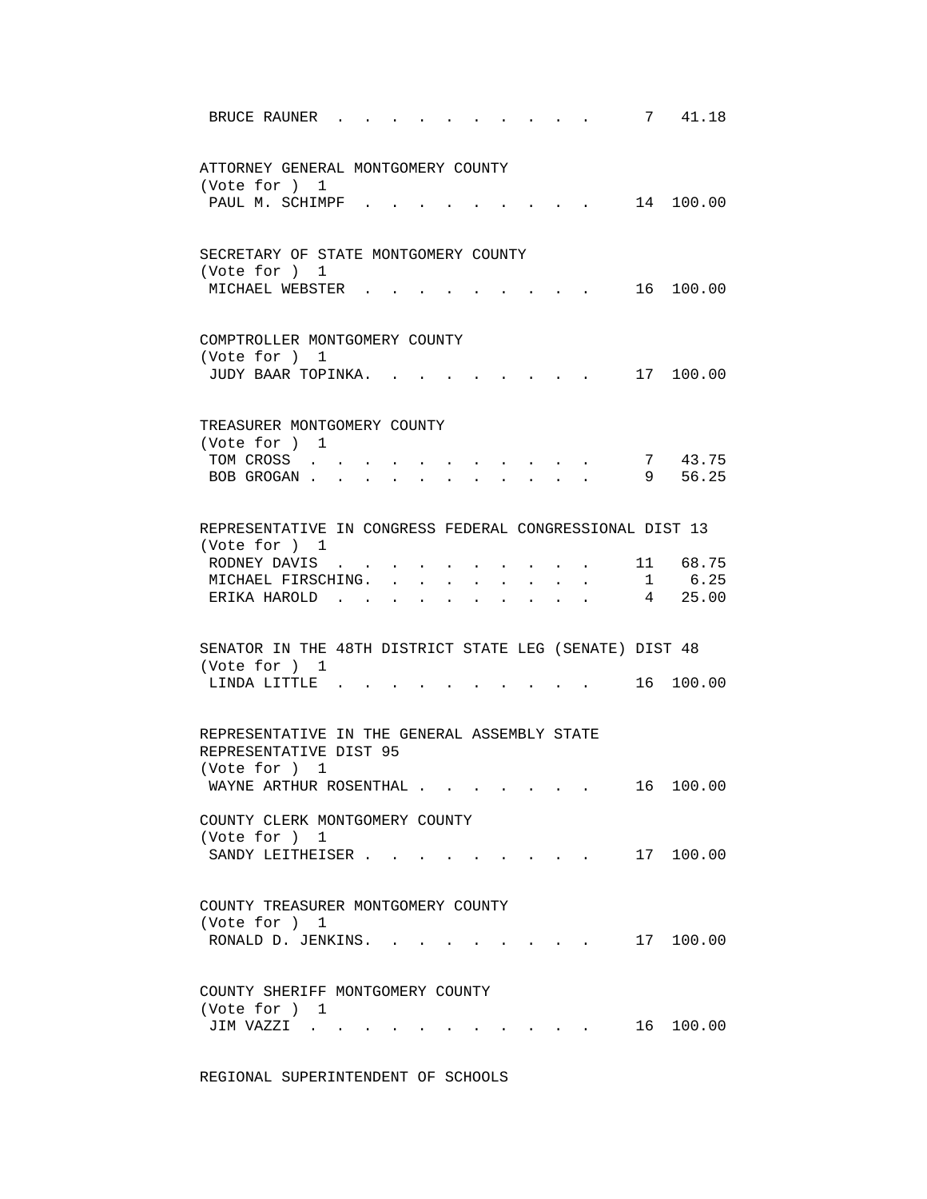BRUCE RAUNER . . . . . . . . . . . 7 41.18

ATTORNEY GENERAL MONTGOMERY COUNTY
(Vote for ) 1

| | | |
|---|---|---|
| PAUL M. SCHIMPF | 14 | 100.00 |

SECRETARY OF STATE MONTGOMERY COUNTY
(Vote for ) 1

| | | |
|---|---|---|
| MICHAEL WEBSTER | 16 | 100.00 |

COMPTROLLER MONTGOMERY COUNTY
(Vote for ) 1

| | | |
|---|---|---|
| JUDY BAAR TOPINKA | 17 | 100.00 |

TREASURER MONTGOMERY COUNTY
(Vote for ) 1

| | | |
|---|---|---|
| TOM CROSS | 7 | 43.75 |
| BOB GROGAN | 9 | 56.25 |

REPRESENTATIVE IN CONGRESS FEDERAL CONGRESSIONAL DIST 13
(Vote for ) 1

| | | |
|---|---|---|
| RODNEY DAVIS | 11 | 68.75 |
| MICHAEL FIRSCHING | 1 | 6.25 |
| ERIKA HAROLD | 4 | 25.00 |

SENATOR IN THE 48TH DISTRICT STATE LEG (SENATE) DIST 48
(Vote for ) 1

| | | |
|---|---|---|
| LINDA LITTLE | 16 | 100.00 |

REPRESENTATIVE IN THE GENERAL ASSEMBLY STATE REPRESENTATIVE DIST 95
(Vote for ) 1

| | | |
|---|---|---|
| WAYNE ARTHUR ROSENTHAL | 16 | 100.00 |

COUNTY CLERK MONTGOMERY COUNTY
(Vote for ) 1

| | | |
|---|---|---|
| SANDY LEITHEISER | 17 | 100.00 |

COUNTY TREASURER MONTGOMERY COUNTY
(Vote for ) 1

| | | |
|---|---|---|
| RONALD D. JENKINS | 17 | 100.00 |

COUNTY SHERIFF MONTGOMERY COUNTY
(Vote for ) 1

| | | |
|---|---|---|
| JIM VAZZI | 16 | 100.00 |

REGIONAL SUPERINTENDENT OF SCHOOLS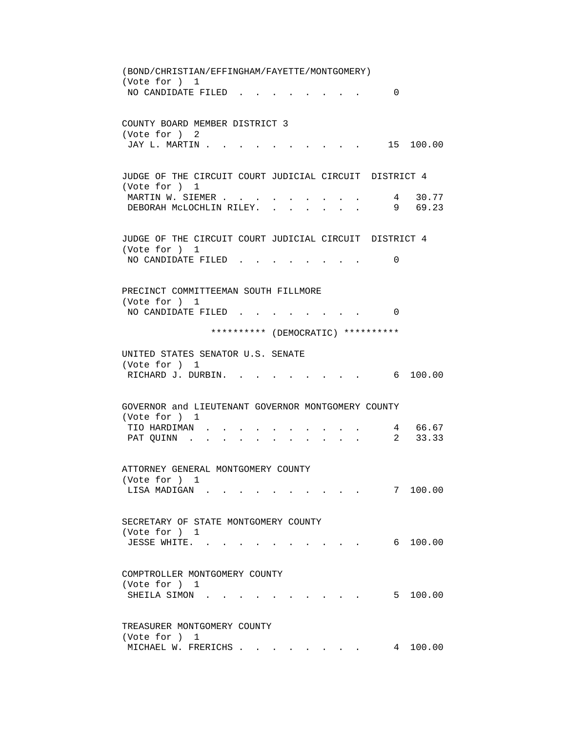(BOND/CHRISTIAN/EFFINGHAM/FAYETTE/MONTGOMERY)
(Vote for ) 1
NO CANDIDATE FILED . . . . . . . . . 0

COUNTY BOARD MEMBER DISTRICT 3
(Vote for ) 2
JAY L. MARTIN . . . . . . . . . . . 15 100.00

JUDGE OF THE CIRCUIT COURT JUDICIAL CIRCUIT DISTRICT 4
(Vote for ) 1
MARTIN W. SIEMER . . . . . . . . . . 4 30.77
DEBORAH McLOCHLIN RILEY. . . . . . . . 9 69.23

JUDGE OF THE CIRCUIT COURT JUDICIAL CIRCUIT DISTRICT 4
(Vote for ) 1
NO CANDIDATE FILED . . . . . . . . . 0

PRECINCT COMMITTEEMAN SOUTH FILLMORE
(Vote for ) 1
NO CANDIDATE FILED . . . . . . . . . 0

********** (DEMOCRATIC) **********

UNITED STATES SENATOR U.S. SENATE
(Vote for ) 1
RICHARD J. DURBIN. . . . . . . . . . 6 100.00

GOVERNOR and LIEUTENANT GOVERNOR MONTGOMERY COUNTY
(Vote for ) 1
TIO HARDIMAN . . . . . . . . . . . 4 66.67
PAT QUINN . . . . . . . . . . . . 2 33.33

ATTORNEY GENERAL MONTGOMERY COUNTY
(Vote for ) 1
LISA MADIGAN . . . . . . . . . . . 7 100.00

SECRETARY OF STATE MONTGOMERY COUNTY
(Vote for ) 1
JESSE WHITE. . . . . . . . . . . . 6 100.00

COMPTROLLER MONTGOMERY COUNTY
(Vote for ) 1
SHEILA SIMON . . . . . . . . . . . 5 100.00

TREASURER MONTGOMERY COUNTY
(Vote for ) 1
MICHAEL W. FRERICHS . . . . . . . . . 4 100.00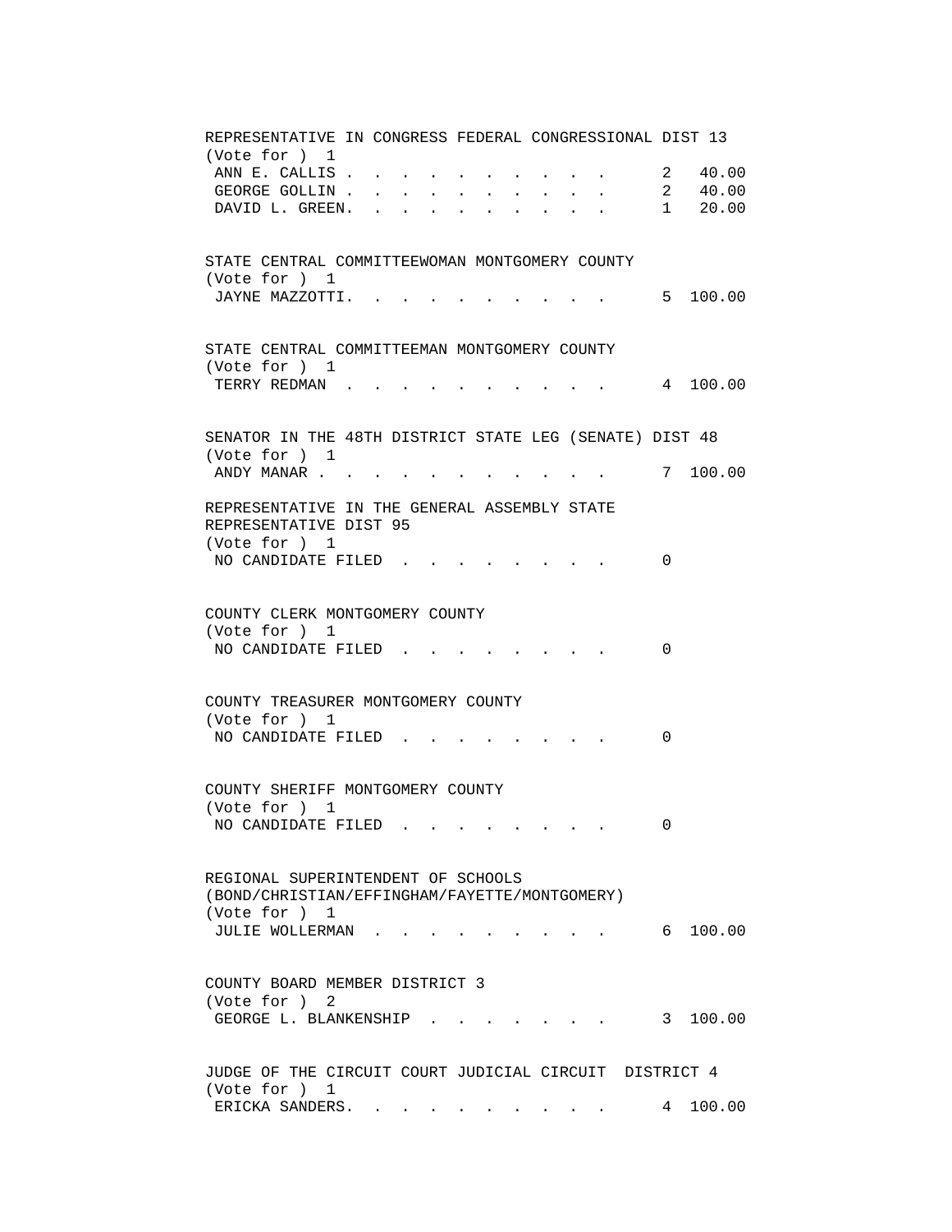REPRESENTATIVE IN CONGRESS FEDERAL CONGRESSIONAL DIST 13
(Vote for ) 1

| Candidate | Votes | Percent |
|---|---|---|
| ANN E. CALLIS | 2 | 40.00 |
| GEORGE GOLLIN | 2 | 40.00 |
| DAVID L. GREEN | 1 | 20.00 |

STATE CENTRAL COMMITTEEWOMAN MONTGOMERY COUNTY
(Vote for ) 1

| Candidate | Votes | Percent |
|---|---|---|
| JAYNE MAZZOTTI | 5 | 100.00 |

STATE CENTRAL COMMITTEEMAN MONTGOMERY COUNTY
(Vote for ) 1

| Candidate | Votes | Percent |
|---|---|---|
| TERRY REDMAN | 4 | 100.00 |

SENATOR IN THE 48TH DISTRICT STATE LEG (SENATE) DIST 48
(Vote for ) 1

| Candidate | Votes | Percent |
|---|---|---|
| ANDY MANAR | 7 | 100.00 |

REPRESENTATIVE IN THE GENERAL ASSEMBLY STATE
REPRESENTATIVE DIST 95
(Vote for ) 1

| Candidate | Votes | Percent |
|---|---|---|
| NO CANDIDATE FILED | 0 | |

COUNTY CLERK MONTGOMERY COUNTY
(Vote for ) 1

| Candidate | Votes | Percent |
|---|---|---|
| NO CANDIDATE FILED | 0 | |

COUNTY TREASURER MONTGOMERY COUNTY
(Vote for ) 1

| Candidate | Votes | Percent |
|---|---|---|
| NO CANDIDATE FILED | 0 | |

COUNTY SHERIFF MONTGOMERY COUNTY
(Vote for ) 1

| Candidate | Votes | Percent |
|---|---|---|
| NO CANDIDATE FILED | 0 | |

REGIONAL SUPERINTENDENT OF SCHOOLS
(BOND/CHRISTIAN/EFFINGHAM/FAYETTE/MONTGOMERY)
(Vote for ) 1

| Candidate | Votes | Percent |
|---|---|---|
| JULIE WOLLERMAN | 6 | 100.00 |

COUNTY BOARD MEMBER DISTRICT 3
(Vote for ) 2

| Candidate | Votes | Percent |
|---|---|---|
| GEORGE L. BLANKENSHIP | 3 | 100.00 |

JUDGE OF THE CIRCUIT COURT JUDICIAL CIRCUIT DISTRICT 4
(Vote for ) 1

| Candidate | Votes | Percent |
|---|---|---|
| ERICKA SANDERS | 4 | 100.00 |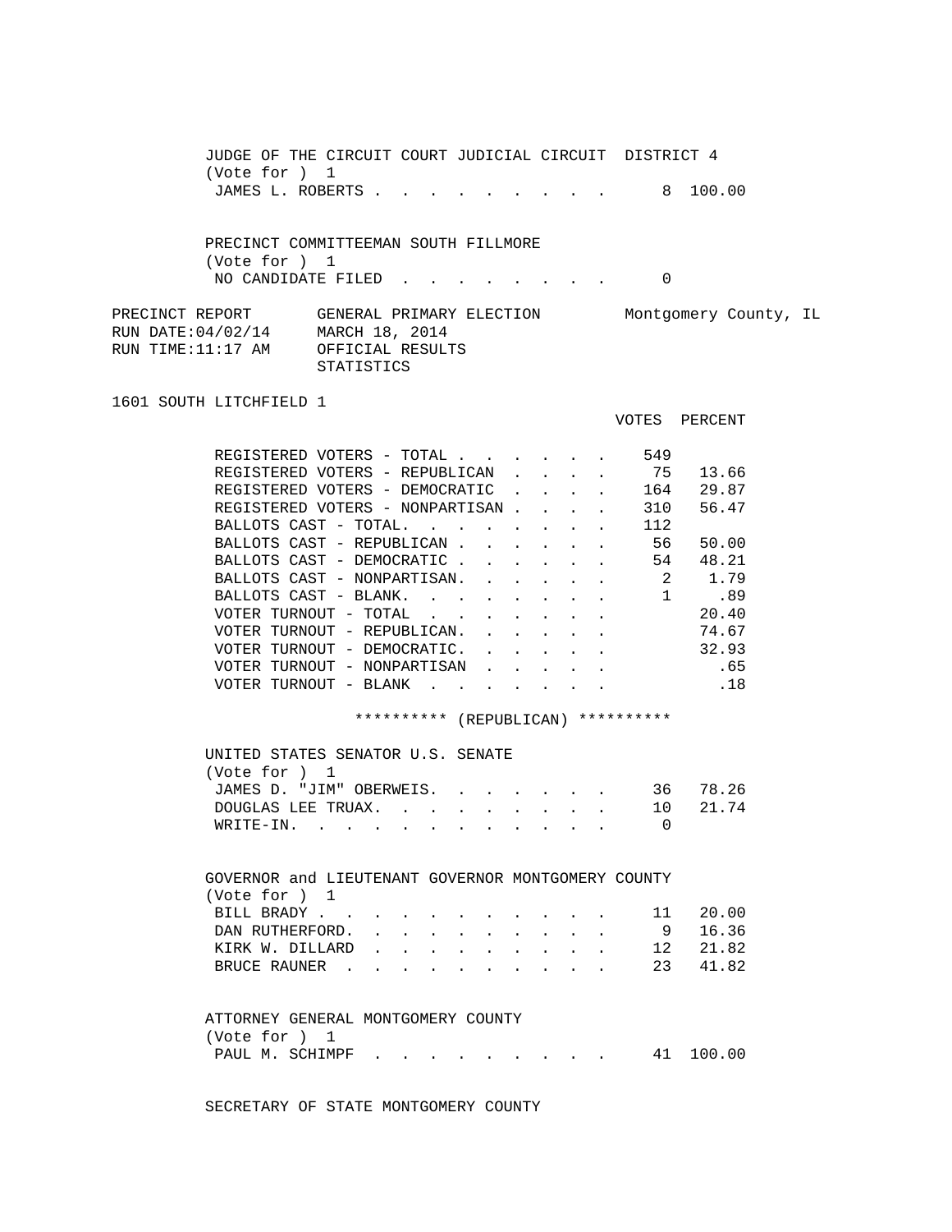JUDGE OF THE CIRCUIT COURT JUDICIAL CIRCUIT DISTRICT 4
(Vote for ) 1

| | VOTES | PERCENT |
|---|---|---|
| JAMES L. ROBERTS | 8 | 100.00 |

PRECINCT COMMITTEEMAN SOUTH FILLMORE
(Vote for ) 1

| | VOTES | PERCENT |
|---|---|---|
| NO CANDIDATE FILED | 0 | |

PRECINCT REPORT — GENERAL PRIMARY ELECTION — Montgomery County, IL
RUN DATE:04/02/14 — MARCH 18, 2014
RUN TIME:11:17 AM — OFFICIAL RESULTS
STATISTICS

## 1601 SOUTH LITCHFIELD 1

| | VOTES | PERCENT |
|---|---|---|
| REGISTERED VOTERS - TOTAL | 549 | |
| REGISTERED VOTERS - REPUBLICAN | 75 | 13.66 |
| REGISTERED VOTERS - DEMOCRATIC | 164 | 29.87 |
| REGISTERED VOTERS - NONPARTISAN | 310 | 56.47 |
| BALLOTS CAST - TOTAL | 112 | |
| BALLOTS CAST - REPUBLICAN | 56 | 50.00 |
| BALLOTS CAST - DEMOCRATIC | 54 | 48.21 |
| BALLOTS CAST - NONPARTISAN | 2 | 1.79 |
| BALLOTS CAST - BLANK | 1 | .89 |
| VOTER TURNOUT - TOTAL | | 20.40 |
| VOTER TURNOUT - REPUBLICAN | | 74.67 |
| VOTER TURNOUT - DEMOCRATIC | | 32.93 |
| VOTER TURNOUT - NONPARTISAN | | .65 |
| VOTER TURNOUT - BLANK | | .18 |

********** (REPUBLICAN) **********

UNITED STATES SENATOR U.S. SENATE
(Vote for ) 1

| | VOTES | PERCENT |
|---|---|---|
| JAMES D. "JIM" OBERWEIS | 36 | 78.26 |
| DOUGLAS LEE TRUAX | 10 | 21.74 |
| WRITE-IN | 0 | |

GOVERNOR and LIEUTENANT GOVERNOR MONTGOMERY COUNTY
(Vote for ) 1

| | VOTES | PERCENT |
|---|---|---|
| BILL BRADY | 11 | 20.00 |
| DAN RUTHERFORD | 9 | 16.36 |
| KIRK W. DILLARD | 12 | 21.82 |
| BRUCE RAUNER | 23 | 41.82 |

ATTORNEY GENERAL MONTGOMERY COUNTY
(Vote for ) 1

| | VOTES | PERCENT |
|---|---|---|
| PAUL M. SCHIMPF | 41 | 100.00 |

SECRETARY OF STATE MONTGOMERY COUNTY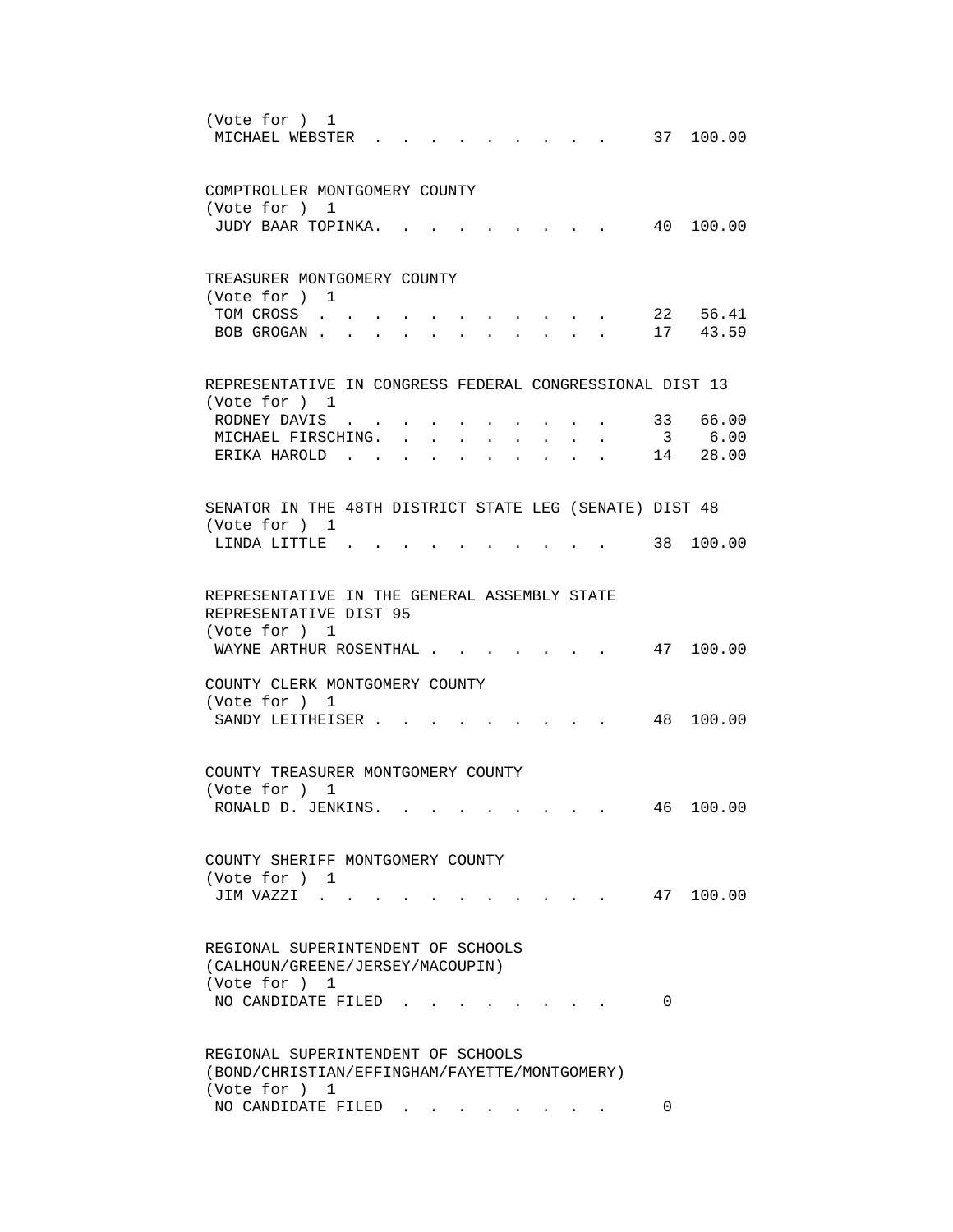(Vote for ) 1

| Candidate | Votes | Percent |
|---|---|---|
| MICHAEL WEBSTER | 37 | 100.00 |

COMPTROLLER MONTGOMERY COUNTY
(Vote for ) 1

| Candidate | Votes | Percent |
|---|---|---|
| JUDY BAAR TOPINKA | 40 | 100.00 |

TREASURER MONTGOMERY COUNTY
(Vote for ) 1

| Candidate | Votes | Percent |
|---|---|---|
| TOM CROSS | 22 | 56.41 |
| BOB GROGAN | 17 | 43.59 |

REPRESENTATIVE IN CONGRESS FEDERAL CONGRESSIONAL DIST 13
(Vote for ) 1

| Candidate | Votes | Percent |
|---|---|---|
| RODNEY DAVIS | 33 | 66.00 |
| MICHAEL FIRSCHING | 3 | 6.00 |
| ERIKA HAROLD | 14 | 28.00 |

SENATOR IN THE 48TH DISTRICT STATE LEG (SENATE) DIST 48
(Vote for ) 1

| Candidate | Votes | Percent |
|---|---|---|
| LINDA LITTLE | 38 | 100.00 |

REPRESENTATIVE IN THE GENERAL ASSEMBLY STATE REPRESENTATIVE DIST 95
(Vote for ) 1

| Candidate | Votes | Percent |
|---|---|---|
| WAYNE ARTHUR ROSENTHAL | 47 | 100.00 |

COUNTY CLERK MONTGOMERY COUNTY
(Vote for ) 1

| Candidate | Votes | Percent |
|---|---|---|
| SANDY LEITHEISER | 48 | 100.00 |

COUNTY TREASURER MONTGOMERY COUNTY
(Vote for ) 1

| Candidate | Votes | Percent |
|---|---|---|
| RONALD D. JENKINS | 46 | 100.00 |

COUNTY SHERIFF MONTGOMERY COUNTY
(Vote for ) 1

| Candidate | Votes | Percent |
|---|---|---|
| JIM VAZZI | 47 | 100.00 |

REGIONAL SUPERINTENDENT OF SCHOOLS (CALHOUN/GREENE/JERSEY/MACOUPIN)
(Vote for ) 1

| Candidate | Votes | Percent |
|---|---|---|
| NO CANDIDATE FILED | 0 | |

REGIONAL SUPERINTENDENT OF SCHOOLS (BOND/CHRISTIAN/EFFINGHAM/FAYETTE/MONTGOMERY)
(Vote for ) 1

| Candidate | Votes | Percent |
|---|---|---|
| NO CANDIDATE FILED | 0 | |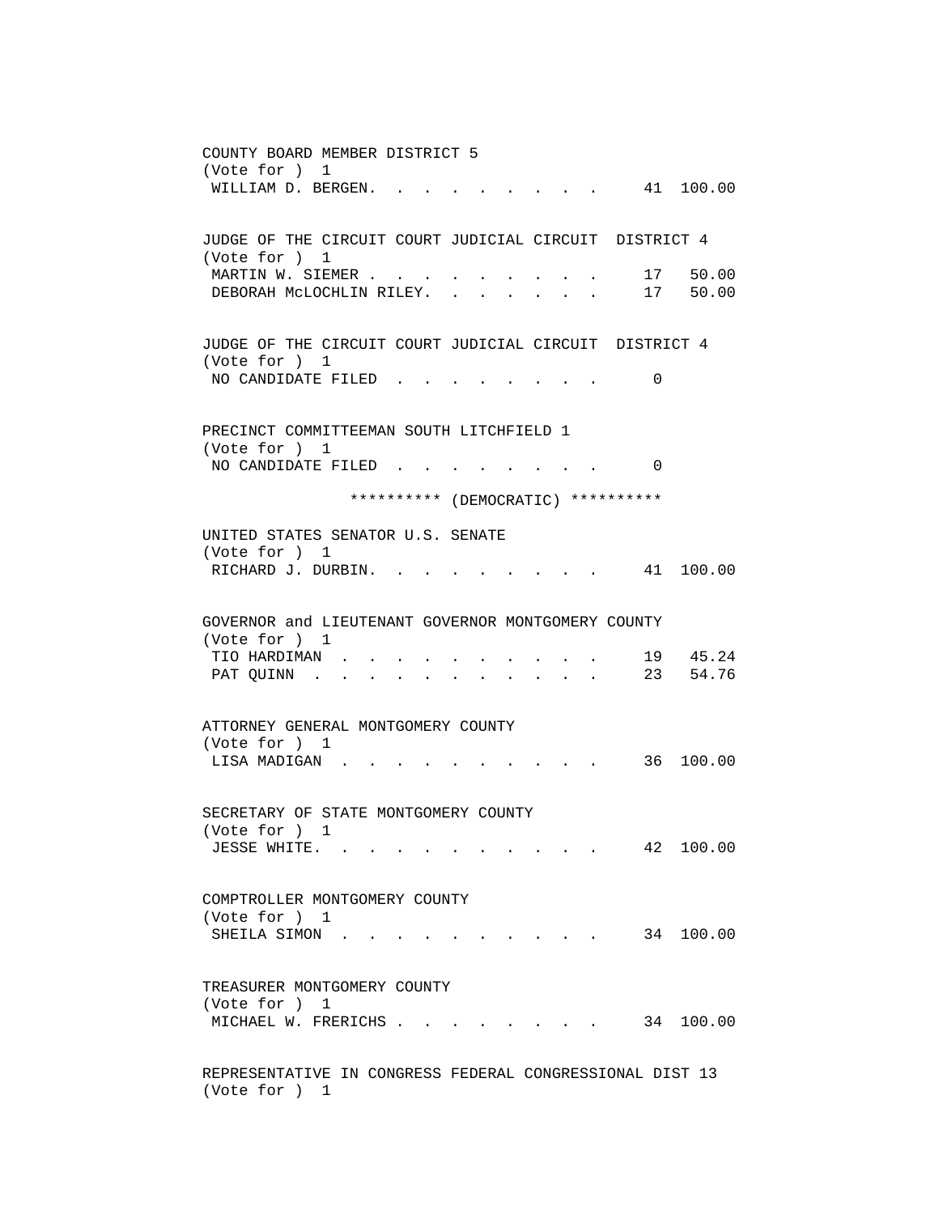COUNTY BOARD MEMBER DISTRICT 5
(Vote for ) 1

| Candidate | Votes | Percent |
|---|---|---|
| WILLIAM D. BERGEN | 41 | 100.00 |

JUDGE OF THE CIRCUIT COURT JUDICIAL CIRCUIT DISTRICT 4
(Vote for ) 1

| Candidate | Votes | Percent |
|---|---|---|
| MARTIN W. SIEMER | 17 | 50.00 |
| DEBORAH McLOCHLIN RILEY | 17 | 50.00 |

JUDGE OF THE CIRCUIT COURT JUDICIAL CIRCUIT DISTRICT 4
(Vote for ) 1

| Candidate | Votes | Percent |
|---|---|---|
| NO CANDIDATE FILED | 0 | |

PRECINCT COMMITTEEMAN SOUTH LITCHFIELD 1
(Vote for ) 1

| Candidate | Votes | Percent |
|---|---|---|
| NO CANDIDATE FILED | 0 | |

********** (DEMOCRATIC) **********

UNITED STATES SENATOR U.S. SENATE
(Vote for ) 1

| Candidate | Votes | Percent |
|---|---|---|
| RICHARD J. DURBIN | 41 | 100.00 |

GOVERNOR and LIEUTENANT GOVERNOR MONTGOMERY COUNTY
(Vote for ) 1

| Candidate | Votes | Percent |
|---|---|---|
| TIO HARDIMAN | 19 | 45.24 |
| PAT QUINN | 23 | 54.76 |

ATTORNEY GENERAL MONTGOMERY COUNTY
(Vote for ) 1

| Candidate | Votes | Percent |
|---|---|---|
| LISA MADIGAN | 36 | 100.00 |

SECRETARY OF STATE MONTGOMERY COUNTY
(Vote for ) 1

| Candidate | Votes | Percent |
|---|---|---|
| JESSE WHITE | 42 | 100.00 |

COMPTROLLER MONTGOMERY COUNTY
(Vote for ) 1

| Candidate | Votes | Percent |
|---|---|---|
| SHEILA SIMON | 34 | 100.00 |

TREASURER MONTGOMERY COUNTY
(Vote for ) 1

| Candidate | Votes | Percent |
|---|---|---|
| MICHAEL W. FRERICHS | 34 | 100.00 |

REPRESENTATIVE IN CONGRESS FEDERAL CONGRESSIONAL DIST 13
(Vote for ) 1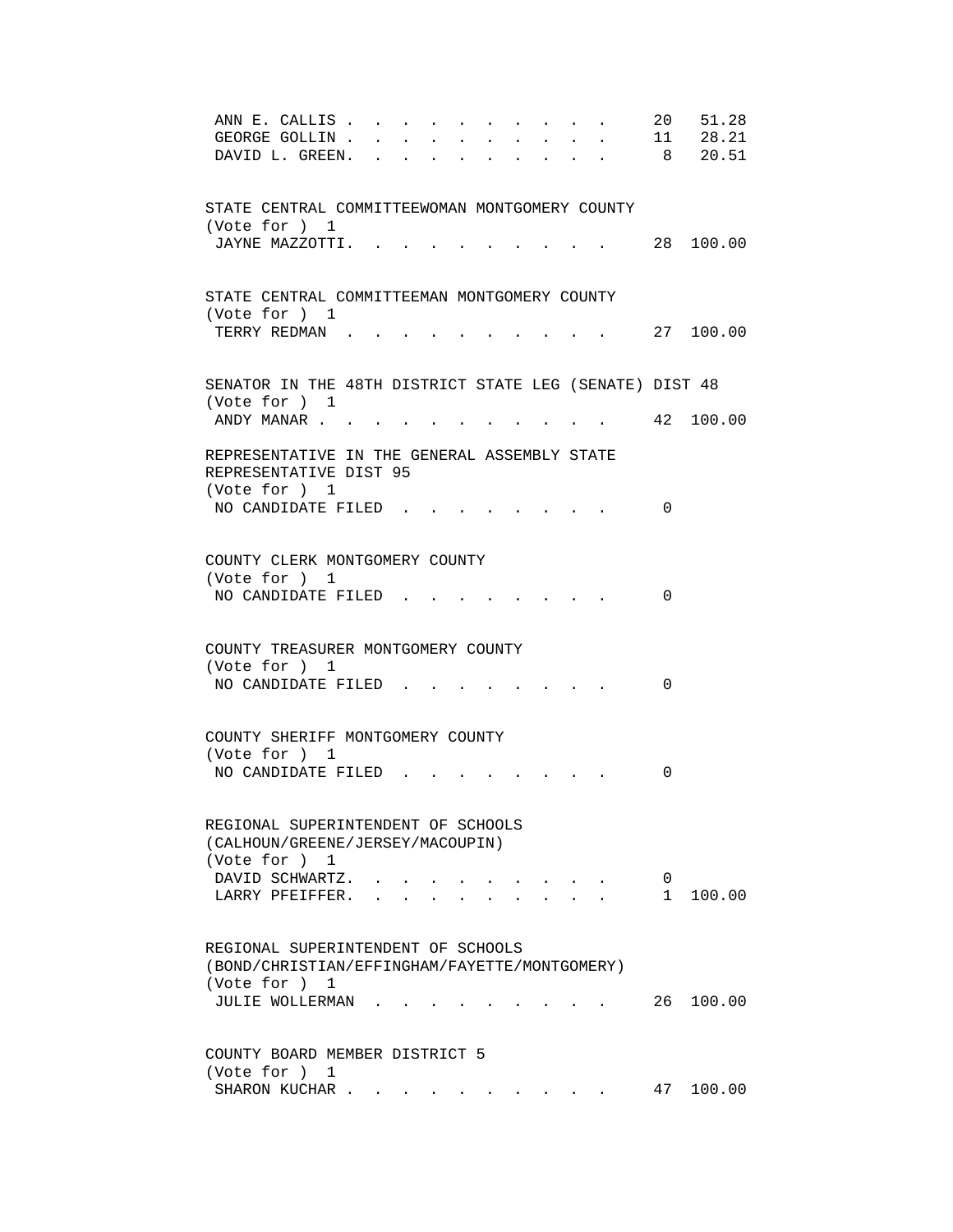| | | |
|---|---|---|
| ANN E. CALLIS | 20 | 51.28 |
| GEORGE GOLLIN | 11 | 28.21 |
| DAVID L. GREEN | 8 | 20.51 |

STATE CENTRAL COMMITTEEWOMAN MONTGOMERY COUNTY
(Vote for ) 1

| | | |
|---|---|---|
| JAYNE MAZZOTTI | 28 | 100.00 |

STATE CENTRAL COMMITTEEMAN MONTGOMERY COUNTY
(Vote for ) 1

| | | |
|---|---|---|
| TERRY REDMAN | 27 | 100.00 |

SENATOR IN THE 48TH DISTRICT STATE LEG (SENATE) DIST 48
(Vote for ) 1

| | | |
|---|---|---|
| ANDY MANAR | 42 | 100.00 |

REPRESENTATIVE IN THE GENERAL ASSEMBLY STATE REPRESENTATIVE DIST 95
(Vote for ) 1

| | | |
|---|---|---|
| NO CANDIDATE FILED | 0 | |

COUNTY CLERK MONTGOMERY COUNTY
(Vote for ) 1

| | | |
|---|---|---|
| NO CANDIDATE FILED | 0 | |

COUNTY TREASURER MONTGOMERY COUNTY
(Vote for ) 1

| | | |
|---|---|---|
| NO CANDIDATE FILED | 0 | |

COUNTY SHERIFF MONTGOMERY COUNTY
(Vote for ) 1

| | | |
|---|---|---|
| NO CANDIDATE FILED | 0 | |

REGIONAL SUPERINTENDENT OF SCHOOLS
(CALHOUN/GREENE/JERSEY/MACOUPIN)
(Vote for ) 1

| | | |
|---|---|---|
| DAVID SCHWARTZ | 0 | |
| LARRY PFEIFFER | 1 | 100.00 |

REGIONAL SUPERINTENDENT OF SCHOOLS
(BOND/CHRISTIAN/EFFINGHAM/FAYETTE/MONTGOMERY)
(Vote for ) 1

| | | |
|---|---|---|
| JULIE WOLLERMAN | 26 | 100.00 |

COUNTY BOARD MEMBER DISTRICT 5
(Vote for ) 1

| | | |
|---|---|---|
| SHARON KUCHAR | 47 | 100.00 |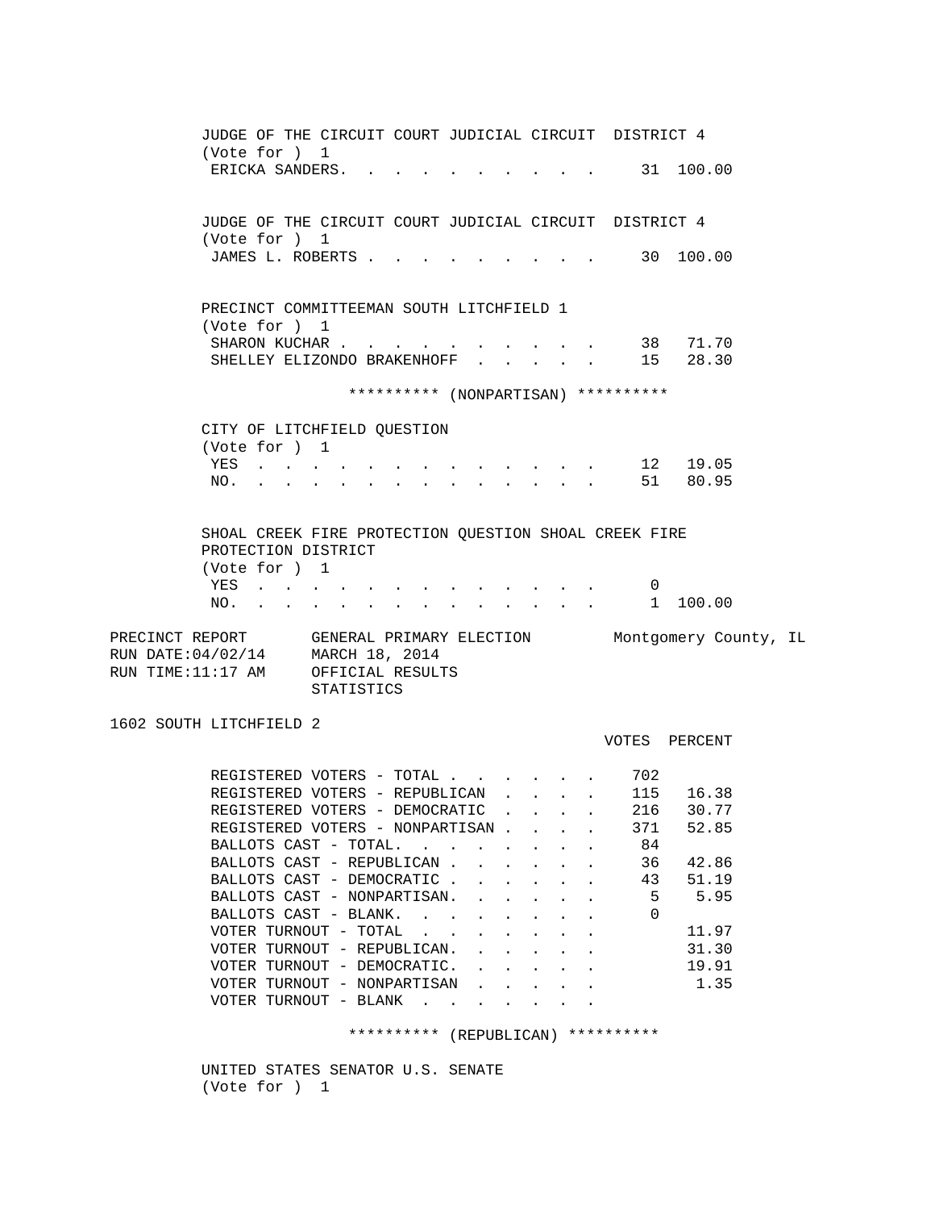JUDGE OF THE CIRCUIT COURT JUDICIAL CIRCUIT DISTRICT 4
(Vote for ) 1

| | VOTES | PERCENT |
|---|---|---|
| ERICKA SANDERS | 31 | 100.00 |

JUDGE OF THE CIRCUIT COURT JUDICIAL CIRCUIT DISTRICT 4
(Vote for ) 1

| | VOTES | PERCENT |
|---|---|---|
| JAMES L. ROBERTS | 30 | 100.00 |

PRECINCT COMMITTEEMAN SOUTH LITCHFIELD 1
(Vote for ) 1

| | VOTES | PERCENT |
|---|---|---|
| SHARON KUCHAR | 38 | 71.70 |
| SHELLEY ELIZONDO BRAKENHOFF | 15 | 28.30 |

********** (NONPARTISAN) **********

CITY OF LITCHFIELD QUESTION
(Vote for ) 1

| | VOTES | PERCENT |
|---|---|---|
| YES | 12 | 19.05 |
| NO | 51 | 80.95 |

SHOAL CREEK FIRE PROTECTION QUESTION SHOAL CREEK FIRE PROTECTION DISTRICT
(Vote for ) 1

| | VOTES | PERCENT |
|---|---|---|
| YES | 0 | |
| NO | 1 | 100.00 |

PRECINCT REPORT — GENERAL PRIMARY ELECTION — Montgomery County, IL
RUN DATE:04/02/14 — MARCH 18, 2014
RUN TIME:11:17 AM — OFFICIAL RESULTS
STATISTICS

## 1602 SOUTH LITCHFIELD 2

| | VOTES | PERCENT |
|---|---|---|
| REGISTERED VOTERS - TOTAL | 702 | |
| REGISTERED VOTERS - REPUBLICAN | 115 | 16.38 |
| REGISTERED VOTERS - DEMOCRATIC | 216 | 30.77 |
| REGISTERED VOTERS - NONPARTISAN | 371 | 52.85 |
| BALLOTS CAST - TOTAL. | 84 | |
| BALLOTS CAST - REPUBLICAN | 36 | 42.86 |
| BALLOTS CAST - DEMOCRATIC | 43 | 51.19 |
| BALLOTS CAST - NONPARTISAN. | 5 | 5.95 |
| BALLOTS CAST - BLANK. | 0 | |
| VOTER TURNOUT - TOTAL | | 11.97 |
| VOTER TURNOUT - REPUBLICAN. | | 31.30 |
| VOTER TURNOUT - DEMOCRATIC. | | 19.91 |
| VOTER TURNOUT - NONPARTISAN | | 1.35 |
| VOTER TURNOUT - BLANK | | |

********** (REPUBLICAN) **********

UNITED STATES SENATOR U.S. SENATE
(Vote for ) 1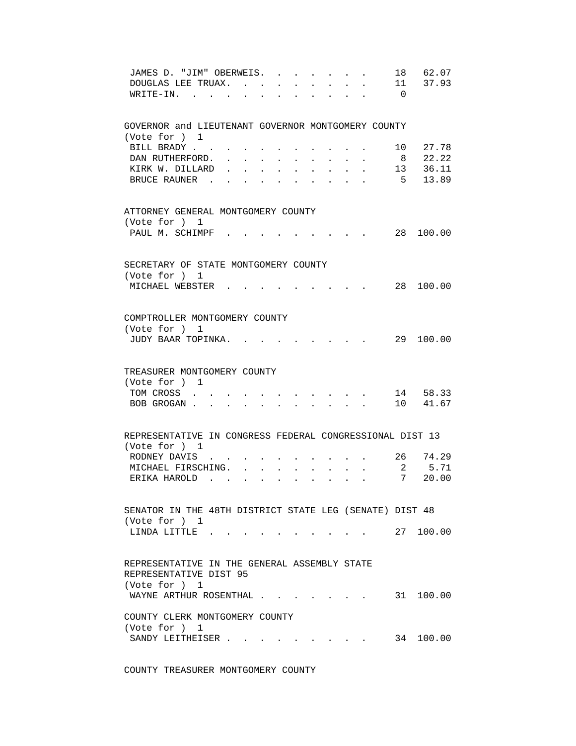| | | |
|---|---|---|
| JAMES D. "JIM" OBERWEIS | 18 | 62.07 |
| DOUGLAS LEE TRUAX | 11 | 37.93 |
| WRITE-IN | 0 | |

GOVERNOR and LIEUTENANT GOVERNOR MONTGOMERY COUNTY
(Vote for ) 1

| | | |
|---|---|---|
| BILL BRADY | 10 | 27.78 |
| DAN RUTHERFORD | 8 | 22.22 |
| KIRK W. DILLARD | 13 | 36.11 |
| BRUCE RAUNER | 5 | 13.89 |

ATTORNEY GENERAL MONTGOMERY COUNTY
(Vote for ) 1

| | | |
|---|---|---|
| PAUL M. SCHIMPF | 28 | 100.00 |

SECRETARY OF STATE MONTGOMERY COUNTY
(Vote for ) 1

| | | |
|---|---|---|
| MICHAEL WEBSTER | 28 | 100.00 |

COMPTROLLER MONTGOMERY COUNTY
(Vote for ) 1

| | | |
|---|---|---|
| JUDY BAAR TOPINKA | 29 | 100.00 |

TREASURER MONTGOMERY COUNTY
(Vote for ) 1

| | | |
|---|---|---|
| TOM CROSS | 14 | 58.33 |
| BOB GROGAN | 10 | 41.67 |

REPRESENTATIVE IN CONGRESS FEDERAL CONGRESSIONAL DIST 13
(Vote for ) 1

| | | |
|---|---|---|
| RODNEY DAVIS | 26 | 74.29 |
| MICHAEL FIRSCHING | 2 | 5.71 |
| ERIKA HAROLD | 7 | 20.00 |

SENATOR IN THE 48TH DISTRICT STATE LEG (SENATE) DIST 48
(Vote for ) 1

| | | |
|---|---|---|
| LINDA LITTLE | 27 | 100.00 |

REPRESENTATIVE IN THE GENERAL ASSEMBLY STATE
REPRESENTATIVE DIST 95
(Vote for ) 1

| | | |
|---|---|---|
| WAYNE ARTHUR ROSENTHAL | 31 | 100.00 |

COUNTY CLERK MONTGOMERY COUNTY
(Vote for ) 1

| | | |
|---|---|---|
| SANDY LEITHEISER | 34 | 100.00 |

COUNTY TREASURER MONTGOMERY COUNTY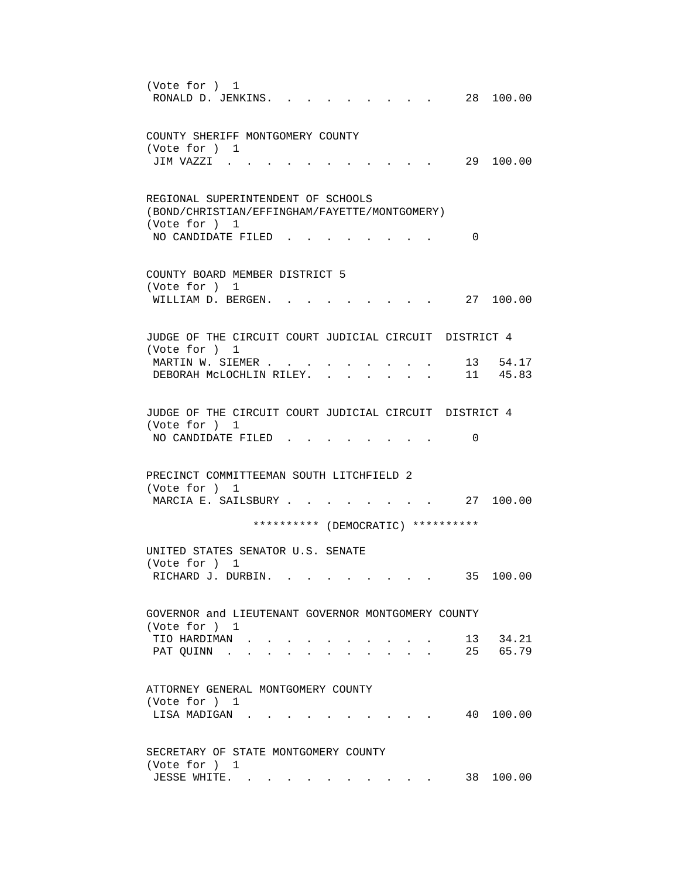(Vote for ) 1

RONALD D. JENKINS. . . . . . . . . . 28 100.00

COUNTY SHERIFF MONTGOMERY COUNTY

(Vote for ) 1

JIM VAZZI . . . . . . . . . . . . 29 100.00

REGIONAL SUPERINTENDENT OF SCHOOLS
(BOND/CHRISTIAN/EFFINGHAM/FAYETTE/MONTGOMERY)

(Vote for ) 1

NO CANDIDATE FILED . . . . . . . . 0

COUNTY BOARD MEMBER DISTRICT 5

(Vote for ) 1

WILLIAM D. BERGEN. . . . . . . . . . 27 100.00

JUDGE OF THE CIRCUIT COURT JUDICIAL CIRCUIT DISTRICT 4

(Vote for ) 1

MARTIN W. SIEMER . . . . . . . . . . 13 54.17
DEBORAH McLOCHLIN RILEY. . . . . . . . 11 45.83

JUDGE OF THE CIRCUIT COURT JUDICIAL CIRCUIT DISTRICT 4

(Vote for ) 1

NO CANDIDATE FILED . . . . . . . . 0

PRECINCT COMMITTEEMAN SOUTH LITCHFIELD 2

(Vote for ) 1

MARCIA E. SAILSBURY . . . . . . . . . 27 100.00

********** (DEMOCRATIC) **********

UNITED STATES SENATOR U.S. SENATE

(Vote for ) 1

RICHARD J. DURBIN. . . . . . . . . . 35 100.00

GOVERNOR and LIEUTENANT GOVERNOR MONTGOMERY COUNTY

(Vote for ) 1

TIO HARDIMAN . . . . . . . . . . . 13 34.21
PAT QUINN . . . . . . . . . . . . 25 65.79

ATTORNEY GENERAL MONTGOMERY COUNTY

(Vote for ) 1

LISA MADIGAN . . . . . . . . . . . 40 100.00

SECRETARY OF STATE MONTGOMERY COUNTY

(Vote for ) 1

JESSE WHITE. . . . . . . . . . . . 38 100.00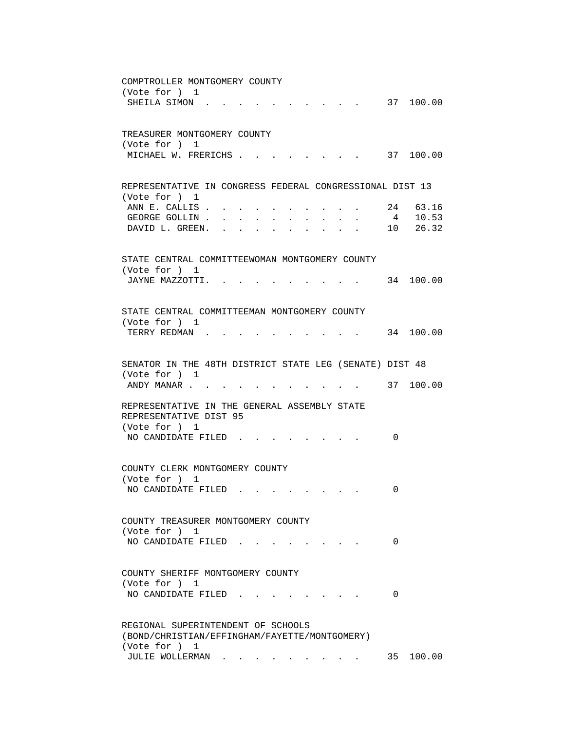COMPTROLLER MONTGOMERY COUNTY
(Vote for ) 1

| Candidate | Votes | Percent |
|---|---|---|
| SHEILA SIMON | 37 | 100.00 |

TREASURER MONTGOMERY COUNTY
(Vote for ) 1

| Candidate | Votes | Percent |
|---|---|---|
| MICHAEL W. FRERICHS | 37 | 100.00 |

REPRESENTATIVE IN CONGRESS FEDERAL CONGRESSIONAL DIST 13
(Vote for ) 1

| Candidate | Votes | Percent |
|---|---|---|
| ANN E. CALLIS | 24 | 63.16 |
| GEORGE GOLLIN | 4 | 10.53 |
| DAVID L. GREEN | 10 | 26.32 |

STATE CENTRAL COMMITTEEWOMAN MONTGOMERY COUNTY
(Vote for ) 1

| Candidate | Votes | Percent |
|---|---|---|
| JAYNE MAZZOTTI | 34 | 100.00 |

STATE CENTRAL COMMITTEEMAN MONTGOMERY COUNTY
(Vote for ) 1

| Candidate | Votes | Percent |
|---|---|---|
| TERRY REDMAN | 34 | 100.00 |

SENATOR IN THE 48TH DISTRICT STATE LEG (SENATE) DIST 48
(Vote for ) 1

| Candidate | Votes | Percent |
|---|---|---|
| ANDY MANAR | 37 | 100.00 |

REPRESENTATIVE IN THE GENERAL ASSEMBLY STATE REPRESENTATIVE DIST 95
(Vote for ) 1

| Candidate | Votes | Percent |
|---|---|---|
| NO CANDIDATE FILED | 0 | |

COUNTY CLERK MONTGOMERY COUNTY
(Vote for ) 1

| Candidate | Votes | Percent |
|---|---|---|
| NO CANDIDATE FILED | 0 | |

COUNTY TREASURER MONTGOMERY COUNTY
(Vote for ) 1

| Candidate | Votes | Percent |
|---|---|---|
| NO CANDIDATE FILED | 0 | |

COUNTY SHERIFF MONTGOMERY COUNTY
(Vote for ) 1

| Candidate | Votes | Percent |
|---|---|---|
| NO CANDIDATE FILED | 0 | |

REGIONAL SUPERINTENDENT OF SCHOOLS (BOND/CHRISTIAN/EFFINGHAM/FAYETTE/MONTGOMERY)
(Vote for ) 1

| Candidate | Votes | Percent |
|---|---|---|
| JULIE WOLLERMAN | 35 | 100.00 |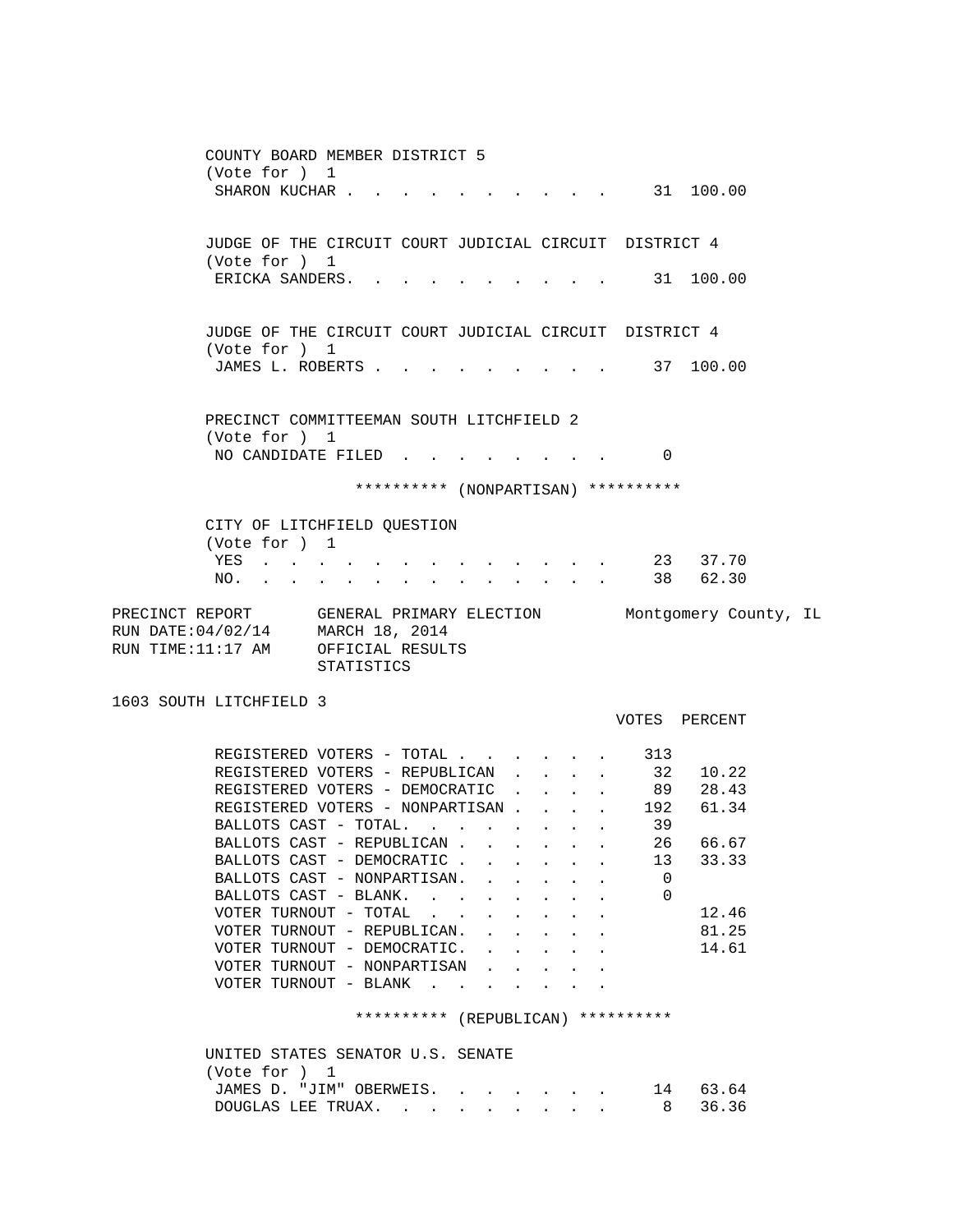COUNTY BOARD MEMBER DISTRICT 5
(Vote for ) 1

| | VOTES | PERCENT |
|---|---|---|
| SHARON KUCHAR | 31 | 100.00 |

JUDGE OF THE CIRCUIT COURT JUDICIAL CIRCUIT DISTRICT 4
(Vote for ) 1

| | VOTES | PERCENT |
|---|---|---|
| ERICKA SANDERS | 31 | 100.00 |

JUDGE OF THE CIRCUIT COURT JUDICIAL CIRCUIT DISTRICT 4
(Vote for ) 1

| | VOTES | PERCENT |
|---|---|---|
| JAMES L. ROBERTS | 37 | 100.00 |

PRECINCT COMMITTEEMAN SOUTH LITCHFIELD 2
(Vote for ) 1

| | VOTES | PERCENT |
|---|---|---|
| NO CANDIDATE FILED | 0 | |

********** (NONPARTISAN) **********

CITY OF LITCHFIELD QUESTION
(Vote for ) 1

| | VOTES | PERCENT |
|---|---|---|
| YES | 23 | 37.70 |
| NO | 38 | 62.30 |

PRECINCT REPORT — GENERAL PRIMARY ELECTION — Montgomery County, IL
RUN DATE:04/02/14 — MARCH 18, 2014
RUN TIME:11:17 AM — OFFICIAL RESULTS
STATISTICS

## 1603 SOUTH LITCHFIELD 3

| | VOTES | PERCENT |
|---|---|---|
| REGISTERED VOTERS - TOTAL | 313 | |
| REGISTERED VOTERS - REPUBLICAN | 32 | 10.22 |
| REGISTERED VOTERS - DEMOCRATIC | 89 | 28.43 |
| REGISTERED VOTERS - NONPARTISAN | 192 | 61.34 |
| BALLOTS CAST - TOTAL | 39 | |
| BALLOTS CAST - REPUBLICAN | 26 | 66.67 |
| BALLOTS CAST - DEMOCRATIC | 13 | 33.33 |
| BALLOTS CAST - NONPARTISAN | 0 | |
| BALLOTS CAST - BLANK | 0 | |
| VOTER TURNOUT - TOTAL | | 12.46 |
| VOTER TURNOUT - REPUBLICAN | | 81.25 |
| VOTER TURNOUT - DEMOCRATIC | | 14.61 |
| VOTER TURNOUT - NONPARTISAN | | |
| VOTER TURNOUT - BLANK | | |

********** (REPUBLICAN) **********

UNITED STATES SENATOR U.S. SENATE
(Vote for ) 1

| | VOTES | PERCENT |
|---|---|---|
| JAMES D. "JIM" OBERWEIS | 14 | 63.64 |
| DOUGLAS LEE TRUAX | 8 | 36.36 |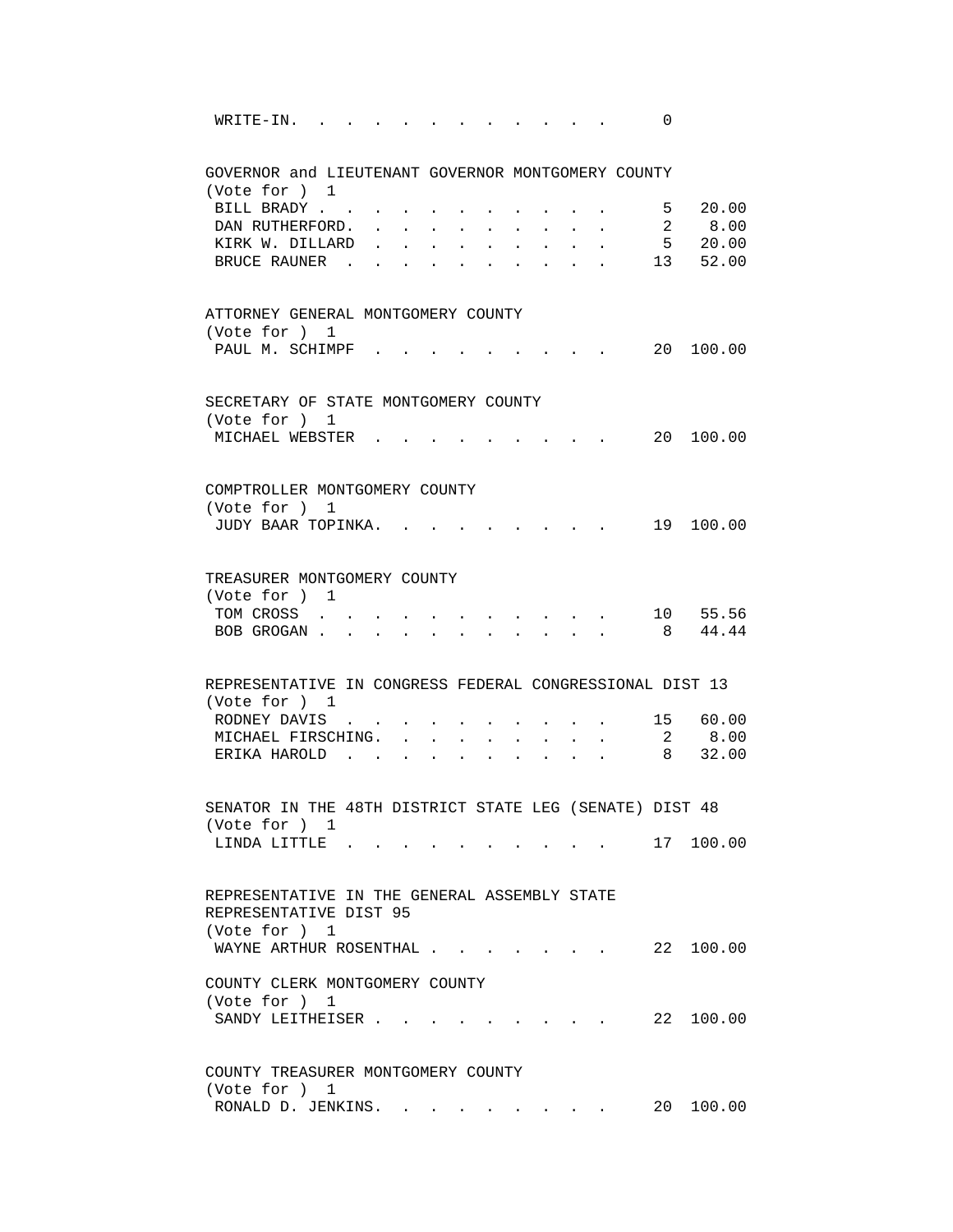WRITE-IN. . . . . . . . . . . . . 0

GOVERNOR and LIEUTENANT GOVERNOR MONTGOMERY COUNTY
(Vote for ) 1

| Candidate | Votes | Percent |
|---|---|---|
| BILL BRADY | 5 | 20.00 |
| DAN RUTHERFORD | 2 | 8.00 |
| KIRK W. DILLARD | 5 | 20.00 |
| BRUCE RAUNER | 13 | 52.00 |

ATTORNEY GENERAL MONTGOMERY COUNTY
(Vote for ) 1

| Candidate | Votes | Percent |
|---|---|---|
| PAUL M. SCHIMPF | 20 | 100.00 |

SECRETARY OF STATE MONTGOMERY COUNTY
(Vote for ) 1

| Candidate | Votes | Percent |
|---|---|---|
| MICHAEL WEBSTER | 20 | 100.00 |

COMPTROLLER MONTGOMERY COUNTY
(Vote for ) 1

| Candidate | Votes | Percent |
|---|---|---|
| JUDY BAAR TOPINKA | 19 | 100.00 |

TREASURER MONTGOMERY COUNTY
(Vote for ) 1

| Candidate | Votes | Percent |
|---|---|---|
| TOM CROSS | 10 | 55.56 |
| BOB GROGAN | 8 | 44.44 |

REPRESENTATIVE IN CONGRESS FEDERAL CONGRESSIONAL DIST 13
(Vote for ) 1

| Candidate | Votes | Percent |
|---|---|---|
| RODNEY DAVIS | 15 | 60.00 |
| MICHAEL FIRSCHING | 2 | 8.00 |
| ERIKA HAROLD | 8 | 32.00 |

SENATOR IN THE 48TH DISTRICT STATE LEG (SENATE) DIST 48
(Vote for ) 1

| Candidate | Votes | Percent |
|---|---|---|
| LINDA LITTLE | 17 | 100.00 |

REPRESENTATIVE IN THE GENERAL ASSEMBLY STATE REPRESENTATIVE DIST 95
(Vote for ) 1

| Candidate | Votes | Percent |
|---|---|---|
| WAYNE ARTHUR ROSENTHAL | 22 | 100.00 |

COUNTY CLERK MONTGOMERY COUNTY
(Vote for ) 1

| Candidate | Votes | Percent |
|---|---|---|
| SANDY LEITHEISER | 22 | 100.00 |

COUNTY TREASURER MONTGOMERY COUNTY
(Vote for ) 1

| Candidate | Votes | Percent |
|---|---|---|
| RONALD D. JENKINS | 20 | 100.00 |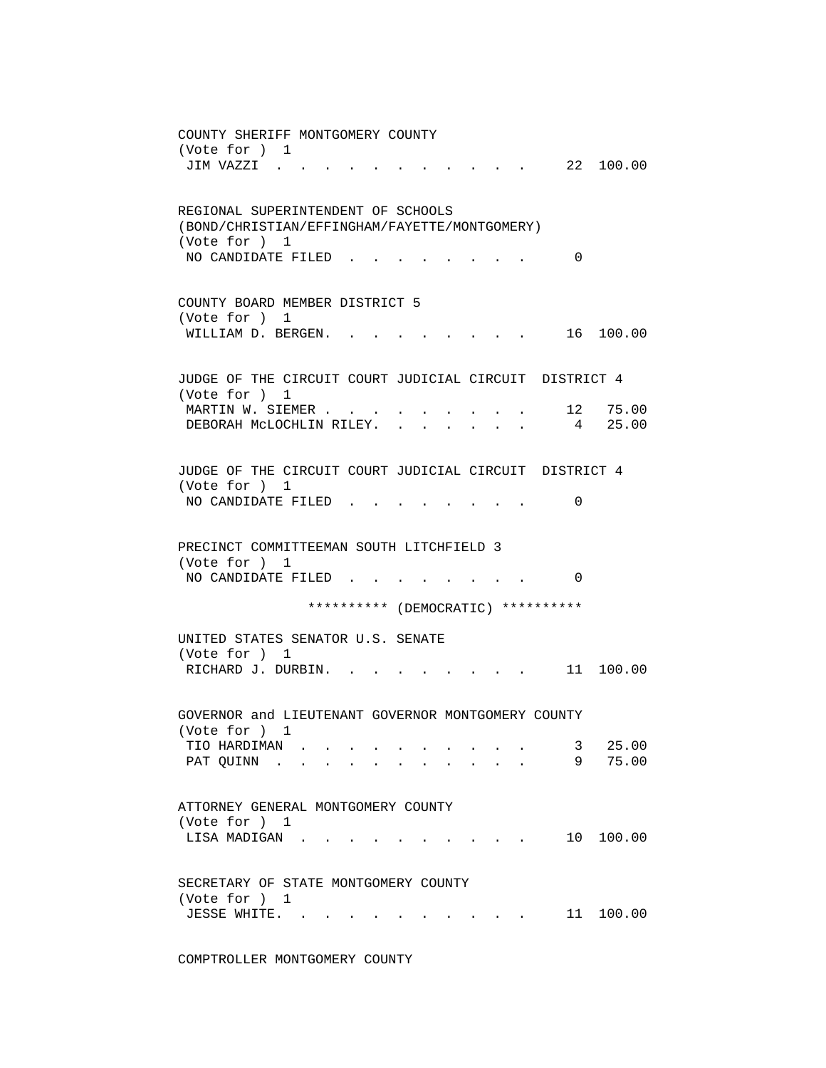COUNTY SHERIFF MONTGOMERY COUNTY
(Vote for ) 1

| | | |
|---|---|---|
| JIM VAZZI | 22 | 100.00 |

REGIONAL SUPERINTENDENT OF SCHOOLS
(BOND/CHRISTIAN/EFFINGHAM/FAYETTE/MONTGOMERY)
(Vote for ) 1

| | | |
|---|---|---|
| NO CANDIDATE FILED | 0 | |

COUNTY BOARD MEMBER DISTRICT 5
(Vote for ) 1

| | | |
|---|---|---|
| WILLIAM D. BERGEN. | 16 | 100.00 |

JUDGE OF THE CIRCUIT COURT JUDICIAL CIRCUIT DISTRICT 4
(Vote for ) 1

| | | |
|---|---|---|
| MARTIN W. SIEMER | 12 | 75.00 |
| DEBORAH McLOCHLIN RILEY. | 4 | 25.00 |

JUDGE OF THE CIRCUIT COURT JUDICIAL CIRCUIT DISTRICT 4
(Vote for ) 1

| | | |
|---|---|---|
| NO CANDIDATE FILED | 0 | |

PRECINCT COMMITTEEMAN SOUTH LITCHFIELD 3
(Vote for ) 1

| | | |
|---|---|---|
| NO CANDIDATE FILED | 0 | |

********** (DEMOCRATIC) **********

UNITED STATES SENATOR U.S. SENATE
(Vote for ) 1

| | | |
|---|---|---|
| RICHARD J. DURBIN. | 11 | 100.00 |

GOVERNOR and LIEUTENANT GOVERNOR MONTGOMERY COUNTY
(Vote for ) 1

| | | |
|---|---|---|
| TIO HARDIMAN | 3 | 25.00 |
| PAT QUINN | 9 | 75.00 |

ATTORNEY GENERAL MONTGOMERY COUNTY
(Vote for ) 1

| | | |
|---|---|---|
| LISA MADIGAN | 10 | 100.00 |

SECRETARY OF STATE MONTGOMERY COUNTY
(Vote for ) 1

| | | |
|---|---|---|
| JESSE WHITE. | 11 | 100.00 |

COMPTROLLER MONTGOMERY COUNTY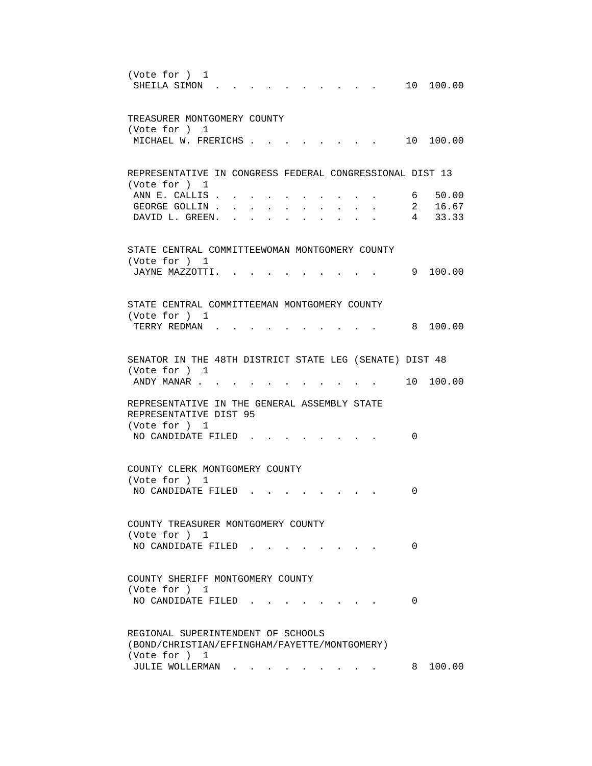(Vote for ) 1

| Candidate | Votes | Percent |
|---|---|---|
| SHEILA SIMON | 10 | 100.00 |

TREASURER MONTGOMERY COUNTY

(Vote for ) 1

| Candidate | Votes | Percent |
|---|---|---|
| MICHAEL W. FRERICHS | 10 | 100.00 |

REPRESENTATIVE IN CONGRESS FEDERAL CONGRESSIONAL DIST 13

(Vote for ) 1

| Candidate | Votes | Percent |
|---|---|---|
| ANN E. CALLIS | 6 | 50.00 |
| GEORGE GOLLIN | 2 | 16.67 |
| DAVID L. GREEN. | 4 | 33.33 |

STATE CENTRAL COMMITTEEWOMAN MONTGOMERY COUNTY

(Vote for ) 1

| Candidate | Votes | Percent |
|---|---|---|
| JAYNE MAZZOTTI. | 9 | 100.00 |

STATE CENTRAL COMMITTEEMAN MONTGOMERY COUNTY

(Vote for ) 1

| Candidate | Votes | Percent |
|---|---|---|
| TERRY REDMAN | 8 | 100.00 |

SENATOR IN THE 48TH DISTRICT STATE LEG (SENATE) DIST 48

(Vote for ) 1

| Candidate | Votes | Percent |
|---|---|---|
| ANDY MANAR | 10 | 100.00 |

REPRESENTATIVE IN THE GENERAL ASSEMBLY STATE REPRESENTATIVE DIST 95

(Vote for ) 1

| Candidate | Votes | Percent |
|---|---|---|
| NO CANDIDATE FILED | 0 | |

COUNTY CLERK MONTGOMERY COUNTY

(Vote for ) 1

| Candidate | Votes | Percent |
|---|---|---|
| NO CANDIDATE FILED | 0 | |

COUNTY TREASURER MONTGOMERY COUNTY

(Vote for ) 1

| Candidate | Votes | Percent |
|---|---|---|
| NO CANDIDATE FILED | 0 | |

COUNTY SHERIFF MONTGOMERY COUNTY

(Vote for ) 1

| Candidate | Votes | Percent |
|---|---|---|
| NO CANDIDATE FILED | 0 | |

REGIONAL SUPERINTENDENT OF SCHOOLS (BOND/CHRISTIAN/EFFINGHAM/FAYETTE/MONTGOMERY)

(Vote for ) 1

| Candidate | Votes | Percent |
|---|---|---|
| JULIE WOLLERMAN | 8 | 100.00 |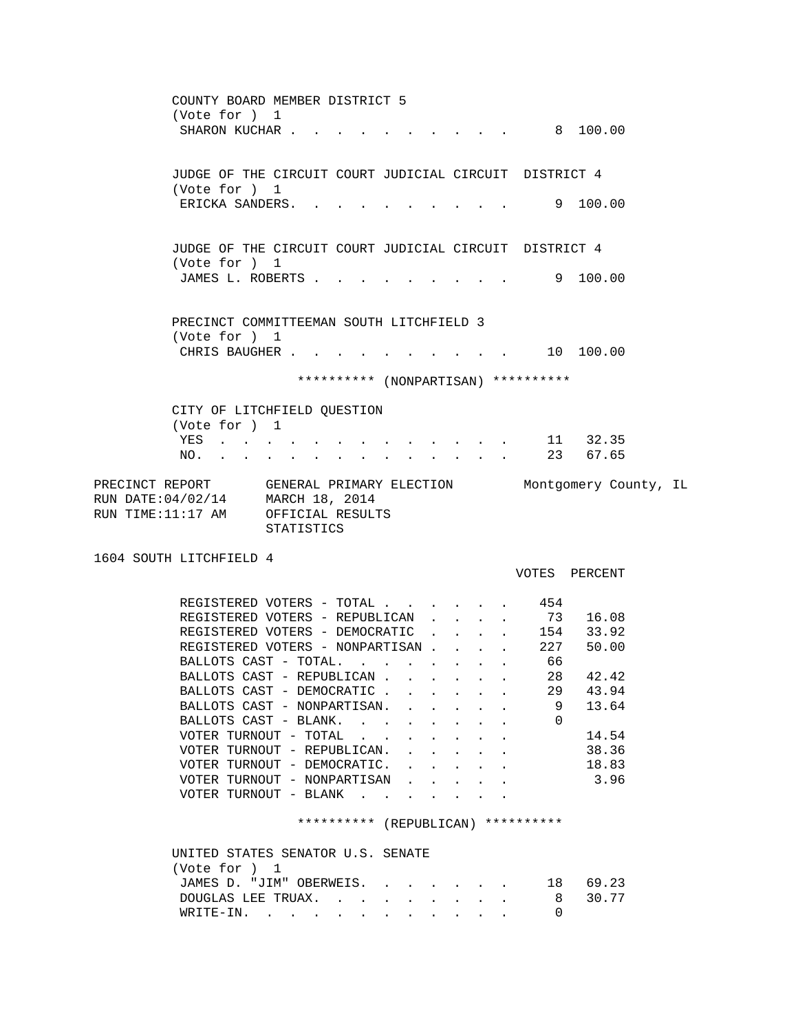COUNTY BOARD MEMBER DISTRICT 5
(Vote for ) 1

| | VOTES | PERCENT |
|---|---|---|
| SHARON KUCHAR | 8 | 100.00 |

JUDGE OF THE CIRCUIT COURT JUDICIAL CIRCUIT DISTRICT 4
(Vote for ) 1

| | VOTES | PERCENT |
|---|---|---|
| ERICKA SANDERS | 9 | 100.00 |

JUDGE OF THE CIRCUIT COURT JUDICIAL CIRCUIT DISTRICT 4
(Vote for ) 1

| | VOTES | PERCENT |
|---|---|---|
| JAMES L. ROBERTS | 9 | 100.00 |

PRECINCT COMMITTEEMAN SOUTH LITCHFIELD 3
(Vote for ) 1

| | VOTES | PERCENT |
|---|---|---|
| CHRIS BAUGHER | 10 | 100.00 |

********** (NONPARTISAN) **********

CITY OF LITCHFIELD QUESTION
(Vote for ) 1

| | VOTES | PERCENT |
|---|---|---|
| YES | 11 | 32.35 |
| NO. | 23 | 67.65 |

PRECINCT REPORT GENERAL PRIMARY ELECTION Montgomery County, IL
RUN DATE:04/02/14 MARCH 18, 2014
RUN TIME:11:17 AM OFFICIAL RESULTS
STATISTICS

1604 SOUTH LITCHFIELD 4

| | VOTES | PERCENT |
|---|---|---|
| REGISTERED VOTERS - TOTAL | 454 | |
| REGISTERED VOTERS - REPUBLICAN | 73 | 16.08 |
| REGISTERED VOTERS - DEMOCRATIC | 154 | 33.92 |
| REGISTERED VOTERS - NONPARTISAN | 227 | 50.00 |
| BALLOTS CAST - TOTAL. | 66 | |
| BALLOTS CAST - REPUBLICAN | 28 | 42.42 |
| BALLOTS CAST - DEMOCRATIC | 29 | 43.94 |
| BALLOTS CAST - NONPARTISAN. | 9 | 13.64 |
| BALLOTS CAST - BLANK. | 0 | |
| VOTER TURNOUT - TOTAL | | 14.54 |
| VOTER TURNOUT - REPUBLICAN. | | 38.36 |
| VOTER TURNOUT - DEMOCRATIC. | | 18.83 |
| VOTER TURNOUT - NONPARTISAN | | 3.96 |
| VOTER TURNOUT - BLANK | | |

********** (REPUBLICAN) **********

UNITED STATES SENATOR U.S. SENATE
(Vote for ) 1

| | VOTES | PERCENT |
|---|---|---|
| JAMES D. "JIM" OBERWEIS. | 18 | 69.23 |
| DOUGLAS LEE TRUAX. | 8 | 30.77 |
| WRITE-IN. | 0 | |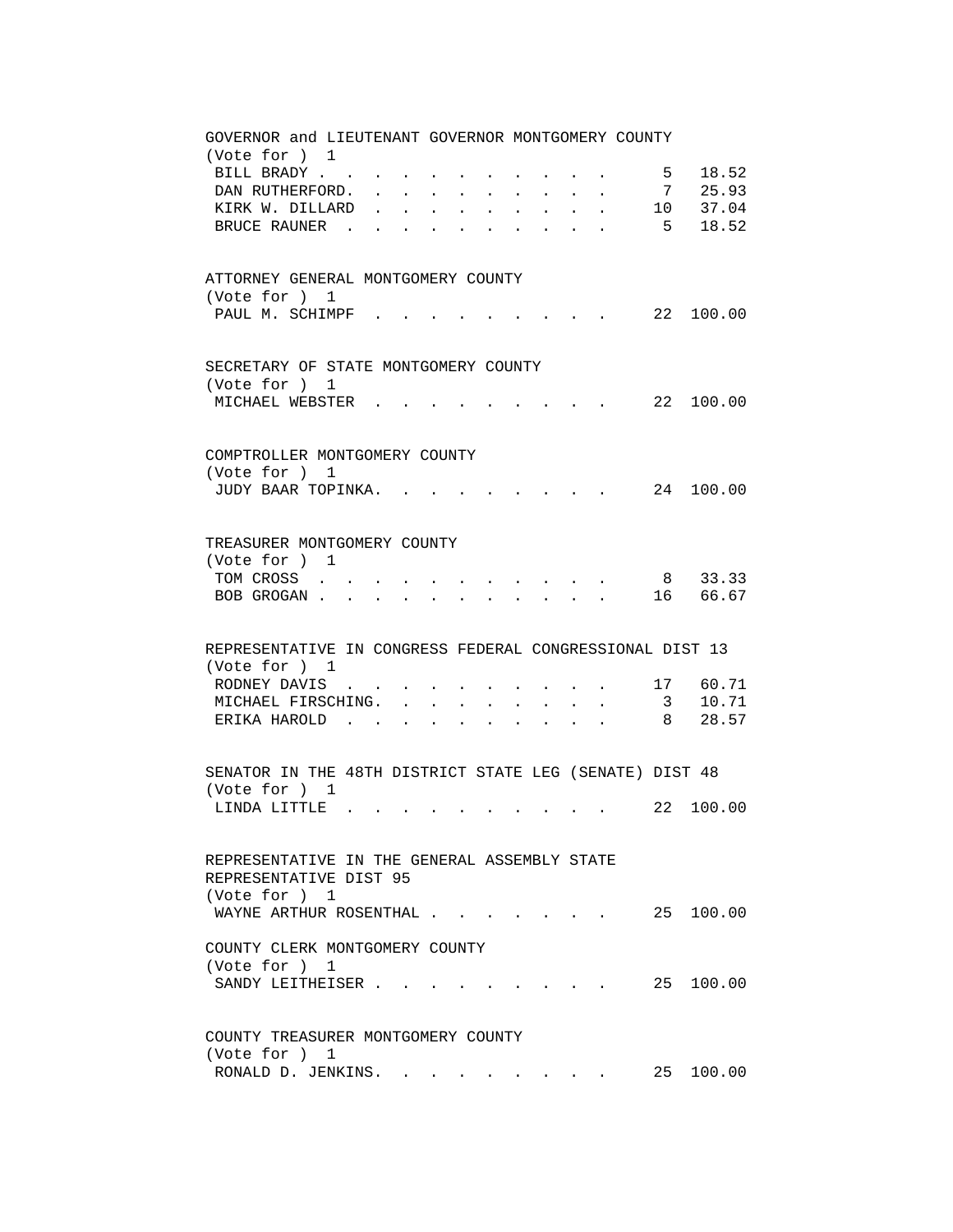GOVERNOR and LIEUTENANT GOVERNOR MONTGOMERY COUNTY
(Vote for ) 1

| Candidate | Votes | Percent |
|---|---|---|
| BILL BRADY | 5 | 18.52 |
| DAN RUTHERFORD | 7 | 25.93 |
| KIRK W. DILLARD | 10 | 37.04 |
| BRUCE RAUNER | 5 | 18.52 |

ATTORNEY GENERAL MONTGOMERY COUNTY
(Vote for ) 1

| Candidate | Votes | Percent |
|---|---|---|
| PAUL M. SCHIMPF | 22 | 100.00 |

SECRETARY OF STATE MONTGOMERY COUNTY
(Vote for ) 1

| Candidate | Votes | Percent |
|---|---|---|
| MICHAEL WEBSTER | 22 | 100.00 |

COMPTROLLER MONTGOMERY COUNTY
(Vote for ) 1

| Candidate | Votes | Percent |
|---|---|---|
| JUDY BAAR TOPINKA | 24 | 100.00 |

TREASURER MONTGOMERY COUNTY
(Vote for ) 1

| Candidate | Votes | Percent |
|---|---|---|
| TOM CROSS | 8 | 33.33 |
| BOB GROGAN | 16 | 66.67 |

REPRESENTATIVE IN CONGRESS FEDERAL CONGRESSIONAL DIST 13
(Vote for ) 1

| Candidate | Votes | Percent |
|---|---|---|
| RODNEY DAVIS | 17 | 60.71 |
| MICHAEL FIRSCHING | 3 | 10.71 |
| ERIKA HAROLD | 8 | 28.57 |

SENATOR IN THE 48TH DISTRICT STATE LEG (SENATE) DIST 48
(Vote for ) 1

| Candidate | Votes | Percent |
|---|---|---|
| LINDA LITTLE | 22 | 100.00 |

REPRESENTATIVE IN THE GENERAL ASSEMBLY STATE REPRESENTATIVE DIST 95
(Vote for ) 1

| Candidate | Votes | Percent |
|---|---|---|
| WAYNE ARTHUR ROSENTHAL | 25 | 100.00 |

COUNTY CLERK MONTGOMERY COUNTY
(Vote for ) 1

| Candidate | Votes | Percent |
|---|---|---|
| SANDY LEITHEISER | 25 | 100.00 |

COUNTY TREASURER MONTGOMERY COUNTY
(Vote for ) 1

| Candidate | Votes | Percent |
|---|---|---|
| RONALD D. JENKINS | 25 | 100.00 |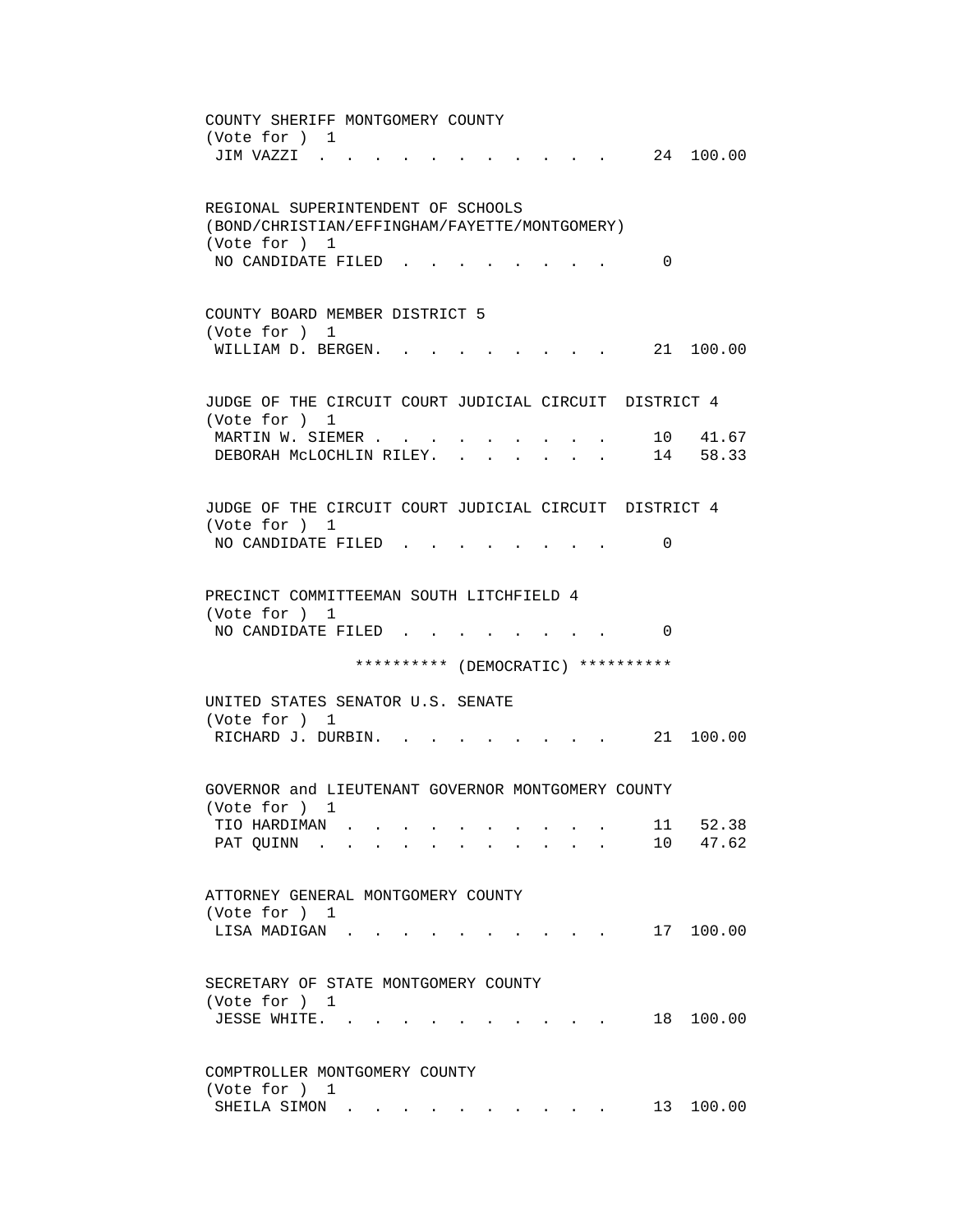COUNTY SHERIFF MONTGOMERY COUNTY
(Vote for ) 1

| Candidate | Votes | Percent |
|---|---|---|
| JIM VAZZI | 24 | 100.00 |

REGIONAL SUPERINTENDENT OF SCHOOLS
(BOND/CHRISTIAN/EFFINGHAM/FAYETTE/MONTGOMERY)
(Vote for ) 1

| Candidate | Votes | Percent |
|---|---|---|
| NO CANDIDATE FILED | 0 | |

COUNTY BOARD MEMBER DISTRICT 5
(Vote for ) 1

| Candidate | Votes | Percent |
|---|---|---|
| WILLIAM D. BERGEN | 21 | 100.00 |

JUDGE OF THE CIRCUIT COURT JUDICIAL CIRCUIT DISTRICT 4
(Vote for ) 1

| Candidate | Votes | Percent |
|---|---|---|
| MARTIN W. SIEMER | 10 | 41.67 |
| DEBORAH McLOCHLIN RILEY | 14 | 58.33 |

JUDGE OF THE CIRCUIT COURT JUDICIAL CIRCUIT DISTRICT 4
(Vote for ) 1

| Candidate | Votes | Percent |
|---|---|---|
| NO CANDIDATE FILED | 0 | |

PRECINCT COMMITTEEMAN SOUTH LITCHFIELD 4
(Vote for ) 1

| Candidate | Votes | Percent |
|---|---|---|
| NO CANDIDATE FILED | 0 | |

********** (DEMOCRATIC) **********

UNITED STATES SENATOR U.S. SENATE
(Vote for ) 1

| Candidate | Votes | Percent |
|---|---|---|
| RICHARD J. DURBIN | 21 | 100.00 |

GOVERNOR and LIEUTENANT GOVERNOR MONTGOMERY COUNTY
(Vote for ) 1

| Candidate | Votes | Percent |
|---|---|---|
| TIO HARDIMAN | 11 | 52.38 |
| PAT QUINN | 10 | 47.62 |

ATTORNEY GENERAL MONTGOMERY COUNTY
(Vote for ) 1

| Candidate | Votes | Percent |
|---|---|---|
| LISA MADIGAN | 17 | 100.00 |

SECRETARY OF STATE MONTGOMERY COUNTY
(Vote for ) 1

| Candidate | Votes | Percent |
|---|---|---|
| JESSE WHITE | 18 | 100.00 |

COMPTROLLER MONTGOMERY COUNTY
(Vote for ) 1

| Candidate | Votes | Percent |
|---|---|---|
| SHEILA SIMON | 13 | 100.00 |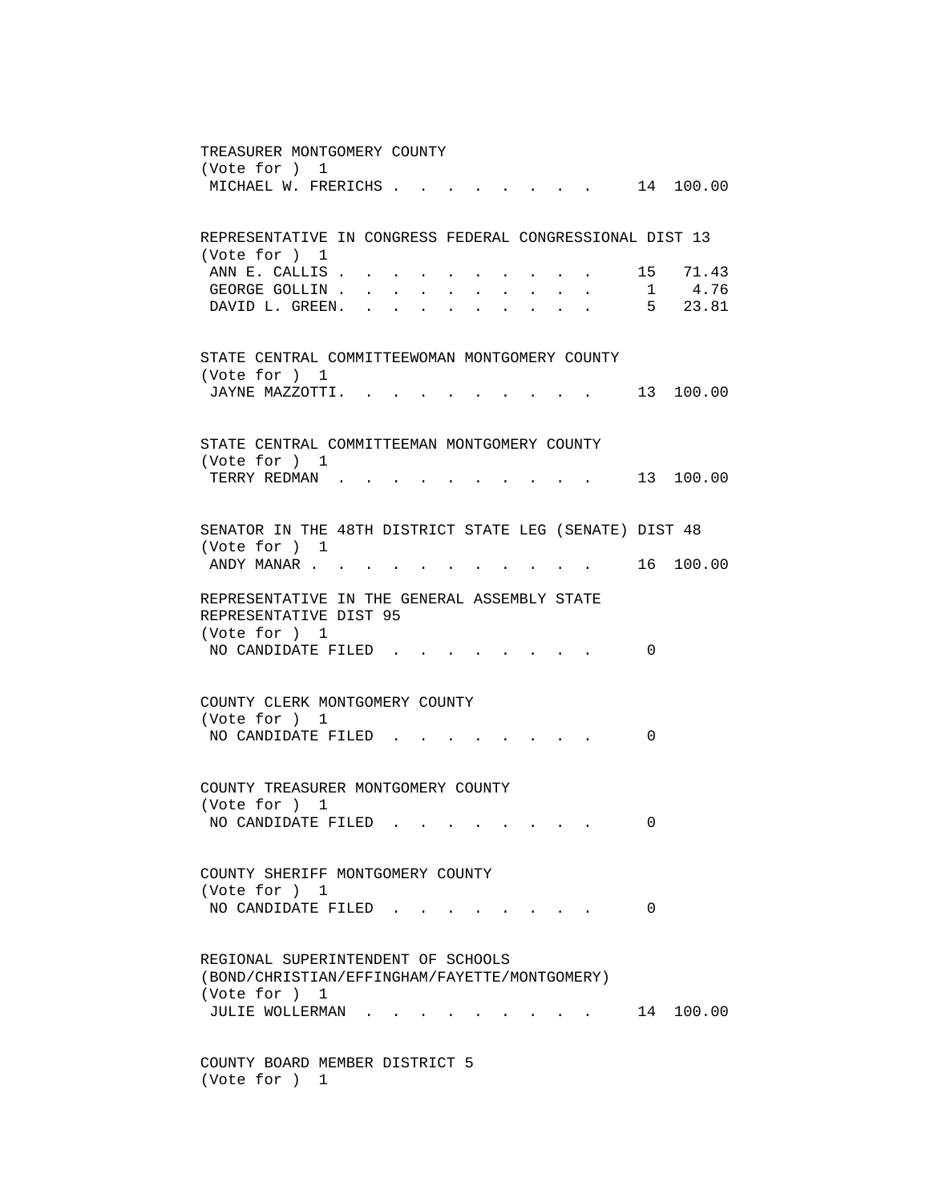TREASURER MONTGOMERY COUNTY
(Vote for ) 1

| | | |
|---|---|---|
| MICHAEL W. FRERICHS | 14 | 100.00 |

REPRESENTATIVE IN CONGRESS FEDERAL CONGRESSIONAL DIST 13
(Vote for ) 1

| | | |
|---|---|---|
| ANN E. CALLIS | 15 | 71.43 |
| GEORGE GOLLIN | 1 | 4.76 |
| DAVID L. GREEN. | 5 | 23.81 |

STATE CENTRAL COMMITTEEWOMAN MONTGOMERY COUNTY
(Vote for ) 1

| | | |
|---|---|---|
| JAYNE MAZZOTTI. | 13 | 100.00 |

STATE CENTRAL COMMITTEEMAN MONTGOMERY COUNTY
(Vote for ) 1

| | | |
|---|---|---|
| TERRY REDMAN | 13 | 100.00 |

SENATOR IN THE 48TH DISTRICT STATE LEG (SENATE) DIST 48
(Vote for ) 1

| | | |
|---|---|---|
| ANDY MANAR | 16 | 100.00 |

REPRESENTATIVE IN THE GENERAL ASSEMBLY STATE REPRESENTATIVE DIST 95
(Vote for ) 1

| | | |
|---|---|---|
| NO CANDIDATE FILED | 0 | |

COUNTY CLERK MONTGOMERY COUNTY
(Vote for ) 1

| | | |
|---|---|---|
| NO CANDIDATE FILED | 0 | |

COUNTY TREASURER MONTGOMERY COUNTY
(Vote for ) 1

| | | |
|---|---|---|
| NO CANDIDATE FILED | 0 | |

COUNTY SHERIFF MONTGOMERY COUNTY
(Vote for ) 1

| | | |
|---|---|---|
| NO CANDIDATE FILED | 0 | |

REGIONAL SUPERINTENDENT OF SCHOOLS
(BOND/CHRISTIAN/EFFINGHAM/FAYETTE/MONTGOMERY)
(Vote for ) 1

| | | |
|---|---|---|
| JULIE WOLLERMAN | 14 | 100.00 |

COUNTY BOARD MEMBER DISTRICT 5
(Vote for ) 1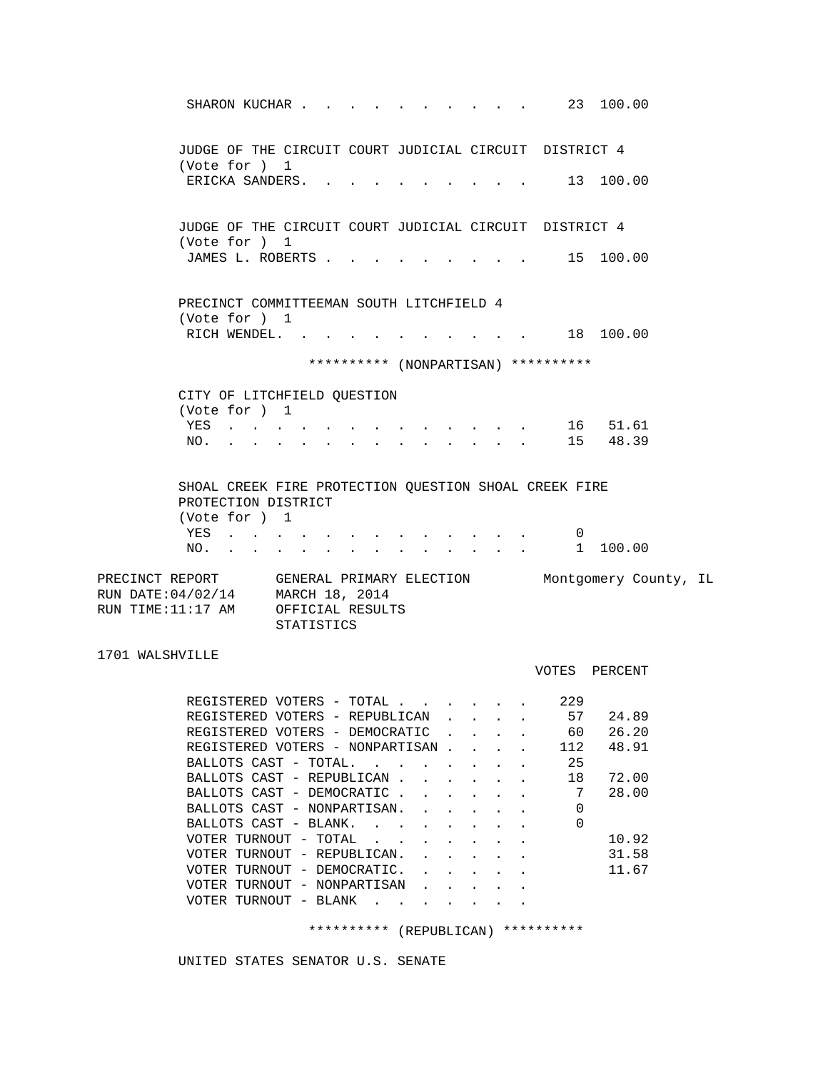SHARON KUCHAR . . . . . . . . . . . . 23 100.00

JUDGE OF THE CIRCUIT COURT JUDICIAL CIRCUIT DISTRICT 4
(Vote for ) 1

| | VOTES | PERCENT |
|---|---|---|
| ERICKA SANDERS | 13 | 100.00 |

JUDGE OF THE CIRCUIT COURT JUDICIAL CIRCUIT DISTRICT 4
(Vote for ) 1

| | VOTES | PERCENT |
|---|---|---|
| JAMES L. ROBERTS | 15 | 100.00 |

PRECINCT COMMITTEEMAN SOUTH LITCHFIELD 4
(Vote for ) 1

| | VOTES | PERCENT |
|---|---|---|
| RICH WENDEL | 18 | 100.00 |

********** (NONPARTISAN) **********

CITY OF LITCHFIELD QUESTION
(Vote for ) 1

| | VOTES | PERCENT |
|---|---|---|
| YES | 16 | 51.61 |
| NO | 15 | 48.39 |

SHOAL CREEK FIRE PROTECTION QUESTION SHOAL CREEK FIRE PROTECTION DISTRICT
(Vote for ) 1

| | VOTES | PERCENT |
|---|---|---|
| YES | 0 | |
| NO | 1 | 100.00 |

PRECINCT REPORT — GENERAL PRIMARY ELECTION — Montgomery County, IL
RUN DATE:04/02/14 — MARCH 18, 2014
RUN TIME:11:17 AM — OFFICIAL RESULTS
STATISTICS

## 1701 WALSHVILLE

| | VOTES | PERCENT |
|---|---|---|
| REGISTERED VOTERS - TOTAL | 229 | |
| REGISTERED VOTERS - REPUBLICAN | 57 | 24.89 |
| REGISTERED VOTERS - DEMOCRATIC | 60 | 26.20 |
| REGISTERED VOTERS - NONPARTISAN | 112 | 48.91 |
| BALLOTS CAST - TOTAL | 25 | |
| BALLOTS CAST - REPUBLICAN | 18 | 72.00 |
| BALLOTS CAST - DEMOCRATIC | 7 | 28.00 |
| BALLOTS CAST - NONPARTISAN | 0 | |
| BALLOTS CAST - BLANK | 0 | |
| VOTER TURNOUT - TOTAL | | 10.92 |
| VOTER TURNOUT - REPUBLICAN | | 31.58 |
| VOTER TURNOUT - DEMOCRATIC | | 11.67 |
| VOTER TURNOUT - NONPARTISAN | | |
| VOTER TURNOUT - BLANK | | |

********** (REPUBLICAN) **********

UNITED STATES SENATOR U.S. SENATE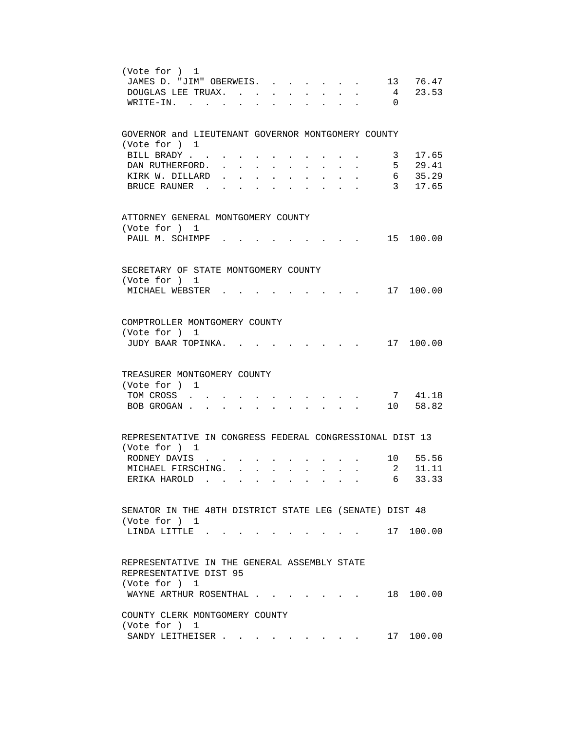(Vote for ) 1

| Candidate | Votes | Percent |
|---|---|---|
| JAMES D. "JIM" OBERWEIS | 13 | 76.47 |
| DOUGLAS LEE TRUAX | 4 | 23.53 |
| WRITE-IN | 0 | |

GOVERNOR and LIEUTENANT GOVERNOR MONTGOMERY COUNTY

(Vote for ) 1

| Candidate | Votes | Percent |
|---|---|---|
| BILL BRADY | 3 | 17.65 |
| DAN RUTHERFORD | 5 | 29.41 |
| KIRK W. DILLARD | 6 | 35.29 |
| BRUCE RAUNER | 3 | 17.65 |

ATTORNEY GENERAL MONTGOMERY COUNTY

(Vote for ) 1

| Candidate | Votes | Percent |
|---|---|---|
| PAUL M. SCHIMPF | 15 | 100.00 |

SECRETARY OF STATE MONTGOMERY COUNTY

(Vote for ) 1

| Candidate | Votes | Percent |
|---|---|---|
| MICHAEL WEBSTER | 17 | 100.00 |

COMPTROLLER MONTGOMERY COUNTY

(Vote for ) 1

| Candidate | Votes | Percent |
|---|---|---|
| JUDY BAAR TOPINKA | 17 | 100.00 |

TREASURER MONTGOMERY COUNTY

(Vote for ) 1

| Candidate | Votes | Percent |
|---|---|---|
| TOM CROSS | 7 | 41.18 |
| BOB GROGAN | 10 | 58.82 |

REPRESENTATIVE IN CONGRESS FEDERAL CONGRESSIONAL DIST 13

(Vote for ) 1

| Candidate | Votes | Percent |
|---|---|---|
| RODNEY DAVIS | 10 | 55.56 |
| MICHAEL FIRSCHING | 2 | 11.11 |
| ERIKA HAROLD | 6 | 33.33 |

SENATOR IN THE 48TH DISTRICT STATE LEG (SENATE) DIST 48

(Vote for ) 1

| Candidate | Votes | Percent |
|---|---|---|
| LINDA LITTLE | 17 | 100.00 |

REPRESENTATIVE IN THE GENERAL ASSEMBLY STATE REPRESENTATIVE DIST 95

(Vote for ) 1

| Candidate | Votes | Percent |
|---|---|---|
| WAYNE ARTHUR ROSENTHAL | 18 | 100.00 |

COUNTY CLERK MONTGOMERY COUNTY

(Vote for ) 1

| Candidate | Votes | Percent |
|---|---|---|
| SANDY LEITHEISER | 17 | 100.00 |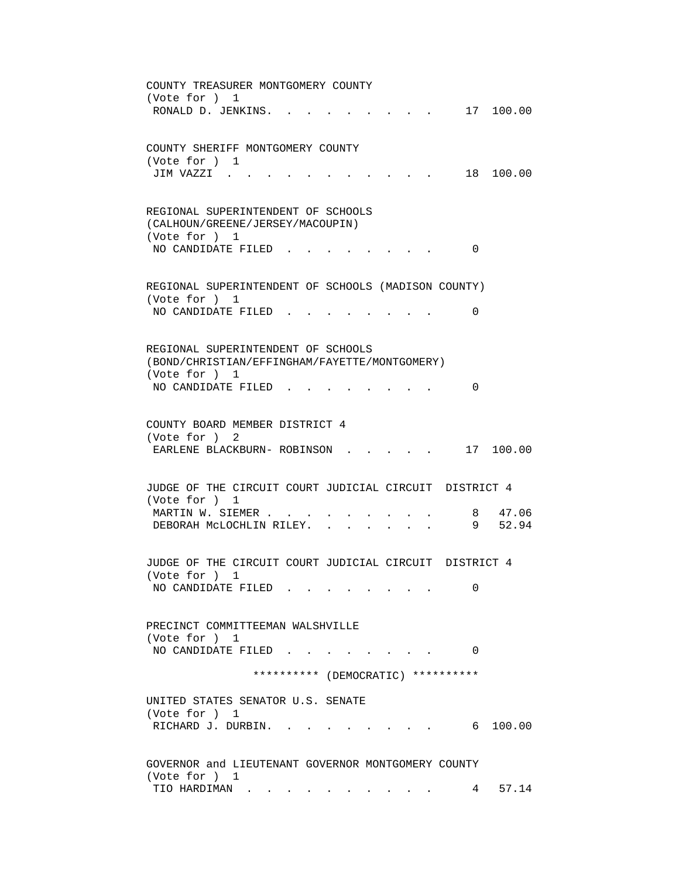COUNTY TREASURER MONTGOMERY COUNTY
(Vote for ) 1

| | | |
|---|---|---|
| RONALD D. JENKINS | 17 | 100.00 |

COUNTY SHERIFF MONTGOMERY COUNTY
(Vote for ) 1

| | | |
|---|---|---|
| JIM VAZZI | 18 | 100.00 |

REGIONAL SUPERINTENDENT OF SCHOOLS
(CALHOUN/GREENE/JERSEY/MACOUPIN)
(Vote for ) 1

| | | |
|---|---|---|
| NO CANDIDATE FILED | 0 | |

REGIONAL SUPERINTENDENT OF SCHOOLS (MADISON COUNTY)
(Vote for ) 1

| | | |
|---|---|---|
| NO CANDIDATE FILED | 0 | |

REGIONAL SUPERINTENDENT OF SCHOOLS
(BOND/CHRISTIAN/EFFINGHAM/FAYETTE/MONTGOMERY)
(Vote for ) 1

| | | |
|---|---|---|
| NO CANDIDATE FILED | 0 | |

COUNTY BOARD MEMBER DISTRICT 4
(Vote for ) 2

| | | |
|---|---|---|
| EARLENE BLACKBURN- ROBINSON | 17 | 100.00 |

JUDGE OF THE CIRCUIT COURT JUDICIAL CIRCUIT DISTRICT 4
(Vote for ) 1

| | | |
|---|---|---|
| MARTIN W. SIEMER | 8 | 47.06 |
| DEBORAH McLOCHLIN RILEY | 9 | 52.94 |

JUDGE OF THE CIRCUIT COURT JUDICIAL CIRCUIT DISTRICT 4
(Vote for ) 1

| | | |
|---|---|---|
| NO CANDIDATE FILED | 0 | |

PRECINCT COMMITTEEMAN WALSHVILLE
(Vote for ) 1

| | | |
|---|---|---|
| NO CANDIDATE FILED | 0 | |

********** (DEMOCRATIC) **********

UNITED STATES SENATOR U.S. SENATE
(Vote for ) 1

| | | |
|---|---|---|
| RICHARD J. DURBIN | 6 | 100.00 |

GOVERNOR and LIEUTENANT GOVERNOR MONTGOMERY COUNTY
(Vote for ) 1

| | | |
|---|---|---|
| TIO HARDIMAN | 4 | 57.14 |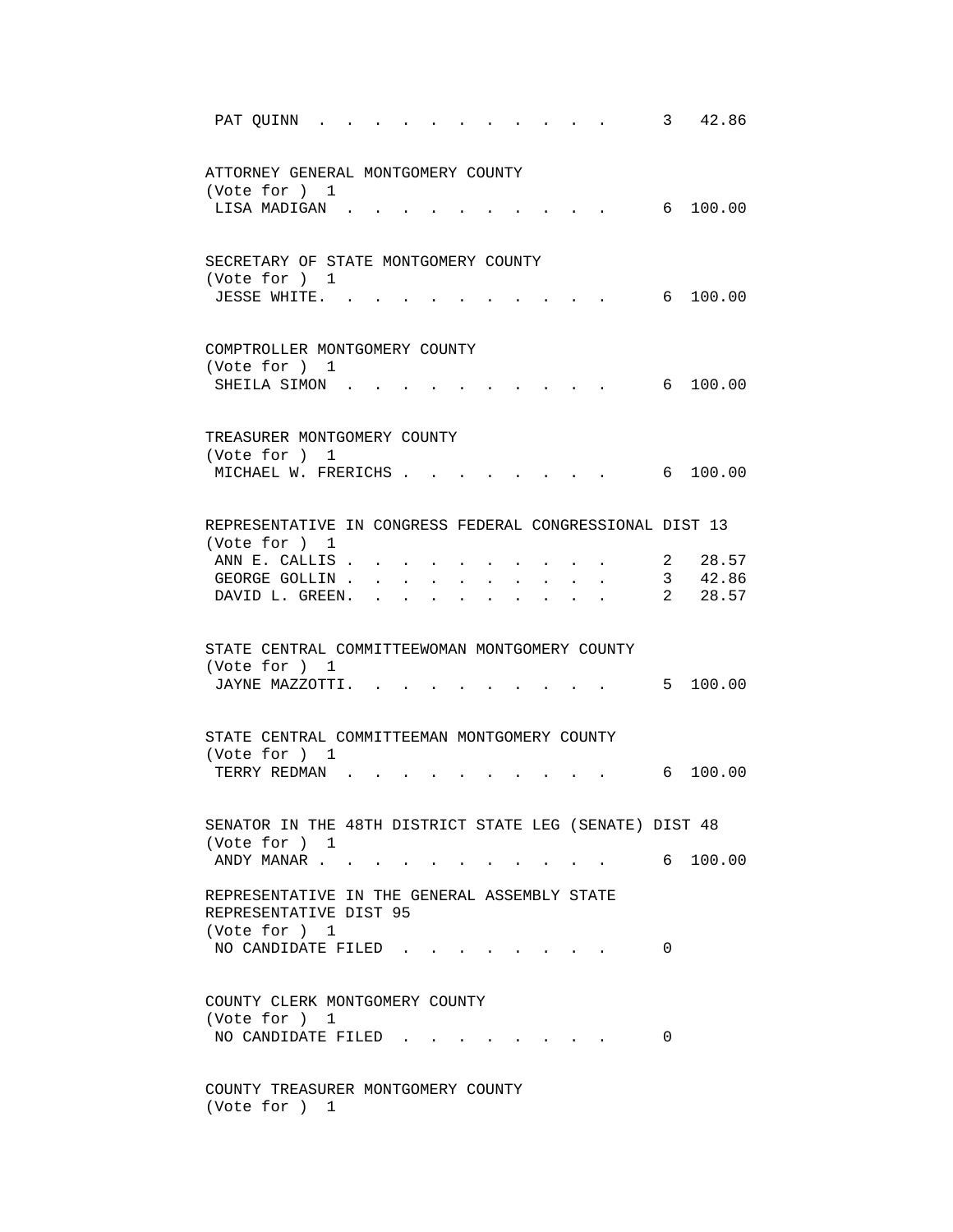PAT QUINN . . . . . . . . . . . . 3 42.86

ATTORNEY GENERAL MONTGOMERY COUNTY
(Vote for ) 1
LISA MADIGAN . . . . . . . . . . . 6 100.00

SECRETARY OF STATE MONTGOMERY COUNTY
(Vote for ) 1
JESSE WHITE. . . . . . . . . . . . 6 100.00

COMPTROLLER MONTGOMERY COUNTY
(Vote for ) 1
SHEILA SIMON . . . . . . . . . . . 6 100.00

TREASURER MONTGOMERY COUNTY
(Vote for ) 1
MICHAEL W. FRERICHS . . . . . . . . 6 100.00

REPRESENTATIVE IN CONGRESS FEDERAL CONGRESSIONAL DIST 13
(Vote for ) 1
ANN E. CALLIS . . . . . . . . . . . 2 28.57
GEORGE GOLLIN . . . . . . . . . . . 3 42.86
DAVID L. GREEN. . . . . . . . . . . 2 28.57

STATE CENTRAL COMMITTEEWOMAN MONTGOMERY COUNTY
(Vote for ) 1
JAYNE MAZZOTTI. . . . . . . . . . . 5 100.00

STATE CENTRAL COMMITTEEMAN MONTGOMERY COUNTY
(Vote for ) 1
TERRY REDMAN . . . . . . . . . . . 6 100.00

SENATOR IN THE 48TH DISTRICT STATE LEG (SENATE) DIST 48
(Vote for ) 1
ANDY MANAR . . . . . . . . . . . . 6 100.00

REPRESENTATIVE IN THE GENERAL ASSEMBLY STATE
REPRESENTATIVE DIST 95
(Vote for ) 1
NO CANDIDATE FILED . . . . . . . . 0

COUNTY CLERK MONTGOMERY COUNTY
(Vote for ) 1
NO CANDIDATE FILED . . . . . . . . 0

COUNTY TREASURER MONTGOMERY COUNTY
(Vote for ) 1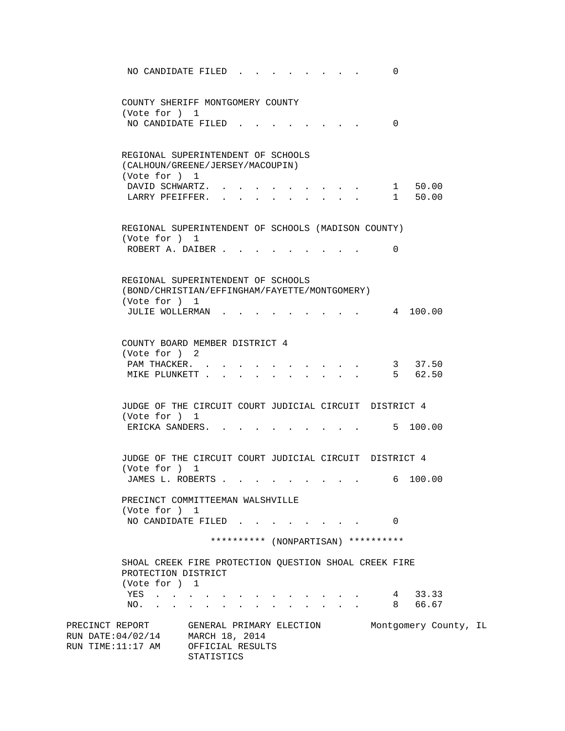NO CANDIDATE FILED . . . . . . . . . 0

COUNTY SHERIFF MONTGOMERY COUNTY
(Vote for ) 1

| Candidate | Votes | Percent |
|---|---|---|
| NO CANDIDATE FILED | 0 | |

REGIONAL SUPERINTENDENT OF SCHOOLS
(CALHOUN/GREENE/JERSEY/MACOUPIN)
(Vote for ) 1

| Candidate | Votes | Percent |
|---|---|---|
| DAVID SCHWARTZ | 1 | 50.00 |
| LARRY PFEIFFER | 1 | 50.00 |

REGIONAL SUPERINTENDENT OF SCHOOLS (MADISON COUNTY)
(Vote for ) 1

| Candidate | Votes | Percent |
|---|---|---|
| ROBERT A. DAIBER | 0 | |

REGIONAL SUPERINTENDENT OF SCHOOLS
(BOND/CHRISTIAN/EFFINGHAM/FAYETTE/MONTGOMERY)
(Vote for ) 1

| Candidate | Votes | Percent |
|---|---|---|
| JULIE WOLLERMAN | 4 | 100.00 |

COUNTY BOARD MEMBER DISTRICT 4
(Vote for ) 2

| Candidate | Votes | Percent |
|---|---|---|
| PAM THACKER | 3 | 37.50 |
| MIKE PLUNKETT | 5 | 62.50 |

JUDGE OF THE CIRCUIT COURT JUDICIAL CIRCUIT DISTRICT 4
(Vote for ) 1

| Candidate | Votes | Percent |
|---|---|---|
| ERICKA SANDERS | 5 | 100.00 |

JUDGE OF THE CIRCUIT COURT JUDICIAL CIRCUIT DISTRICT 4
(Vote for ) 1

| Candidate | Votes | Percent |
|---|---|---|
| JAMES L. ROBERTS | 6 | 100.00 |

PRECINCT COMMITTEEMAN WALSHVILLE
(Vote for ) 1

| Candidate | Votes | Percent |
|---|---|---|
| NO CANDIDATE FILED | 0 | |

********** (NONPARTISAN) **********

SHOAL CREEK FIRE PROTECTION QUESTION SHOAL CREEK FIRE
PROTECTION DISTRICT
(Vote for ) 1

| Choice | Votes | Percent |
|---|---|---|
| YES | 4 | 33.33 |
| NO | 8 | 66.67 |

PRECINCT REPORT GENERAL PRIMARY ELECTION Montgomery County, IL
RUN DATE:04/02/14 MARCH 18, 2014
RUN TIME:11:17 AM OFFICIAL RESULTS
STATISTICS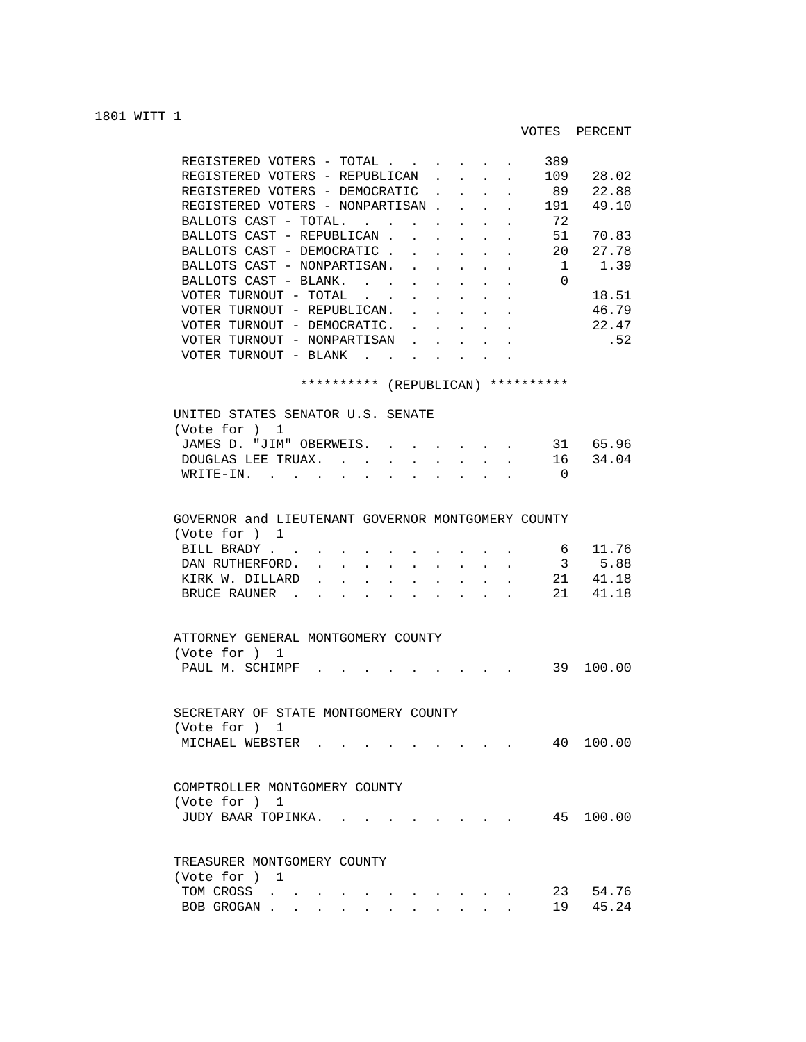## 1801 WITT 1

| | VOTES | PERCENT |
|---|---|---|
| REGISTERED VOTERS - TOTAL | 389 | |
| REGISTERED VOTERS - REPUBLICAN | 109 | 28.02 |
| REGISTERED VOTERS - DEMOCRATIC | 89 | 22.88 |
| REGISTERED VOTERS - NONPARTISAN | 191 | 49.10 |
| BALLOTS CAST - TOTAL | 72 | |
| BALLOTS CAST - REPUBLICAN | 51 | 70.83 |
| BALLOTS CAST - DEMOCRATIC | 20 | 27.78 |
| BALLOTS CAST - NONPARTISAN | 1 | 1.39 |
| BALLOTS CAST - BLANK | 0 | |
| VOTER TURNOUT - TOTAL | | 18.51 |
| VOTER TURNOUT - REPUBLICAN | | 46.79 |
| VOTER TURNOUT - DEMOCRATIC | | 22.47 |
| VOTER TURNOUT - NONPARTISAN | | .52 |
| VOTER TURNOUT - BLANK | | |

********** (REPUBLICAN) **********

### UNITED STATES SENATOR U.S. SENATE
(Vote for ) 1

| | VOTES | PERCENT |
|---|---|---|
| JAMES D. "JIM" OBERWEIS | 31 | 65.96 |
| DOUGLAS LEE TRUAX | 16 | 34.04 |
| WRITE-IN | 0 | |

### GOVERNOR and LIEUTENANT GOVERNOR MONTGOMERY COUNTY
(Vote for ) 1

| | VOTES | PERCENT |
|---|---|---|
| BILL BRADY | 6 | 11.76 |
| DAN RUTHERFORD | 3 | 5.88 |
| KIRK W. DILLARD | 21 | 41.18 |
| BRUCE RAUNER | 21 | 41.18 |

### ATTORNEY GENERAL MONTGOMERY COUNTY
(Vote for ) 1

| | VOTES | PERCENT |
|---|---|---|
| PAUL M. SCHIMPF | 39 | 100.00 |

### SECRETARY OF STATE MONTGOMERY COUNTY
(Vote for ) 1

| | VOTES | PERCENT |
|---|---|---|
| MICHAEL WEBSTER | 40 | 100.00 |

### COMPTROLLER MONTGOMERY COUNTY
(Vote for ) 1

| | VOTES | PERCENT |
|---|---|---|
| JUDY BAAR TOPINKA | 45 | 100.00 |

### TREASURER MONTGOMERY COUNTY
(Vote for ) 1

| | VOTES | PERCENT |
|---|---|---|
| TOM CROSS | 23 | 54.76 |
| BOB GROGAN | 19 | 45.24 |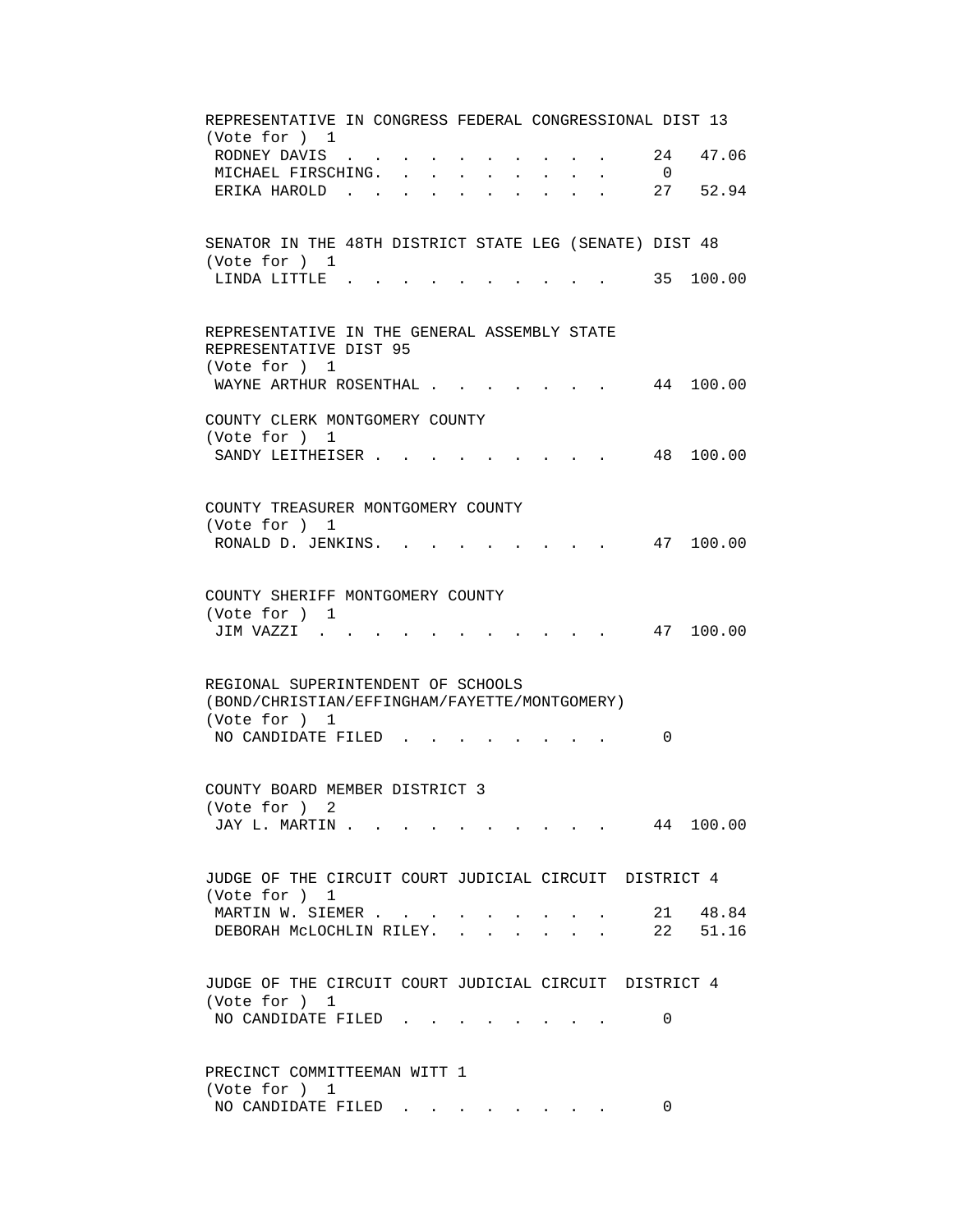REPRESENTATIVE IN CONGRESS FEDERAL CONGRESSIONAL DIST 13
(Vote for ) 1

| Candidate | Votes | Percent |
|---|---|---|
| RODNEY DAVIS | 24 | 47.06 |
| MICHAEL FIRSCHING | 0 | |
| ERIKA HAROLD | 27 | 52.94 |

SENATOR IN THE 48TH DISTRICT STATE LEG (SENATE) DIST 48
(Vote for ) 1

| Candidate | Votes | Percent |
|---|---|---|
| LINDA LITTLE | 35 | 100.00 |

REPRESENTATIVE IN THE GENERAL ASSEMBLY STATE REPRESENTATIVE DIST 95
(Vote for ) 1

| Candidate | Votes | Percent |
|---|---|---|
| WAYNE ARTHUR ROSENTHAL | 44 | 100.00 |

COUNTY CLERK MONTGOMERY COUNTY
(Vote for ) 1

| Candidate | Votes | Percent |
|---|---|---|
| SANDY LEITHEISER | 48 | 100.00 |

COUNTY TREASURER MONTGOMERY COUNTY
(Vote for ) 1

| Candidate | Votes | Percent |
|---|---|---|
| RONALD D. JENKINS | 47 | 100.00 |

COUNTY SHERIFF MONTGOMERY COUNTY
(Vote for ) 1

| Candidate | Votes | Percent |
|---|---|---|
| JIM VAZZI | 47 | 100.00 |

REGIONAL SUPERINTENDENT OF SCHOOLS
(BOND/CHRISTIAN/EFFINGHAM/FAYETTE/MONTGOMERY)
(Vote for ) 1

| Candidate | Votes | Percent |
|---|---|---|
| NO CANDIDATE FILED | 0 | |

COUNTY BOARD MEMBER DISTRICT 3
(Vote for ) 2

| Candidate | Votes | Percent |
|---|---|---|
| JAY L. MARTIN | 44 | 100.00 |

JUDGE OF THE CIRCUIT COURT JUDICIAL CIRCUIT DISTRICT 4
(Vote for ) 1

| Candidate | Votes | Percent |
|---|---|---|
| MARTIN W. SIEMER | 21 | 48.84 |
| DEBORAH McLOCHLIN RILEY | 22 | 51.16 |

JUDGE OF THE CIRCUIT COURT JUDICIAL CIRCUIT DISTRICT 4
(Vote for ) 1

| Candidate | Votes | Percent |
|---|---|---|
| NO CANDIDATE FILED | 0 | |

PRECINCT COMMITTEEMAN WITT 1
(Vote for ) 1

| Candidate | Votes | Percent |
|---|---|---|
| NO CANDIDATE FILED | 0 | |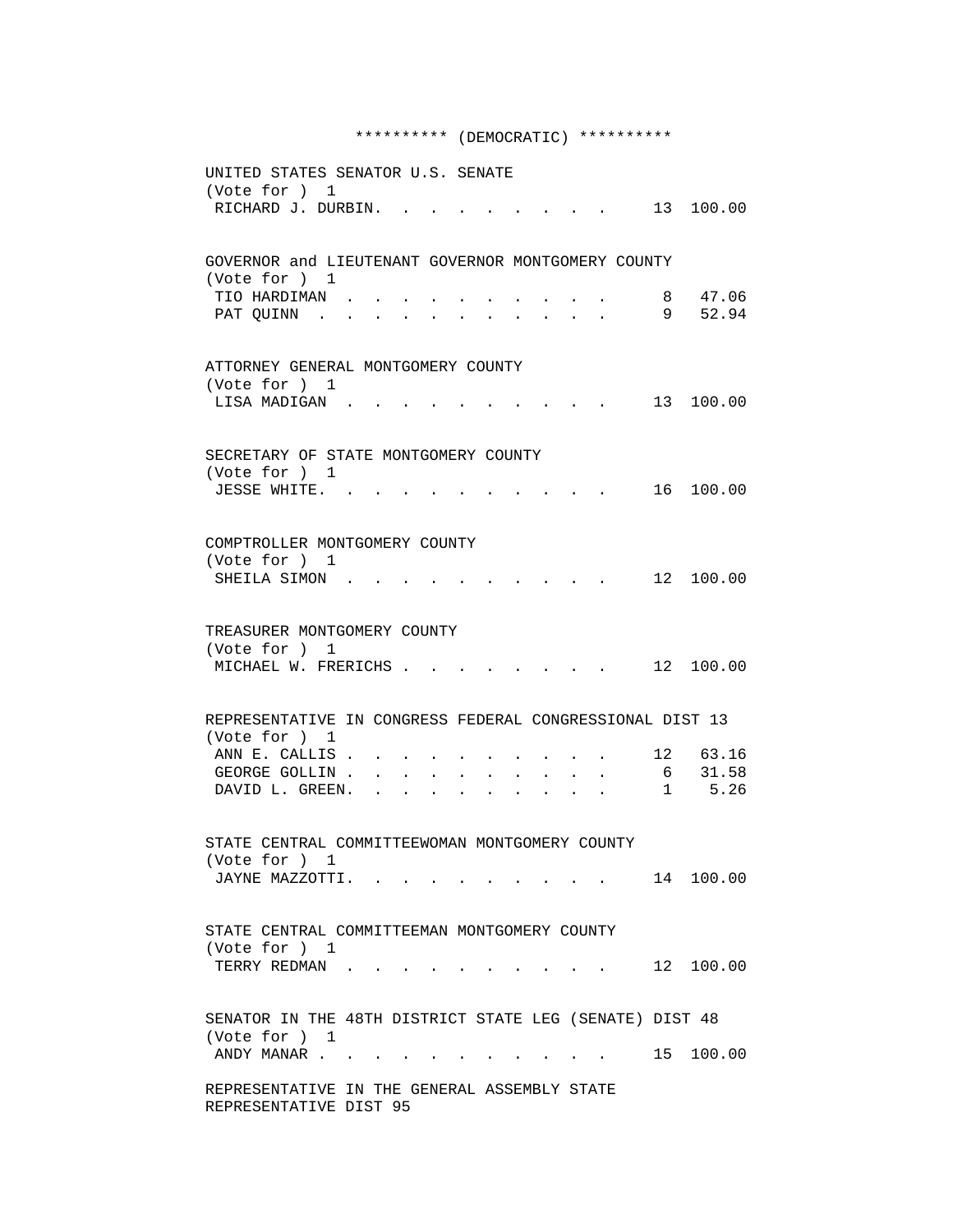********** (DEMOCRATIC) **********

UNITED STATES SENATOR U.S. SENATE
(Vote for ) 1

| Candidate | Votes | Percent |
|---|---|---|
| RICHARD J. DURBIN | 13 | 100.00 |

GOVERNOR and LIEUTENANT GOVERNOR MONTGOMERY COUNTY
(Vote for ) 1

| Candidate | Votes | Percent |
|---|---|---|
| TIO HARDIMAN | 8 | 47.06 |
| PAT QUINN | 9 | 52.94 |

ATTORNEY GENERAL MONTGOMERY COUNTY
(Vote for ) 1

| Candidate | Votes | Percent |
|---|---|---|
| LISA MADIGAN | 13 | 100.00 |

SECRETARY OF STATE MONTGOMERY COUNTY
(Vote for ) 1

| Candidate | Votes | Percent |
|---|---|---|
| JESSE WHITE | 16 | 100.00 |

COMPTROLLER MONTGOMERY COUNTY
(Vote for ) 1

| Candidate | Votes | Percent |
|---|---|---|
| SHEILA SIMON | 12 | 100.00 |

TREASURER MONTGOMERY COUNTY
(Vote for ) 1

| Candidate | Votes | Percent |
|---|---|---|
| MICHAEL W. FRERICHS | 12 | 100.00 |

REPRESENTATIVE IN CONGRESS FEDERAL CONGRESSIONAL DIST 13
(Vote for ) 1

| Candidate | Votes | Percent |
|---|---|---|
| ANN E. CALLIS | 12 | 63.16 |
| GEORGE GOLLIN | 6 | 31.58 |
| DAVID L. GREEN | 1 | 5.26 |

STATE CENTRAL COMMITTEEWOMAN MONTGOMERY COUNTY
(Vote for ) 1

| Candidate | Votes | Percent |
|---|---|---|
| JAYNE MAZZOTTI | 14 | 100.00 |

STATE CENTRAL COMMITTEEMAN MONTGOMERY COUNTY
(Vote for ) 1

| Candidate | Votes | Percent |
|---|---|---|
| TERRY REDMAN | 12 | 100.00 |

SENATOR IN THE 48TH DISTRICT STATE LEG (SENATE) DIST 48
(Vote for ) 1

| Candidate | Votes | Percent |
|---|---|---|
| ANDY MANAR | 15 | 100.00 |

REPRESENTATIVE IN THE GENERAL ASSEMBLY STATE REPRESENTATIVE DIST 95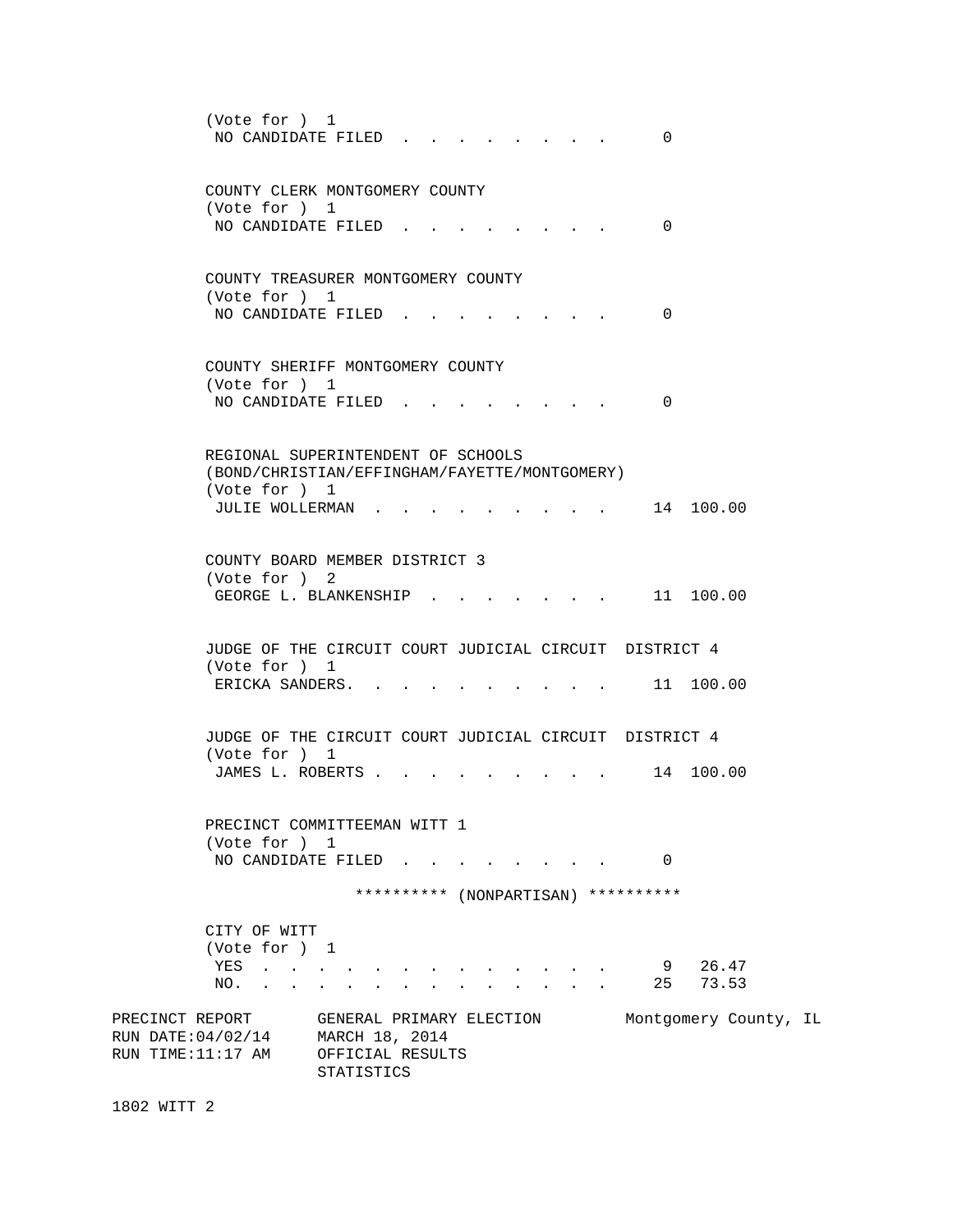(Vote for ) 1
NO CANDIDATE FILED . . . . . . . . . 0

COUNTY CLERK MONTGOMERY COUNTY
(Vote for ) 1
NO CANDIDATE FILED . . . . . . . . . 0

COUNTY TREASURER MONTGOMERY COUNTY
(Vote for ) 1
NO CANDIDATE FILED . . . . . . . . . 0

COUNTY SHERIFF MONTGOMERY COUNTY
(Vote for ) 1
NO CANDIDATE FILED . . . . . . . . . 0

REGIONAL SUPERINTENDENT OF SCHOOLS
(BOND/CHRISTIAN/EFFINGHAM/FAYETTE/MONTGOMERY)
(Vote for ) 1
JULIE WOLLERMAN . . . . . . . . . . 14 100.00

COUNTY BOARD MEMBER DISTRICT 3
(Vote for ) 2
GEORGE L. BLANKENSHIP . . . . . . . . 11 100.00

JUDGE OF THE CIRCUIT COURT JUDICIAL CIRCUIT DISTRICT 4
(Vote for ) 1
ERICKA SANDERS. . . . . . . . . . . 11 100.00

JUDGE OF THE CIRCUIT COURT JUDICIAL CIRCUIT DISTRICT 4
(Vote for ) 1
JAMES L. ROBERTS . . . . . . . . . . 14 100.00

PRECINCT COMMITTEEMAN WITT 1
(Vote for ) 1
NO CANDIDATE FILED . . . . . . . . . 0

********** (NONPARTISAN) **********

CITY OF WITT
(Vote for ) 1
YES . . . . . . . . . . . . . . 9 26.47
NO. . . . . . . . . . . . . . . 25 73.53

PRECINCT REPORT GENERAL PRIMARY ELECTION Montgomery County, IL
RUN DATE:04/02/14 MARCH 18, 2014
RUN TIME:11:17 AM OFFICIAL RESULTS
STATISTICS

1802 WITT 2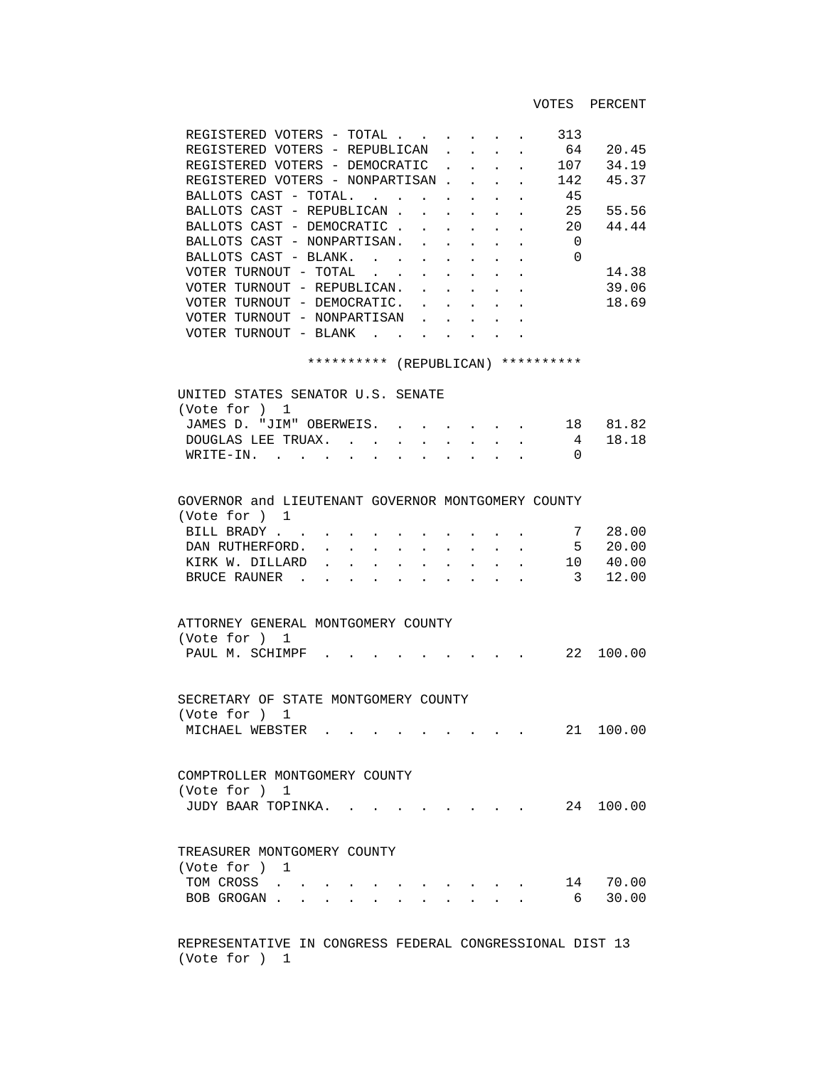| | VOTES | PERCENT |
|---|---|---|
| REGISTERED VOTERS - TOTAL | 313 | |
| REGISTERED VOTERS - REPUBLICAN | 64 | 20.45 |
| REGISTERED VOTERS - DEMOCRATIC | 107 | 34.19 |
| REGISTERED VOTERS - NONPARTISAN | 142 | 45.37 |
| BALLOTS CAST - TOTAL. | 45 | |
| BALLOTS CAST - REPUBLICAN | 25 | 55.56 |
| BALLOTS CAST - DEMOCRATIC | 20 | 44.44 |
| BALLOTS CAST - NONPARTISAN. | 0 | |
| BALLOTS CAST - BLANK. | 0 | |
| VOTER TURNOUT - TOTAL | | 14.38 |
| VOTER TURNOUT - REPUBLICAN. | | 39.06 |
| VOTER TURNOUT - DEMOCRATIC. | | 18.69 |
| VOTER TURNOUT - NONPARTISAN | | |
| VOTER TURNOUT - BLANK | | |

********** (REPUBLICAN) **********

UNITED STATES SENATOR U.S. SENATE
(Vote for ) 1

| | VOTES | PERCENT |
|---|---|---|
| JAMES D. "JIM" OBERWEIS. | 18 | 81.82 |
| DOUGLAS LEE TRUAX. | 4 | 18.18 |
| WRITE-IN. | 0 | |

GOVERNOR and LIEUTENANT GOVERNOR MONTGOMERY COUNTY
(Vote for ) 1

| | VOTES | PERCENT |
|---|---|---|
| BILL BRADY | 7 | 28.00 |
| DAN RUTHERFORD. | 5 | 20.00 |
| KIRK W. DILLARD | 10 | 40.00 |
| BRUCE RAUNER | 3 | 12.00 |

ATTORNEY GENERAL MONTGOMERY COUNTY
(Vote for ) 1

| | VOTES | PERCENT |
|---|---|---|
| PAUL M. SCHIMPF | 22 | 100.00 |

SECRETARY OF STATE MONTGOMERY COUNTY
(Vote for ) 1

| | VOTES | PERCENT |
|---|---|---|
| MICHAEL WEBSTER | 21 | 100.00 |

COMPTROLLER MONTGOMERY COUNTY
(Vote for ) 1

| | VOTES | PERCENT |
|---|---|---|
| JUDY BAAR TOPINKA. | 24 | 100.00 |

TREASURER MONTGOMERY COUNTY
(Vote for ) 1

| | VOTES | PERCENT |
|---|---|---|
| TOM CROSS | 14 | 70.00 |
| BOB GROGAN | 6 | 30.00 |

REPRESENTATIVE IN CONGRESS FEDERAL CONGRESSIONAL DIST 13
(Vote for ) 1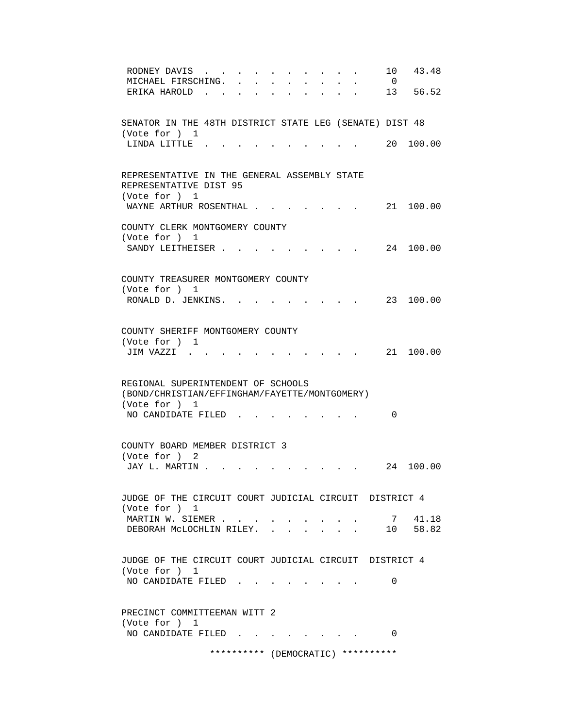RODNEY DAVIS . . . . . . . . . . . 10 43.48
MICHAEL FIRSCHING. . . . . . . . . . 0
ERIKA HAROLD . . . . . . . . . . . 13 56.52

SENATOR IN THE 48TH DISTRICT STATE LEG (SENATE) DIST 48
(Vote for ) 1
LINDA LITTLE . . . . . . . . . . . 20 100.00

REPRESENTATIVE IN THE GENERAL ASSEMBLY STATE
REPRESENTATIVE DIST 95
(Vote for ) 1
WAYNE ARTHUR ROSENTHAL . . . . . . . . 21 100.00

COUNTY CLERK MONTGOMERY COUNTY
(Vote for ) 1
SANDY LEITHEISER . . . . . . . . . . 24 100.00

COUNTY TREASURER MONTGOMERY COUNTY
(Vote for ) 1
RONALD D. JENKINS. . . . . . . . . . 23 100.00

COUNTY SHERIFF MONTGOMERY COUNTY
(Vote for ) 1
JIM VAZZI . . . . . . . . . . . . 21 100.00

REGIONAL SUPERINTENDENT OF SCHOOLS
(BOND/CHRISTIAN/EFFINGHAM/FAYETTE/MONTGOMERY)
(Vote for ) 1
NO CANDIDATE FILED . . . . . . . . . 0

COUNTY BOARD MEMBER DISTRICT 3
(Vote for ) 2
JAY L. MARTIN . . . . . . . . . . . 24 100.00

JUDGE OF THE CIRCUIT COURT JUDICIAL CIRCUIT DISTRICT 4
(Vote for ) 1
MARTIN W. SIEMER . . . . . . . . . . 7 41.18
DEBORAH McLOCHLIN RILEY. . . . . . . . 10 58.82

JUDGE OF THE CIRCUIT COURT JUDICIAL CIRCUIT DISTRICT 4
(Vote for ) 1
NO CANDIDATE FILED . . . . . . . . . 0

PRECINCT COMMITTEEMAN WITT 2
(Vote for ) 1
NO CANDIDATE FILED . . . . . . . . . 0

********** (DEMOCRATIC) **********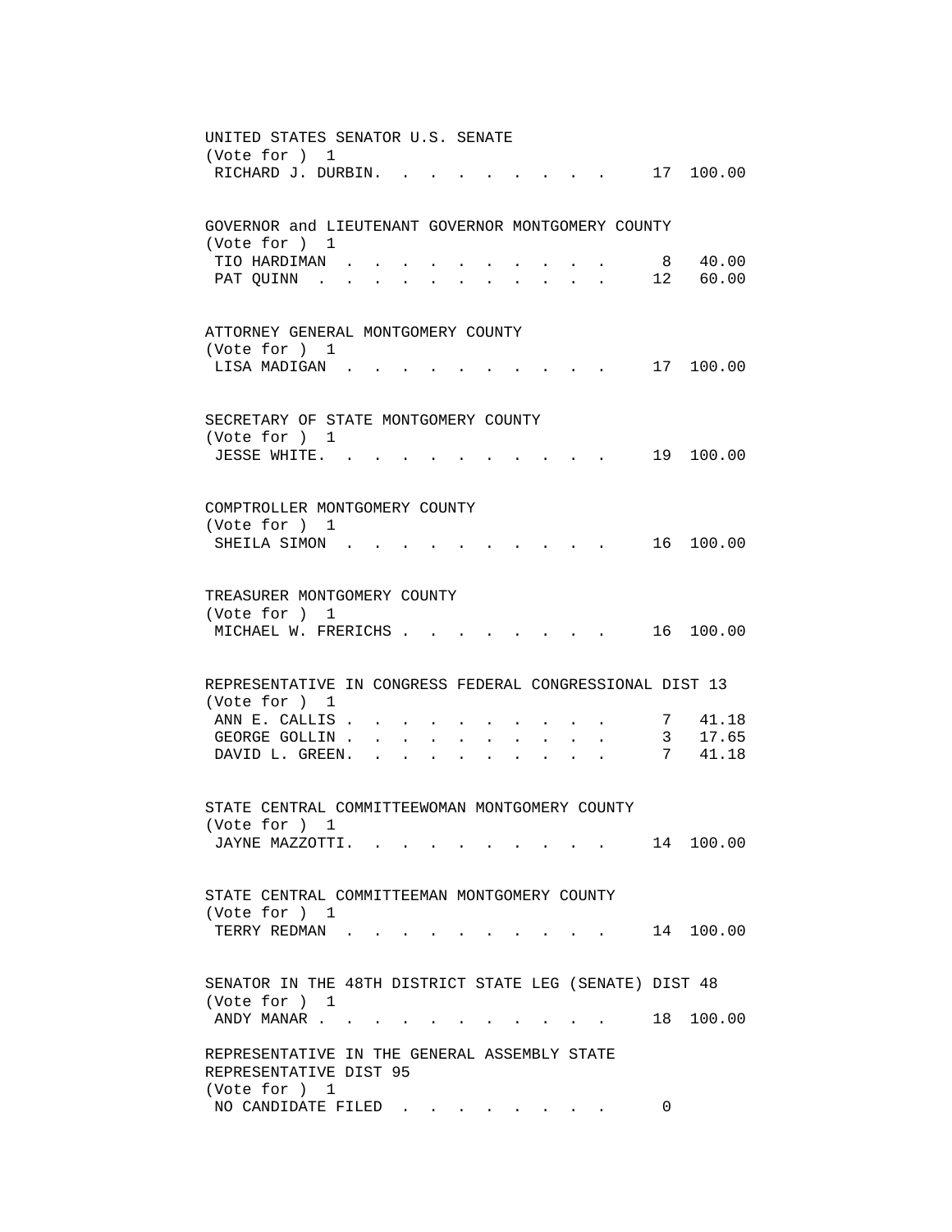UNITED STATES SENATOR U.S. SENATE
(Vote for ) 1

| Candidate | Votes | Percent |
|---|---|---|
| RICHARD J. DURBIN | 17 | 100.00 |

GOVERNOR and LIEUTENANT GOVERNOR MONTGOMERY COUNTY
(Vote for ) 1

| Candidate | Votes | Percent |
|---|---|---|
| TIO HARDIMAN | 8 | 40.00 |
| PAT QUINN | 12 | 60.00 |

ATTORNEY GENERAL MONTGOMERY COUNTY
(Vote for ) 1

| Candidate | Votes | Percent |
|---|---|---|
| LISA MADIGAN | 17 | 100.00 |

SECRETARY OF STATE MONTGOMERY COUNTY
(Vote for ) 1

| Candidate | Votes | Percent |
|---|---|---|
| JESSE WHITE | 19 | 100.00 |

COMPTROLLER MONTGOMERY COUNTY
(Vote for ) 1

| Candidate | Votes | Percent |
|---|---|---|
| SHEILA SIMON | 16 | 100.00 |

TREASURER MONTGOMERY COUNTY
(Vote for ) 1

| Candidate | Votes | Percent |
|---|---|---|
| MICHAEL W. FRERICHS | 16 | 100.00 |

REPRESENTATIVE IN CONGRESS FEDERAL CONGRESSIONAL DIST 13
(Vote for ) 1

| Candidate | Votes | Percent |
|---|---|---|
| ANN E. CALLIS | 7 | 41.18 |
| GEORGE GOLLIN | 3 | 17.65 |
| DAVID L. GREEN | 7 | 41.18 |

STATE CENTRAL COMMITTEEWOMAN MONTGOMERY COUNTY
(Vote for ) 1

| Candidate | Votes | Percent |
|---|---|---|
| JAYNE MAZZOTTI | 14 | 100.00 |

STATE CENTRAL COMMITTEEMAN MONTGOMERY COUNTY
(Vote for ) 1

| Candidate | Votes | Percent |
|---|---|---|
| TERRY REDMAN | 14 | 100.00 |

SENATOR IN THE 48TH DISTRICT STATE LEG (SENATE) DIST 48
(Vote for ) 1

| Candidate | Votes | Percent |
|---|---|---|
| ANDY MANAR | 18 | 100.00 |

REPRESENTATIVE IN THE GENERAL ASSEMBLY STATE REPRESENTATIVE DIST 95
(Vote for ) 1

| Candidate | Votes | Percent |
|---|---|---|
| NO CANDIDATE FILED | 0 | |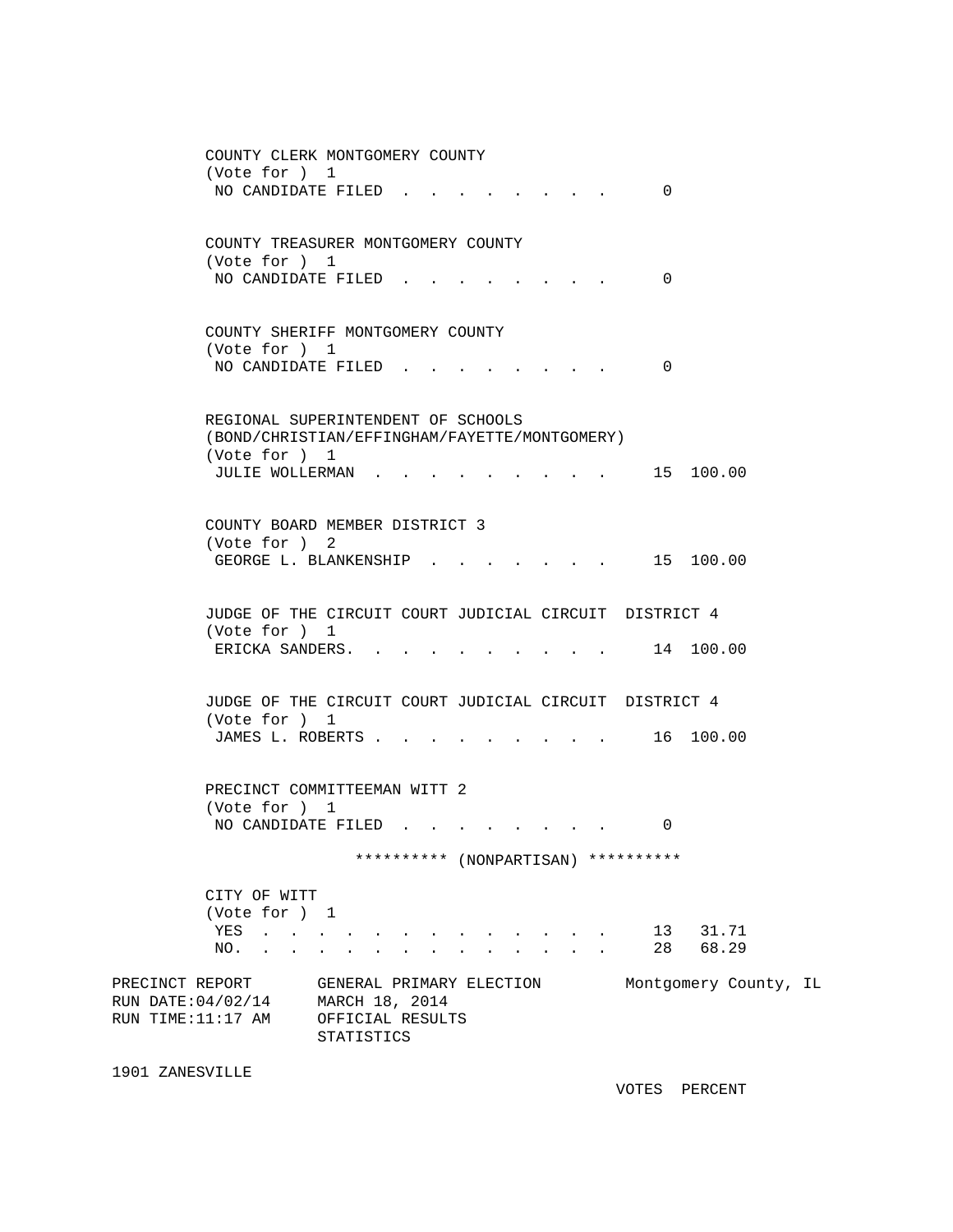COUNTY CLERK MONTGOMERY COUNTY
(Vote for ) 1

| | VOTES | PERCENT |
|---|---|---|
| NO CANDIDATE FILED | 0 | |

COUNTY TREASURER MONTGOMERY COUNTY
(Vote for ) 1

| | VOTES | PERCENT |
|---|---|---|
| NO CANDIDATE FILED | 0 | |

COUNTY SHERIFF MONTGOMERY COUNTY
(Vote for ) 1

| | VOTES | PERCENT |
|---|---|---|
| NO CANDIDATE FILED | 0 | |

REGIONAL SUPERINTENDENT OF SCHOOLS
(BOND/CHRISTIAN/EFFINGHAM/FAYETTE/MONTGOMERY)
(Vote for ) 1

| | VOTES | PERCENT |
|---|---|---|
| JULIE WOLLERMAN | 15 | 100.00 |

COUNTY BOARD MEMBER DISTRICT 3
(Vote for ) 2

| | VOTES | PERCENT |
|---|---|---|
| GEORGE L. BLANKENSHIP | 15 | 100.00 |

JUDGE OF THE CIRCUIT COURT JUDICIAL CIRCUIT DISTRICT 4
(Vote for ) 1

| | VOTES | PERCENT |
|---|---|---|
| ERICKA SANDERS. | 14 | 100.00 |

JUDGE OF THE CIRCUIT COURT JUDICIAL CIRCUIT DISTRICT 4
(Vote for ) 1

| | VOTES | PERCENT |
|---|---|---|
| JAMES L. ROBERTS | 16 | 100.00 |

PRECINCT COMMITTEEMAN WITT 2
(Vote for ) 1

| | VOTES | PERCENT |
|---|---|---|
| NO CANDIDATE FILED | 0 | |

********** (NONPARTISAN) **********

CITY OF WITT
(Vote for ) 1

| | VOTES | PERCENT |
|---|---|---|
| YES | 13 | 31.71 |
| NO. | 28 | 68.29 |

PRECINCT REPORT GENERAL PRIMARY ELECTION Montgomery County, IL
RUN DATE:04/02/14 MARCH 18, 2014
RUN TIME:11:17 AM OFFICIAL RESULTS
STATISTICS

1901 ZANESVILLE

VOTES PERCENT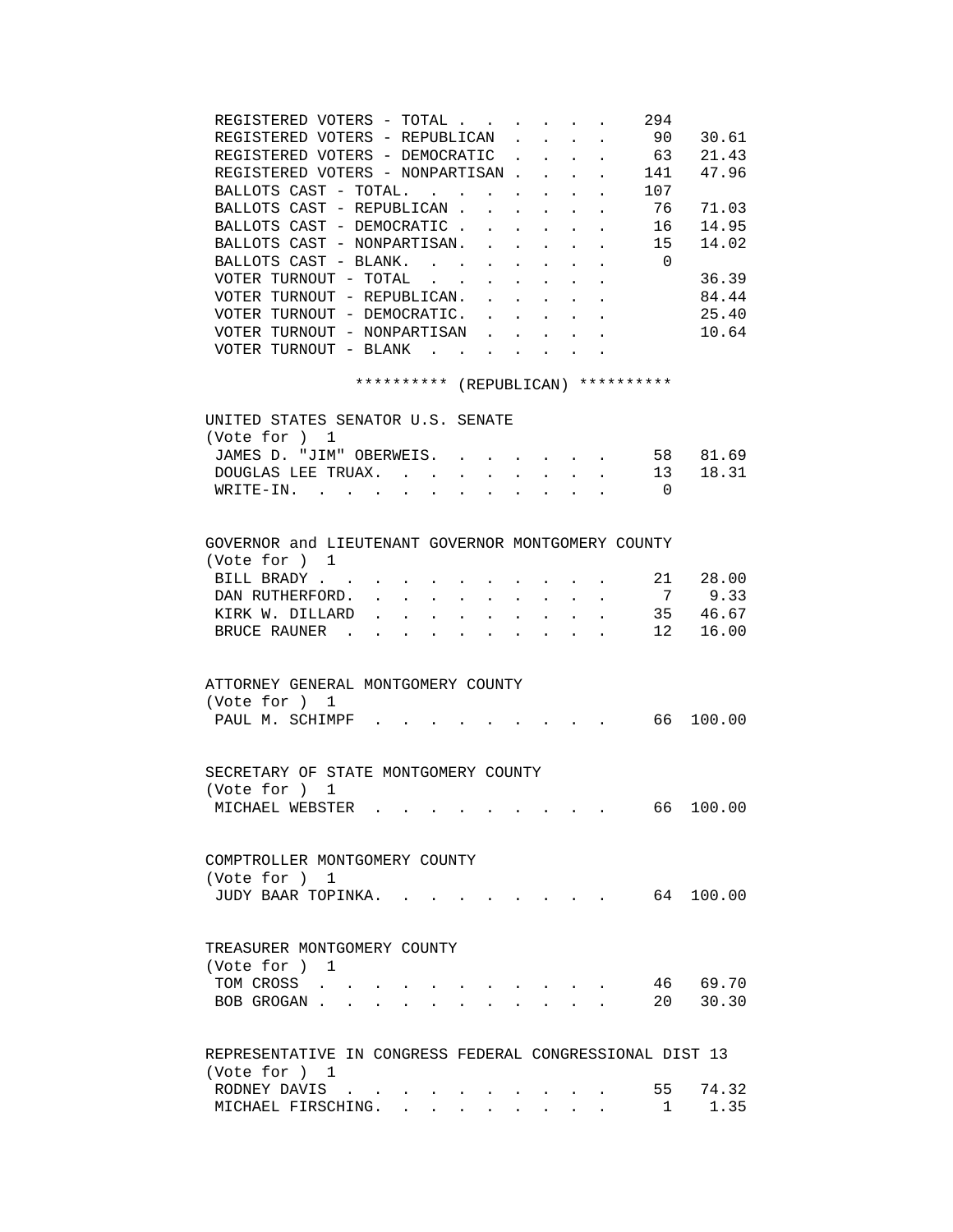| | | |
|---|---|---|
| REGISTERED VOTERS - TOTAL | 294 | |
| REGISTERED VOTERS - REPUBLICAN | 90 | 30.61 |
| REGISTERED VOTERS - DEMOCRATIC | 63 | 21.43 |
| REGISTERED VOTERS - NONPARTISAN | 141 | 47.96 |
| BALLOTS CAST - TOTAL. | 107 | |
| BALLOTS CAST - REPUBLICAN | 76 | 71.03 |
| BALLOTS CAST - DEMOCRATIC | 16 | 14.95 |
| BALLOTS CAST - NONPARTISAN. | 15 | 14.02 |
| BALLOTS CAST - BLANK. | 0 | |
| VOTER TURNOUT - TOTAL | | 36.39 |
| VOTER TURNOUT - REPUBLICAN. | | 84.44 |
| VOTER TURNOUT - DEMOCRATIC. | | 25.40 |
| VOTER TURNOUT - NONPARTISAN | | 10.64 |
| VOTER TURNOUT - BLANK | | |

********** (REPUBLICAN) **********

UNITED STATES SENATOR U.S. SENATE
(Vote for ) 1

| | | |
|---|---|---|
| JAMES D. "JIM" OBERWEIS. | 58 | 81.69 |
| DOUGLAS LEE TRUAX. | 13 | 18.31 |
| WRITE-IN. | 0 | |

GOVERNOR and LIEUTENANT GOVERNOR MONTGOMERY COUNTY
(Vote for ) 1

| | | |
|---|---|---|
| BILL BRADY | 21 | 28.00 |
| DAN RUTHERFORD. | 7 | 9.33 |
| KIRK W. DILLARD | 35 | 46.67 |
| BRUCE RAUNER | 12 | 16.00 |

ATTORNEY GENERAL MONTGOMERY COUNTY
(Vote for ) 1

| | | |
|---|---|---|
| PAUL M. SCHIMPF | 66 | 100.00 |

SECRETARY OF STATE MONTGOMERY COUNTY
(Vote for ) 1

| | | |
|---|---|---|
| MICHAEL WEBSTER | 66 | 100.00 |

COMPTROLLER MONTGOMERY COUNTY
(Vote for ) 1

| | | |
|---|---|---|
| JUDY BAAR TOPINKA. | 64 | 100.00 |

TREASURER MONTGOMERY COUNTY
(Vote for ) 1

| | | |
|---|---|---|
| TOM CROSS | 46 | 69.70 |
| BOB GROGAN | 20 | 30.30 |

REPRESENTATIVE IN CONGRESS FEDERAL CONGRESSIONAL DIST 13
(Vote for ) 1

| | | |
|---|---|---|
| RODNEY DAVIS | 55 | 74.32 |
| MICHAEL FIRSCHING. | 1 | 1.35 |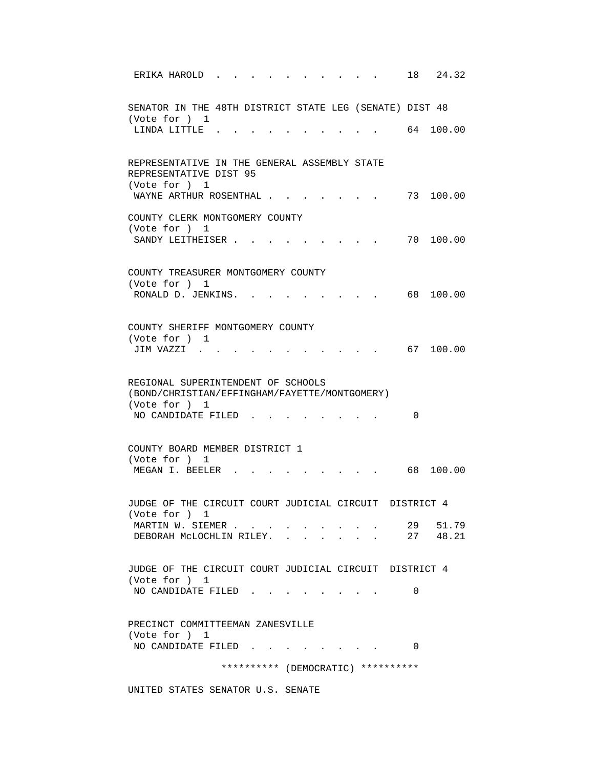```
 ERIKA HAROLD . . . . . . . . . . . .   18  24.32


SENATOR IN THE 48TH DISTRICT STATE LEG (SENATE) DIST 48
(Vote for ) 1
 LINDA LITTLE . . . . . . . . . . . .   64 100.00


REPRESENTATIVE IN THE GENERAL ASSEMBLY STATE
REPRESENTATIVE DIST 95
(Vote for ) 1
 WAYNE ARTHUR ROSENTHAL . . . . . . . .   73 100.00

COUNTY CLERK MONTGOMERY COUNTY
(Vote for ) 1
 SANDY LEITHEISER . . . . . . . . . .   70 100.00


COUNTY TREASURER MONTGOMERY COUNTY
(Vote for ) 1
 RONALD D. JENKINS. . . . . . . . . .   68 100.00


COUNTY SHERIFF MONTGOMERY COUNTY
(Vote for ) 1
 JIM VAZZI . . . . . . . . . . . . .   67 100.00


REGIONAL SUPERINTENDENT OF SCHOOLS
(BOND/CHRISTIAN/EFFINGHAM/FAYETTE/MONTGOMERY)
(Vote for ) 1
 NO CANDIDATE FILED . . . . . . . . .    0


COUNTY BOARD MEMBER DISTRICT 1
(Vote for ) 1
 MEGAN I. BEELER . . . . . . . . . . .   68 100.00


JUDGE OF THE CIRCUIT COURT JUDICIAL CIRCUIT  DISTRICT 4
(Vote for ) 1
 MARTIN W. SIEMER . . . . . . . . . .   29  51.79
 DEBORAH McLOCHLIN RILEY. . . . . . . .   27  48.21


JUDGE OF THE CIRCUIT COURT JUDICIAL CIRCUIT  DISTRICT 4
(Vote for ) 1
 NO CANDIDATE FILED . . . . . . . . .    0


PRECINCT COMMITTEEMAN ZANESVILLE
(Vote for ) 1
 NO CANDIDATE FILED . . . . . . . . .    0

               ********** (DEMOCRATIC) **********

UNITED STATES SENATOR U.S. SENATE
```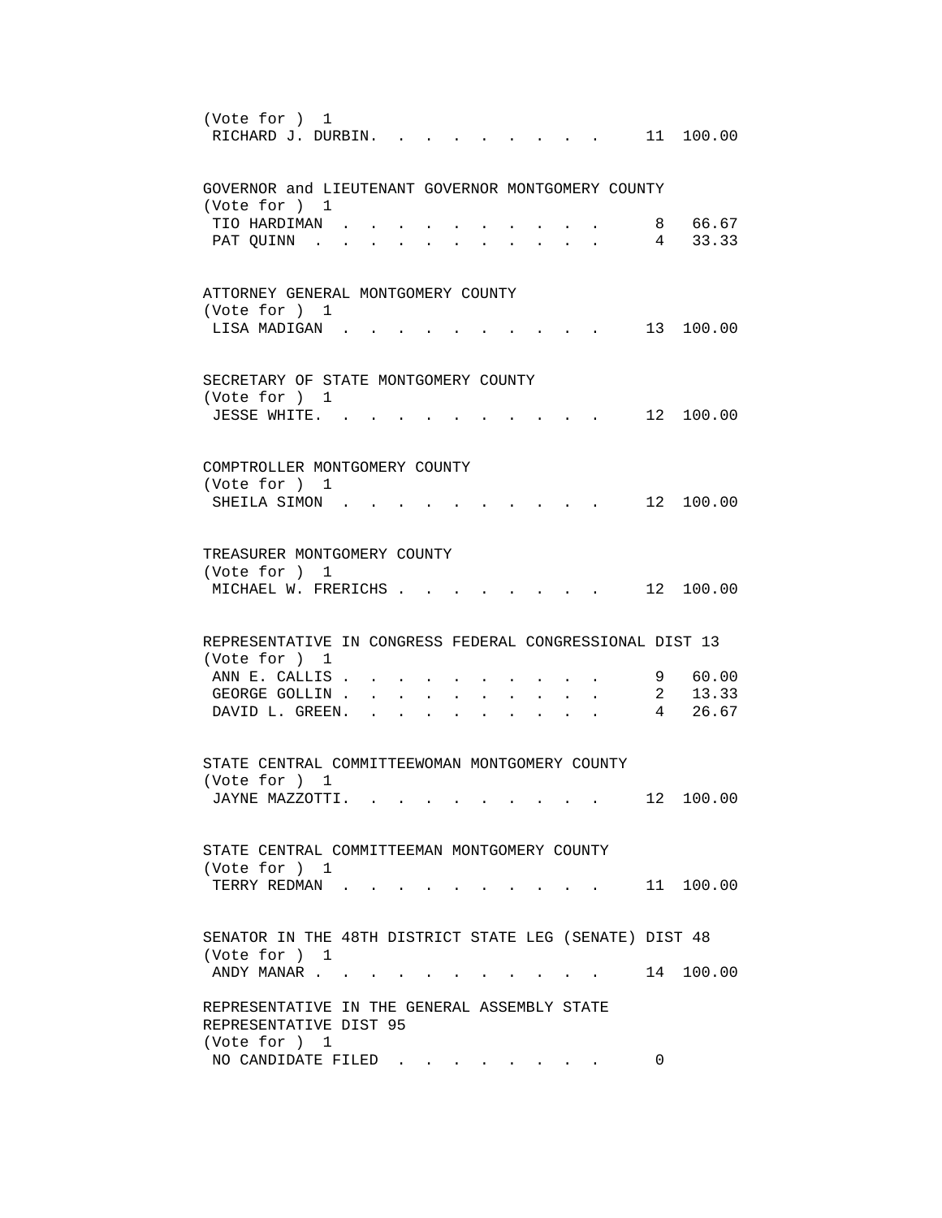(Vote for ) 1

| | | |
|---|---|---|
| RICHARD J. DURBIN. | 11 | 100.00 |

GOVERNOR and LIEUTENANT GOVERNOR MONTGOMERY COUNTY
(Vote for ) 1

| | | |
|---|---|---|
| TIO HARDIMAN | 8 | 66.67 |
| PAT QUINN | 4 | 33.33 |

ATTORNEY GENERAL MONTGOMERY COUNTY
(Vote for ) 1

| | | |
|---|---|---|
| LISA MADIGAN | 13 | 100.00 |

SECRETARY OF STATE MONTGOMERY COUNTY
(Vote for ) 1

| | | |
|---|---|---|
| JESSE WHITE. | 12 | 100.00 |

COMPTROLLER MONTGOMERY COUNTY
(Vote for ) 1

| | | |
|---|---|---|
| SHEILA SIMON | 12 | 100.00 |

TREASURER MONTGOMERY COUNTY
(Vote for ) 1

| | | |
|---|---|---|
| MICHAEL W. FRERICHS | 12 | 100.00 |

REPRESENTATIVE IN CONGRESS FEDERAL CONGRESSIONAL DIST 13
(Vote for ) 1

| | | |
|---|---|---|
| ANN E. CALLIS | 9 | 60.00 |
| GEORGE GOLLIN | 2 | 13.33 |
| DAVID L. GREEN. | 4 | 26.67 |

STATE CENTRAL COMMITTEEWOMAN MONTGOMERY COUNTY
(Vote for ) 1

| | | |
|---|---|---|
| JAYNE MAZZOTTI. | 12 | 100.00 |

STATE CENTRAL COMMITTEEMAN MONTGOMERY COUNTY
(Vote for ) 1

| | | |
|---|---|---|
| TERRY REDMAN | 11 | 100.00 |

SENATOR IN THE 48TH DISTRICT STATE LEG (SENATE) DIST 48
(Vote for ) 1

| | | |
|---|---|---|
| ANDY MANAR | 14 | 100.00 |

REPRESENTATIVE IN THE GENERAL ASSEMBLY STATE
REPRESENTATIVE DIST 95
(Vote for ) 1

| | | |
|---|---|---|
| NO CANDIDATE FILED | 0 | |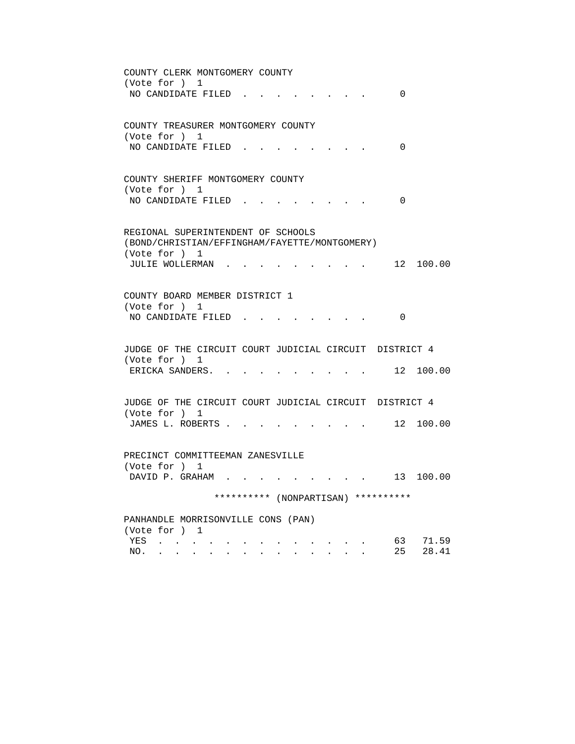COUNTY CLERK MONTGOMERY COUNTY
(Vote for ) 1

| | | |
|---|---|---|
| NO CANDIDATE FILED | 0 | |

COUNTY TREASURER MONTGOMERY COUNTY
(Vote for ) 1

| | | |
|---|---|---|
| NO CANDIDATE FILED | 0 | |

COUNTY SHERIFF MONTGOMERY COUNTY
(Vote for ) 1

| | | |
|---|---|---|
| NO CANDIDATE FILED | 0 | |

REGIONAL SUPERINTENDENT OF SCHOOLS
(BOND/CHRISTIAN/EFFINGHAM/FAYETTE/MONTGOMERY)
(Vote for ) 1

| | | |
|---|---|---|
| JULIE WOLLERMAN | 12 | 100.00 |

COUNTY BOARD MEMBER DISTRICT 1
(Vote for ) 1

| | | |
|---|---|---|
| NO CANDIDATE FILED | 0 | |

JUDGE OF THE CIRCUIT COURT JUDICIAL CIRCUIT DISTRICT 4
(Vote for ) 1

| | | |
|---|---|---|
| ERICKA SANDERS. | 12 | 100.00 |

JUDGE OF THE CIRCUIT COURT JUDICIAL CIRCUIT DISTRICT 4
(Vote for ) 1

| | | |
|---|---|---|
| JAMES L. ROBERTS | 12 | 100.00 |

PRECINCT COMMITTEEMAN ZANESVILLE
(Vote for ) 1

| | | |
|---|---|---|
| DAVID P. GRAHAM | 13 | 100.00 |

********** (NONPARTISAN) **********

PANHANDLE MORRISONVILLE CONS (PAN)
(Vote for ) 1

| | | |
|---|---|---|
| YES | 63 | 71.59 |
| NO. | 25 | 28.41 |